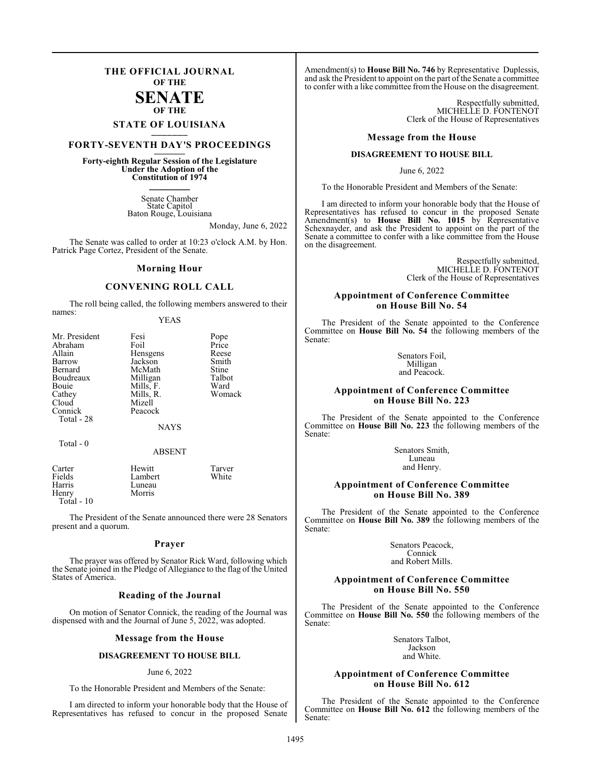# THE OFFICIAL JOURNAL OF THE SENATE OF THE STATE OF LOUISIANA

## FORTY-SEVENTH DAY'S PROCEEDINGS

**Forty-eighth Regular Session of the Legislature Under the Adoption of the Constitution of 1974**

Senate Chamber
State Capitol
Baton Rouge, Louisiana

Monday, June 6, 2022

The Senate was called to order at 10:23 o'clock A.M. by Hon. Patrick Page Cortez, President of the Senate.

### Morning Hour

### CONVENING ROLL CALL

The roll being called, the following members answered to their names:

YEAS

| | | |
|---|---|---|
| Mr. President | Fesi | Pope |
| Abraham | Foil | Price |
| Allain | Hensgens | Reese |
| Barrow | Jackson | Smith |
| Bernard | McMath | Stine |
| Boudreaux | Milligan | Talbot |
| Bouie | Mills, F. | Ward |
| Cathey | Mills, R. | Womack |
| Cloud | Mizell | |
| Connick | Peacock | |

Total - 28

NAYS

Total - 0

ABSENT

| | | |
|---|---|---|
| Carter | Hewitt | Tarver |
| Fields | Lambert | White |
| Harris | Luneau | |
| Henry | Morris | |

Total - 10

The President of the Senate announced there were 28 Senators present and a quorum.

### Prayer

The prayer was offered by Senator Rick Ward, following which the Senate joined in the Pledge of Allegiance to the flag of the United States of America.

### Reading of the Journal

On motion of Senator Connick, the reading of the Journal was dispensed with and the Journal of June 5, 2022, was adopted.

### Message from the House

**DISAGREEMENT TO HOUSE BILL**

June 6, 2022

To the Honorable President and Members of the Senate:

I am directed to inform your honorable body that the House of Representatives has refused to concur in the proposed Senate Amendment(s) to **House Bill No. 746** by Representative Duplessis, and ask the President to appoint on the part of the Senate a committee to confer with a like committee from the House on the disagreement.

Respectfully submitted,
MICHELLE D. FONTENOT
Clerk of the House of Representatives

### Message from the House

**DISAGREEMENT TO HOUSE BILL**

June 6, 2022

To the Honorable President and Members of the Senate:

I am directed to inform your honorable body that the House of Representatives has refused to concur in the proposed Senate Amendment(s) to **House Bill No. 1015** by Representative Schexnayder, and ask the President to appoint on the part of the Senate a committee to confer with a like committee from the House on the disagreement.

Respectfully submitted,
MICHELLE D. FONTENOT
Clerk of the House of Representatives

### Appointment of Conference Committee on House Bill No. 54

The President of the Senate appointed to the Conference Committee on **House Bill No. 54** the following members of the Senate:

Senators Foil,
Milligan
and Peacock.

### Appointment of Conference Committee on House Bill No. 223

The President of the Senate appointed to the Conference Committee on **House Bill No. 223** the following members of the Senate:

Senators Smith,
Luneau
and Henry.

### Appointment of Conference Committee on House Bill No. 389

The President of the Senate appointed to the Conference Committee on **House Bill No. 389** the following members of the Senate:

Senators Peacock,
Connick
and Robert Mills.

### Appointment of Conference Committee on House Bill No. 550

The President of the Senate appointed to the Conference Committee on **House Bill No. 550** the following members of the Senate:

Senators Talbot,
Jackson
and White.

### Appointment of Conference Committee on House Bill No. 612

The President of the Senate appointed to the Conference Committee on **House Bill No. 612** the following members of the Senate: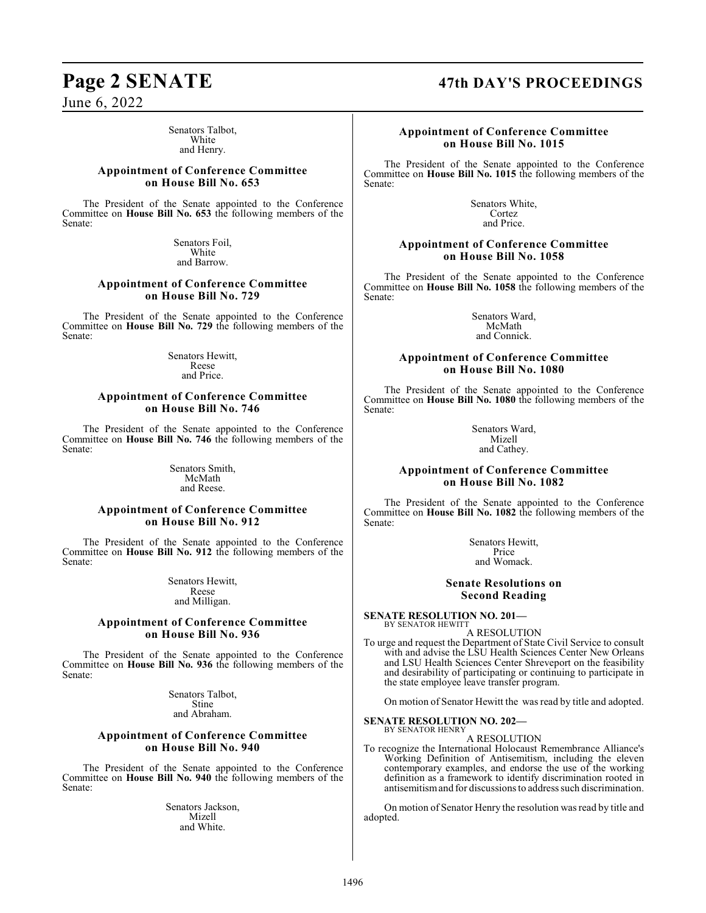Senators Talbot,
White
and Henry.

### Appointment of Conference Committee on House Bill No. 653

The President of the Senate appointed to the Conference Committee on **House Bill No. 653** the following members of the Senate:

Senators Foil,
White
and Barrow.

### Appointment of Conference Committee on House Bill No. 729

The President of the Senate appointed to the Conference Committee on **House Bill No. 729** the following members of the Senate:

Senators Hewitt,
Reese
and Price.

### Appointment of Conference Committee on House Bill No. 746

The President of the Senate appointed to the Conference Committee on **House Bill No. 746** the following members of the Senate:

Senators Smith,
McMath
and Reese.

### Appointment of Conference Committee on House Bill No. 912

The President of the Senate appointed to the Conference Committee on **House Bill No. 912** the following members of the Senate:

Senators Hewitt,
Reese
and Milligan.

### Appointment of Conference Committee on House Bill No. 936

The President of the Senate appointed to the Conference Committee on **House Bill No. 936** the following members of the Senate:

Senators Talbot,
Stine
and Abraham.

### Appointment of Conference Committee on House Bill No. 940

The President of the Senate appointed to the Conference Committee on **House Bill No. 940** the following members of the Senate:

Senators Jackson,
Mizell
and White.

### Appointment of Conference Committee on House Bill No. 1015

The President of the Senate appointed to the Conference Committee on **House Bill No. 1015** the following members of the Senate:

Senators White,
Cortez
and Price.

### Appointment of Conference Committee on House Bill No. 1058

The President of the Senate appointed to the Conference Committee on **House Bill No. 1058** the following members of the Senate:

Senators Ward,
McMath
and Connick.

### Appointment of Conference Committee on House Bill No. 1080

The President of the Senate appointed to the Conference Committee on **House Bill No. 1080** the following members of the Senate:

Senators Ward,
Mizell
and Cathey.

### Appointment of Conference Committee on House Bill No. 1082

The President of the Senate appointed to the Conference Committee on **House Bill No. 1082** the following members of the Senate:

Senators Hewitt,
Price
and Womack.

### Senate Resolutions on Second Reading

**SENATE RESOLUTION NO. 201—**
BY SENATOR HEWITT

A RESOLUTION

To urge and request the Department of State Civil Service to consult with and advise the LSU Health Sciences Center New Orleans and LSU Health Sciences Center Shreveport on the feasibility and desirability of participating or continuing to participate in the state employee leave transfer program.

On motion of Senator Hewitt the was read by title and adopted.

**SENATE RESOLUTION NO. 202—**
BY SENATOR HENRY

A RESOLUTION

To recognize the International Holocaust Remembrance Alliance's Working Definition of Antisemitism, including the eleven contemporary examples, and endorse the use of the working definition as a framework to identify discrimination rooted in antisemitism and for discussions to address such discrimination.

On motion of Senator Henry the resolution was read by title and adopted.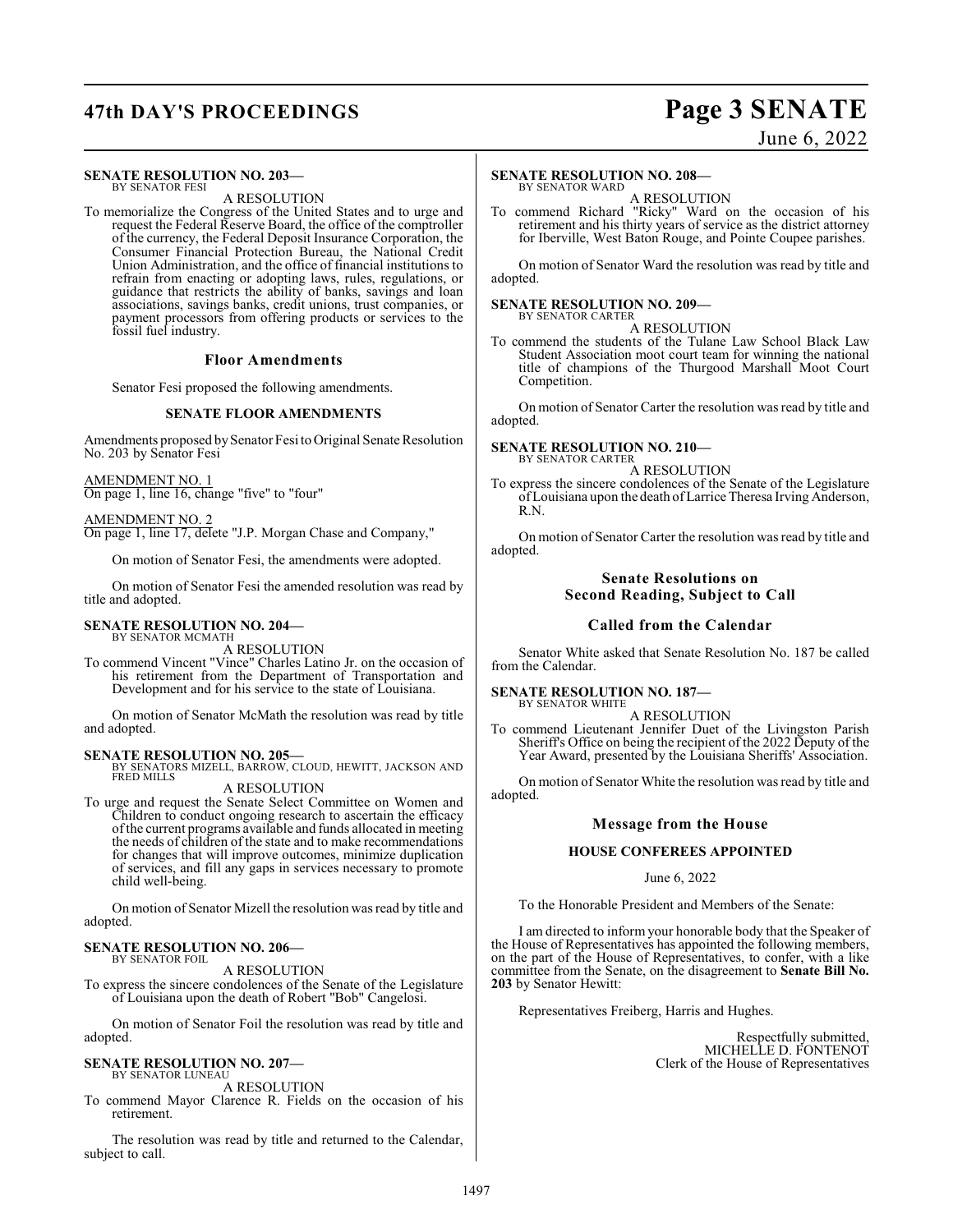**SENATE RESOLUTION NO. 203—**
BY SENATOR FESI

A RESOLUTION

To memorialize the Congress of the United States and to urge and request the Federal Reserve Board, the office of the comptroller of the currency, the Federal Deposit Insurance Corporation, the Consumer Financial Protection Bureau, the National Credit Union Administration, and the office of financial institutions to refrain from enacting or adopting laws, rules, regulations, or guidance that restricts the ability of banks, savings and loan associations, savings banks, credit unions, trust companies, or payment processors from offering products or services to the fossil fuel industry.

### Floor Amendments

Senator Fesi proposed the following amendments.

#### SENATE FLOOR AMENDMENTS

Amendments proposed by Senator Fesi to Original Senate Resolution No. 203 by Senator Fesi

AMENDMENT NO. 1
On page 1, line 16, change "five" to "four"

AMENDMENT NO. 2
On page 1, line 17, delete "J.P. Morgan Chase and Company,"

On motion of Senator Fesi, the amendments were adopted.

On motion of Senator Fesi the amended resolution was read by title and adopted.

**SENATE RESOLUTION NO. 204—**
BY SENATOR MCMATH

A RESOLUTION

To commend Vincent "Vince" Charles Latino Jr. on the occasion of his retirement from the Department of Transportation and Development and for his service to the state of Louisiana.

On motion of Senator McMath the resolution was read by title and adopted.

**SENATE RESOLUTION NO. 205—**
BY SENATORS MIZELL, BARROW, CLOUD, HEWITT, JACKSON AND FRED MILLS

A RESOLUTION

To urge and request the Senate Select Committee on Women and Children to conduct ongoing research to ascertain the efficacy of the current programs available and funds allocated in meeting the needs of children of the state and to make recommendations for changes that will improve outcomes, minimize duplication of services, and fill any gaps in services necessary to promote child well-being.

On motion of Senator Mizell the resolution was read by title and adopted.

**SENATE RESOLUTION NO. 206—**
BY SENATOR FOIL

A RESOLUTION

To express the sincere condolences of the Senate of the Legislature of Louisiana upon the death of Robert "Bob" Cangelosi.

On motion of Senator Foil the resolution was read by title and adopted.

**SENATE RESOLUTION NO. 207—**
BY SENATOR LUNEAU

A RESOLUTION

To commend Mayor Clarence R. Fields on the occasion of his retirement.

The resolution was read by title and returned to the Calendar, subject to call.

**SENATE RESOLUTION NO. 208—**
BY SENATOR WARD

A RESOLUTION

To commend Richard "Ricky" Ward on the occasion of his retirement and his thirty years of service as the district attorney for Iberville, West Baton Rouge, and Pointe Coupee parishes.

On motion of Senator Ward the resolution was read by title and adopted.

**SENATE RESOLUTION NO. 209—**
BY SENATOR CARTER

A RESOLUTION

To commend the students of the Tulane Law School Black Law Student Association moot court team for winning the national title of champions of the Thurgood Marshall Moot Court Competition.

On motion of Senator Carter the resolution was read by title and adopted.

**SENATE RESOLUTION NO. 210—**
BY SENATOR CARTER

A RESOLUTION

To express the sincere condolences of the Senate of the Legislature of Louisiana upon the death of Larrice Theresa Irving Anderson, R.N.

On motion of Senator Carter the resolution was read by title and adopted.

### Senate Resolutions on Second Reading, Subject to Call

### Called from the Calendar

Senator White asked that Senate Resolution No. 187 be called from the Calendar.

**SENATE RESOLUTION NO. 187—**
BY SENATOR WHITE

A RESOLUTION

To commend Lieutenant Jennifer Duet of the Livingston Parish Sheriff's Office on being the recipient of the 2022 Deputy of the Year Award, presented by the Louisiana Sheriffs' Association.

On motion of Senator White the resolution was read by title and adopted.

### Message from the House

#### HOUSE CONFEREES APPOINTED

June 6, 2022

To the Honorable President and Members of the Senate:

I am directed to inform your honorable body that the Speaker of the House of Representatives has appointed the following members, on the part of the House of Representatives, to confer, with a like committee from the Senate, on the disagreement to **Senate Bill No. 203** by Senator Hewitt:

Representatives Freiberg, Harris and Hughes.

Respectfully submitted,
MICHELLE D. FONTENOT
Clerk of the House of Representatives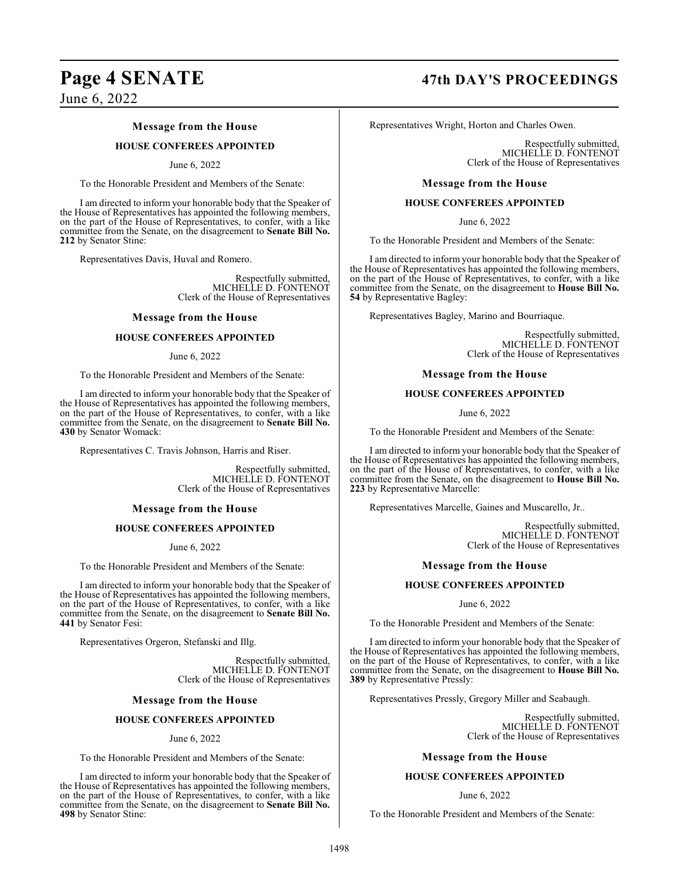### Message from the House

**HOUSE CONFEREES APPOINTED**

June 6, 2022

To the Honorable President and Members of the Senate:

I am directed to inform your honorable body that the Speaker of the House of Representatives has appointed the following members, on the part of the House of Representatives, to confer, with a like committee from the Senate, on the disagreement to **Senate Bill No. 212** by Senator Stine:

Representatives Davis, Huval and Romero.

Respectfully submitted,
MICHELLE D. FONTENOT
Clerk of the House of Representatives

### Message from the House

**HOUSE CONFEREES APPOINTED**

June 6, 2022

To the Honorable President and Members of the Senate:

I am directed to inform your honorable body that the Speaker of the House of Representatives has appointed the following members, on the part of the House of Representatives, to confer, with a like committee from the Senate, on the disagreement to **Senate Bill No. 430** by Senator Womack:

Representatives C. Travis Johnson, Harris and Riser.

Respectfully submitted,
MICHELLE D. FONTENOT
Clerk of the House of Representatives

### Message from the House

**HOUSE CONFEREES APPOINTED**

June 6, 2022

To the Honorable President and Members of the Senate:

I am directed to inform your honorable body that the Speaker of the House of Representatives has appointed the following members, on the part of the House of Representatives, to confer, with a like committee from the Senate, on the disagreement to **Senate Bill No. 441** by Senator Fesi:

Representatives Orgeron, Stefanski and Illg.

Respectfully submitted,
MICHELLE D. FONTENOT
Clerk of the House of Representatives

### Message from the House

**HOUSE CONFEREES APPOINTED**

June 6, 2022

To the Honorable President and Members of the Senate:

I am directed to inform your honorable body that the Speaker of the House of Representatives has appointed the following members, on the part of the House of Representatives, to confer, with a like committee from the Senate, on the disagreement to **Senate Bill No. 498** by Senator Stine:

Representatives Wright, Horton and Charles Owen.

Respectfully submitted,
MICHELLE D. FONTENOT
Clerk of the House of Representatives

### Message from the House

**HOUSE CONFEREES APPOINTED**

June 6, 2022

To the Honorable President and Members of the Senate:

I am directed to inform your honorable body that the Speaker of the House of Representatives has appointed the following members, on the part of the House of Representatives, to confer, with a like committee from the Senate, on the disagreement to **House Bill No. 54** by Representative Bagley:

Representatives Bagley, Marino and Bourriaque.

Respectfully submitted,
MICHELLE D. FONTENOT
Clerk of the House of Representatives

### Message from the House

**HOUSE CONFEREES APPOINTED**

June 6, 2022

To the Honorable President and Members of the Senate:

I am directed to inform your honorable body that the Speaker of the House of Representatives has appointed the following members, on the part of the House of Representatives, to confer, with a like committee from the Senate, on the disagreement to **House Bill No. 223** by Representative Marcelle:

Representatives Marcelle, Gaines and Muscarello, Jr..

Respectfully submitted,
MICHELLE D. FONTENOT
Clerk of the House of Representatives

### Message from the House

**HOUSE CONFEREES APPOINTED**

June 6, 2022

To the Honorable President and Members of the Senate:

I am directed to inform your honorable body that the Speaker of the House of Representatives has appointed the following members, on the part of the House of Representatives, to confer, with a like committee from the Senate, on the disagreement to **House Bill No. 389** by Representative Pressly:

Representatives Pressly, Gregory Miller and Seabaugh.

Respectfully submitted,
MICHELLE D. FONTENOT
Clerk of the House of Representatives

### Message from the House

**HOUSE CONFEREES APPOINTED**

June 6, 2022

To the Honorable President and Members of the Senate: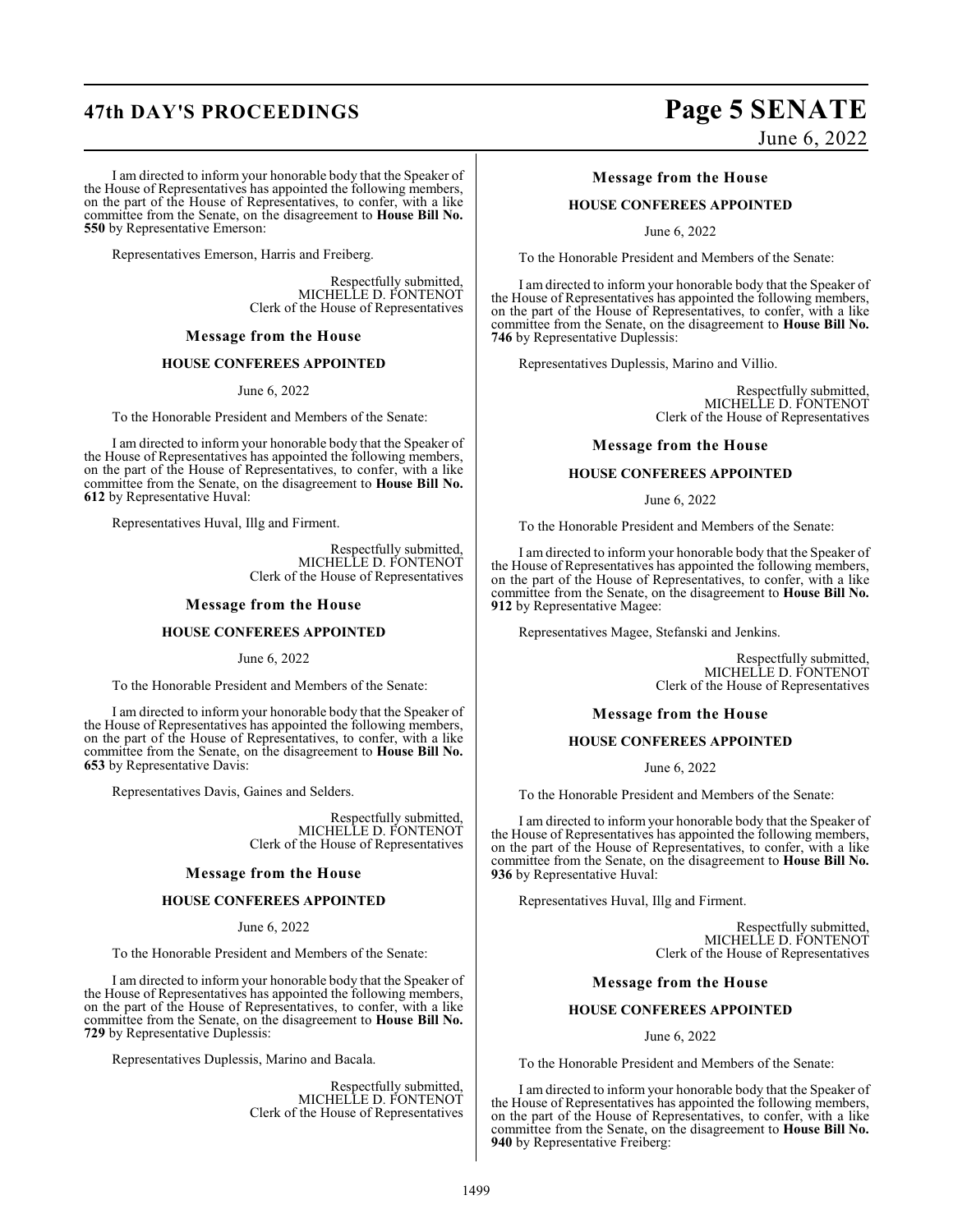I am directed to inform your honorable body that the Speaker of the House of Representatives has appointed the following members, on the part of the House of Representatives, to confer, with a like committee from the Senate, on the disagreement to **House Bill No. 550** by Representative Emerson:

Representatives Emerson, Harris and Freiberg.

Respectfully submitted,
MICHELLE D. FONTENOT
Clerk of the House of Representatives

### Message from the House

#### HOUSE CONFEREES APPOINTED

June 6, 2022

To the Honorable President and Members of the Senate:

I am directed to inform your honorable body that the Speaker of the House of Representatives has appointed the following members, on the part of the House of Representatives, to confer, with a like committee from the Senate, on the disagreement to **House Bill No. 612** by Representative Huval:

Representatives Huval, Illg and Firment.

Respectfully submitted,
MICHELLE D. FONTENOT
Clerk of the House of Representatives

### Message from the House

#### HOUSE CONFEREES APPOINTED

June 6, 2022

To the Honorable President and Members of the Senate:

I am directed to inform your honorable body that the Speaker of the House of Representatives has appointed the following members, on the part of the House of Representatives, to confer, with a like committee from the Senate, on the disagreement to **House Bill No. 653** by Representative Davis:

Representatives Davis, Gaines and Selders.

Respectfully submitted,
MICHELLE D. FONTENOT
Clerk of the House of Representatives

### Message from the House

#### HOUSE CONFEREES APPOINTED

June 6, 2022

To the Honorable President and Members of the Senate:

I am directed to inform your honorable body that the Speaker of the House of Representatives has appointed the following members, on the part of the House of Representatives, to confer, with a like committee from the Senate, on the disagreement to **House Bill No. 729** by Representative Duplessis:

Representatives Duplessis, Marino and Bacala.

Respectfully submitted,
MICHELLE D. FONTENOT
Clerk of the House of Representatives

### Message from the House

#### HOUSE CONFEREES APPOINTED

June 6, 2022

To the Honorable President and Members of the Senate:

I am directed to inform your honorable body that the Speaker of the House of Representatives has appointed the following members, on the part of the House of Representatives, to confer, with a like committee from the Senate, on the disagreement to **House Bill No. 746** by Representative Duplessis:

Representatives Duplessis, Marino and Villio.

Respectfully submitted,
MICHELLE D. FONTENOT
Clerk of the House of Representatives

### Message from the House

#### HOUSE CONFEREES APPOINTED

June 6, 2022

To the Honorable President and Members of the Senate:

I am directed to inform your honorable body that the Speaker of the House of Representatives has appointed the following members, on the part of the House of Representatives, to confer, with a like committee from the Senate, on the disagreement to **House Bill No. 912** by Representative Magee:

Representatives Magee, Stefanski and Jenkins.

Respectfully submitted,
MICHELLE D. FONTENOT
Clerk of the House of Representatives

### Message from the House

#### HOUSE CONFEREES APPOINTED

June 6, 2022

To the Honorable President and Members of the Senate:

I am directed to inform your honorable body that the Speaker of the House of Representatives has appointed the following members, on the part of the House of Representatives, to confer, with a like committee from the Senate, on the disagreement to **House Bill No. 936** by Representative Huval:

Representatives Huval, Illg and Firment.

Respectfully submitted,
MICHELLE D. FONTENOT
Clerk of the House of Representatives

### Message from the House

#### HOUSE CONFEREES APPOINTED

June 6, 2022

To the Honorable President and Members of the Senate:

I am directed to inform your honorable body that the Speaker of the House of Representatives has appointed the following members, on the part of the House of Representatives, to confer, with a like committee from the Senate, on the disagreement to **House Bill No. 940** by Representative Freiberg: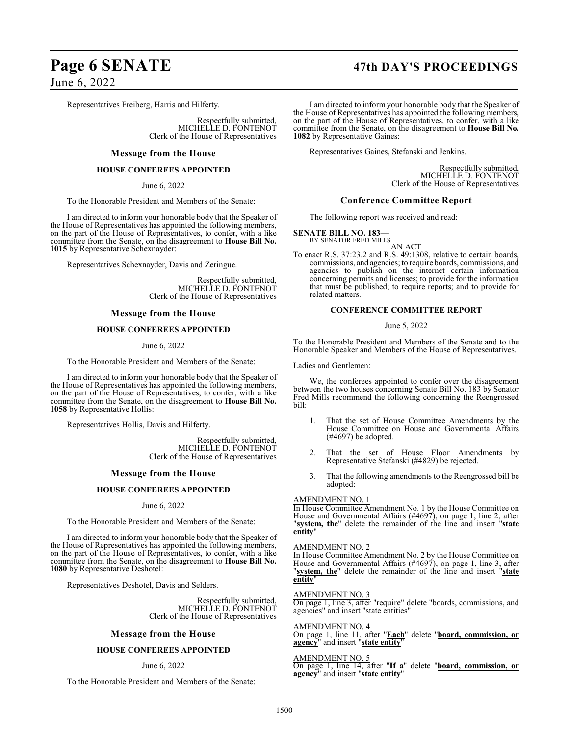Representatives Freiberg, Harris and Hilferty.

Respectfully submitted,
MICHELLE D. FONTENOT
Clerk of the House of Representatives

## Message from the House

### HOUSE CONFEREES APPOINTED

June 6, 2022

To the Honorable President and Members of the Senate:

I am directed to inform your honorable body that the Speaker of the House of Representatives has appointed the following members, on the part of the House of Representatives, to confer, with a like committee from the Senate, on the disagreement to **House Bill No. 1015** by Representative Schexnayder:

Representatives Schexnayder, Davis and Zeringue.

Respectfully submitted,
MICHELLE D. FONTENOT
Clerk of the House of Representatives

## Message from the House

### HOUSE CONFEREES APPOINTED

June 6, 2022

To the Honorable President and Members of the Senate:

I am directed to inform your honorable body that the Speaker of the House of Representatives has appointed the following members, on the part of the House of Representatives, to confer, with a like committee from the Senate, on the disagreement to **House Bill No. 1058** by Representative Hollis:

Representatives Hollis, Davis and Hilferty.

Respectfully submitted,
MICHELLE D. FONTENOT
Clerk of the House of Representatives

## Message from the House

### HOUSE CONFEREES APPOINTED

June 6, 2022

To the Honorable President and Members of the Senate:

I am directed to inform your honorable body that the Speaker of the House of Representatives has appointed the following members, on the part of the House of Representatives, to confer, with a like committee from the Senate, on the disagreement to **House Bill No. 1080** by Representative Deshotel:

Representatives Deshotel, Davis and Selders.

Respectfully submitted,
MICHELLE D. FONTENOT
Clerk of the House of Representatives

## Message from the House

### HOUSE CONFEREES APPOINTED

June 6, 2022

To the Honorable President and Members of the Senate:

I am directed to inform your honorable body that the Speaker of the House of Representatives has appointed the following members, on the part of the House of Representatives, to confer, with a like committee from the Senate, on the disagreement to **House Bill No. 1082** by Representative Gaines:

Representatives Gaines, Stefanski and Jenkins.

Respectfully submitted,
MICHELLE D. FONTENOT
Clerk of the House of Representatives

## Conference Committee Report

The following report was received and read:

**SENATE BILL NO. 183—**
BY SENATOR FRED MILLS

AN ACT

To enact R.S. 37:23.2 and R.S. 49:1308, relative to certain boards, commissions, and agencies; to require boards, commissions, and agencies to publish on the internet certain information concerning permits and licenses; to provide for the information that must be published; to require reports; and to provide for related matters.

### CONFERENCE COMMITTEE REPORT

June 5, 2022

To the Honorable President and Members of the Senate and to the Honorable Speaker and Members of the House of Representatives.

Ladies and Gentlemen:

We, the conferees appointed to confer over the disagreement between the two houses concerning Senate Bill No. 183 by Senator Fred Mills recommend the following concerning the Reengrossed bill:

1. That the set of House Committee Amendments by the House Committee on House and Governmental Affairs (#4697) be adopted.
2. That the set of House Floor Amendments by Representative Stefanski (#4829) be rejected.
3. That the following amendments to the Reengrossed bill be adopted:

AMENDMENT NO. 1
In House Committee Amendment No. 1 by the House Committee on House and Governmental Affairs (#4697), on page 1, line 2, after "**system, the**" delete the remainder of the line and insert "**state entity**"

AMENDMENT NO. 2
In House Committee Amendment No. 2 by the House Committee on House and Governmental Affairs (#4697), on page 1, line 3, after "**system, the**" delete the remainder of the line and insert "**state entity**"

AMENDMENT NO. 3
On page 1, line 3, after "require" delete "boards, commissions, and agencies" and insert "state entities"

AMENDMENT NO. 4
On page 1, line 11, after "**Each**" delete "**board, commission, or agency**" and insert "**state entity**"

AMENDMENT NO. 5
On page 1, line 14, after "**If a**" delete "**board, commission, or agency**" and insert "**state entity**"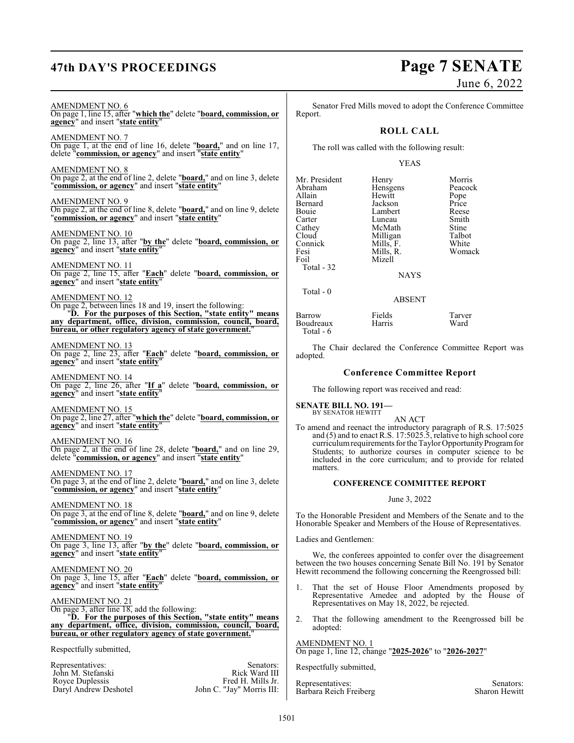AMENDMENT NO. 6
On page 1, line 15, after "**which the**" delete "**board, commission, or agency**" and insert "**state entity**"

AMENDMENT NO. 7
On page 1, at the end of line 16, delete "**board,**" and on line 17, delete "**commission, or agency**" and insert "**state entity**"

AMENDMENT NO. 8
On page 2, at the end of line 2, delete "**board,**" and on line 3, delete "**commission, or agency**" and insert "**state entity**"

AMENDMENT NO. 9
On page 2, at the end of line 8, delete "**board,**" and on line 9, delete "**commission, or agency**" and insert "**state entity**"

AMENDMENT NO. 10
On page 2, line 13, after "**by the**" delete "**board, commission, or agency**" and insert "**state entity**"

AMENDMENT NO. 11
On page 2, line 15, after "**Each**" delete "**board, commission, or agency**" and insert "**state entity**"

AMENDMENT NO. 12
On page 2, between lines 18 and 19, insert the following:
"**D. For the purposes of this Section, "state entity" means any department, office, division, commission, council, board, bureau, or other regulatory agency of state government.**"

AMENDMENT NO. 13
On page 2, line 23, after "**Each**" delete "**board, commission, or agency**" and insert "**state entity**"

AMENDMENT NO. 14
On page 2, line 26, after "**If a**" delete "**board, commission, or agency**" and insert "**state entity**"

AMENDMENT NO. 15
On page 2, line 27, after "**which the**" delete "**board, commission, or agency**" and insert "**state entity**"

AMENDMENT NO. 16
On page 2, at the end of line 28, delete "**board,**" and on line 29, delete "**commission, or agency**" and insert "**state entity**"

AMENDMENT NO. 17
On page 3, at the end of line 2, delete "**board,**" and on line 3, delete "**commission, or agency**" and insert "**state entity**"

AMENDMENT NO. 18
On page 3, at the end of line 8, delete "**board,**" and on line 9, delete "**commission, or agency**" and insert "**state entity**"

AMENDMENT NO. 19
On page 3, line 13, after "**by the**" delete "**board, commission, or agency**" and insert "**state entity**"

AMENDMENT NO. 20
On page 3, line 15, after "**Each**" delete "**board, commission, or agency**" and insert "**state entity**"

AMENDMENT NO. 21
On page 3, after line 18, add the following:
"**D. For the purposes of this Section, "state entity" means any department, office, division, commission, council, board, bureau, or other regulatory agency of state government.**"

Respectfully submitted,

| Representatives: | Senators: |
|---|---|
| John M. Stefanski | Rick Ward III |
| Royce Duplessis | Fred H. Mills Jr. |
| Daryl Andrew Deshotel | John C. "Jay" Morris III: |

Senator Fred Mills moved to adopt the Conference Committee Report.

## ROLL CALL

The roll was called with the following result:

YEAS

| | | |
|---|---|---|
| Mr. President | Henry | Morris |
| Abraham | Hensgens | Peacock |
| Allain | Hewitt | Pope |
| Bernard | Jackson | Price |
| Bouie | Lambert | Reese |
| Carter | Luneau | Smith |
| Cathey | McMath | Stine |
| Cloud | Milligan | Talbot |
| Connick | Mills, F. | White |
| Fesi | Mills, R. | Womack |
| Foil | Mizell | |

Total - 32

NAYS

Total - 0

ABSENT

| | | |
|---|---|---|
| Barrow | Fields | Tarver |
| Boudreaux | Harris | Ward |

Total - 6

The Chair declared the Conference Committee Report was adopted.

## Conference Committee Report

The following report was received and read:

**SENATE BILL NO. 191—**
BY SENATOR HEWITT

AN ACT

To amend and reenact the introductory paragraph of R.S. 17:5025 and (5) and to enact R.S. 17:5025.5, relative to high school core curriculum requirements for the Taylor Opportunity Program for Students; to authorize courses in computer science to be included in the core curriculum; and to provide for related matters.

### CONFERENCE COMMITTEE REPORT

June 3, 2022

To the Honorable President and Members of the Senate and to the Honorable Speaker and Members of the House of Representatives.

Ladies and Gentlemen:

We, the conferees appointed to confer over the disagreement between the two houses concerning Senate Bill No. 191 by Senator Hewitt recommend the following concerning the Reengrossed bill:

1. That the set of House Floor Amendments proposed by Representative Amedee and adopted by the House of Representatives on May 18, 2022, be rejected.

2. That the following amendment to the Reengrossed bill be adopted:

AMENDMENT NO. 1
On page 1, line 12, change "**2025-2026**" to "**2026-2027**"

Respectfully submitted,

| Representatives: | Senators: |
|---|---|
| Barbara Reich Freiberg | Sharon Hewitt |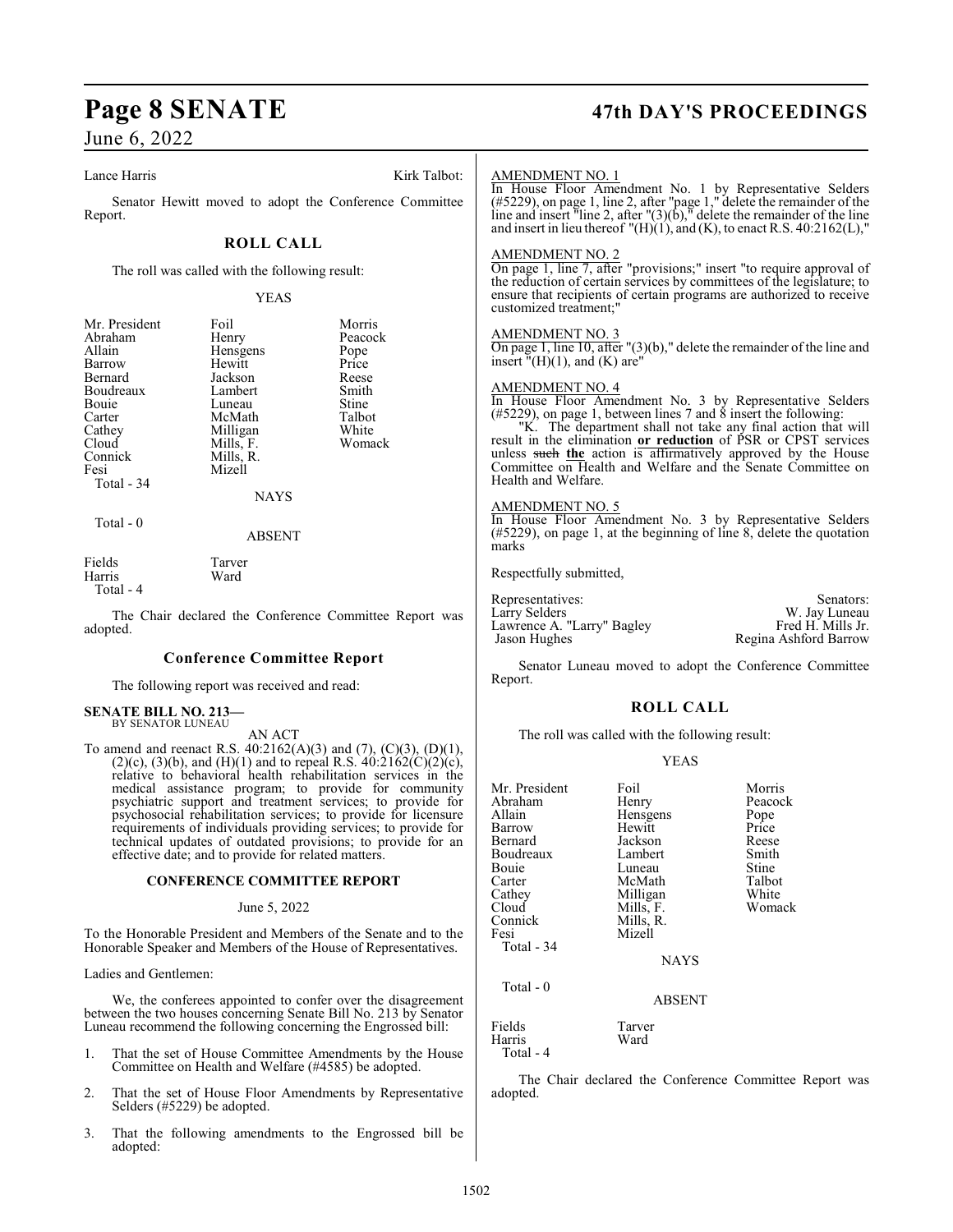Lance Harris Kirk Talbot:

Senator Hewitt moved to adopt the Conference Committee Report.

## ROLL CALL

The roll was called with the following result:

YEAS

| | | |
|---|---|---|
| Mr. President | Foil | Morris |
| Abraham | Henry | Peacock |
| Allain | Hensgens | Pope |
| Barrow | Hewitt | Price |
| Bernard | Jackson | Reese |
| Boudreaux | Lambert | Smith |
| Bouie | Luneau | Stine |
| Carter | McMath | Talbot |
| Cathey | Milligan | White |
| Cloud | Mills, F. | Womack |
| Connick | Mills, R. | |
| Fesi | Mizell | |
| Total - 34 | | |

NAYS

Total - 0

ABSENT

| | |
|---|---|
| Fields | Tarver |
| Harris | Ward |
| Total - 4 | |

The Chair declared the Conference Committee Report was adopted.

## Conference Committee Report

The following report was received and read:

**SENATE BILL NO. 213—**
BY SENATOR LUNEAU

AN ACT

To amend and reenact R.S. 40:2162(A)(3) and (7), (C)(3), (D)(1), (2)(c), (3)(b), and (H)(1) and to repeal R.S. 40:2162(C)(2)(c), relative to behavioral health rehabilitation services in the medical assistance program; to provide for community psychiatric support and treatment services; to provide for psychosocial rehabilitation services; to provide for licensure requirements of individuals providing services; to provide for technical updates of outdated provisions; to provide for an effective date; and to provide for related matters.

### CONFERENCE COMMITTEE REPORT

June 5, 2022

To the Honorable President and Members of the Senate and to the Honorable Speaker and Members of the House of Representatives.

Ladies and Gentlemen:

We, the conferees appointed to confer over the disagreement between the two houses concerning Senate Bill No. 213 by Senator Luneau recommend the following concerning the Engrossed bill:

1. That the set of House Committee Amendments by the House Committee on Health and Welfare (#4585) be adopted.

2. That the set of House Floor Amendments by Representative Selders (#5229) be adopted.

3. That the following amendments to the Engrossed bill be adopted:

AMENDMENT NO. 1
In House Floor Amendment No. 1 by Representative Selders (#5229), on page 1, line 2, after "page 1," delete the remainder of the line and insert "line 2, after "(3)(b)," delete the remainder of the line and insert in lieu thereof "(H)(1), and (K), to enact R.S. 40:2162(L),"

AMENDMENT NO. 2
On page 1, line 7, after "provisions;" insert "to require approval of the reduction of certain services by committees of the legislature; to ensure that recipients of certain programs are authorized to receive customized treatment;"

AMENDMENT NO. 3
On page 1, line 10, after "(3)(b)," delete the remainder of the line and insert "(H)(1), and (K) are"

AMENDMENT NO. 4
In House Floor Amendment No. 3 by Representative Selders (#5229), on page 1, between lines 7 and 8 insert the following:

"K. The department shall not take any final action that will result in the elimination **or reduction** of PSR or CPST services unless ~~such~~ **the** action is affirmatively approved by the House Committee on Health and Welfare and the Senate Committee on Health and Welfare.

AMENDMENT NO. 5
In House Floor Amendment No. 3 by Representative Selders (#5229), on page 1, at the beginning of line 8, delete the quotation marks

Respectfully submitted,

| Representatives: | Senators: |
|---|---|
| Larry Selders | W. Jay Luneau |
| Lawrence A. "Larry" Bagley | Fred H. Mills Jr. |
| Jason Hughes | Regina Ashford Barrow |

Senator Luneau moved to adopt the Conference Committee Report.

## ROLL CALL

The roll was called with the following result:

YEAS

| | | |
|---|---|---|
| Mr. President | Foil | Morris |
| Abraham | Henry | Peacock |
| Allain | Hensgens | Pope |
| Barrow | Hewitt | Price |
| Bernard | Jackson | Reese |
| Boudreaux | Lambert | Smith |
| Bouie | Luneau | Stine |
| Carter | McMath | Talbot |
| Cathey | Milligan | White |
| Cloud | Mills, F. | Womack |
| Connick | Mills, R. | |
| Fesi | Mizell | |
| Total - 34 | | |

NAYS

Total - 0

ABSENT

| | |
|---|---|
| Fields | Tarver |
| Harris | Ward |
| Total - 4 | |

The Chair declared the Conference Committee Report was adopted.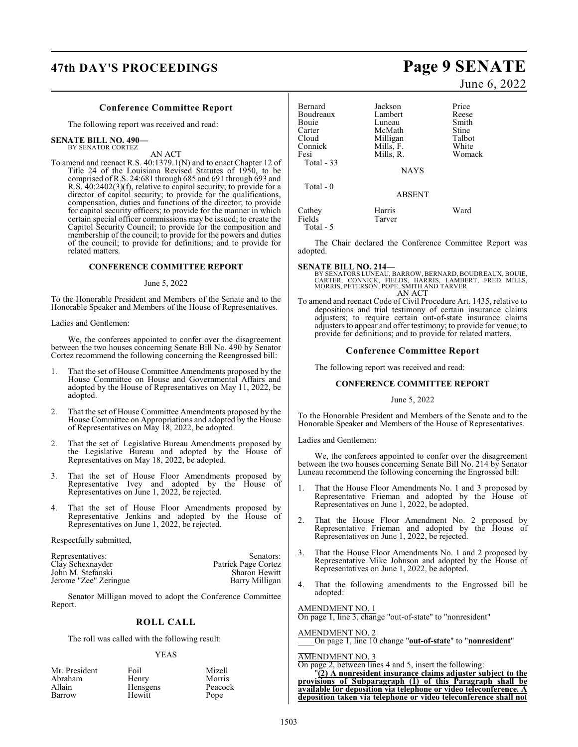### Conference Committee Report

The following report was received and read:

**SENATE BILL NO. 490—**
BY SENATOR CORTEZ

AN ACT

To amend and reenact R.S. 40:1379.1(N) and to enact Chapter 12 of Title 24 of the Louisiana Revised Statutes of 1950, to be comprised of R.S. 24:681 through 685 and 691 through 693 and R.S. 40:2402(3)(f), relative to capitol security; to provide for a director of capitol security; to provide for the qualifications, compensation, duties and functions of the director; to provide for capitol security officers; to provide for the manner in which certain special officer commissions may be issued; to create the Capitol Security Council; to provide for the composition and membership of the council; to provide for the powers and duties of the council; to provide for definitions; and to provide for related matters.

**CONFERENCE COMMITTEE REPORT**

June 5, 2022

To the Honorable President and Members of the Senate and to the Honorable Speaker and Members of the House of Representatives.

Ladies and Gentlemen:

We, the conferees appointed to confer over the disagreement between the two houses concerning Senate Bill No. 490 by Senator Cortez recommend the following concerning the Reengrossed bill:

1. That the set of House Committee Amendments proposed by the House Committee on House and Governmental Affairs and adopted by the House of Representatives on May 11, 2022, be adopted.

2. That the set of House Committee Amendments proposed by the House Committee on Appropriations and adopted by the House of Representatives on May 18, 2022, be adopted.

2. That the set of Legislative Bureau Amendments proposed by the Legislative Bureau and adopted by the House of Representatives on May 18, 2022, be adopted.

3. That the set of House Floor Amendments proposed by Representative Ivey and adopted by the House of Representatives on June 1, 2022, be rejected.

4. That the set of House Floor Amendments proposed by Representative Jenkins and adopted by the House of Representatives on June 1, 2022, be rejected.

Respectfully submitted,

| Representatives: | Senators: |
|---|---|
| Clay Schexnayder | Patrick Page Cortez |
| John M. Stefanski | Sharon Hewitt |
| Jerome "Zee" Zeringue | Barry Milligan |

Senator Milligan moved to adopt the Conference Committee Report.

## ROLL CALL

The roll was called with the following result:

YEAS

| | | |
|---|---|---|
| Mr. President | Foil | Mizell |
| Abraham | Henry | Morris |
| Allain | Hensgens | Peacock |
| Barrow | Hewitt | Pope |
| Bernard | Jackson | Price |
| Boudreaux | Lambert | Reese |
| Bouie | Luneau | Smith |
| Carter | McMath | Stine |
| Cloud | Milligan | Talbot |
| Connick | Mills, F. | White |
| Fesi | Mills, R. | Womack |

Total - 33

NAYS

Total - 0

ABSENT

| | | |
|---|---|---|
| Cathey | Harris | Ward |
| Fields | Tarver | |

Total - 5

The Chair declared the Conference Committee Report was adopted.

**SENATE BILL NO. 214—**
BY SENATORS LUNEAU, BARROW, BERNARD, BOUDREAUX, BOUIE, CARTER, CONNICK, FIELDS, HARRIS, LAMBERT, FRED MILLS, MORRIS, PETERSON, POPE, SMITH AND TARVER

AN ACT

To amend and reenact Code of Civil Procedure Art. 1435, relative to depositions and trial testimony of certain insurance claims adjusters; to require certain out-of-state insurance claims adjusters to appear and offer testimony; to provide for venue; to provide for definitions; and to provide for related matters.

### Conference Committee Report

The following report was received and read:

**CONFERENCE COMMITTEE REPORT**

June 5, 2022

To the Honorable President and Members of the Senate and to the Honorable Speaker and Members of the House of Representatives.

Ladies and Gentlemen:

We, the conferees appointed to confer over the disagreement between the two houses concerning Senate Bill No. 214 by Senator Luneau recommend the following concerning the Engrossed bill:

1. That the House Floor Amendments No. 1 and 3 proposed by Representative Frieman and adopted by the House of Representatives on June 1, 2022, be adopted.

2. That the House Floor Amendment No. 2 proposed by Representative Frieman and adopted by the House of Representatives on June 1, 2022, be rejected.

3. That the House Floor Amendments No. 1 and 2 proposed by Representative Mike Johnson and adopted by the House of Representatives on June 1, 2022, be adopted.

4. That the following amendments to the Engrossed bill be adopted:

AMENDMENT NO. 1
On page 1, line 3, change "out-of-state" to "nonresident"

AMENDMENT NO. 2
On page 1, line 10 change "**out-of-state**" to "**nonresident**"

AMENDMENT NO. 3
On page 2, between lines 4 and 5, insert the following:
"**(2) A nonresident insurance claims adjuster subject to the provisions of Subparagraph (1) of this Paragraph shall be available for deposition via telephone or video teleconference. A deposition taken via telephone or video teleconference shall not**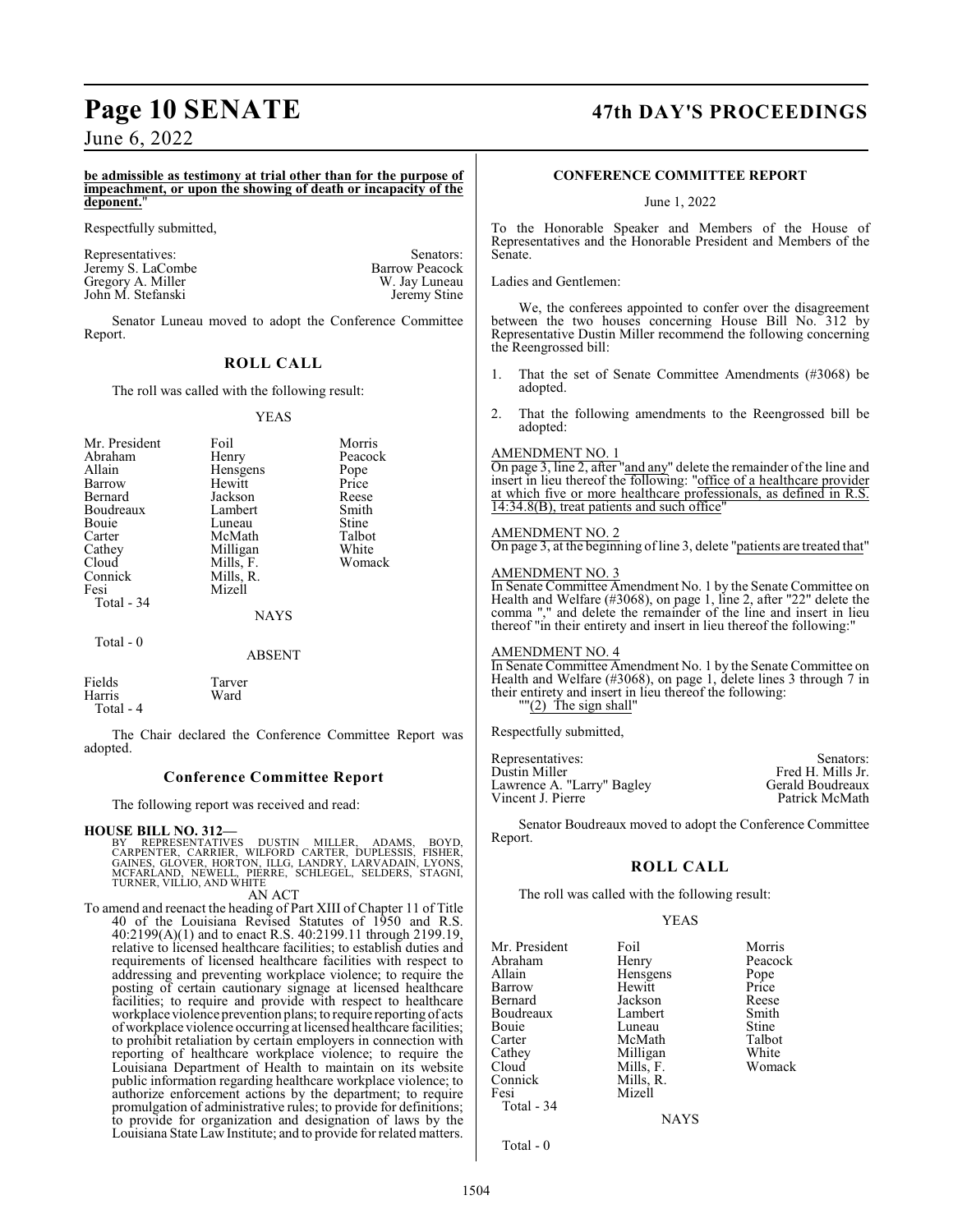**be admissible as testimony at trial other than for the purpose of impeachment, or upon the showing of death or incapacity of the deponent.**"

Respectfully submitted,

| Representatives: | Senators: |
|---|---|
| Jeremy S. LaCombe | Barrow Peacock |
| Gregory A. Miller | W. Jay Luneau |
| John M. Stefanski | Jeremy Stine |

Senator Luneau moved to adopt the Conference Committee Report.

## ROLL CALL

The roll was called with the following result:

YEAS

| | | |
|---|---|---|
| Mr. President | Foil | Morris |
| Abraham | Henry | Peacock |
| Allain | Hensgens | Pope |
| Barrow | Hewitt | Price |
| Bernard | Jackson | Reese |
| Boudreaux | Lambert | Smith |
| Bouie | Luneau | Stine |
| Carter | McMath | Talbot |
| Cathey | Milligan | White |
| Cloud | Mills, F. | Womack |
| Connick | Mills, R. | |
| Fesi | Mizell | |

Total - 34

NAYS

Total - 0

ABSENT

| | |
|---|---|
| Fields | Tarver |
| Harris | Ward |

Total - 4

The Chair declared the Conference Committee Report was adopted.

## Conference Committee Report

The following report was received and read:

**HOUSE BILL NO. 312—**
BY REPRESENTATIVES DUSTIN MILLER, ADAMS, BOYD, CARPENTER, CARRIER, WILFORD CARTER, DUPLESSIS, FISHER, GAINES, GLOVER, HORTON, ILLG, LANDRY, LARVADAIN, LYONS, MCFARLAND, NEWELL, PIERRE, SCHLEGEL, SELDERS, STAGNI, TURNER, VILLIO, AND WHITE

AN ACT

To amend and reenact the heading of Part XIII of Chapter 11 of Title 40 of the Louisiana Revised Statutes of 1950 and R.S. 40:2199(A)(1) and to enact R.S. 40:2199.11 through 2199.19, relative to licensed healthcare facilities; to establish duties and requirements of licensed healthcare facilities with respect to addressing and preventing workplace violence; to require the posting of certain cautionary signage at licensed healthcare facilities; to require and provide with respect to healthcare workplace violence prevention plans; to require reporting of acts of workplace violence occurring at licensed healthcare facilities; to prohibit retaliation by certain employers in connection with reporting of healthcare workplace violence; to require the Louisiana Department of Health to maintain on its website public information regarding healthcare workplace violence; to authorize enforcement actions by the department; to require promulgation of administrative rules; to provide for definitions; to provide for organization and designation of laws by the Louisiana State Law Institute; and to provide for related matters.

**CONFERENCE COMMITTEE REPORT**

June 1, 2022

To the Honorable Speaker and Members of the House of Representatives and the Honorable President and Members of the Senate.

Ladies and Gentlemen:

We, the conferees appointed to confer over the disagreement between the two houses concerning House Bill No. 312 by Representative Dustin Miller recommend the following concerning the Reengrossed bill:

1. That the set of Senate Committee Amendments (#3068) be adopted.
2. That the following amendments to the Reengrossed bill be adopted:

AMENDMENT NO. 1
On page 3, line 2, after "and any" delete the remainder of the line and insert in lieu thereof the following: "office of a healthcare provider at which five or more healthcare professionals, as defined in R.S. 14:34.8(B), treat patients and such office"

AMENDMENT NO. 2
On page 3, at the beginning of line 3, delete "patients are treated that"

AMENDMENT NO. 3
In Senate Committee Amendment No. 1 by the Senate Committee on Health and Welfare (#3068), on page 1, line 2, after "22" delete the comma "," and delete the remainder of the line and insert in lieu thereof "in their entirety and insert in lieu thereof the following:"

AMENDMENT NO. 4
In Senate Committee Amendment No. 1 by the Senate Committee on Health and Welfare (#3068), on page 1, delete lines 3 through 7 in their entirety and insert in lieu thereof the following:
""(2) The sign shall"

Respectfully submitted,

| Representatives: | Senators: |
|---|---|
| Dustin Miller | Fred H. Mills Jr. |
| Lawrence A. "Larry" Bagley | Gerald Boudreaux |
| Vincent J. Pierre | Patrick McMath |

Senator Boudreaux moved to adopt the Conference Committee Report.

## ROLL CALL

The roll was called with the following result:

YEAS

| | | |
|---|---|---|
| Mr. President | Foil | Morris |
| Abraham | Henry | Peacock |
| Allain | Hensgens | Pope |
| Barrow | Hewitt | Price |
| Bernard | Jackson | Reese |
| Boudreaux | Lambert | Smith |
| Bouie | Luneau | Stine |
| Carter | McMath | Talbot |
| Cathey | Milligan | White |
| Cloud | Mills, F. | Womack |
| Connick | Mills, R. | |
| Fesi | Mizell | |

Total - 34

NAYS

Total - 0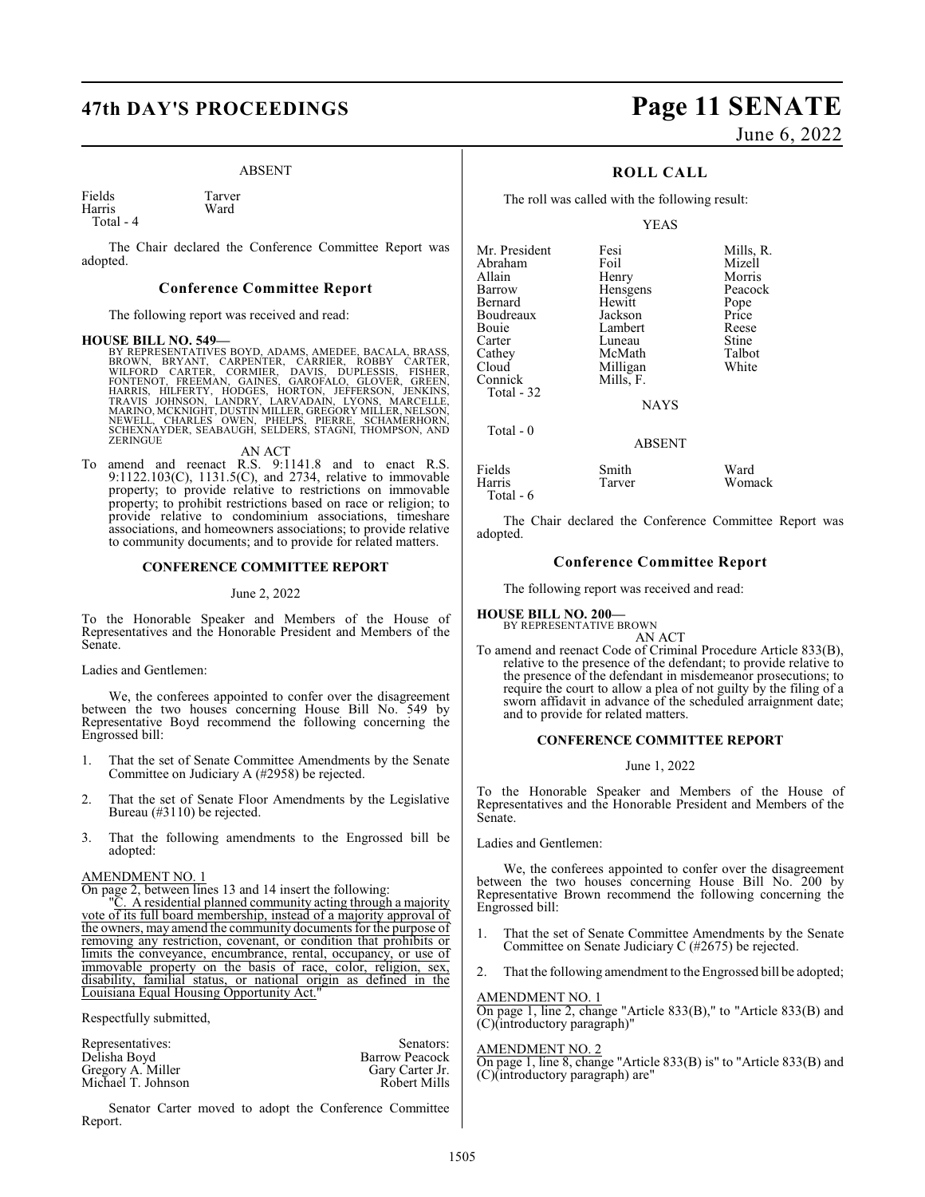ABSENT

| | |
|---|---|
| Fields | Tarver |
| Harris | Ward |
| Total - 4 | |

The Chair declared the Conference Committee Report was adopted.

## Conference Committee Report

The following report was received and read:

**HOUSE BILL NO. 549—**
BY REPRESENTATIVES BOYD, ADAMS, AMEDEE, BACALA, BRASS, BROWN, BRYANT, CARPENTER, CARRIER, ROBBY CARTER, WILFORD CARTER, CORMIER, DAVIS, DUPLESSIS, FISHER, FONTENOT, FREEMAN, GAINES, GAROFALO, GLOVER, GREEN, HARRIS, HILFERTY, HODGES, HORTON, JEFFERSON, JENKINS, TRAVIS JOHNSON, LANDRY, LARVADAIN, LYONS, MARCELLE, MARINO, MCKNIGHT, DUSTIN MILLER, GREGORY MILLER, NELSON, NEWELL, CHARLES OWEN, PHELPS, PIERRE, SCHAMERHORN, SCHEXNAYDER, SEABAUGH, SELDERS, STAGNI, THOMPSON, AND ZERINGUE

AN ACT

To amend and reenact R.S. 9:1141.8 and to enact R.S. 9:1122.103(C), 1131.5(C), and 2734, relative to immovable property; to provide relative to restrictions on immovable property; to prohibit restrictions based on race or religion; to provide relative to condominium associations, timeshare associations, and homeowners associations; to provide relative to community documents; and to provide for related matters.

**CONFERENCE COMMITTEE REPORT**

June 2, 2022

To the Honorable Speaker and Members of the House of Representatives and the Honorable President and Members of the Senate.

Ladies and Gentlemen:

We, the conferees appointed to confer over the disagreement between the two houses concerning House Bill No. 549 by Representative Boyd recommend the following concerning the Engrossed bill:

1. That the set of Senate Committee Amendments by the Senate Committee on Judiciary A (#2958) be rejected.
2. That the set of Senate Floor Amendments by the Legislative Bureau (#3110) be rejected.
3. That the following amendments to the Engrossed bill be adopted:

AMENDMENT NO. 1
On page 2, between lines 13 and 14 insert the following:
"C. A residential planned community acting through a majority vote of its full board membership, instead of a majority approval of the owners, may amend the community documents for the purpose of removing any restriction, covenant, or condition that prohibits or limits the conveyance, encumbrance, rental, occupancy, or use of immovable property on the basis of race, color, religion, sex, disability, familial status, or national origin as defined in the Louisiana Equal Housing Opportunity Act."

Respectfully submitted,

| Representatives: | Senators: |
|---|---|
| Delisha Boyd | Barrow Peacock |
| Gregory A. Miller | Gary Carter Jr. |
| Michael T. Johnson | Robert Mills |

Senator Carter moved to adopt the Conference Committee Report.

## ROLL CALL

The roll was called with the following result:

YEAS

| | | |
|---|---|---|
| Mr. President | Fesi | Mills, R. |
| Abraham | Foil | Mizell |
| Allain | Henry | Morris |
| Barrow | Hensgens | Peacock |
| Bernard | Hewitt | Pope |
| Boudreaux | Jackson | Price |
| Bouie | Lambert | Reese |
| Carter | Luneau | Stine |
| Cathey | McMath | Talbot |
| Cloud | Milligan | White |
| Connick | Mills, F. | |
| Total - 32 | | |

NAYS

Total - 0

ABSENT

| | | |
|---|---|---|
| Fields | Smith | Ward |
| Harris | Tarver | Womack |
| Total - 6 | | |

The Chair declared the Conference Committee Report was adopted.

## Conference Committee Report

The following report was received and read:

**HOUSE BILL NO. 200—**
BY REPRESENTATIVE BROWN

AN ACT

To amend and reenact Code of Criminal Procedure Article 833(B), relative to the presence of the defendant; to provide relative to the presence of the defendant in misdemeanor prosecutions; to require the court to allow a plea of not guilty by the filing of a sworn affidavit in advance of the scheduled arraignment date; and to provide for related matters.

**CONFERENCE COMMITTEE REPORT**

June 1, 2022

To the Honorable Speaker and Members of the House of Representatives and the Honorable President and Members of the Senate.

Ladies and Gentlemen:

We, the conferees appointed to confer over the disagreement between the two houses concerning House Bill No. 200 by Representative Brown recommend the following concerning the Engrossed bill:

1. That the set of Senate Committee Amendments by the Senate Committee on Senate Judiciary C (#2675) be rejected.
2. That the following amendment to the Engrossed bill be adopted;

AMENDMENT NO. 1
On page 1, line 2, change "Article 833(B)," to "Article 833(B) and (C)(introductory paragraph)"

AMENDMENT NO. 2
On page 1, line 8, change "Article 833(B) is" to "Article 833(B) and (C)(introductory paragraph) are"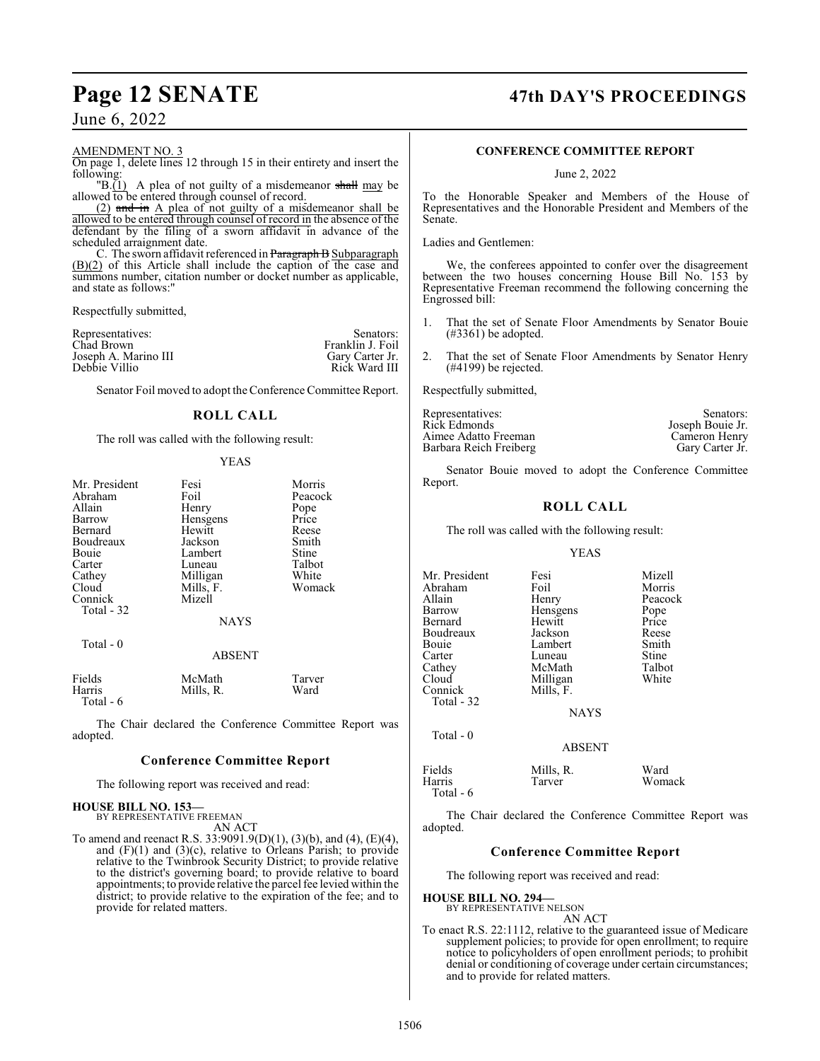AMENDMENT NO. 3

On page 1, delete lines 12 through 15 in their entirety and insert the following:

"B.(1) A plea of not guilty of a misdemeanor ~~shall~~ may be allowed to be entered through counsel of record.

(2) ~~and in~~ A plea of not guilty of a misdemeanor shall be allowed to be entered through counsel of record in the absence of the defendant by the filing of a sworn affidavit in advance of the scheduled arraignment date.

C. The sworn affidavit referenced in ~~Paragraph B~~ Subparagraph (B)(2) of this Article shall include the caption of the case and summons number, citation number or docket number as applicable, and state as follows:"

Respectfully submitted,

| Representatives: | Senators: |
|---|---|
| Chad Brown | Franklin J. Foil |
| Joseph A. Marino III | Gary Carter Jr. |
| Debbie Villio | Rick Ward III |

Senator Foil moved to adopt the Conference Committee Report.

## ROLL CALL

The roll was called with the following result:

YEAS

| | | |
|---|---|---|
| Mr. President | Fesi | Morris |
| Abraham | Foil | Peacock |
| Allain | Henry | Pope |
| Barrow | Hensgens | Price |
| Bernard | Hewitt | Reese |
| Boudreaux | Jackson | Smith |
| Bouie | Lambert | Stine |
| Carter | Luneau | Talbot |
| Cathey | Milligan | White |
| Cloud | Mills, F. | Womack |
| Connick | Mizell | |

Total - 32

NAYS

Total - 0

ABSENT

| | | |
|---|---|---|
| Fields | McMath | Tarver |
| Harris | Mills, R. | Ward |

Total - 6

The Chair declared the Conference Committee Report was adopted.

### Conference Committee Report

The following report was received and read:

**HOUSE BILL NO. 153—**
BY REPRESENTATIVE FREEMAN

AN ACT

To amend and reenact R.S. 33:9091.9(D)(1), (3)(b), and (4), (E)(4), and (F)(1) and (3)(c), relative to Orleans Parish; to provide relative to the Twinbrook Security District; to provide relative to the district's governing board; to provide relative to board appointments; to provide relative the parcel fee levied within the district; to provide relative to the expiration of the fee; and to provide for related matters.

**CONFERENCE COMMITTEE REPORT**

June 2, 2022

To the Honorable Speaker and Members of the House of Representatives and the Honorable President and Members of the Senate.

Ladies and Gentlemen:

We, the conferees appointed to confer over the disagreement between the two houses concerning House Bill No. 153 by Representative Freeman recommend the following concerning the Engrossed bill:

1. That the set of Senate Floor Amendments by Senator Bouie (#3361) be adopted.

2. That the set of Senate Floor Amendments by Senator Henry (#4199) be rejected.

Respectfully submitted,

| Representatives: | Senators: |
|---|---|
| Rick Edmonds | Joseph Bouie Jr. |
| Aimee Adatto Freeman | Cameron Henry |
| Barbara Reich Freiberg | Gary Carter Jr. |

Senator Bouie moved to adopt the Conference Committee Report.

## ROLL CALL

The roll was called with the following result:

YEAS

| | | |
|---|---|---|
| Mr. President | Fesi | Mizell |
| Abraham | Foil | Morris |
| Allain | Henry | Peacock |
| Barrow | Hensgens | Pope |
| Bernard | Hewitt | Price |
| Boudreaux | Jackson | Reese |
| Bouie | Lambert | Smith |
| Carter | Luneau | Stine |
| Cathey | McMath | Talbot |
| Cloud | Milligan | White |
| Connick | Mills, F. | |

Total - 32

NAYS

Total - 0

ABSENT

| | | |
|---|---|---|
| Fields | Mills, R. | Ward |
| Harris | Tarver | Womack |

Total - 6

The Chair declared the Conference Committee Report was adopted.

### Conference Committee Report

The following report was received and read:

**HOUSE BILL NO. 294—**
BY REPRESENTATIVE NELSON

AN ACT

To enact R.S. 22:1112, relative to the guaranteed issue of Medicare supplement policies; to provide for open enrollment; to require notice to policyholders of open enrollment periods; to prohibit denial or conditioning of coverage under certain circumstances; and to provide for related matters.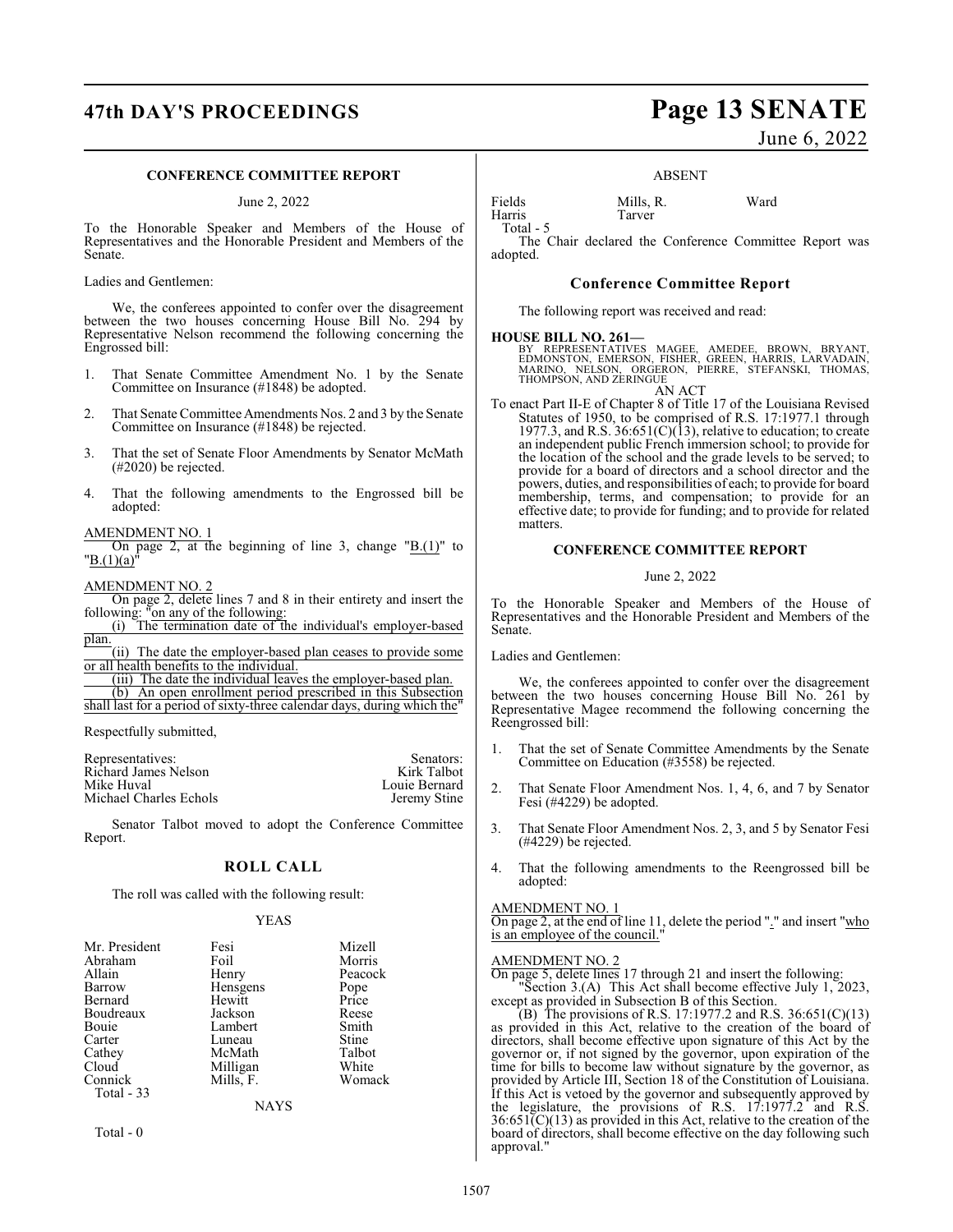### CONFERENCE COMMITTEE REPORT

June 2, 2022

To the Honorable Speaker and Members of the House of Representatives and the Honorable President and Members of the Senate.

Ladies and Gentlemen:

We, the conferees appointed to confer over the disagreement between the two houses concerning House Bill No. 294 by Representative Nelson recommend the following concerning the Engrossed bill:

1. That Senate Committee Amendment No. 1 by the Senate Committee on Insurance (#1848) be adopted.

2. That Senate Committee Amendments Nos. 2 and 3 by the Senate Committee on Insurance (#1848) be rejected.

3. That the set of Senate Floor Amendments by Senator McMath (#2020) be rejected.

4. That the following amendments to the Engrossed bill be adopted:

AMENDMENT NO. 1

On page 2, at the beginning of line 3, change "B.(1)" to "B.(1)(a)"

AMENDMENT NO. 2

On page 2, delete lines 7 and 8 in their entirety and insert the following: "on any of the following:

(i) The termination date of the individual's employer-based plan.

(ii) The date the employer-based plan ceases to provide some or all health benefits to the individual.

(iii) The date the individual leaves the employer-based plan.

(b) An open enrollment period prescribed in this Subsection shall last for a period of sixty-three calendar days, during which the"

Respectfully submitted,

| Representatives: | Senators: |
|---|---|
| Richard James Nelson | Kirk Talbot |
| Mike Huval | Louie Bernard |
| Michael Charles Echols | Jeremy Stine |

Senator Talbot moved to adopt the Conference Committee Report.

## ROLL CALL

The roll was called with the following result:

YEAS

| | | |
|---|---|---|
| Mr. President | Fesi | Mizell |
| Abraham | Foil | Morris |
| Allain | Henry | Peacock |
| Barrow | Hensgens | Pope |
| Bernard | Hewitt | Price |
| Boudreaux | Jackson | Reese |
| Bouie | Lambert | Smith |
| Carter | Luneau | Stine |
| Cathey | McMath | Talbot |
| Cloud | Milligan | White |
| Connick | Mills, F. | Womack |

Total - 33

NAYS

Total - 0

ABSENT

| | | |
|---|---|---|
| Fields | Mills, R. | Ward |
| Harris | Tarver | |

Total - 5

The Chair declared the Conference Committee Report was adopted.

### Conference Committee Report

The following report was received and read:

**HOUSE BILL NO. 261—**

BY REPRESENTATIVES MAGEE, AMEDEE, BROWN, BRYANT, EDMONSTON, EMERSON, FISHER, GREEN, HARRIS, LARVADAIN, MARINO, NELSON, ORGERON, PIERRE, STEFANSKI, THOMAS, THOMPSON, AND ZERINGUE

AN ACT

To enact Part II-E of Chapter 8 of Title 17 of the Louisiana Revised Statutes of 1950, to be comprised of R.S. 17:1977.1 through 1977.3, and R.S. 36:651(C)(13), relative to education; to create an independent public French immersion school; to provide for the location of the school and the grade levels to be served; to provide for a board of directors and a school director and the powers, duties, and responsibilities of each; to provide for board membership, terms, and compensation; to provide for an effective date; to provide for funding; and to provide for related matters.

### CONFERENCE COMMITTEE REPORT

June 2, 2022

To the Honorable Speaker and Members of the House of Representatives and the Honorable President and Members of the Senate.

Ladies and Gentlemen:

We, the conferees appointed to confer over the disagreement between the two houses concerning House Bill No. 261 by Representative Magee recommend the following concerning the Reengrossed bill:

1. That the set of Senate Committee Amendments by the Senate Committee on Education (#3558) be rejected.

2. That Senate Floor Amendment Nos. 1, 4, 6, and 7 by Senator Fesi (#4229) be adopted.

3. That Senate Floor Amendment Nos. 2, 3, and 5 by Senator Fesi (#4229) be rejected.

4. That the following amendments to the Reengrossed bill be adopted:

AMENDMENT NO. 1

On page 2, at the end of line 11, delete the period "." and insert "who is an employee of the council."

AMENDMENT NO. 2

On page 5, delete lines 17 through 21 and insert the following:

"Section 3.(A) This Act shall become effective July 1, 2023, except as provided in Subsection B of this Section.

(B) The provisions of R.S. 17:1977.2 and R.S. 36:651(C)(13) as provided in this Act, relative to the creation of the board of directors, shall become effective upon signature of this Act by the governor or, if not signed by the governor, upon expiration of the time for bills to become law without signature by the governor, as provided by Article III, Section 18 of the Constitution of Louisiana. If this Act is vetoed by the governor and subsequently approved by the legislature, the provisions of R.S. 17:1977.2 and R.S. 36:651(C)(13) as provided in this Act, relative to the creation of the board of directors, shall become effective on the day following such approval."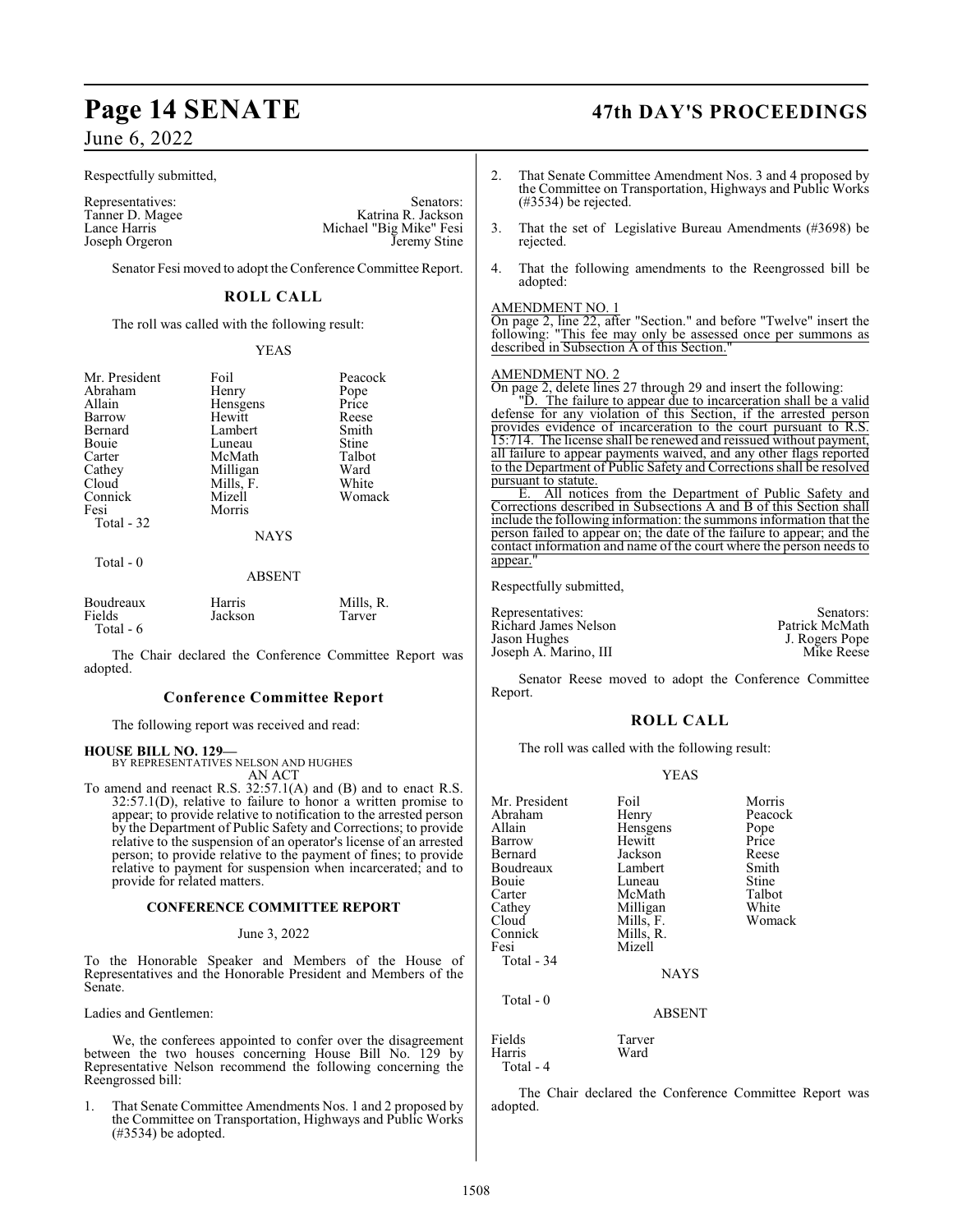Respectfully submitted,

| Representatives: | Senators: |
|---|---|
| Tanner D. Magee | Katrina R. Jackson |
| Lance Harris | Michael "Big Mike" Fesi |
| Joseph Orgeron | Jeremy Stine |

Senator Fesi moved to adopt the Conference Committee Report.

## ROLL CALL

The roll was called with the following result:

YEAS

| | | |
|---|---|---|
| Mr. President | Foil | Peacock |
| Abraham | Henry | Pope |
| Allain | Hensgens | Price |
| Barrow | Hewitt | Reese |
| Bernard | Lambert | Smith |
| Bouie | Luneau | Stine |
| Carter | McMath | Talbot |
| Cathey | Milligan | Ward |
| Cloud | Mills, F. | White |
| Connick | Mizell | Womack |
| Fesi | Morris | |
| Total - 32 | | |

NAYS

Total - 0

ABSENT

| | | |
|---|---|---|
| Boudreaux | Harris | Mills, R. |
| Fields | Jackson | Tarver |
| Total - 6 | | |

The Chair declared the Conference Committee Report was adopted.

## Conference Committee Report

The following report was received and read:

**HOUSE BILL NO. 129—**
BY REPRESENTATIVES NELSON AND HUGHES
AN ACT

To amend and reenact R.S. 32:57.1(A) and (B) and to enact R.S. 32:57.1(D), relative to failure to honor a written promise to appear; to provide relative to notification to the arrested person by the Department of Public Safety and Corrections; to provide relative to the suspension of an operator's license of an arrested person; to provide relative to the payment of fines; to provide relative to payment for suspension when incarcerated; and to provide for related matters.

**CONFERENCE COMMITTEE REPORT**

June 3, 2022

To the Honorable Speaker and Members of the House of Representatives and the Honorable President and Members of the Senate.

Ladies and Gentlemen:

We, the conferees appointed to confer over the disagreement between the two houses concerning House Bill No. 129 by Representative Nelson recommend the following concerning the Reengrossed bill:

1. That Senate Committee Amendments Nos. 1 and 2 proposed by the Committee on Transportation, Highways and Public Works (#3534) be adopted.
2. That Senate Committee Amendment Nos. 3 and 4 proposed by the Committee on Transportation, Highways and Public Works (#3534) be rejected.
3. That the set of Legislative Bureau Amendments (#3698) be rejected.
4. That the following amendments to the Reengrossed bill be adopted:

AMENDMENT NO. 1
On page 2, line 22, after "Section." and before "Twelve" insert the following: "This fee may only be assessed once per summons as described in Subsection A of this Section."

AMENDMENT NO. 2
On page 2, delete lines 27 through 29 and insert the following:

"D. The failure to appear due to incarceration shall be a valid defense for any violation of this Section, if the arrested person provides evidence of incarceration to the court pursuant to R.S. 15:714. The license shall be renewed and reissued without payment, all failure to appear payments waived, and any other flags reported to the Department of Public Safety and Corrections shall be resolved pursuant to statute.

E. All notices from the Department of Public Safety and Corrections described in Subsections A and B of this Section shall include the following information: the summons information that the person failed to appear on; the date of the failure to appear; and the contact information and name of the court where the person needs to appear."

Respectfully submitted,

| Representatives: | Senators: |
|---|---|
| Richard James Nelson | Patrick McMath |
| Jason Hughes | J. Rogers Pope |
| Joseph A. Marino, III | Mike Reese |

Senator Reese moved to adopt the Conference Committee Report.

## ROLL CALL

The roll was called with the following result:

YEAS

| | | |
|---|---|---|
| Mr. President | Foil | Morris |
| Abraham | Henry | Peacock |
| Allain | Hensgens | Pope |
| Barrow | Hewitt | Price |
| Bernard | Jackson | Reese |
| Boudreaux | Lambert | Smith |
| Bouie | Luneau | Stine |
| Carter | McMath | Talbot |
| Cathey | Milligan | White |
| Cloud | Mills, F. | Womack |
| Connick | Mills, R. | |
| Fesi | Mizell | |
| Total - 34 | | |

NAYS

Total - 0

ABSENT

| | |
|---|---|
| Fields | Tarver |
| Harris | Ward |
| Total - 4 | |

The Chair declared the Conference Committee Report was adopted.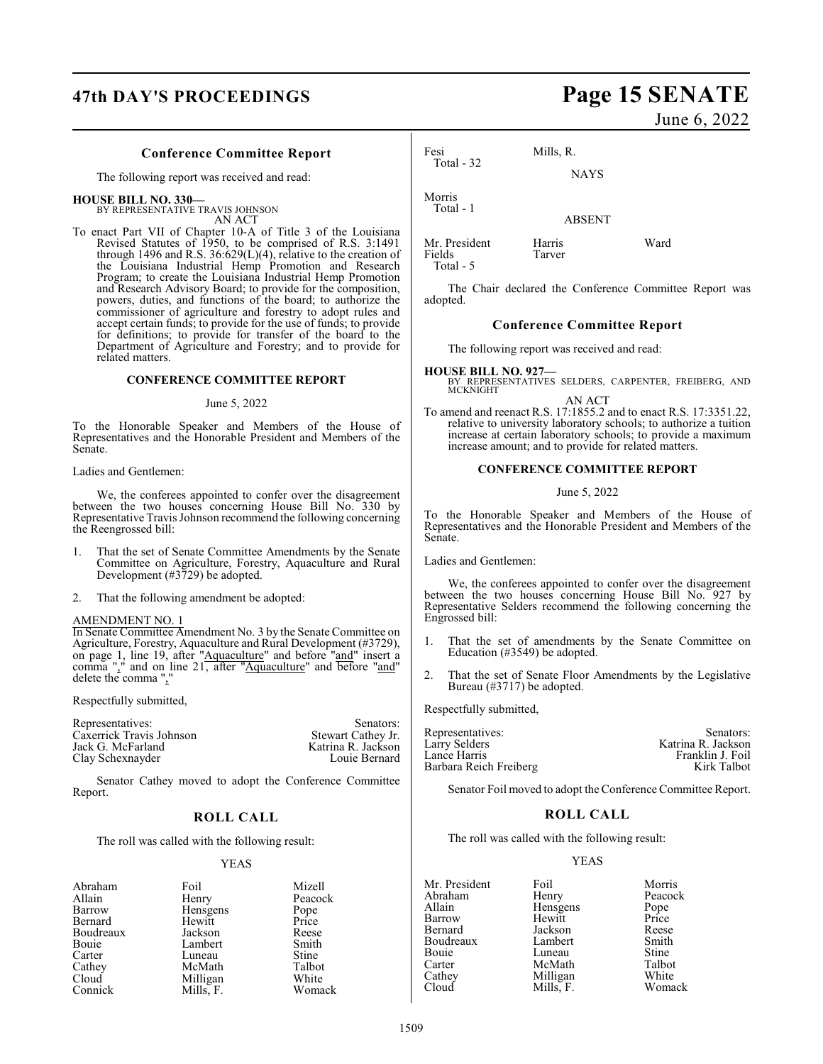## Conference Committee Report

The following report was received and read:

**HOUSE BILL NO. 330—**
BY REPRESENTATIVE TRAVIS JOHNSON
AN ACT

To enact Part VII of Chapter 10-A of Title 3 of the Louisiana Revised Statutes of 1950, to be comprised of R.S. 3:1491 through 1496 and R.S. 36:629(L)(4), relative to the creation of the Louisiana Industrial Hemp Promotion and Research Program; to create the Louisiana Industrial Hemp Promotion and Research Advisory Board; to provide for the composition, powers, duties, and functions of the board; to authorize the commissioner of agriculture and forestry to adopt rules and accept certain funds; to provide for the use of funds; to provide for definitions; to provide for transfer of the board to the Department of Agriculture and Forestry; and to provide for related matters.

### CONFERENCE COMMITTEE REPORT

June 5, 2022

To the Honorable Speaker and Members of the House of Representatives and the Honorable President and Members of the Senate.

Ladies and Gentlemen:

We, the conferees appointed to confer over the disagreement between the two houses concerning House Bill No. 330 by Representative Travis Johnson recommend the following concerning the Reengrossed bill:

1. That the set of Senate Committee Amendments by the Senate Committee on Agriculture, Forestry, Aquaculture and Rural Development (#3729) be adopted.

2. That the following amendment be adopted:

AMENDMENT NO. 1
In Senate Committee Amendment No. 3 by the Senate Committee on Agriculture, Forestry, Aquaculture and Rural Development (#3729), on page 1, line 19, after "Aquaculture" and before "and" insert a comma "," and on line 21, after "Aquaculture" and before "and" delete the comma ","

Respectfully submitted,

| Representatives: | Senators: |
|---|---|
| Caxerrick Travis Johnson | Stewart Cathey Jr. |
| Jack G. McFarland | Katrina R. Jackson |
| Clay Schexnayder | Louie Bernard |

Senator Cathey moved to adopt the Conference Committee Report.

## ROLL CALL

The roll was called with the following result:

YEAS

| | | |
|---|---|---|
| Abraham | Foil | Mizell |
| Allain | Henry | Peacock |
| Barrow | Hensgens | Pope |
| Bernard | Hewitt | Price |
| Boudreaux | Jackson | Reese |
| Bouie | Lambert | Smith |
| Carter | Luneau | Stine |
| Cathey | McMath | Talbot |
| Cloud | Milligan | White |
| Connick | Mills, F. | Womack |
| Fesi | Mills, R. | |

Total - 32

NAYS

Morris
Total - 1

ABSENT

| | | |
|---|---|---|
| Mr. President | Harris | Ward |
| Fields | Tarver | |

Total - 5

The Chair declared the Conference Committee Report was adopted.

## Conference Committee Report

The following report was received and read:

**HOUSE BILL NO. 927—**
BY REPRESENTATIVES SELDERS, CARPENTER, FREIBERG, AND MCKNIGHT
AN ACT

To amend and reenact R.S. 17:1855.2 and to enact R.S. 17:3351.22, relative to university laboratory schools; to authorize a tuition increase at certain laboratory schools; to provide a maximum increase amount; and to provide for related matters.

### CONFERENCE COMMITTEE REPORT

June 5, 2022

To the Honorable Speaker and Members of the House of Representatives and the Honorable President and Members of the Senate.

Ladies and Gentlemen:

We, the conferees appointed to confer over the disagreement between the two houses concerning House Bill No. 927 by Representative Selders recommend the following concerning the Engrossed bill:

1. That the set of amendments by the Senate Committee on Education (#3549) be adopted.

2. That the set of Senate Floor Amendments by the Legislative Bureau (#3717) be adopted.

Respectfully submitted,

| Representatives: | Senators: |
|---|---|
| Larry Selders | Katrina R. Jackson |
| Lance Harris | Franklin J. Foil |
| Barbara Reich Freiberg | Kirk Talbot |

Senator Foil moved to adopt the Conference Committee Report.

## ROLL CALL

The roll was called with the following result:

YEAS

| | | |
|---|---|---|
| Mr. President | Foil | Morris |
| Abraham | Henry | Peacock |
| Allain | Hensgens | Pope |
| Barrow | Hewitt | Price |
| Bernard | Jackson | Reese |
| Boudreaux | Lambert | Smith |
| Bouie | Luneau | Stine |
| Carter | McMath | Talbot |
| Cathey | Milligan | White |
| Cloud | Mills, F. | Womack |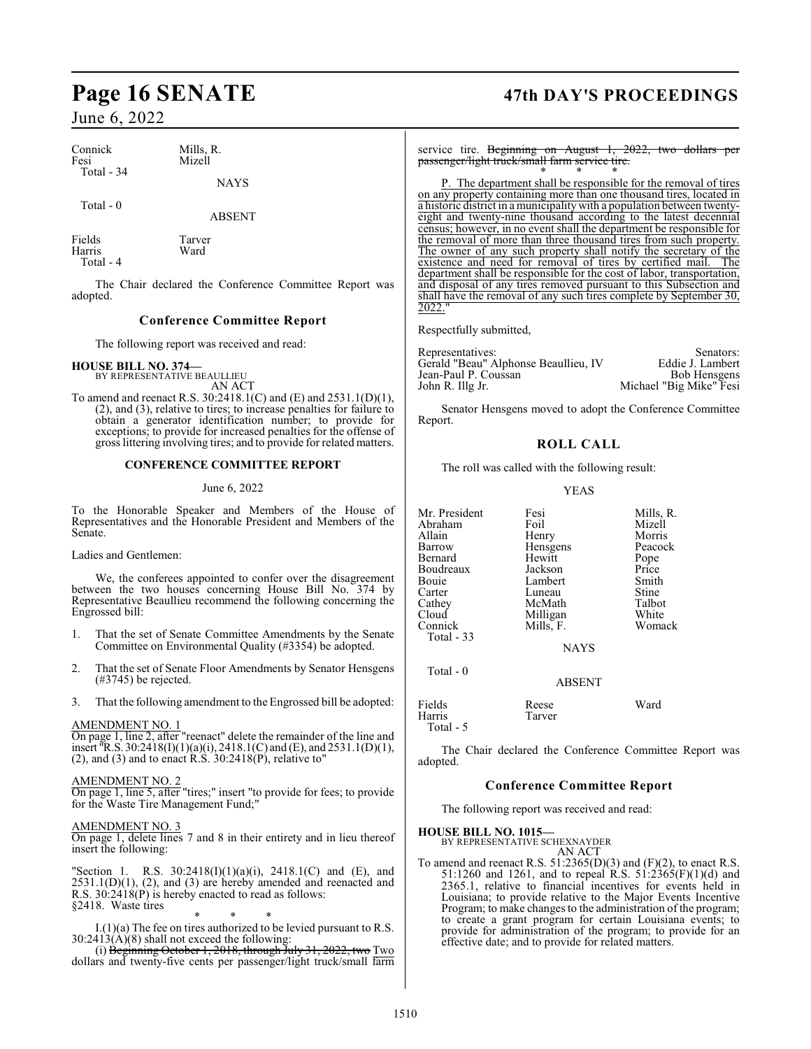| | |
|---|---|
| Connick | Mills, R. |
| Fesi | Mizell |
| Total - 34 | |

NAYS

Total - 0

ABSENT

| | |
|---|---|
| Fields | Tarver |
| Harris | Ward |
| Total - 4 | |

The Chair declared the Conference Committee Report was adopted.

## Conference Committee Report

The following report was received and read:

**HOUSE BILL NO. 374—**
BY REPRESENTATIVE BEAULLIEU
AN ACT

To amend and reenact R.S. 30:2418.1(C) and (E) and 2531.1(D)(1), (2), and (3), relative to tires; to increase penalties for failure to obtain a generator identification number; to provide for exceptions; to provide for increased penalties for the offense of gross littering involving tires; and to provide for related matters.

**CONFERENCE COMMITTEE REPORT**

June 6, 2022

To the Honorable Speaker and Members of the House of Representatives and the Honorable President and Members of the Senate.

Ladies and Gentlemen:

We, the conferees appointed to confer over the disagreement between the two houses concerning House Bill No. 374 by Representative Beaullieu recommend the following concerning the Engrossed bill:

1. That the set of Senate Committee Amendments by the Senate Committee on Environmental Quality (#3354) be adopted.

2. That the set of Senate Floor Amendments by Senator Hensgens (#3745) be rejected.

3. That the following amendment to the Engrossed bill be adopted:

AMENDMENT NO. 1
On page 1, line 2, after "reenact" delete the remainder of the line and insert "R.S. 30:2418(I)(1)(a)(i), 2418.1(C) and (E), and 2531.1(D)(1), (2), and (3) and to enact R.S. 30:2418(P), relative to"

AMENDMENT NO. 2
On page 1, line 5, after "tires;" insert "to provide for fees; to provide for the Waste Tire Management Fund;"

AMENDMENT NO. 3
On page 1, delete lines 7 and 8 in their entirety and in lieu thereof insert the following:

"Section 1. R.S. 30:2418(I)(1)(a)(i), 2418.1(C) and (E), and 2531.1(D)(1), (2), and (3) are hereby amended and reenacted and R.S. 30:2418(P) is hereby enacted to read as follows:
§2418. Waste tires

\* \* \*

I.(1)(a) The fee on tires authorized to be levied pursuant to R.S. 30:2413(A)(8) shall not exceed the following:

(i) ~~Beginning October 1, 2018, through July 31, 2022, two~~ Two dollars and twenty-five cents per passenger/light truck/small farm service tire. ~~Beginning on August 1, 2022, two dollars per passenger/light truck/small farm service tire.~~

\* \* \*

P. The department shall be responsible for the removal of tires on any property containing more than one thousand tires, located in a historic district in a municipality with a population between twenty-eight and twenty-nine thousand according to the latest decennial census; however, in no event shall the department be responsible for the removal of more than three thousand tires from such property. The owner of any such property shall notify the secretary of the existence and need for removal of tires by certified mail. The department shall be responsible for the cost of labor, transportation, and disposal of any tires removed pursuant to this Subsection and shall have the removal of any such tires complete by September 30, 2022."

Respectfully submitted,

| Representatives: | Senators: |
|---|---|
| Gerald "Beau" Alphonse Beaullieu, IV | Eddie J. Lambert |
| Jean-Paul P. Coussan | Bob Hensgens |
| John R. Illg Jr. | Michael "Big Mike" Fesi |

Senator Hensgens moved to adopt the Conference Committee Report.

## ROLL CALL

The roll was called with the following result:

YEAS

| | | |
|---|---|---|
| Mr. President | Fesi | Mills, R. |
| Abraham | Foil | Mizell |
| Allain | Henry | Morris |
| Barrow | Hensgens | Peacock |
| Bernard | Hewitt | Pope |
| Boudreaux | Jackson | Price |
| Bouie | Lambert | Smith |
| Carter | Luneau | Stine |
| Cathey | McMath | Talbot |
| Cloud | Milligan | White |
| Connick | Mills, F. | Womack |
| Total - 33 | | |

NAYS

Total - 0

ABSENT

| | | |
|---|---|---|
| Fields | Reese | Ward |
| Harris | Tarver | |
| Total - 5 | | |

The Chair declared the Conference Committee Report was adopted.

## Conference Committee Report

The following report was received and read:

**HOUSE BILL NO. 1015—**
BY REPRESENTATIVE SCHEXNAYDER
AN ACT

To amend and reenact R.S. 51:2365(D)(3) and (F)(2), to enact R.S. 51:1260 and 1261, and to repeal R.S. 51:2365(F)(1)(d) and 2365.1, relative to financial incentives for events held in Louisiana; to provide relative to the Major Events Incentive Program; to make changes to the administration of the program; to create a grant program for certain Louisiana events; to provide for administration of the program; to provide for an effective date; and to provide for related matters.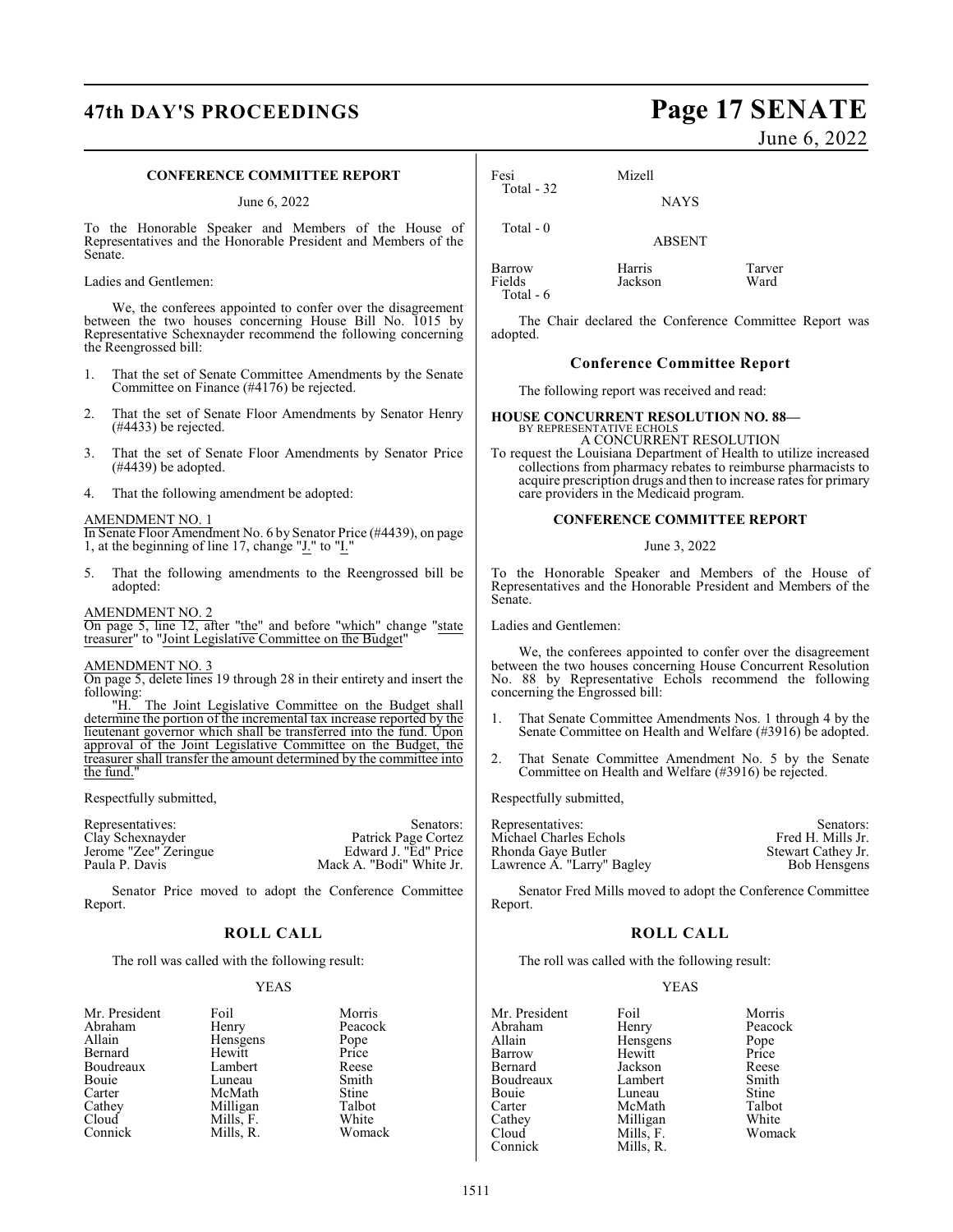**CONFERENCE COMMITTEE REPORT**

June 6, 2022

To the Honorable Speaker and Members of the House of Representatives and the Honorable President and Members of the Senate.

Ladies and Gentlemen:

We, the conferees appointed to confer over the disagreement between the two houses concerning House Bill No. 1015 by Representative Schexnayder recommend the following concerning the Reengrossed bill:

1. That the set of Senate Committee Amendments by the Senate Committee on Finance (#4176) be rejected.

2. That the set of Senate Floor Amendments by Senator Henry (#4433) be rejected.

3. That the set of Senate Floor Amendments by Senator Price (#4439) be adopted.

4. That the following amendment be adopted:

AMENDMENT NO. 1
In Senate Floor Amendment No. 6 by Senator Price (#4439), on page 1, at the beginning of line 17, change "J." to "I."

5. That the following amendments to the Reengrossed bill be adopted:

AMENDMENT NO. 2
On page 5, line 12, after "the" and before "which" change "state treasurer" to "Joint Legislative Committee on the Budget"

AMENDMENT NO. 3
On page 5, delete lines 19 through 28 in their entirety and insert the following:

"H. The Joint Legislative Committee on the Budget shall determine the portion of the incremental tax increase reported by the lieutenant governor which shall be transferred into the fund. Upon approval of the Joint Legislative Committee on the Budget, the treasurer shall transfer the amount determined by the committee into the fund."

Respectfully submitted,

| Representatives: | Senators: |
|---|---|
| Clay Schexnayder | Patrick Page Cortez |
| Jerome "Zee" Zeringue | Edward J. "Ed" Price |
| Paula P. Davis | Mack A. "Bodi" White Jr. |

Senator Price moved to adopt the Conference Committee Report.

## ROLL CALL

The roll was called with the following result:

YEAS

| | | |
|---|---|---|
| Mr. President | Foil | Morris |
| Abraham | Henry | Peacock |
| Allain | Hensgens | Pope |
| Bernard | Hewitt | Price |
| Boudreaux | Lambert | Reese |
| Bouie | Luneau | Smith |
| Carter | McMath | Stine |
| Cathey | Milligan | Talbot |
| Cloud | Mills, F. | White |
| Connick | Mills, R. | Womack |
| Fesi | Mizell | |

Total - 32

NAYS

Total - 0

ABSENT

| | | |
|---|---|---|
| Barrow | Harris | Tarver |
| Fields | Jackson | Ward |

Total - 6

The Chair declared the Conference Committee Report was adopted.

### Conference Committee Report

The following report was received and read:

**HOUSE CONCURRENT RESOLUTION NO. 88—**
BY REPRESENTATIVE ECHOLS
A CONCURRENT RESOLUTION
To request the Louisiana Department of Health to utilize increased collections from pharmacy rebates to reimburse pharmacists to acquire prescription drugs and then to increase rates for primary care providers in the Medicaid program.

**CONFERENCE COMMITTEE REPORT**

June 3, 2022

To the Honorable Speaker and Members of the House of Representatives and the Honorable President and Members of the Senate.

Ladies and Gentlemen:

We, the conferees appointed to confer over the disagreement between the two houses concerning House Concurrent Resolution No. 88 by Representative Echols recommend the following concerning the Engrossed bill:

1. That Senate Committee Amendments Nos. 1 through 4 by the Senate Committee on Health and Welfare (#3916) be adopted.

2. That Senate Committee Amendment No. 5 by the Senate Committee on Health and Welfare (#3916) be rejected.

Respectfully submitted,

| Representatives: | Senators: |
|---|---|
| Michael Charles Echols | Fred H. Mills Jr. |
| Rhonda Gaye Butler | Stewart Cathey Jr. |
| Lawrence A. "Larry" Bagley | Bob Hensgens |

Senator Fred Mills moved to adopt the Conference Committee Report.

## ROLL CALL

The roll was called with the following result:

YEAS

| | | |
|---|---|---|
| Mr. President | Foil | Morris |
| Abraham | Henry | Peacock |
| Allain | Hensgens | Pope |
| Barrow | Hewitt | Price |
| Bernard | Jackson | Reese |
| Boudreaux | Lambert | Smith |
| Bouie | Luneau | Stine |
| Carter | McMath | Talbot |
| Cathey | Milligan | White |
| Cloud | Mills, F. | Womack |
| Connick | Mills, R. | |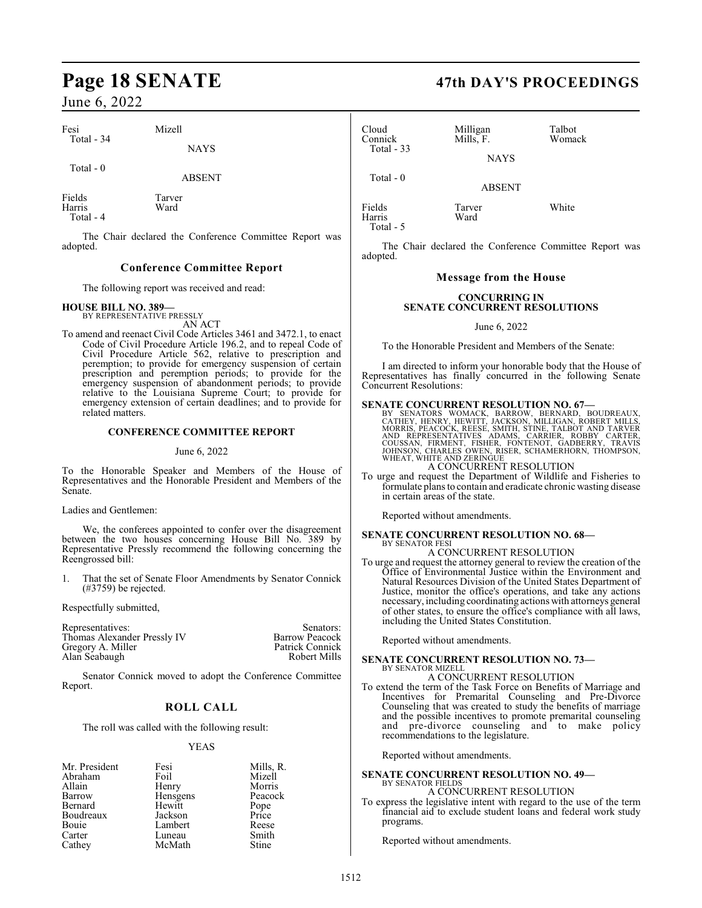| Fesi | Mizell |
|---|---|
| Total - 34 | |

NAYS

Total - 0

ABSENT

| Fields | Tarver |
|---|---|
| Harris | Ward |
| Total - 4 | |

The Chair declared the Conference Committee Report was adopted.

## Conference Committee Report

The following report was received and read:

**HOUSE BILL NO. 389—**
BY REPRESENTATIVE PRESSLY

AN ACT

To amend and reenact Civil Code Articles 3461 and 3472.1, to enact Code of Civil Procedure Article 196.2, and to repeal Code of Civil Procedure Article 562, relative to prescription and peremption; to provide for emergency suspension of certain prescription and peremption periods; to provide for the emergency suspension of abandonment periods; to provide relative to the Louisiana Supreme Court; to provide for emergency extension of certain deadlines; and to provide for related matters.

**CONFERENCE COMMITTEE REPORT**

June 6, 2022

To the Honorable Speaker and Members of the House of Representatives and the Honorable President and Members of the Senate.

Ladies and Gentlemen:

We, the conferees appointed to confer over the disagreement between the two houses concerning House Bill No. 389 by Representative Pressly recommend the following concerning the Reengrossed bill:

1. That the set of Senate Floor Amendments by Senator Connick (#3759) be rejected.

Respectfully submitted,

| Representatives: | Senators: |
|---|---|
| Thomas Alexander Pressly IV | Barrow Peacock |
| Gregory A. Miller | Patrick Connick |
| Alan Seabaugh | Robert Mills |

Senator Connick moved to adopt the Conference Committee Report.

## ROLL CALL

The roll was called with the following result:

YEAS

| Mr. President | Fesi | Mills, R. |
|---|---|---|
| Abraham | Foil | Mizell |
| Allain | Henry | Morris |
| Barrow | Hensgens | Peacock |
| Bernard | Hewitt | Pope |
| Boudreaux | Jackson | Price |
| Bouie | Lambert | Reese |
| Carter | Luneau | Smith |
| Cathey | McMath | Stine |
| Cloud | Milligan | Talbot |
| Connick | Mills, F. | Womack |
| Total - 33 | | |

NAYS

Total - 0

ABSENT

| Fields | Tarver | White |
|---|---|---|
| Harris | Ward | |
| Total - 5 | | |

The Chair declared the Conference Committee Report was adopted.

## Message from the House

**CONCURRING IN SENATE CONCURRENT RESOLUTIONS**

June 6, 2022

To the Honorable President and Members of the Senate:

I am directed to inform your honorable body that the House of Representatives has finally concurred in the following Senate Concurrent Resolutions:

**SENATE CONCURRENT RESOLUTION NO. 67—**
BY SENATORS WOMACK, BARROW, BERNARD, BOUDREAUX, CATHEY, HENRY, HEWITT, JACKSON, MILLIGAN, ROBERT MILLS, MORRIS, PEACOCK, REESE, SMITH, STINE, TALBOT AND TARVER AND REPRESENTATIVES ADAMS, CARRIER, ROBBY CARTER, COUSSAN, FIRMENT, FISHER, FONTENOT, GADBERRY, TRAVIS JOHNSON, CHARLES OWEN, RISER, SCHAMERHORN, THOMPSON, WHEAT, WHITE AND ZERINGUE

A CONCURRENT RESOLUTION

To urge and request the Department of Wildlife and Fisheries to formulate plans to contain and eradicate chronic wasting disease in certain areas of the state.

Reported without amendments.

**SENATE CONCURRENT RESOLUTION NO. 68—**
BY SENATOR FESI

A CONCURRENT RESOLUTION

To urge and request the attorney general to review the creation of the Office of Environmental Justice within the Environment and Natural Resources Division of the United States Department of Justice, monitor the office's operations, and take any actions necessary, including coordinating actions with attorneys general of other states, to ensure the office's compliance with all laws, including the United States Constitution.

Reported without amendments.

**SENATE CONCURRENT RESOLUTION NO. 73—**
BY SENATOR MIZELL

A CONCURRENT RESOLUTION

To extend the term of the Task Force on Benefits of Marriage and Incentives for Premarital Counseling and Pre-Divorce Counseling that was created to study the benefits of marriage and the possible incentives to promote premarital counseling and pre-divorce counseling and to make policy recommendations to the legislature.

Reported without amendments.

**SENATE CONCURRENT RESOLUTION NO. 49—**
BY SENATOR FIELDS

A CONCURRENT RESOLUTION

To express the legislative intent with regard to the use of the term financial aid to exclude student loans and federal work study programs.

Reported without amendments.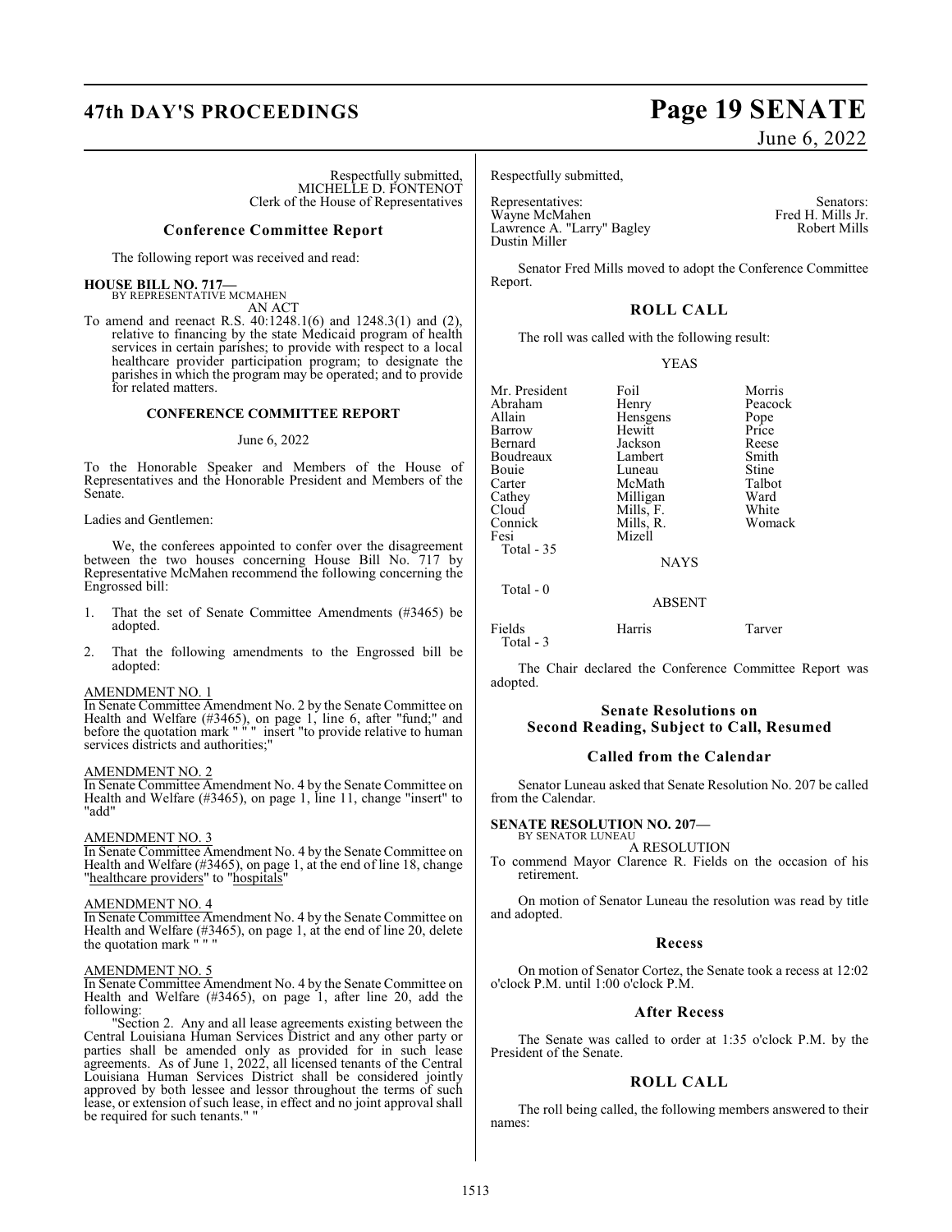Respectfully submitted,
MICHELLE D. FONTENOT
Clerk of the House of Representatives

### Conference Committee Report

The following report was received and read:

**HOUSE BILL NO. 717—**
BY REPRESENTATIVE MCMAHEN
AN ACT

To amend and reenact R.S. 40:1248.1(6) and 1248.3(1) and (2), relative to financing by the state Medicaid program of health services in certain parishes; to provide with respect to a local healthcare provider participation program; to designate the parishes in which the program may be operated; and to provide for related matters.

**CONFERENCE COMMITTEE REPORT**

June 6, 2022

To the Honorable Speaker and Members of the House of Representatives and the Honorable President and Members of the Senate.

Ladies and Gentlemen:

We, the conferees appointed to confer over the disagreement between the two houses concerning House Bill No. 717 by Representative McMahen recommend the following concerning the Engrossed bill:

1. That the set of Senate Committee Amendments (#3465) be adopted.

2. That the following amendments to the Engrossed bill be adopted:

AMENDMENT NO. 1
In Senate Committee Amendment No. 2 by the Senate Committee on Health and Welfare (#3465), on page 1, line 6, after "fund;" and before the quotation mark " " " insert "to provide relative to human services districts and authorities;"

AMENDMENT NO. 2
In Senate Committee Amendment No. 4 by the Senate Committee on Health and Welfare (#3465), on page 1, line 11, change "insert" to "add"

AMENDMENT NO. 3
In Senate Committee Amendment No. 4 by the Senate Committee on Health and Welfare (#3465), on page 1, at the end of line 18, change "healthcare providers" to "hospitals"

AMENDMENT NO. 4
In Senate Committee Amendment No. 4 by the Senate Committee on Health and Welfare (#3465), on page 1, at the end of line 20, delete the quotation mark " " "

AMENDMENT NO. 5
In Senate Committee Amendment No. 4 by the Senate Committee on Health and Welfare (#3465), on page 1, after line 20, add the following:

"Section 2. Any and all lease agreements existing between the Central Louisiana Human Services District and any other party or parties shall be amended only as provided for in such lease agreements. As of June 1, 2022, all licensed tenants of the Central Louisiana Human Services District shall be considered jointly approved by both lessee and lessor throughout the terms of such lease, or extension of such lease, in effect and no joint approval shall be required for such tenants." "

Respectfully submitted,

| Representatives: | Senators: |
|---|---|
| Wayne McMahen | Fred H. Mills Jr. |
| Lawrence A. "Larry" Bagley | Robert Mills |
| Dustin Miller | |

Senator Fred Mills moved to adopt the Conference Committee Report.

### ROLL CALL

The roll was called with the following result:

YEAS

| | | |
|---|---|---|
| Mr. President | Foil | Morris |
| Abraham | Henry | Peacock |
| Allain | Hensgens | Pope |
| Barrow | Hewitt | Price |
| Bernard | Jackson | Reese |
| Boudreaux | Lambert | Smith |
| Bouie | Luneau | Stine |
| Carter | McMath | Talbot |
| Cathey | Milligan | Ward |
| Cloud | Mills, F. | White |
| Connick | Mills, R. | Womack |
| Fesi | Mizell | |

Total - 35

NAYS

Total - 0

ABSENT

| | | |
|---|---|---|
| Fields | Harris | Tarver |

Total - 3

The Chair declared the Conference Committee Report was adopted.

### Senate Resolutions on Second Reading, Subject to Call, Resumed

### Called from the Calendar

Senator Luneau asked that Senate Resolution No. 207 be called from the Calendar.

**SENATE RESOLUTION NO. 207—**
BY SENATOR LUNEAU
A RESOLUTION

To commend Mayor Clarence R. Fields on the occasion of his retirement.

On motion of Senator Luneau the resolution was read by title and adopted.

### Recess

On motion of Senator Cortez, the Senate took a recess at 12:02 o'clock P.M. until 1:00 o'clock P.M.

### After Recess

The Senate was called to order at 1:35 o'clock P.M. by the President of the Senate.

### ROLL CALL

The roll being called, the following members answered to their names: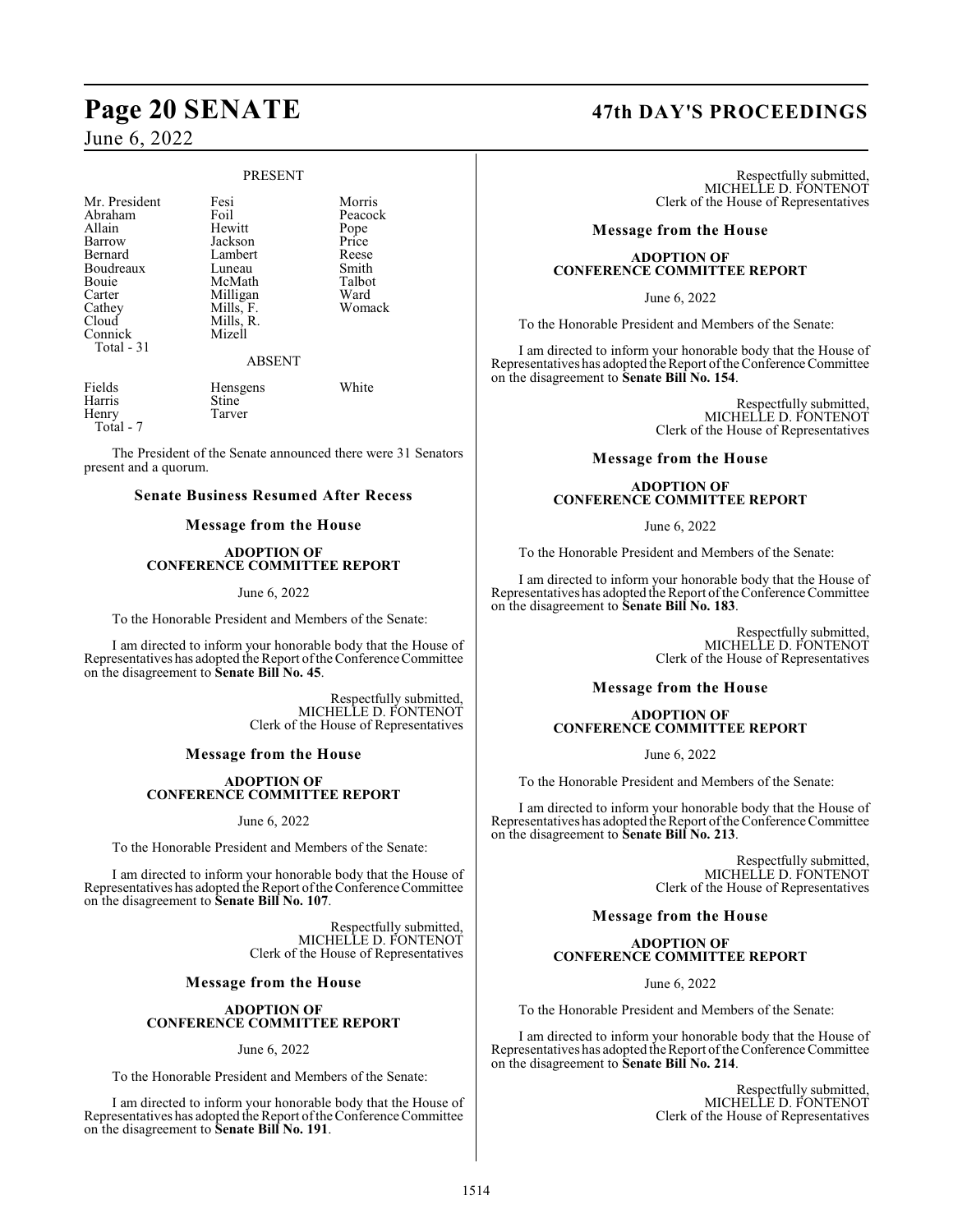PRESENT

| | | |
|---|---|---|
| Mr. President | Fesi | Morris |
| Abraham | Foil | Peacock |
| Allain | Hewitt | Pope |
| Barrow | Jackson | Price |
| Bernard | Lambert | Reese |
| Boudreaux | Luneau | Smith |
| Bouie | McMath | Talbot |
| Carter | Milligan | Ward |
| Cathey | Mills, F. | Womack |
| Cloud | Mills, R. | |
| Connick | Mizell | |
| Total - 31 | | |

ABSENT

| | | |
|---|---|---|
| Fields | Hensgens | White |
| Harris | Stine | |
| Henry | Tarver | |
| Total - 7 | | |

The President of the Senate announced there were 31 Senators present and a quorum.

## Senate Business Resumed After Recess

### Message from the House

**ADOPTION OF CONFERENCE COMMITTEE REPORT**

June 6, 2022

To the Honorable President and Members of the Senate:

I am directed to inform your honorable body that the House of Representatives has adopted the Report of the Conference Committee on the disagreement to **Senate Bill No. 45**.

Respectfully submitted,
MICHELLE D. FONTENOT
Clerk of the House of Representatives

### Message from the House

**ADOPTION OF CONFERENCE COMMITTEE REPORT**

June 6, 2022

To the Honorable President and Members of the Senate:

I am directed to inform your honorable body that the House of Representatives has adopted the Report of the Conference Committee on the disagreement to **Senate Bill No. 107**.

Respectfully submitted,
MICHELLE D. FONTENOT
Clerk of the House of Representatives

### Message from the House

**ADOPTION OF CONFERENCE COMMITTEE REPORT**

June 6, 2022

To the Honorable President and Members of the Senate:

I am directed to inform your honorable body that the House of Representatives has adopted the Report of the Conference Committee on the disagreement to **Senate Bill No. 191**.

Respectfully submitted,
MICHELLE D. FONTENOT
Clerk of the House of Representatives

### Message from the House

**ADOPTION OF CONFERENCE COMMITTEE REPORT**

June 6, 2022

To the Honorable President and Members of the Senate:

I am directed to inform your honorable body that the House of Representatives has adopted the Report of the Conference Committee on the disagreement to **Senate Bill No. 154**.

Respectfully submitted,
MICHELLE D. FONTENOT
Clerk of the House of Representatives

### Message from the House

**ADOPTION OF CONFERENCE COMMITTEE REPORT**

June 6, 2022

To the Honorable President and Members of the Senate:

I am directed to inform your honorable body that the House of Representatives has adopted the Report of the Conference Committee on the disagreement to **Senate Bill No. 183**.

Respectfully submitted,
MICHELLE D. FONTENOT
Clerk of the House of Representatives

### Message from the House

**ADOPTION OF CONFERENCE COMMITTEE REPORT**

June 6, 2022

To the Honorable President and Members of the Senate:

I am directed to inform your honorable body that the House of Representatives has adopted the Report of the Conference Committee on the disagreement to **Senate Bill No. 213**.

Respectfully submitted,
MICHELLE D. FONTENOT
Clerk of the House of Representatives

### Message from the House

**ADOPTION OF CONFERENCE COMMITTEE REPORT**

June 6, 2022

To the Honorable President and Members of the Senate:

I am directed to inform your honorable body that the House of Representatives has adopted the Report of the Conference Committee on the disagreement to **Senate Bill No. 214**.

Respectfully submitted,
MICHELLE D. FONTENOT
Clerk of the House of Representatives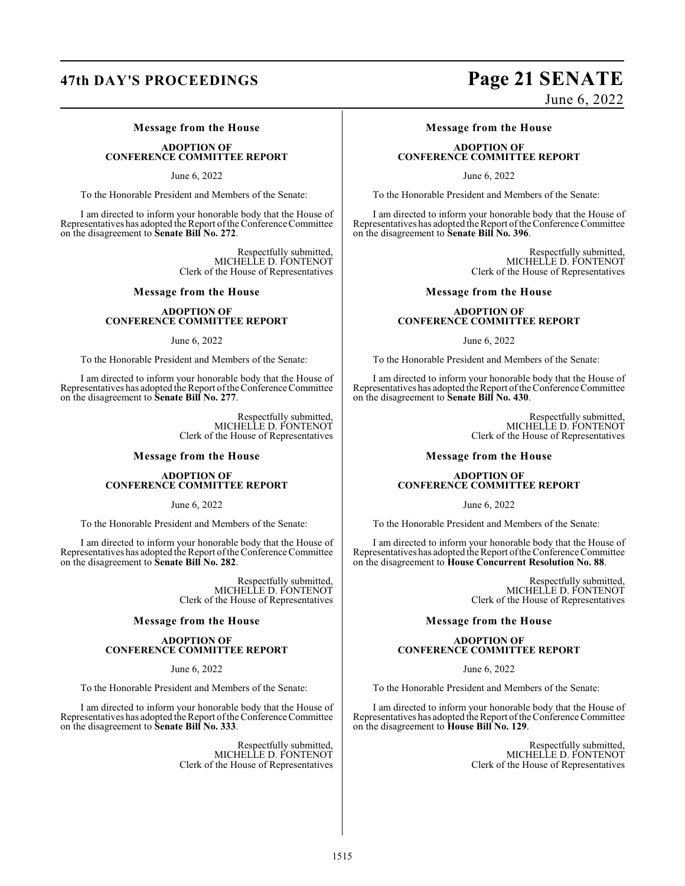### Message from the House

**ADOPTION OF CONFERENCE COMMITTEE REPORT**

June 6, 2022

To the Honorable President and Members of the Senate:

I am directed to inform your honorable body that the House of Representatives has adopted the Report of the Conference Committee on the disagreement to **Senate Bill No. 272**.

Respectfully submitted,
MICHELLE D. FONTENOT
Clerk of the House of Representatives

### Message from the House

**ADOPTION OF CONFERENCE COMMITTEE REPORT**

June 6, 2022

To the Honorable President and Members of the Senate:

I am directed to inform your honorable body that the House of Representatives has adopted the Report of the Conference Committee on the disagreement to **Senate Bill No. 277**.

Respectfully submitted,
MICHELLE D. FONTENOT
Clerk of the House of Representatives

### Message from the House

**ADOPTION OF CONFERENCE COMMITTEE REPORT**

June 6, 2022

To the Honorable President and Members of the Senate:

I am directed to inform your honorable body that the House of Representatives has adopted the Report of the Conference Committee on the disagreement to **Senate Bill No. 282**.

Respectfully submitted,
MICHELLE D. FONTENOT
Clerk of the House of Representatives

### Message from the House

**ADOPTION OF CONFERENCE COMMITTEE REPORT**

June 6, 2022

To the Honorable President and Members of the Senate:

I am directed to inform your honorable body that the House of Representatives has adopted the Report of the Conference Committee on the disagreement to **Senate Bill No. 333**.

Respectfully submitted,
MICHELLE D. FONTENOT
Clerk of the House of Representatives

### Message from the House

**ADOPTION OF CONFERENCE COMMITTEE REPORT**

June 6, 2022

To the Honorable President and Members of the Senate:

I am directed to inform your honorable body that the House of Representatives has adopted the Report of the Conference Committee on the disagreement to **Senate Bill No. 396**.

Respectfully submitted,
MICHELLE D. FONTENOT
Clerk of the House of Representatives

### Message from the House

**ADOPTION OF CONFERENCE COMMITTEE REPORT**

June 6, 2022

To the Honorable President and Members of the Senate:

I am directed to inform your honorable body that the House of Representatives has adopted the Report of the Conference Committee on the disagreement to **Senate Bill No. 430**.

Respectfully submitted,
MICHELLE D. FONTENOT
Clerk of the House of Representatives

### Message from the House

**ADOPTION OF CONFERENCE COMMITTEE REPORT**

June 6, 2022

To the Honorable President and Members of the Senate:

I am directed to inform your honorable body that the House of Representatives has adopted the Report of the Conference Committee on the disagreement to **House Concurrent Resolution No. 88**.

Respectfully submitted,
MICHELLE D. FONTENOT
Clerk of the House of Representatives

### Message from the House

**ADOPTION OF CONFERENCE COMMITTEE REPORT**

June 6, 2022

To the Honorable President and Members of the Senate:

I am directed to inform your honorable body that the House of Representatives has adopted the Report of the Conference Committee on the disagreement to **House Bill No. 129**.

Respectfully submitted,
MICHELLE D. FONTENOT
Clerk of the House of Representatives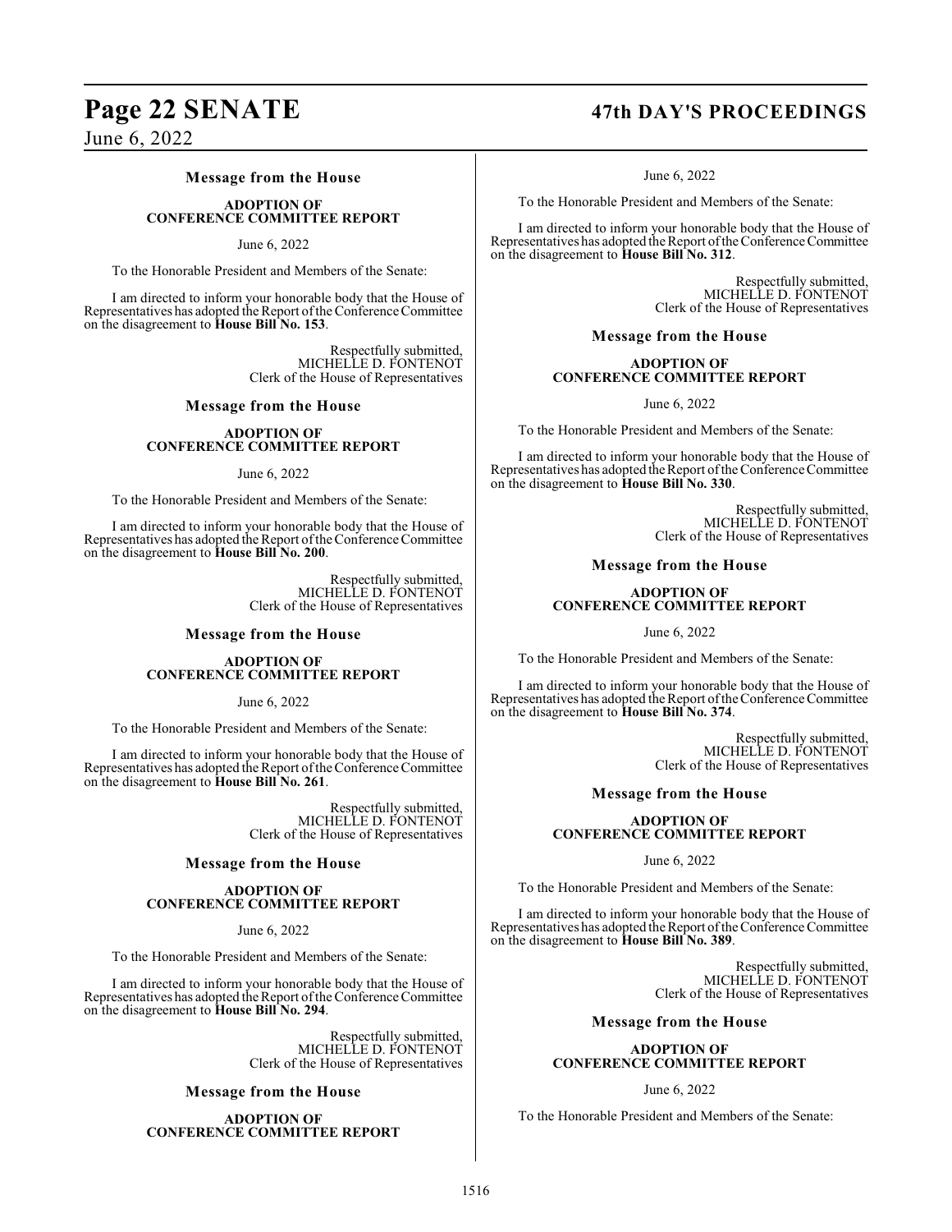### Message from the House

**ADOPTION OF CONFERENCE COMMITTEE REPORT**

June 6, 2022

To the Honorable President and Members of the Senate:

I am directed to inform your honorable body that the House of Representatives has adopted the Report of the Conference Committee on the disagreement to **House Bill No. 153**.

Respectfully submitted,
MICHELLE D. FONTENOT
Clerk of the House of Representatives

### Message from the House

**ADOPTION OF CONFERENCE COMMITTEE REPORT**

June 6, 2022

To the Honorable President and Members of the Senate:

I am directed to inform your honorable body that the House of Representatives has adopted the Report of the Conference Committee on the disagreement to **House Bill No. 200**.

Respectfully submitted,
MICHELLE D. FONTENOT
Clerk of the House of Representatives

### Message from the House

**ADOPTION OF CONFERENCE COMMITTEE REPORT**

June 6, 2022

To the Honorable President and Members of the Senate:

I am directed to inform your honorable body that the House of Representatives has adopted the Report of the Conference Committee on the disagreement to **House Bill No. 261**.

Respectfully submitted,
MICHELLE D. FONTENOT
Clerk of the House of Representatives

### Message from the House

**ADOPTION OF CONFERENCE COMMITTEE REPORT**

June 6, 2022

To the Honorable President and Members of the Senate:

I am directed to inform your honorable body that the House of Representatives has adopted the Report of the Conference Committee on the disagreement to **House Bill No. 294**.

Respectfully submitted,
MICHELLE D. FONTENOT
Clerk of the House of Representatives

### Message from the House

**ADOPTION OF CONFERENCE COMMITTEE REPORT**

June 6, 2022

To the Honorable President and Members of the Senate:

I am directed to inform your honorable body that the House of Representatives has adopted the Report of the Conference Committee on the disagreement to **House Bill No. 312**.

Respectfully submitted,
MICHELLE D. FONTENOT
Clerk of the House of Representatives

### Message from the House

**ADOPTION OF CONFERENCE COMMITTEE REPORT**

June 6, 2022

To the Honorable President and Members of the Senate:

I am directed to inform your honorable body that the House of Representatives has adopted the Report of the Conference Committee on the disagreement to **House Bill No. 330**.

Respectfully submitted,
MICHELLE D. FONTENOT
Clerk of the House of Representatives

### Message from the House

**ADOPTION OF CONFERENCE COMMITTEE REPORT**

June 6, 2022

To the Honorable President and Members of the Senate:

I am directed to inform your honorable body that the House of Representatives has adopted the Report of the Conference Committee on the disagreement to **House Bill No. 374**.

Respectfully submitted,
MICHELLE D. FONTENOT
Clerk of the House of Representatives

### Message from the House

**ADOPTION OF CONFERENCE COMMITTEE REPORT**

June 6, 2022

To the Honorable President and Members of the Senate:

I am directed to inform your honorable body that the House of Representatives has adopted the Report of the Conference Committee on the disagreement to **House Bill No. 389**.

Respectfully submitted,
MICHELLE D. FONTENOT
Clerk of the House of Representatives

### Message from the House

**ADOPTION OF CONFERENCE COMMITTEE REPORT**

June 6, 2022

To the Honorable President and Members of the Senate: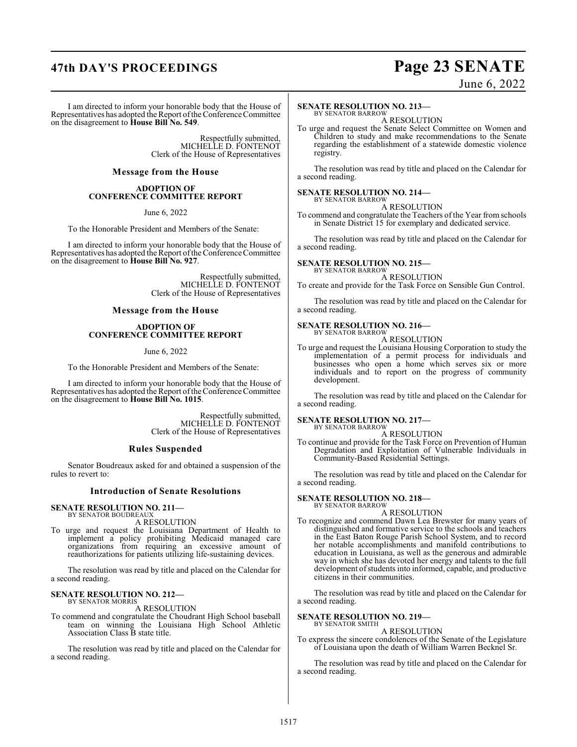I am directed to inform your honorable body that the House of Representatives has adopted the Report of the Conference Committee on the disagreement to **House Bill No. 549**.

Respectfully submitted,
MICHELLE D. FONTENOT
Clerk of the House of Representatives

## Message from the House

### ADOPTION OF CONFERENCE COMMITTEE REPORT

June 6, 2022

To the Honorable President and Members of the Senate:

I am directed to inform your honorable body that the House of Representatives has adopted the Report of the Conference Committee on the disagreement to **House Bill No. 927**.

Respectfully submitted,
MICHELLE D. FONTENOT
Clerk of the House of Representatives

## Message from the House

### ADOPTION OF CONFERENCE COMMITTEE REPORT

June 6, 2022

To the Honorable President and Members of the Senate:

I am directed to inform your honorable body that the House of Representatives has adopted the Report of the Conference Committee on the disagreement to **House Bill No. 1015**.

Respectfully submitted,
MICHELLE D. FONTENOT
Clerk of the House of Representatives

## Rules Suspended

Senator Boudreaux asked for and obtained a suspension of the rules to revert to:

## Introduction of Senate Resolutions

**SENATE RESOLUTION NO. 211—**
BY SENATOR BOUDREAUX

A RESOLUTION

To urge and request the Louisiana Department of Health to implement a policy prohibiting Medicaid managed care organizations from requiring an excessive amount of reauthorizations for patients utilizing life-sustaining devices.

The resolution was read by title and placed on the Calendar for a second reading.

**SENATE RESOLUTION NO. 212—**
BY SENATOR MORRIS

A RESOLUTION

To commend and congratulate the Choudrant High School baseball team on winning the Louisiana High School Athletic Association Class B state title.

The resolution was read by title and placed on the Calendar for a second reading.

**SENATE RESOLUTION NO. 213—**
BY SENATOR BARROW

A RESOLUTION

To urge and request the Senate Select Committee on Women and Children to study and make recommendations to the Senate regarding the establishment of a statewide domestic violence registry.

The resolution was read by title and placed on the Calendar for a second reading.

**SENATE RESOLUTION NO. 214—**
BY SENATOR BARROW

A RESOLUTION

To commend and congratulate the Teachers of the Year from schools in Senate District 15 for exemplary and dedicated service.

The resolution was read by title and placed on the Calendar for a second reading.

**SENATE RESOLUTION NO. 215—**
BY SENATOR BARROW

A RESOLUTION

To create and provide for the Task Force on Sensible Gun Control.

The resolution was read by title and placed on the Calendar for a second reading.

**SENATE RESOLUTION NO. 216—**
BY SENATOR BARROW

A RESOLUTION

To urge and request the Louisiana Housing Corporation to study the implementation of a permit process for individuals and businesses who open a home which serves six or more individuals and to report on the progress of community development.

The resolution was read by title and placed on the Calendar for a second reading.

**SENATE RESOLUTION NO. 217—**
BY SENATOR BARROW

A RESOLUTION

To continue and provide for the Task Force on Prevention of Human Degradation and Exploitation of Vulnerable Individuals in Community-Based Residential Settings.

The resolution was read by title and placed on the Calendar for a second reading.

**SENATE RESOLUTION NO. 218—**
BY SENATOR BARROW

A RESOLUTION

To recognize and commend Dawn Lea Brewster for many years of distinguished and formative service to the schools and teachers in the East Baton Rouge Parish School System, and to record her notable accomplishments and manifold contributions to education in Louisiana, as well as the generous and admirable way in which she has devoted her energy and talents to the full development of students into informed, capable, and productive citizens in their communities.

The resolution was read by title and placed on the Calendar for a second reading.

**SENATE RESOLUTION NO. 219—**
BY SENATOR SMITH

A RESOLUTION

To express the sincere condolences of the Senate of the Legislature of Louisiana upon the death of William Warren Becknel Sr.

The resolution was read by title and placed on the Calendar for a second reading.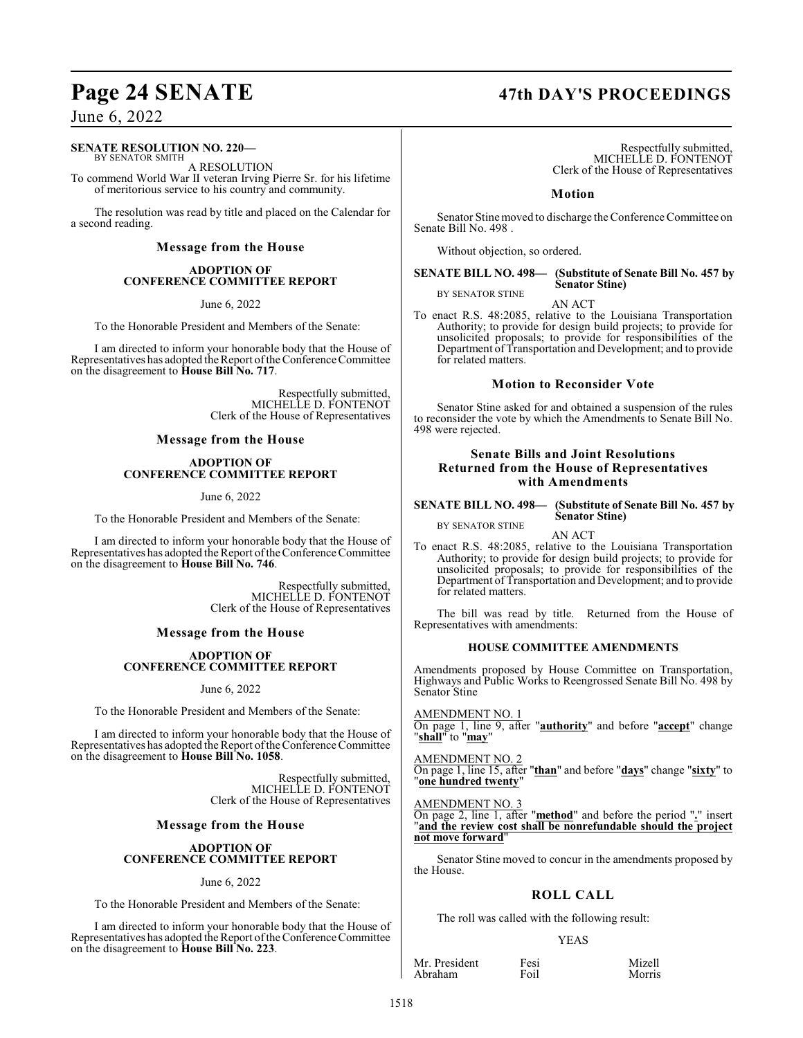**SENATE RESOLUTION NO. 220—**
BY SENATOR SMITH

A RESOLUTION

To commend World War II veteran Irving Pierre Sr. for his lifetime of meritorious service to his country and community.

The resolution was read by title and placed on the Calendar for a second reading.

## Message from the House

**ADOPTION OF CONFERENCE COMMITTEE REPORT**

June 6, 2022

To the Honorable President and Members of the Senate:

I am directed to inform your honorable body that the House of Representatives has adopted the Report of the Conference Committee on the disagreement to **House Bill No. 717**.

Respectfully submitted,
MICHELLE D. FONTENOT
Clerk of the House of Representatives

## Message from the House

**ADOPTION OF CONFERENCE COMMITTEE REPORT**

June 6, 2022

To the Honorable President and Members of the Senate:

I am directed to inform your honorable body that the House of Representatives has adopted the Report of the Conference Committee on the disagreement to **House Bill No. 746**.

Respectfully submitted,
MICHELLE D. FONTENOT
Clerk of the House of Representatives

## Message from the House

**ADOPTION OF CONFERENCE COMMITTEE REPORT**

June 6, 2022

To the Honorable President and Members of the Senate:

I am directed to inform your honorable body that the House of Representatives has adopted the Report of the Conference Committee on the disagreement to **House Bill No. 1058**.

Respectfully submitted,
MICHELLE D. FONTENOT
Clerk of the House of Representatives

## Message from the House

**ADOPTION OF CONFERENCE COMMITTEE REPORT**

June 6, 2022

To the Honorable President and Members of the Senate:

I am directed to inform your honorable body that the House of Representatives has adopted the Report of the Conference Committee on the disagreement to **House Bill No. 223**.

Respectfully submitted,
MICHELLE D. FONTENOT
Clerk of the House of Representatives

## Motion

Senator Stine moved to discharge the Conference Committee on Senate Bill No. 498 .

Without objection, so ordered.

**SENATE BILL NO. 498— (Substitute of Senate Bill No. 457 by Senator Stine)**
BY SENATOR STINE

AN ACT

To enact R.S. 48:2085, relative to the Louisiana Transportation Authority; to provide for design build projects; to provide for unsolicited proposals; to provide for responsibilities of the Department of Transportation and Development; and to provide for related matters.

## Motion to Reconsider Vote

Senator Stine asked for and obtained a suspension of the rules to reconsider the vote by which the Amendments to Senate Bill No. 498 were rejected.

## Senate Bills and Joint Resolutions Returned from the House of Representatives with Amendments

**SENATE BILL NO. 498— (Substitute of Senate Bill No. 457 by Senator Stine)**
BY SENATOR STINE

AN ACT

To enact R.S. 48:2085, relative to the Louisiana Transportation Authority; to provide for design build projects; to provide for unsolicited proposals; to provide for responsibilities of the Department of Transportation and Development; and to provide for related matters.

The bill was read by title. Returned from the House of Representatives with amendments:

**HOUSE COMMITTEE AMENDMENTS**

Amendments proposed by House Committee on Transportation, Highways and Public Works to Reengrossed Senate Bill No. 498 by Senator Stine

AMENDMENT NO. 1
On page 1, line 9, after "**authority**" and before "**accept**" change "**shall**" to "**may**"

AMENDMENT NO. 2
On page 1, line 15, after "**than**" and before "**days**" change "**sixty**" to "**one hundred twenty**"

AMENDMENT NO. 3
On page 2, line 1, after "**method**" and before the period "**.**" insert "**and the review cost shall be nonrefundable should the project not move forward**"

Senator Stine moved to concur in the amendments proposed by the House.

## ROLL CALL

The roll was called with the following result:

YEAS

| | | |
|---|---|---|
| Mr. President | Fesi | Mizell |
| Abraham | Foil | Morris |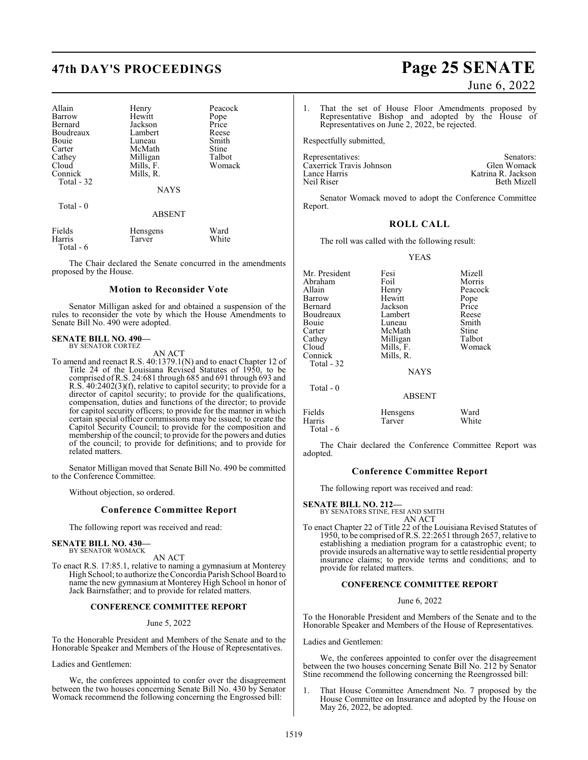| Allain | Henry | Peacock |
|---|---|---|
| Barrow | Hewitt | Pope |
| Bernard | Jackson | Price |
| Boudreaux | Lambert | Reese |
| Bouie | Luneau | Smith |
| Carter | McMath | Stine |
| Cathey | Milligan | Talbot |
| Cloud | Mills, F. | Womack |
| Connick | Mills, R. | |
| Total - 32 | | |

NAYS

Total - 0

ABSENT

| Fields | Hensgens | Ward |
|---|---|---|
| Harris | Tarver | White |
| Total - 6 | | |

The Chair declared the Senate concurred in the amendments proposed by the House.

### Motion to Reconsider Vote

Senator Milligan asked for and obtained a suspension of the rules to reconsider the vote by which the House Amendments to Senate Bill No. 490 were adopted.

**SENATE BILL NO. 490—**
BY SENATOR CORTEZ

AN ACT

To amend and reenact R.S. 40:1379.1(N) and to enact Chapter 12 of Title 24 of the Louisiana Revised Statutes of 1950, to be comprised of R.S. 24:681 through 685 and 691 through 693 and R.S. 40:2402(3)(f), relative to capitol security; to provide for a director of capitol security; to provide for the qualifications, compensation, duties and functions of the director; to provide for capitol security officers; to provide for the manner in which certain special officer commissions may be issued; to create the Capitol Security Council; to provide for the composition and membership of the council; to provide for the powers and duties of the council; to provide for definitions; and to provide for related matters.

Senator Milligan moved that Senate Bill No. 490 be committed to the Conference Committee.

Without objection, so ordered.

### Conference Committee Report

The following report was received and read:

**SENATE BILL NO. 430—**
BY SENATOR WOMACK

AN ACT

To enact R.S. 17:85.1, relative to naming a gymnasium at Monterey High School; to authorize the Concordia Parish School Board to name the new gymnasium at Monterey High School in honor of Jack Bairnsfather; and to provide for related matters.

**CONFERENCE COMMITTEE REPORT**

June 5, 2022

To the Honorable President and Members of the Senate and to the Honorable Speaker and Members of the House of Representatives.

Ladies and Gentlemen:

We, the conferees appointed to confer over the disagreement between the two houses concerning Senate Bill No. 430 by Senator Womack recommend the following concerning the Engrossed bill:

1. That the set of House Floor Amendments proposed by Representative Bishop and adopted by the House of Representatives on June 2, 2022, be rejected.

Respectfully submitted,

| Representatives: | Senators: |
|---|---|
| Caxerrick Travis Johnson | Glen Womack |
| Lance Harris | Katrina R. Jackson |
| Neil Riser | Beth Mizell |

Senator Womack moved to adopt the Conference Committee Report.

### ROLL CALL

The roll was called with the following result:

YEAS

| Mr. President | Fesi | Mizell |
|---|---|---|
| Abraham | Foil | Morris |
| Allain | Henry | Peacock |
| Barrow | Hewitt | Pope |
| Bernard | Jackson | Price |
| Boudreaux | Lambert | Reese |
| Bouie | Luneau | Smith |
| Carter | McMath | Stine |
| Cathey | Milligan | Talbot |
| Cloud | Mills, F. | Womack |
| Connick | Mills, R. | |
| Total - 32 | | |

NAYS

Total - 0

ABSENT

| Fields | Hensgens | Ward |
|---|---|---|
| Harris | Tarver | White |
| Total - 6 | | |

The Chair declared the Conference Committee Report was adopted.

### Conference Committee Report

The following report was received and read:

**SENATE BILL NO. 212—**
BY SENATORS STINE, FESI AND SMITH

AN ACT

To enact Chapter 22 of Title 22 of the Louisiana Revised Statutes of 1950, to be comprised of R.S. 22:2651 through 2657, relative to establishing a mediation program for a catastrophic event; to provide insureds an alternative way to settle residential property insurance claims; to provide terms and conditions; and to provide for related matters.

**CONFERENCE COMMITTEE REPORT**

June 6, 2022

To the Honorable President and Members of the Senate and to the Honorable Speaker and Members of the House of Representatives.

Ladies and Gentlemen:

We, the conferees appointed to confer over the disagreement between the two houses concerning Senate Bill No. 212 by Senator Stine recommend the following concerning the Reengrossed bill:

1. That House Committee Amendment No. 7 proposed by the House Committee on Insurance and adopted by the House on May 26, 2022, be adopted.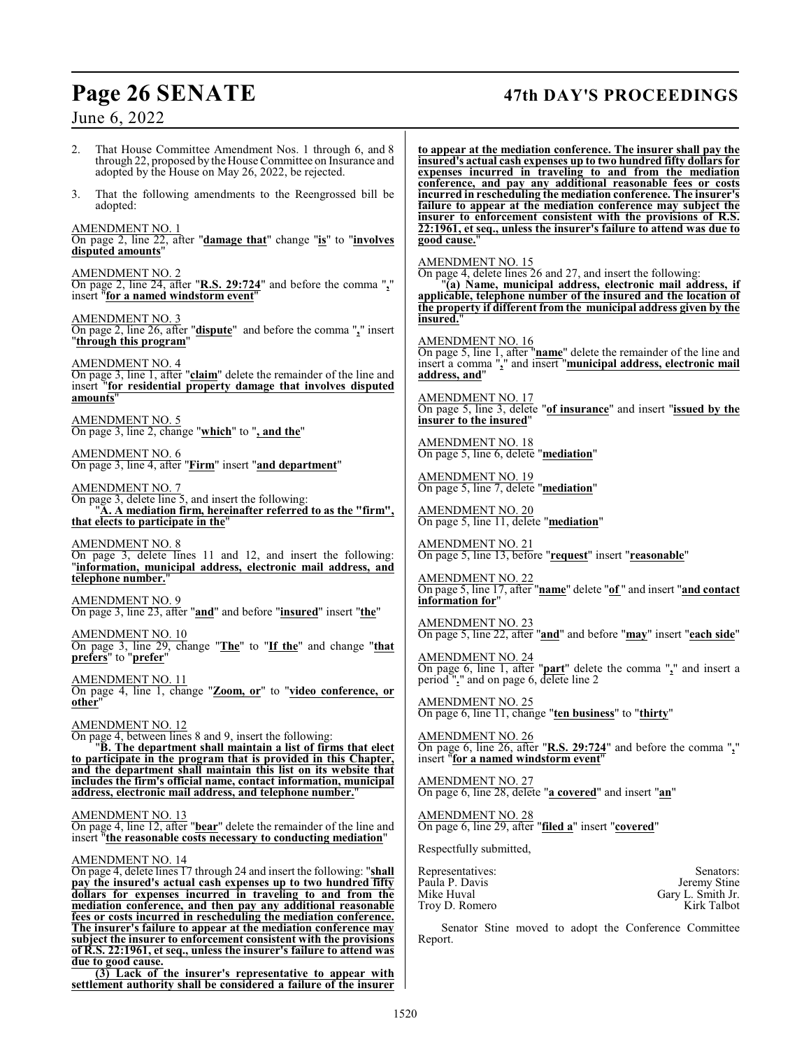2. That House Committee Amendment Nos. 1 through 6, and 8 through 22, proposed by the House Committee on Insurance and adopted by the House on May 26, 2022, be rejected.

3. That the following amendments to the Reengrossed bill be adopted:

AMENDMENT NO. 1
On page 2, line 22, after "**damage that**" change "**is**" to "**involves disputed amounts**"

AMENDMENT NO. 2
On page 2, line 24, after "**R.S. 29:724**" and before the comma "**,**" insert "**for a named windstorm event**"

AMENDMENT NO. 3
On page 2, line 26, after "**dispute**" and before the comma "**,**" insert "**through this program**"

AMENDMENT NO. 4
On page 3, line 1, after "**claim**" delete the remainder of the line and insert "**for residential property damage that involves disputed amounts**"

AMENDMENT NO. 5
On page 3, line 2, change "**which**" to "**, and the**"

AMENDMENT NO. 6
On page 3, line 4, after "**Firm**" insert "**and department**"

AMENDMENT NO. 7
On page 3, delete line 5, and insert the following:
"**A. A mediation firm, hereinafter referred to as the "firm", that elects to participate in the**"

AMENDMENT NO. 8
On page 3, delete lines 11 and 12, and insert the following: "**information, municipal address, electronic mail address, and telephone number.**"

AMENDMENT NO. 9
On page 3, line 23, after "**and**" and before "**insured**" insert "**the**"

AMENDMENT NO. 10
On page 3, line 29, change "**The**" to "**If the**" and change "**that prefers**" to "**prefer**"

AMENDMENT NO. 11
On page 4, line 1, change "**Zoom, or**" to "**video conference, or other**"

AMENDMENT NO. 12
On page 4, between lines 8 and 9, insert the following:
"**B. The department shall maintain a list of firms that elect to participate in the program that is provided in this Chapter, and the department shall maintain this list on its website that includes the firm's official name, contact information, municipal address, electronic mail address, and telephone number.**"

AMENDMENT NO. 13
On page 4, line 12, after "**bear**" delete the remainder of the line and insert "**the reasonable costs necessary to conducting mediation**"

AMENDMENT NO. 14
On page 4, delete lines 17 through 24 and insert the following: "**shall pay the insured's actual cash expenses up to two hundred fifty dollars for expenses incurred in traveling to and from the mediation conference, and then pay any additional reasonable fees or costs incurred in rescheduling the mediation conference. The insurer's failure to appear at the mediation conference may subject the insurer to enforcement consistent with the provisions of R.S. 22:1961, et seq., unless the insurer's failure to attend was due to good cause.**

**(3) Lack of the insurer's representative to appear with settlement authority shall be considered a failure of the insurer to appear at the mediation conference. The insurer shall pay the insured's actual cash expenses up to two hundred fifty dollars for expenses incurred in traveling to and from the mediation conference, and pay any additional reasonable fees or costs incurred in rescheduling the mediation conference. The insurer's failure to appear at the mediation conference may subject the insurer to enforcement consistent with the provisions of R.S. 22:1961, et seq., unless the insurer's failure to attend was due to good cause.**"

AMENDMENT NO. 15
On page 4, delete lines 26 and 27, and insert the following:
"**(a) Name, municipal address, electronic mail address, if applicable, telephone number of the insured and the location of the property if different from the municipal address given by the insured.**"

AMENDMENT NO. 16
On page 5, line 1, after "**name**" delete the remainder of the line and insert a comma "**,**" and insert "**municipal address, electronic mail address, and**"

AMENDMENT NO. 17
On page 5, line 3, delete "**of insurance**" and insert "**issued by the insurer to the insured**"

AMENDMENT NO. 18
On page 5, line 6, delete "**mediation**"

AMENDMENT NO. 19
On page 5, line 7, delete "**mediation**"

AMENDMENT NO. 20
On page 5, line 11, delete "**mediation**"

AMENDMENT NO. 21
On page 5, line 13, before "**request**" insert "**reasonable**"

AMENDMENT NO. 22
On page 5, line 17, after "**name**" delete "**of**" and insert "**and contact information for**"

AMENDMENT NO. 23
On page 5, line 22, after "**and**" and before "**may**" insert "**each side**"

AMENDMENT NO. 24
On page 6, line 1, after "**part**" delete the comma "**,**" and insert a period "**.**" and on page 6, delete line 2

AMENDMENT NO. 25
On page 6, line 11, change "**ten business**" to "**thirty**"

AMENDMENT NO. 26
On page 6, line 26, after "**R.S. 29:724**" and before the comma "**,**" insert "**for a named windstorm event**"

AMENDMENT NO. 27
On page 6, line 28, delete "**a covered**" and insert "**an**"

AMENDMENT NO. 28
On page 6, line 29, after "**filed a**" insert "**covered**"

Respectfully submitted,

| Representatives: | Senators: |
|---|---|
| Paula P. Davis | Jeremy Stine |
| Mike Huval | Gary L. Smith Jr. |
| Troy D. Romero | Kirk Talbot |

Senator Stine moved to adopt the Conference Committee Report.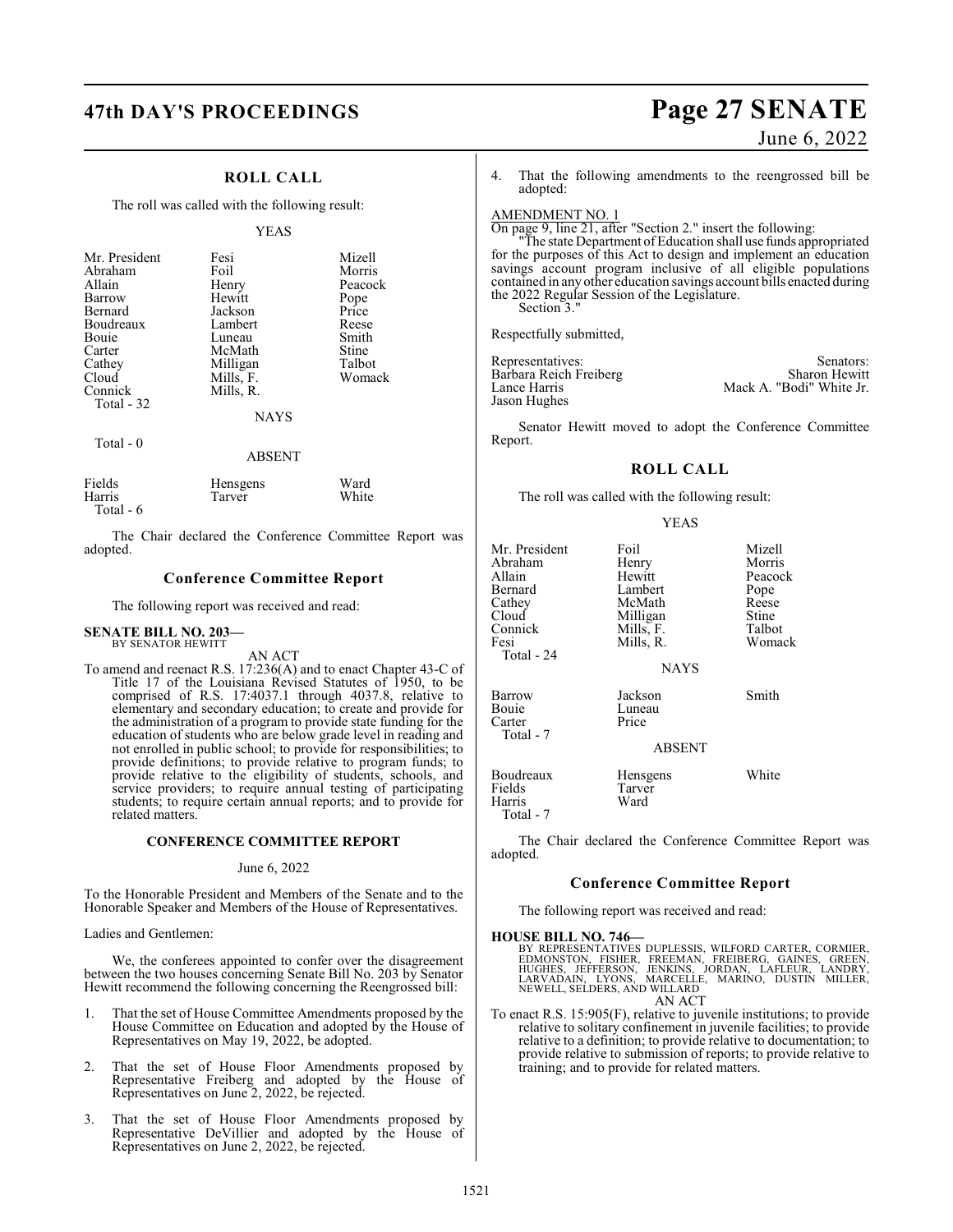## ROLL CALL

The roll was called with the following result:

YEAS

| | | |
|---|---|---|
| Mr. President | Fesi | Mizell |
| Abraham | Foil | Morris |
| Allain | Henry | Peacock |
| Barrow | Hewitt | Pope |
| Bernard | Jackson | Price |
| Boudreaux | Lambert | Reese |
| Bouie | Luneau | Smith |
| Carter | McMath | Stine |
| Cathey | Milligan | Talbot |
| Cloud | Mills, F. | Womack |
| Connick | Mills, R. | |

Total - 32

NAYS

Total - 0

ABSENT

| | | |
|---|---|---|
| Fields | Hensgens | Ward |
| Harris | Tarver | White |

Total - 6

The Chair declared the Conference Committee Report was adopted.

## Conference Committee Report

The following report was received and read:

**SENATE BILL NO. 203—**
BY SENATOR HEWITT

AN ACT

To amend and reenact R.S. 17:236(A) and to enact Chapter 43-C of Title 17 of the Louisiana Revised Statutes of 1950, to be comprised of R.S. 17:4037.1 through 4037.8, relative to elementary and secondary education; to create and provide for the administration of a program to provide state funding for the education of students who are below grade level in reading and not enrolled in public school; to provide for responsibilities; to provide definitions; to provide relative to program funds; to provide relative to the eligibility of students, schools, and service providers; to require annual testing of participating students; to require certain annual reports; and to provide for related matters.

**CONFERENCE COMMITTEE REPORT**

June 6, 2022

To the Honorable President and Members of the Senate and to the Honorable Speaker and Members of the House of Representatives.

Ladies and Gentlemen:

We, the conferees appointed to confer over the disagreement between the two houses concerning Senate Bill No. 203 by Senator Hewitt recommend the following concerning the Reengrossed bill:

1. That the set of House Committee Amendments proposed by the House Committee on Education and adopted by the House of Representatives on May 19, 2022, be adopted.

2. That the set of House Floor Amendments proposed by Representative Freiberg and adopted by the House of Representatives on June 2, 2022, be rejected.

3. That the set of House Floor Amendments proposed by Representative DeVillier and adopted by the House of Representatives on June 2, 2022, be rejected.

4. That the following amendments to the reengrossed bill be adopted:

AMENDMENT NO. 1

On page 9, line 21, after "Section 2." insert the following:

"The state Department of Education shall use funds appropriated for the purposes of this Act to design and implement an education savings account program inclusive of all eligible populations contained in any other education savings account bills enacted during the 2022 Regular Session of the Legislature.

Section 3."

Respectfully submitted,

| Representatives: | Senators: |
|---|---|
| Barbara Reich Freiberg | Sharon Hewitt |
| Lance Harris | Mack A. "Bodi" White Jr. |
| Jason Hughes | |

Senator Hewitt moved to adopt the Conference Committee Report.

## ROLL CALL

The roll was called with the following result:

YEAS

| | | |
|---|---|---|
| Mr. President | Foil | Mizell |
| Abraham | Henry | Morris |
| Allain | Hewitt | Peacock |
| Bernard | Lambert | Pope |
| Cathey | McMath | Reese |
| Cloud | Milligan | Stine |
| Connick | Mills, F. | Talbot |
| Fesi | Mills, R. | Womack |

Total - 24

NAYS

| | | |
|---|---|---|
| Barrow | Jackson | Smith |
| Bouie | Luneau | |
| Carter | Price | |

Total - 7

ABSENT

| | | |
|---|---|---|
| Boudreaux | Hensgens | White |
| Fields | Tarver | |
| Harris | Ward | |

Total - 7

The Chair declared the Conference Committee Report was adopted.

## Conference Committee Report

The following report was received and read:

**HOUSE BILL NO. 746—**
BY REPRESENTATIVES DUPLESSIS, WILFORD CARTER, CORMIER, EDMONSTON, FISHER, FREEMAN, FREIBERG, GAINES, GREEN, HUGHES, JEFFERSON, JENKINS, JORDAN, LAFLEUR, LANDRY, LARVADAIN, LYONS, MARCELLE, MARINO, DUSTIN MILLER, NEWELL, SELDERS, AND WILLARD

AN ACT

To enact R.S. 15:905(F), relative to juvenile institutions; to provide relative to solitary confinement in juvenile facilities; to provide relative to a definition; to provide relative to documentation; to provide relative to submission of reports; to provide relative to training; and to provide for related matters.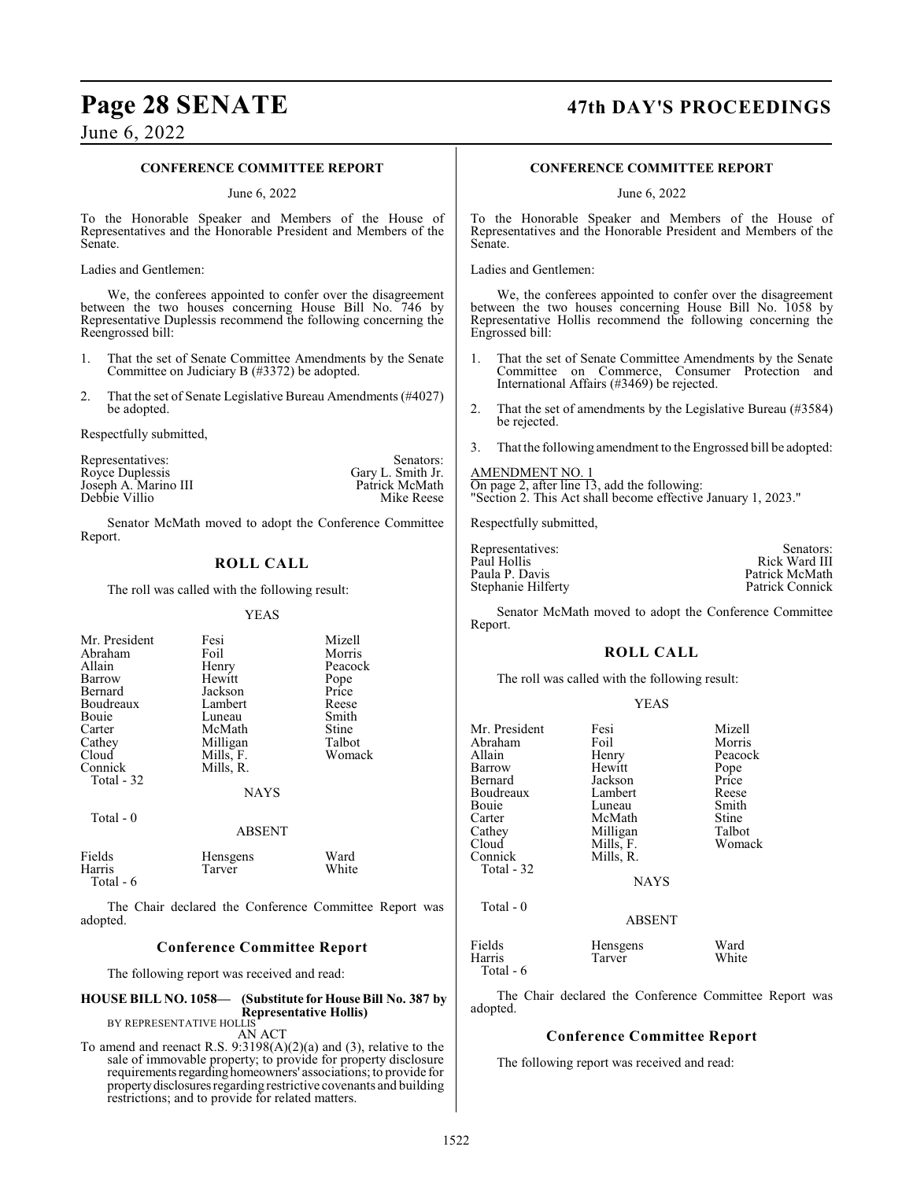**CONFERENCE COMMITTEE REPORT**

June 6, 2022

To the Honorable Speaker and Members of the House of Representatives and the Honorable President and Members of the Senate.

Ladies and Gentlemen:

We, the conferees appointed to confer over the disagreement between the two houses concerning House Bill No. 746 by Representative Duplessis recommend the following concerning the Reengrossed bill:

1. That the set of Senate Committee Amendments by the Senate Committee on Judiciary B (#3372) be adopted.

2. That the set of Senate Legislative Bureau Amendments (#4027) be adopted.

Respectfully submitted,

| Representatives: | Senators: |
|---|---|
| Royce Duplessis | Gary L. Smith Jr. |
| Joseph A. Marino III | Patrick McMath |
| Debbie Villio | Mike Reese |

Senator McMath moved to adopt the Conference Committee Report.

## ROLL CALL

The roll was called with the following result:

YEAS

| | | |
|---|---|---|
| Mr. President | Fesi | Mizell |
| Abraham | Foil | Morris |
| Allain | Henry | Peacock |
| Barrow | Hewitt | Pope |
| Bernard | Jackson | Price |
| Boudreaux | Lambert | Reese |
| Bouie | Luneau | Smith |
| Carter | McMath | Stine |
| Cathey | Milligan | Talbot |
| Cloud | Mills, F. | Womack |
| Connick | Mills, R. | |

Total - 32

NAYS

Total - 0

ABSENT

| | | |
|---|---|---|
| Fields | Hensgens | Ward |
| Harris | Tarver | White |

Total - 6

The Chair declared the Conference Committee Report was adopted.

### Conference Committee Report

The following report was received and read:

**HOUSE BILL NO. 1058— (Substitute for House Bill No. 387 by Representative Hollis)**
BY REPRESENTATIVE HOLLIS
AN ACT

To amend and reenact R.S. 9:3198(A)(2)(a) and (3), relative to the sale of immovable property; to provide for property disclosure requirements regarding homeowners' associations; to provide for property disclosures regarding restrictive covenants and building restrictions; and to provide for related matters.

**CONFERENCE COMMITTEE REPORT**

June 6, 2022

To the Honorable Speaker and Members of the House of Representatives and the Honorable President and Members of the Senate.

Ladies and Gentlemen:

We, the conferees appointed to confer over the disagreement between the two houses concerning House Bill No. 1058 by Representative Hollis recommend the following concerning the Engrossed bill:

1. That the set of Senate Committee Amendments by the Senate Committee on Commerce, Consumer Protection and International Affairs (#3469) be rejected.

2. That the set of amendments by the Legislative Bureau (#3584) be rejected.

3. That the following amendment to the Engrossed bill be adopted:

AMENDMENT NO. 1
On page 2, after line 13, add the following:
"Section 2. This Act shall become effective January 1, 2023."

Respectfully submitted,

| Representatives: | Senators: |
|---|---|
| Paul Hollis | Rick Ward III |
| Paula P. Davis | Patrick McMath |
| Stephanie Hilferty | Patrick Connick |

Senator McMath moved to adopt the Conference Committee Report.

## ROLL CALL

The roll was called with the following result:

YEAS

| | | |
|---|---|---|
| Mr. President | Fesi | Mizell |
| Abraham | Foil | Morris |
| Allain | Henry | Peacock |
| Barrow | Hewitt | Pope |
| Bernard | Jackson | Price |
| Boudreaux | Lambert | Reese |
| Bouie | Luneau | Smith |
| Carter | McMath | Stine |
| Cathey | Milligan | Talbot |
| Cloud | Mills, F. | Womack |
| Connick | Mills, R. | |

Total - 32

NAYS

Total - 0

ABSENT

| | | |
|---|---|---|
| Fields | Hensgens | Ward |
| Harris | Tarver | White |

Total - 6

The Chair declared the Conference Committee Report was adopted.

### Conference Committee Report

The following report was received and read: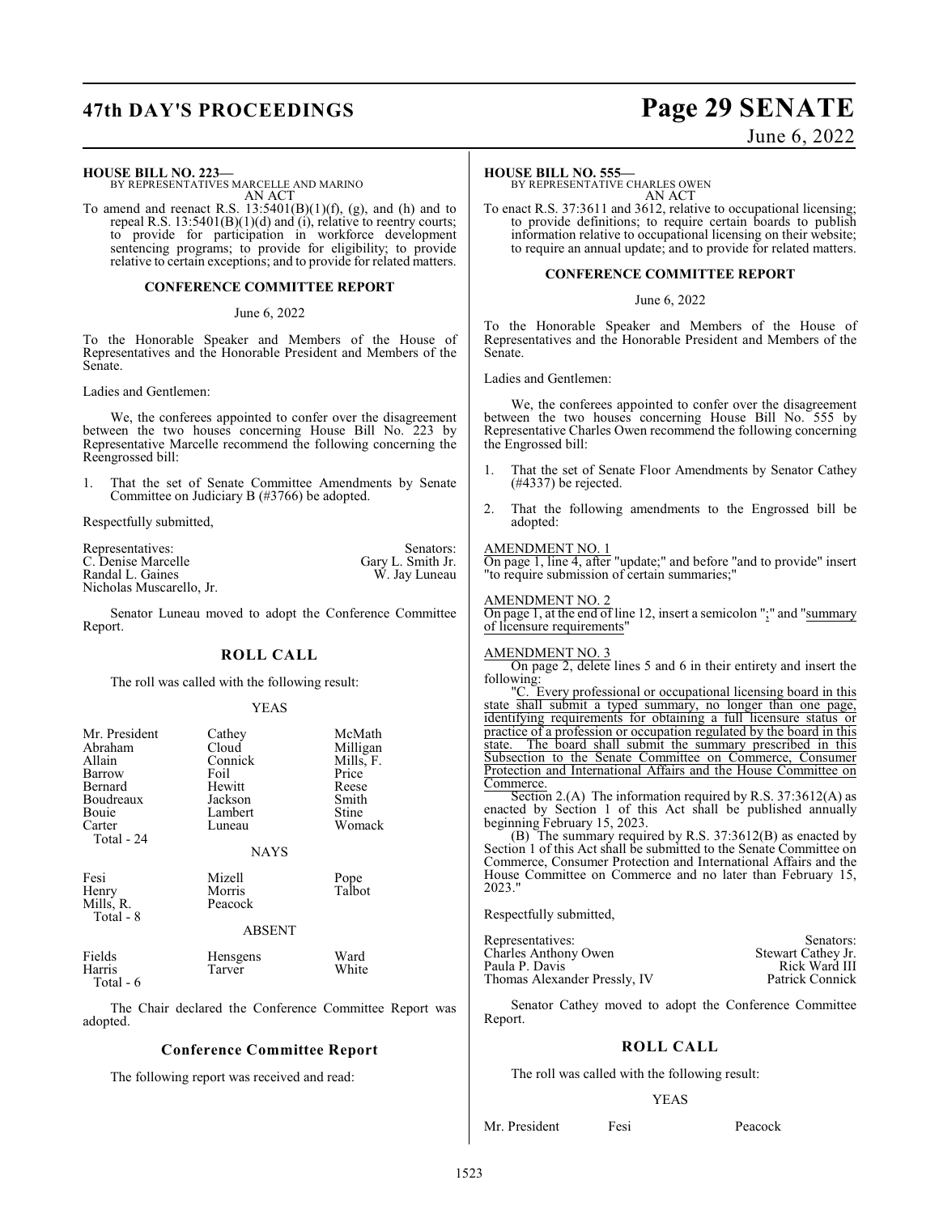**HOUSE BILL NO. 223—**
BY REPRESENTATIVES MARCELLE AND MARINO
AN ACT

To amend and reenact R.S. 13:5401(B)(1)(f), (g), and (h) and to repeal R.S. 13:5401(B)(1)(d) and (i), relative to reentry courts; to provide for participation in workforce development sentencing programs; to provide for eligibility; to provide relative to certain exceptions; and to provide for related matters.

**CONFERENCE COMMITTEE REPORT**

June 6, 2022

To the Honorable Speaker and Members of the House of Representatives and the Honorable President and Members of the Senate.

Ladies and Gentlemen:

We, the conferees appointed to confer over the disagreement between the two houses concerning House Bill No. 223 by Representative Marcelle recommend the following concerning the Reengrossed bill:

1. That the set of Senate Committee Amendments by Senate Committee on Judiciary B (#3766) be adopted.

Respectfully submitted,

| Representatives: | Senators: |
|---|---|
| C. Denise Marcelle | Gary L. Smith Jr. |
| Randal L. Gaines | W. Jay Luneau |
| Nicholas Muscarello, Jr. | |

Senator Luneau moved to adopt the Conference Committee Report.

**ROLL CALL**

The roll was called with the following result:

YEAS

| | | |
|---|---|---|
| Mr. President | Cathey | McMath |
| Abraham | Cloud | Milligan |
| Allain | Connick | Mills, F. |
| Barrow | Foil | Price |
| Bernard | Hewitt | Reese |
| Boudreaux | Jackson | Smith |
| Bouie | Lambert | Stine |
| Carter | Luneau | Womack |

Total - 24

NAYS

| | | |
|---|---|---|
| Fesi | Mizell | Pope |
| Henry | Morris | Talbot |
| Mills, R. | Peacock | |

Total - 8

ABSENT

| | | |
|---|---|---|
| Fields | Hensgens | Ward |
| Harris | Tarver | White |

Total - 6

The Chair declared the Conference Committee Report was adopted.

**Conference Committee Report**

The following report was received and read:

**HOUSE BILL NO. 555—**
BY REPRESENTATIVE CHARLES OWEN
AN ACT

To enact R.S. 37:3611 and 3612, relative to occupational licensing; to provide definitions; to require certain boards to publish information relative to occupational licensing on their website; to require an annual update; and to provide for related matters.

**CONFERENCE COMMITTEE REPORT**

June 6, 2022

To the Honorable Speaker and Members of the House of Representatives and the Honorable President and Members of the Senate.

Ladies and Gentlemen:

We, the conferees appointed to confer over the disagreement between the two houses concerning House Bill No. 555 by Representative Charles Owen recommend the following concerning the Engrossed bill:

1. That the set of Senate Floor Amendments by Senator Cathey (#4337) be rejected.
2. That the following amendments to the Engrossed bill be adopted:

AMENDMENT NO. 1
On page 1, line 4, after "update;" and before "and to provide" insert "to require submission of certain summaries;"

AMENDMENT NO. 2
On page 1, at the end of line 12, insert a semicolon ";" and "summary of licensure requirements"

AMENDMENT NO. 3
On page 2, delete lines 5 and 6 in their entirety and insert the following:

"C. Every professional or occupational licensing board in this state shall submit a typed summary, no longer than one page, identifying requirements for obtaining a full licensure status or practice of a profession or occupation regulated by the board in this state. The board shall submit the summary prescribed in this Subsection to the Senate Committee on Commerce, Consumer Protection and International Affairs and the House Committee on Commerce.

Section 2.(A) The information required by R.S. 37:3612(A) as enacted by Section 1 of this Act shall be published annually beginning February 15, 2023.

(B) The summary required by R.S. 37:3612(B) as enacted by Section 1 of this Act shall be submitted to the Senate Committee on Commerce, Consumer Protection and International Affairs and the House Committee on Commerce and no later than February 15, 2023."

Respectfully submitted,

| Representatives: | Senators: |
|---|---|
| Charles Anthony Owen | Stewart Cathey Jr. |
| Paula P. Davis | Rick Ward III |
| Thomas Alexander Pressly, IV | Patrick Connick |

Senator Cathey moved to adopt the Conference Committee Report.

**ROLL CALL**

The roll was called with the following result:

YEAS

| | | |
|---|---|---|
| Mr. President | Fesi | Peacock |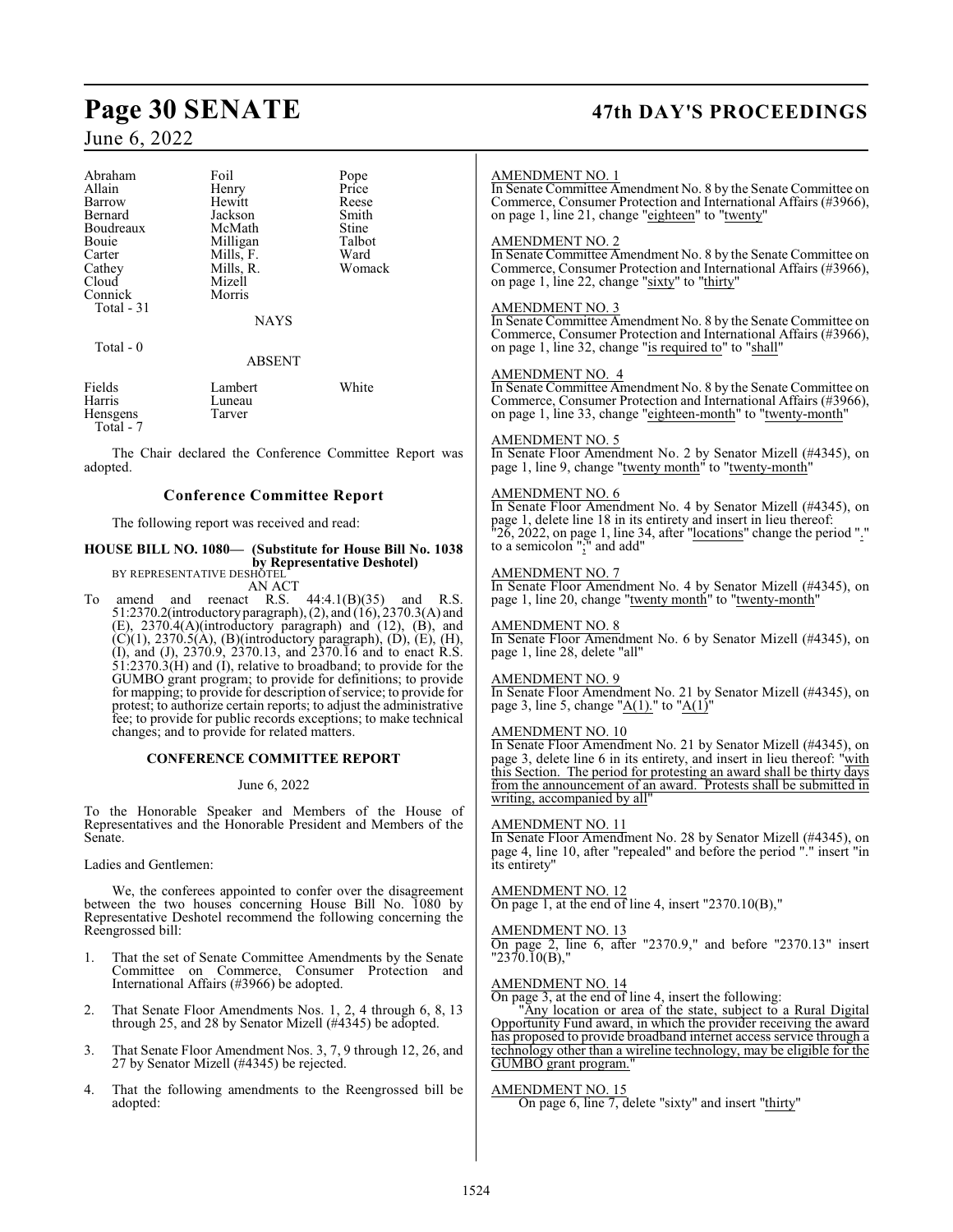| | | |
|---|---|---|
| Abraham | Foil | Pope |
| Allain | Henry | Price |
| Barrow | Hewitt | Reese |
| Bernard | Jackson | Smith |
| Boudreaux | McMath | Stine |
| Bouie | Milligan | Talbot |
| Carter | Mills, F. | Ward |
| Cathey | Mills, R. | Womack |
| Cloud | Mizell | |
| Connick | Morris | |
| Total - 31 | | |

NAYS

Total - 0

ABSENT

| | | |
|---|---|---|
| Fields | Lambert | White |
| Harris | Luneau | |
| Hensgens | Tarver | |
| Total - 7 | | |

The Chair declared the Conference Committee Report was adopted.

## Conference Committee Report

The following report was received and read:

**HOUSE BILL NO. 1080— (Substitute for House Bill No. 1038 by Representative Deshotel)**
BY REPRESENTATIVE DESHOTEL

AN ACT

To amend and reenact R.S. 44:4.1(B)(35) and R.S. 51:2370.2(introductory paragraph), (2), and (16), 2370.3(A) and (E), 2370.4(A)(introductory paragraph) and (12), (B), and (C)(1), 2370.5(A), (B)(introductory paragraph), (D), (E), (H), (I), and (J), 2370.9, 2370.13, and 2370.16 and to enact R.S. 51:2370.3(H) and (I), relative to broadband; to provide for the GUMBO grant program; to provide for definitions; to provide for mapping; to provide for description of service; to provide for protest; to authorize certain reports; to adjust the administrative fee; to provide for public records exceptions; to make technical changes; and to provide for related matters.

**CONFERENCE COMMITTEE REPORT**

June 6, 2022

To the Honorable Speaker and Members of the House of Representatives and the Honorable President and Members of the Senate.

Ladies and Gentlemen:

We, the conferees appointed to confer over the disagreement between the two houses concerning House Bill No. 1080 by Representative Deshotel recommend the following concerning the Reengrossed bill:

1. That the set of Senate Committee Amendments by the Senate Committee on Commerce, Consumer Protection and International Affairs (#3966) be adopted.

2. That Senate Floor Amendments Nos. 1, 2, 4 through 6, 8, 13 through 25, and 28 by Senator Mizell (#4345) be adopted.

3. That Senate Floor Amendment Nos. 3, 7, 9 through 12, 26, and 27 by Senator Mizell (#4345) be rejected.

4. That the following amendments to the Reengrossed bill be adopted:

AMENDMENT NO. 1

In Senate Committee Amendment No. 8 by the Senate Committee on Commerce, Consumer Protection and International Affairs (#3966), on page 1, line 21, change "eighteen" to "twenty"

AMENDMENT NO. 2

In Senate Committee Amendment No. 8 by the Senate Committee on Commerce, Consumer Protection and International Affairs (#3966), on page 1, line 22, change "sixty" to "thirty"

AMENDMENT NO. 3

In Senate Committee Amendment No. 8 by the Senate Committee on Commerce, Consumer Protection and International Affairs (#3966), on page 1, line 32, change "is required to" to "shall"

AMENDMENT NO. 4

In Senate Committee Amendment No. 8 by the Senate Committee on Commerce, Consumer Protection and International Affairs (#3966), on page 1, line 33, change "eighteen-month" to "twenty-month"

AMENDMENT NO. 5

In Senate Floor Amendment No. 2 by Senator Mizell (#4345), on page 1, line 9, change "twenty month" to "twenty-month"

AMENDMENT NO. 6

In Senate Floor Amendment No. 4 by Senator Mizell (#4345), on page 1, delete line 18 in its entirety and insert in lieu thereof: "26, 2022, on page 1, line 34, after "locations" change the period "." to a semicolon ";" and add"

AMENDMENT NO. 7

In Senate Floor Amendment No. 4 by Senator Mizell (#4345), on page 1, line 20, change "twenty month" to "twenty-month"

AMENDMENT NO. 8

In Senate Floor Amendment No. 6 by Senator Mizell (#4345), on page 1, line 28, delete "all"

AMENDMENT NO. 9

In Senate Floor Amendment No. 21 by Senator Mizell (#4345), on page 3, line 5, change "A(1)." to "A(1)"

AMENDMENT NO. 10

In Senate Floor Amendment No. 21 by Senator Mizell (#4345), on page 3, delete line 6 in its entirety, and insert in lieu thereof: "with this Section. The period for protesting an award shall be thirty days from the announcement of an award. Protests shall be submitted in writing, accompanied by all"

AMENDMENT NO. 11

In Senate Floor Amendment No. 28 by Senator Mizell (#4345), on page 4, line 10, after "repealed" and before the period "." insert "in its entirety"

AMENDMENT NO. 12

On page 1, at the end of line 4, insert "2370.10(B),"

AMENDMENT NO. 13

On page 2, line 6, after "2370.9," and before "2370.13" insert "2370.10(B),"

AMENDMENT NO. 14

On page 3, at the end of line 4, insert the following:

"Any location or area of the state, subject to a Rural Digital Opportunity Fund award, in which the provider receiving the award has proposed to provide broadband internet access service through a technology other than a wireline technology, may be eligible for the GUMBO grant program."

AMENDMENT NO. 15

On page 6, line 7, delete "sixty" and insert "thirty"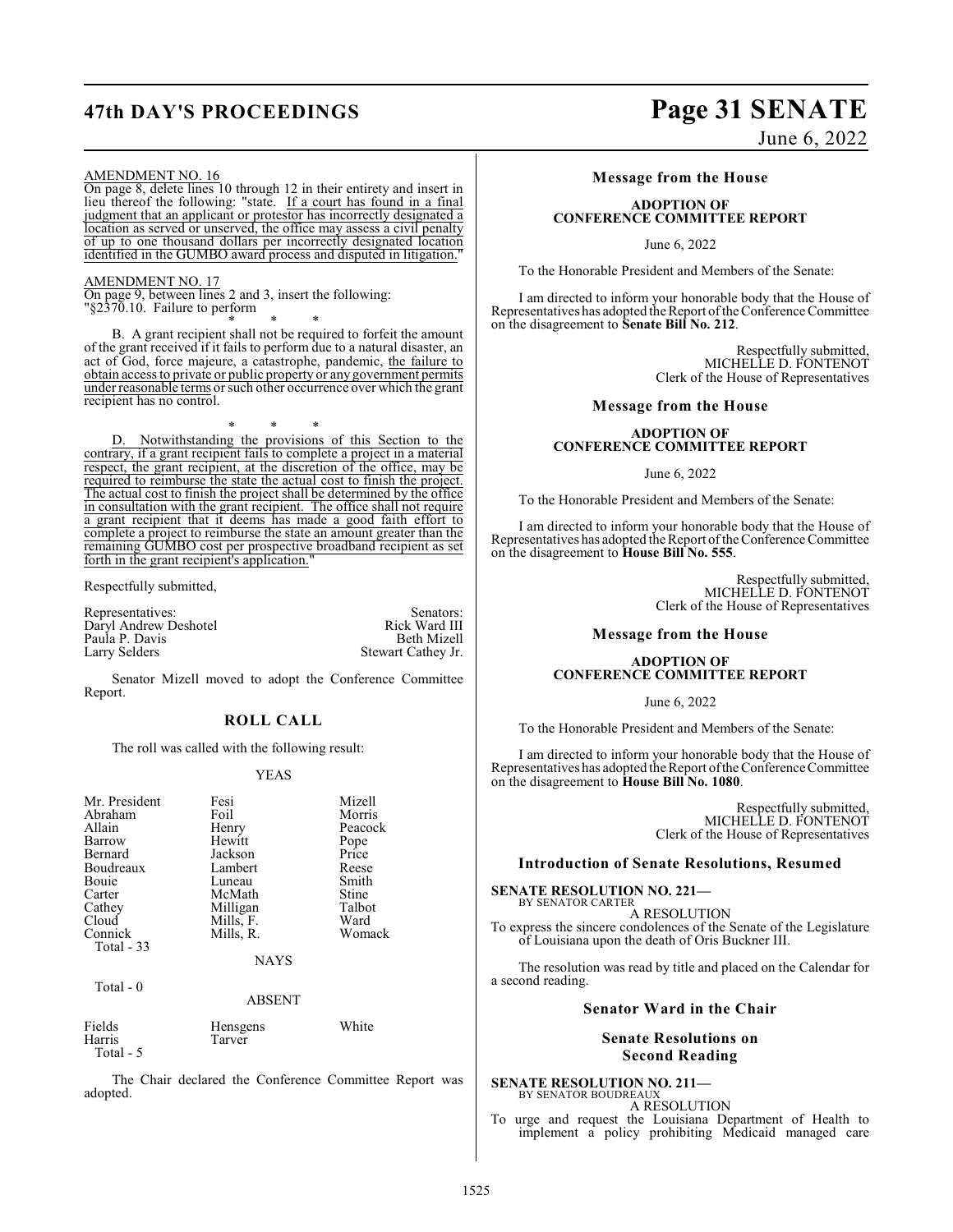AMENDMENT NO. 16

On page 8, delete lines 10 through 12 in their entirety and insert in lieu thereof the following: "state. If a court has found in a final judgment that an applicant or protestor has incorrectly designated a location as served or unserved, the office may assess a civil penalty of up to one thousand dollars per incorrectly designated location identified in the GUMBO award process and disputed in litigation."

AMENDMENT NO. 17

On page 9, between lines 2 and 3, insert the following:
"§2370.10. Failure to perform

\* \* \*

B. A grant recipient shall not be required to forfeit the amount of the grant received if it fails to perform due to a natural disaster, an act of God, force majeure, a catastrophe, pandemic, the failure to obtain access to private or public property or any government permits under reasonable terms or such other occurrence over which the grant recipient has no control.

\* \* \*

D. Notwithstanding the provisions of this Section to the contrary, if a grant recipient fails to complete a project in a material respect, the grant recipient, at the discretion of the office, may be required to reimburse the state the actual cost to finish the project. The actual cost to finish the project shall be determined by the office in consultation with the grant recipient. The office shall not require a grant recipient that it deems has made a good faith effort to complete a project to reimburse the state an amount greater than the remaining GUMBO cost per prospective broadband recipient as set forth in the grant recipient's application."

Respectfully submitted,

| Representatives: | Senators: |
|---|---|
| Daryl Andrew Deshotel | Rick Ward III |
| Paula P. Davis | Beth Mizell |
| Larry Selders | Stewart Cathey Jr. |

Senator Mizell moved to adopt the Conference Committee Report.

## ROLL CALL

The roll was called with the following result:

YEAS

| | | |
|---|---|---|
| Mr. President | Fesi | Mizell |
| Abraham | Foil | Morris |
| Allain | Henry | Peacock |
| Barrow | Hewitt | Pope |
| Bernard | Jackson | Price |
| Boudreaux | Lambert | Reese |
| Bouie | Luneau | Smith |
| Carter | McMath | Stine |
| Cathey | Milligan | Talbot |
| Cloud | Mills, F. | Ward |
| Connick | Mills, R. | Womack |

Total - 33

NAYS

Total - 0

ABSENT

| | | |
|---|---|---|
| Fields | Hensgens | White |
| Harris | Tarver | |

Total - 5

The Chair declared the Conference Committee Report was adopted.

## Message from the House

**ADOPTION OF CONFERENCE COMMITTEE REPORT**

June 6, 2022

To the Honorable President and Members of the Senate:

I am directed to inform your honorable body that the House of Representatives has adopted the Report of the Conference Committee on the disagreement to **Senate Bill No. 212**.

Respectfully submitted,
MICHELLE D. FONTENOT
Clerk of the House of Representatives

## Message from the House

**ADOPTION OF CONFERENCE COMMITTEE REPORT**

June 6, 2022

To the Honorable President and Members of the Senate:

I am directed to inform your honorable body that the House of Representatives has adopted the Report of the Conference Committee on the disagreement to **House Bill No. 555**.

Respectfully submitted,
MICHELLE D. FONTENOT
Clerk of the House of Representatives

## Message from the House

**ADOPTION OF CONFERENCE COMMITTEE REPORT**

June 6, 2022

To the Honorable President and Members of the Senate:

I am directed to inform your honorable body that the House of Representatives has adopted the Report of the Conference Committee on the disagreement to **House Bill No. 1080**.

Respectfully submitted,
MICHELLE D. FONTENOT
Clerk of the House of Representatives

## Introduction of Senate Resolutions, Resumed

**SENATE RESOLUTION NO. 221—**
BY SENATOR CARTER

A RESOLUTION

To express the sincere condolences of the Senate of the Legislature of Louisiana upon the death of Oris Buckner III.

The resolution was read by title and placed on the Calendar for a second reading.

## Senator Ward in the Chair

## Senate Resolutions on Second Reading

**SENATE RESOLUTION NO. 211—**
BY SENATOR BOUDREAUX

A RESOLUTION

To urge and request the Louisiana Department of Health to implement a policy prohibiting Medicaid managed care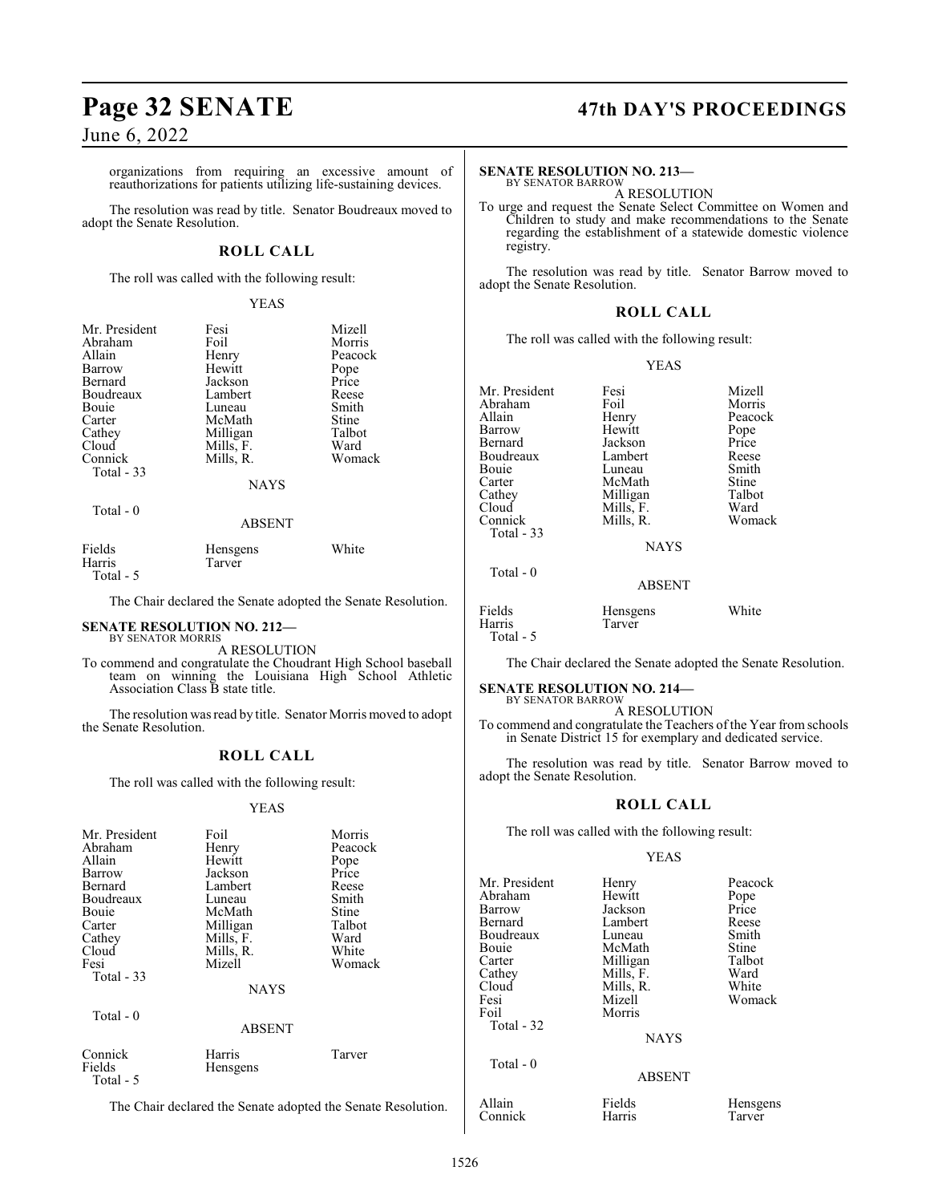organizations from requiring an excessive amount of reauthorizations for patients utilizing life-sustaining devices.

The resolution was read by title. Senator Boudreaux moved to adopt the Senate Resolution.

## ROLL CALL

The roll was called with the following result:

YEAS

| | | |
|---|---|---|
| Mr. President | Fesi | Mizell |
| Abraham | Foil | Morris |
| Allain | Henry | Peacock |
| Barrow | Hewitt | Pope |
| Bernard | Jackson | Price |
| Boudreaux | Lambert | Reese |
| Bouie | Luneau | Smith |
| Carter | McMath | Stine |
| Cathey | Milligan | Talbot |
| Cloud | Mills, F. | Ward |
| Connick | Mills, R. | Womack |

Total - 33

NAYS

Total - 0

ABSENT

| | | |
|---|---|---|
| Fields | Hensgens | White |
| Harris | Tarver | |

Total - 5

The Chair declared the Senate adopted the Senate Resolution.

**SENATE RESOLUTION NO. 212—**
BY SENATOR MORRIS

A RESOLUTION

To commend and congratulate the Choudrant High School baseball team on winning the Louisiana High School Athletic Association Class B state title.

The resolution was read by title. Senator Morris moved to adopt the Senate Resolution.

## ROLL CALL

The roll was called with the following result:

YEAS

| | | |
|---|---|---|
| Mr. President | Foil | Morris |
| Abraham | Henry | Peacock |
| Allain | Hewitt | Pope |
| Barrow | Jackson | Price |
| Bernard | Lambert | Reese |
| Boudreaux | Luneau | Smith |
| Bouie | McMath | Stine |
| Carter | Milligan | Talbot |
| Cathey | Mills, F. | Ward |
| Cloud | Mills, R. | White |
| Fesi | Mizell | Womack |

Total - 33

NAYS

Total - 0

ABSENT

| | | |
|---|---|---|
| Connick | Harris | Tarver |
| Fields | Hensgens | |

Total - 5

The Chair declared the Senate adopted the Senate Resolution.

**SENATE RESOLUTION NO. 213—**
BY SENATOR BARROW

A RESOLUTION

To urge and request the Senate Select Committee on Women and Children to study and make recommendations to the Senate regarding the establishment of a statewide domestic violence registry.

The resolution was read by title. Senator Barrow moved to adopt the Senate Resolution.

## ROLL CALL

The roll was called with the following result:

YEAS

| | | |
|---|---|---|
| Mr. President | Fesi | Mizell |
| Abraham | Foil | Morris |
| Allain | Henry | Peacock |
| Barrow | Hewitt | Pope |
| Bernard | Jackson | Price |
| Boudreaux | Lambert | Reese |
| Bouie | Luneau | Smith |
| Carter | McMath | Stine |
| Cathey | Milligan | Talbot |
| Cloud | Mills, F. | Ward |
| Connick | Mills, R. | Womack |

Total - 33

NAYS

Total - 0

ABSENT

| | | |
|---|---|---|
| Fields | Hensgens | White |
| Harris | Tarver | |

Total - 5

The Chair declared the Senate adopted the Senate Resolution.

**SENATE RESOLUTION NO. 214—**
BY SENATOR BARROW

A RESOLUTION

To commend and congratulate the Teachers of the Year from schools in Senate District 15 for exemplary and dedicated service.

The resolution was read by title. Senator Barrow moved to adopt the Senate Resolution.

## ROLL CALL

The roll was called with the following result:

YEAS

| | | |
|---|---|---|
| Mr. President | Henry | Peacock |
| Abraham | Hewitt | Pope |
| Barrow | Jackson | Price |
| Bernard | Lambert | Reese |
| Boudreaux | Luneau | Smith |
| Bouie | McMath | Stine |
| Carter | Milligan | Talbot |
| Cathey | Mills, F. | Ward |
| Cloud | Mills, R. | White |
| Fesi | Mizell | Womack |
| Foil | Morris | |

Total - 32

NAYS

Total - 0

ABSENT

| | | |
|---|---|---|
| Allain | Fields | Hensgens |
| Connick | Harris | Tarver |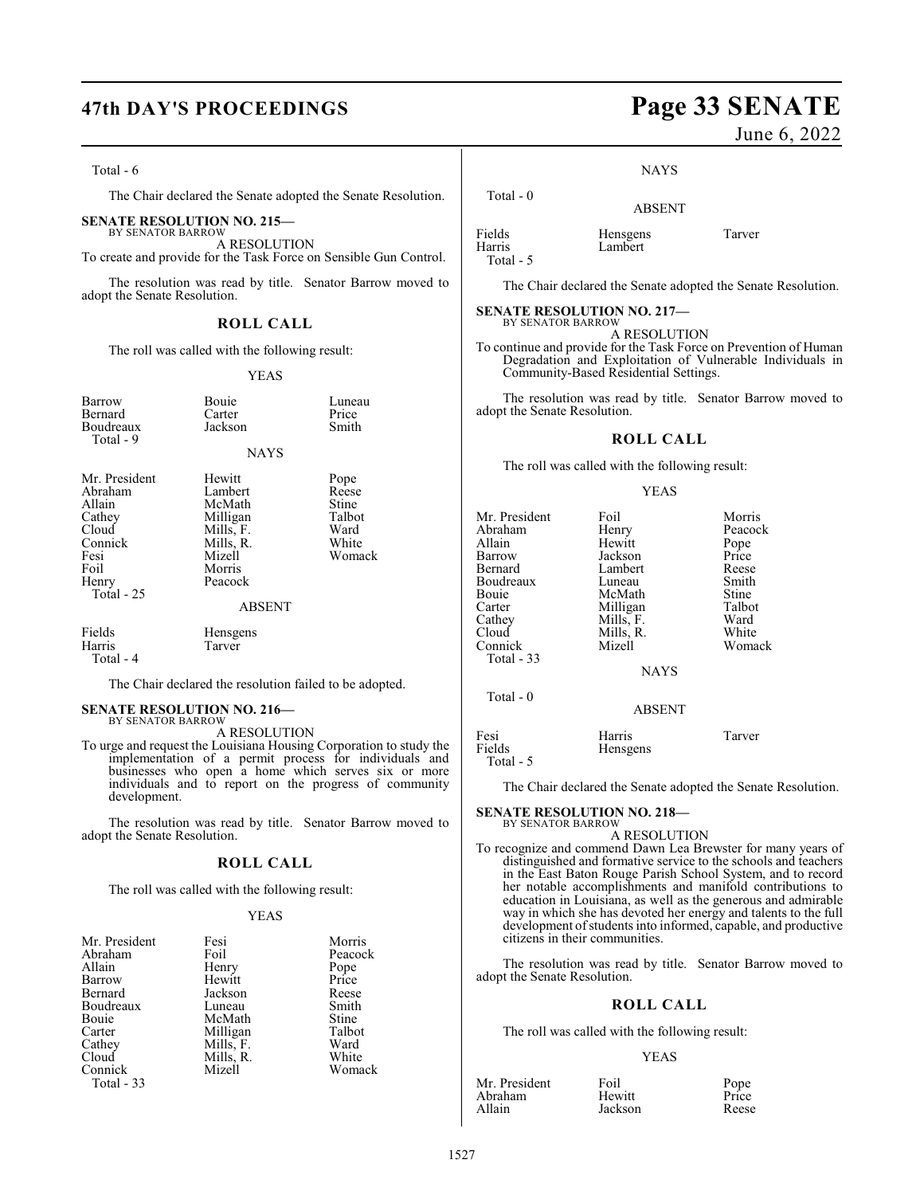Total - 6

The Chair declared the Senate adopted the Senate Resolution.

**SENATE RESOLUTION NO. 215—**
BY SENATOR BARROW

A RESOLUTION

To create and provide for the Task Force on Sensible Gun Control.

The resolution was read by title. Senator Barrow moved to adopt the Senate Resolution.

## ROLL CALL

The roll was called with the following result:

YEAS

| | | |
|---|---|---|
| Barrow | Bouie | Luneau |
| Bernard | Carter | Price |
| Boudreaux | Jackson | Smith |
| Total - 9 | | |

NAYS

| | | |
|---|---|---|
| Mr. President | Hewitt | Pope |
| Abraham | Lambert | Reese |
| Allain | McMath | Stine |
| Cathey | Milligan | Talbot |
| Cloud | Mills, F. | Ward |
| Connick | Mills, R. | White |
| Fesi | Mizell | Womack |
| Foil | Morris | |
| Henry | Peacock | |
| Total - 25 | | |

ABSENT

| | |
|---|---|
| Fields | Hensgens |
| Harris | Tarver |
| Total - 4 | |

The Chair declared the resolution failed to be adopted.

**SENATE RESOLUTION NO. 216—**
BY SENATOR BARROW

A RESOLUTION

To urge and request the Louisiana Housing Corporation to study the implementation of a permit process for individuals and businesses who open a home which serves six or more individuals and to report on the progress of community development.

The resolution was read by title. Senator Barrow moved to adopt the Senate Resolution.

## ROLL CALL

The roll was called with the following result:

YEAS

| | | |
|---|---|---|
| Mr. President | Fesi | Morris |
| Abraham | Foil | Peacock |
| Allain | Henry | Pope |
| Barrow | Hewitt | Price |
| Bernard | Jackson | Reese |
| Boudreaux | Luneau | Smith |
| Bouie | McMath | Stine |
| Carter | Milligan | Talbot |
| Cathey | Mills, F. | Ward |
| Cloud | Mills, R. | White |
| Connick | Mizell | Womack |
| Total - 33 | | |

NAYS

Total - 0

ABSENT

| | | |
|---|---|---|
| Fields | Hensgens | Tarver |
| Harris | Lambert | |
| Total - 5 | | |

The Chair declared the Senate adopted the Senate Resolution.

**SENATE RESOLUTION NO. 217—**
BY SENATOR BARROW

A RESOLUTION

To continue and provide for the Task Force on Prevention of Human Degradation and Exploitation of Vulnerable Individuals in Community-Based Residential Settings.

The resolution was read by title. Senator Barrow moved to adopt the Senate Resolution.

## ROLL CALL

The roll was called with the following result:

YEAS

| | | |
|---|---|---|
| Mr. President | Foil | Morris |
| Abraham | Henry | Peacock |
| Allain | Hewitt | Pope |
| Barrow | Jackson | Price |
| Bernard | Lambert | Reese |
| Boudreaux | Luneau | Smith |
| Bouie | McMath | Stine |
| Carter | Milligan | Talbot |
| Cathey | Mills, F. | Ward |
| Cloud | Mills, R. | White |
| Connick | Mizell | Womack |
| Total - 33 | | |

NAYS

Total - 0

ABSENT

| | | |
|---|---|---|
| Fesi | Harris | Tarver |
| Fields | Hensgens | |
| Total - 5 | | |

The Chair declared the Senate adopted the Senate Resolution.

**SENATE RESOLUTION NO. 218—**
BY SENATOR BARROW

A RESOLUTION

To recognize and commend Dawn Lea Brewster for many years of distinguished and formative service to the schools and teachers in the East Baton Rouge Parish School System, and to record her notable accomplishments and manifold contributions to education in Louisiana, as well as the generous and admirable way in which she has devoted her energy and talents to the full development of students into informed, capable, and productive citizens in their communities.

The resolution was read by title. Senator Barrow moved to adopt the Senate Resolution.

## ROLL CALL

The roll was called with the following result:

YEAS

| | | |
|---|---|---|
| Mr. President | Foil | Pope |
| Abraham | Hewitt | Price |
| Allain | Jackson | Reese |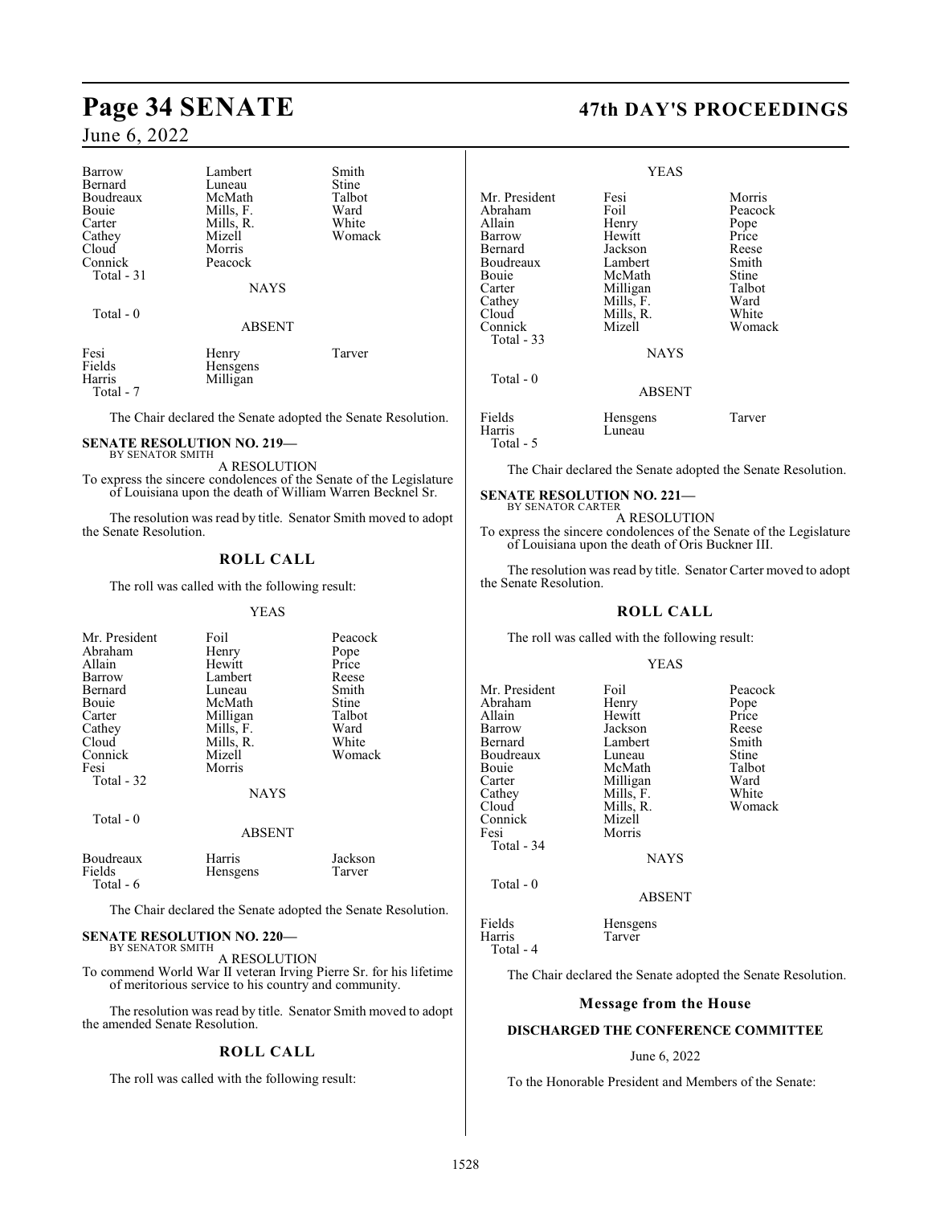| | | |
|---|---|---|
| Barrow | Lambert | Smith |
| Bernard | Luneau | Stine |
| Boudreaux | McMath | Talbot |
| Bouie | Mills, F. | Ward |
| Carter | Mills, R. | White |
| Cathey | Mizell | Womack |
| Cloud | Morris | |
| Connick | Peacock | |
| Total - 31 | | |

NAYS

Total - 0

ABSENT

| | | |
|---|---|---|
| Fesi | Henry | Tarver |
| Fields | Hensgens | |
| Harris | Milligan | |
| Total - 7 | | |

The Chair declared the Senate adopted the Senate Resolution.

**SENATE RESOLUTION NO. 219—**
BY SENATOR SMITH

A RESOLUTION

To express the sincere condolences of the Senate of the Legislature of Louisiana upon the death of William Warren Becknel Sr.

The resolution was read by title. Senator Smith moved to adopt the Senate Resolution.

## ROLL CALL

The roll was called with the following result:

YEAS

| | | |
|---|---|---|
| Mr. President | Foil | Peacock |
| Abraham | Henry | Pope |
| Allain | Hewitt | Price |
| Barrow | Lambert | Reese |
| Bernard | Luneau | Smith |
| Bouie | McMath | Stine |
| Carter | Milligan | Talbot |
| Cathey | Mills, F. | Ward |
| Cloud | Mills, R. | White |
| Connick | Mizell | Womack |
| Fesi | Morris | |
| Total - 32 | | |

NAYS

Total - 0

ABSENT

| | | |
|---|---|---|
| Boudreaux | Harris | Jackson |
| Fields | Hensgens | Tarver |
| Total - 6 | | |

The Chair declared the Senate adopted the Senate Resolution.

**SENATE RESOLUTION NO. 220—**
BY SENATOR SMITH

A RESOLUTION

To commend World War II veteran Irving Pierre Sr. for his lifetime of meritorious service to his country and community.

The resolution was read by title. Senator Smith moved to adopt the amended Senate Resolution.

## ROLL CALL

The roll was called with the following result:

YEAS

| | | |
|---|---|---|
| Mr. President | Fesi | Morris |
| Abraham | Foil | Peacock |
| Allain | Henry | Pope |
| Barrow | Hewitt | Price |
| Bernard | Jackson | Reese |
| Boudreaux | Lambert | Smith |
| Bouie | McMath | Stine |
| Carter | Milligan | Talbot |
| Cathey | Mills, F. | Ward |
| Cloud | Mills, R. | White |
| Connick | Mizell | Womack |
| Total - 33 | | |

NAYS

Total - 0

ABSENT

| | | |
|---|---|---|
| Fields | Hensgens | Tarver |
| Harris | Luneau | |
| Total - 5 | | |

The Chair declared the Senate adopted the Senate Resolution.

**SENATE RESOLUTION NO. 221—**
BY SENATOR CARTER

A RESOLUTION

To express the sincere condolences of the Senate of the Legislature of Louisiana upon the death of Oris Buckner III.

The resolution was read by title. Senator Carter moved to adopt the Senate Resolution.

## ROLL CALL

The roll was called with the following result:

YEAS

| | | |
|---|---|---|
| Mr. President | Foil | Peacock |
| Abraham | Henry | Pope |
| Allain | Hewitt | Price |
| Barrow | Jackson | Reese |
| Bernard | Lambert | Smith |
| Boudreaux | Luneau | Stine |
| Bouie | McMath | Talbot |
| Carter | Milligan | Ward |
| Cathey | Mills, F. | White |
| Cloud | Mills, R. | Womack |
| Connick | Mizell | |
| Fesi | Morris | |
| Total - 34 | | |

NAYS

Total - 0

ABSENT

| | |
|---|---|
| Fields | Hensgens |
| Harris | Tarver |
| Total - 4 | |

The Chair declared the Senate adopted the Senate Resolution.

## Message from the House

**DISCHARGED THE CONFERENCE COMMITTEE**

June 6, 2022

To the Honorable President and Members of the Senate: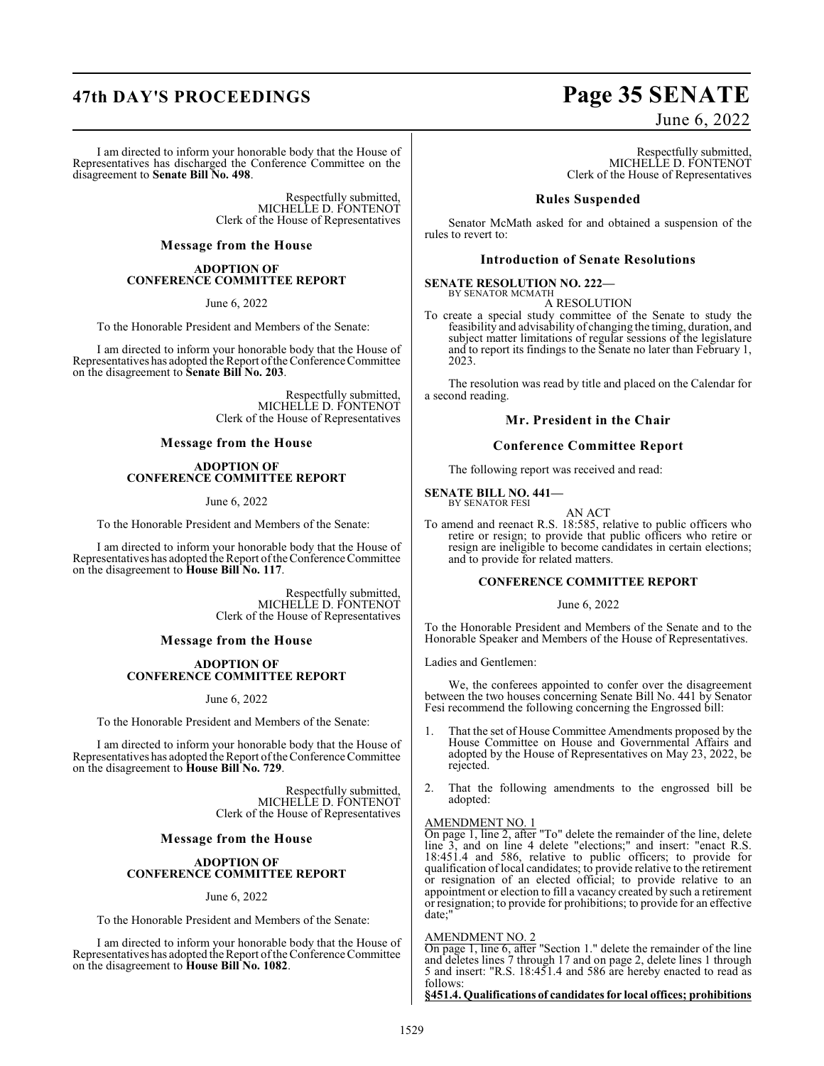I am directed to inform your honorable body that the House of Representatives has discharged the Conference Committee on the disagreement to **Senate Bill No. 498**.

Respectfully submitted,
MICHELLE D. FONTENOT
Clerk of the House of Representatives

## Message from the House

**ADOPTION OF CONFERENCE COMMITTEE REPORT**

June 6, 2022

To the Honorable President and Members of the Senate:

I am directed to inform your honorable body that the House of Representatives has adopted the Report of the Conference Committee on the disagreement to **Senate Bill No. 203**.

Respectfully submitted,
MICHELLE D. FONTENOT
Clerk of the House of Representatives

## Message from the House

**ADOPTION OF CONFERENCE COMMITTEE REPORT**

June 6, 2022

To the Honorable President and Members of the Senate:

I am directed to inform your honorable body that the House of Representatives has adopted the Report of the Conference Committee on the disagreement to **House Bill No. 117**.

Respectfully submitted,
MICHELLE D. FONTENOT
Clerk of the House of Representatives

## Message from the House

**ADOPTION OF CONFERENCE COMMITTEE REPORT**

June 6, 2022

To the Honorable President and Members of the Senate:

I am directed to inform your honorable body that the House of Representatives has adopted the Report of the Conference Committee on the disagreement to **House Bill No. 729**.

Respectfully submitted,
MICHELLE D. FONTENOT
Clerk of the House of Representatives

## Message from the House

**ADOPTION OF CONFERENCE COMMITTEE REPORT**

June 6, 2022

To the Honorable President and Members of the Senate:

I am directed to inform your honorable body that the House of Representatives has adopted the Report of the Conference Committee on the disagreement to **House Bill No. 1082**.

Respectfully submitted,
MICHELLE D. FONTENOT
Clerk of the House of Representatives

## Rules Suspended

Senator McMath asked for and obtained a suspension of the rules to revert to:

## Introduction of Senate Resolutions

**SENATE RESOLUTION NO. 222—**
BY SENATOR MCMATH

A RESOLUTION

To create a special study committee of the Senate to study the feasibility and advisability of changing the timing, duration, and subject matter limitations of regular sessions of the legislature and to report its findings to the Senate no later than February 1, 2023.

The resolution was read by title and placed on the Calendar for a second reading.

## Mr. President in the Chair

## Conference Committee Report

The following report was received and read:

**SENATE BILL NO. 441—**
BY SENATOR FESI

AN ACT

To amend and reenact R.S. 18:585, relative to public officers who retire or resign; to provide that public officers who retire or resign are ineligible to become candidates in certain elections; and to provide for related matters.

**CONFERENCE COMMITTEE REPORT**

June 6, 2022

To the Honorable President and Members of the Senate and to the Honorable Speaker and Members of the House of Representatives.

Ladies and Gentlemen:

We, the conferees appointed to confer over the disagreement between the two houses concerning Senate Bill No. 441 by Senator Fesi recommend the following concerning the Engrossed bill:

1. That the set of House Committee Amendments proposed by the House Committee on House and Governmental Affairs and adopted by the House of Representatives on May 23, 2022, be rejected.

2. That the following amendments to the engrossed bill be adopted:

AMENDMENT NO. 1

On page 1, line 2, after "To" delete the remainder of the line, delete line 3, and on line 4 delete "elections;" and insert: "enact R.S. 18:451.4 and 586, relative to public officers; to provide for qualification of local candidates; to provide relative to the retirement or resignation of an elected official; to provide relative to an appointment or election to fill a vacancy created by such a retirement or resignation; to provide for prohibitions; to provide for an effective date;"

AMENDMENT NO. 2

On page 1, line 6, after "Section 1." delete the remainder of the line and deletes lines 7 through 17 and on page 2, delete lines 1 through 5 and insert: "R.S. 18:451.4 and 586 are hereby enacted to read as follows:

**§451.4. Qualifications of candidates for local offices; prohibitions**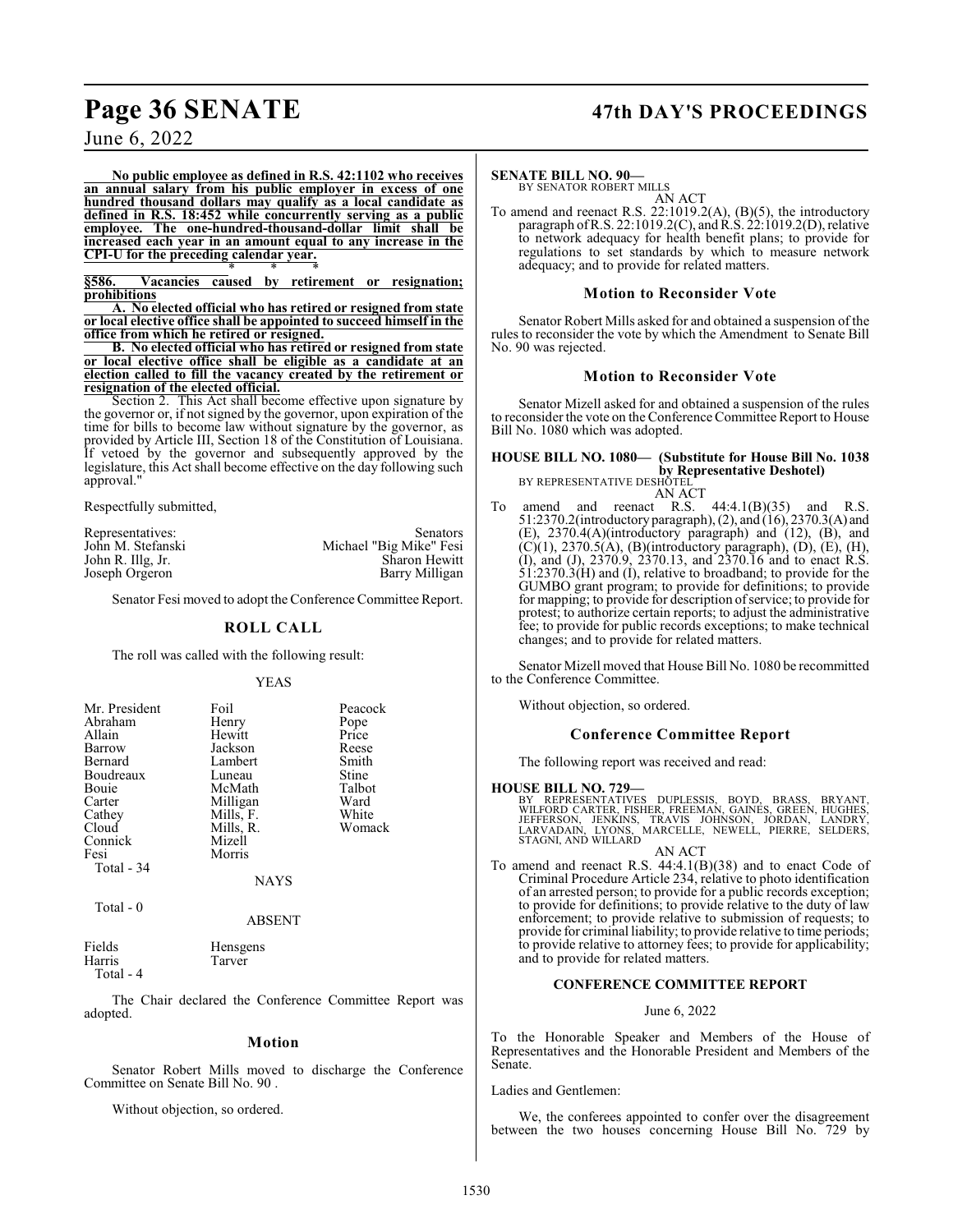**No public employee as defined in R.S. 42:1102 who receives an annual salary from his public employer in excess of one hundred thousand dollars may qualify as a local candidate as defined in R.S. 18:452 while concurrently serving as a public employee. The one-hundred-thousand-dollar limit shall be increased each year in an amount equal to any increase in the CPI-U for the preceding calendar year.**

\* \* \*

**§586. Vacancies caused by retirement or resignation; prohibitions**

**A. No elected official who has retired or resigned from state or local elective office shall be appointed to succeed himself in the office from which he retired or resigned.**

**B. No elected official who has retired or resigned from state or local elective office shall be eligible as a candidate at an election called to fill the vacancy created by the retirement or resignation of the elected official.**

Section 2. This Act shall become effective upon signature by the governor or, if not signed by the governor, upon expiration of the time for bills to become law without signature by the governor, as provided by Article III, Section 18 of the Constitution of Louisiana. If vetoed by the governor and subsequently approved by the legislature, this Act shall become effective on the day following such approval."

Respectfully submitted,

| Representatives: | Senators |
|---|---|
| John M. Stefanski | Michael "Big Mike" Fesi |
| John R. Illg, Jr. | Sharon Hewitt |
| Joseph Orgeron | Barry Milligan |

Senator Fesi moved to adopt the Conference Committee Report.

## ROLL CALL

The roll was called with the following result:

YEAS

| | | |
|---|---|---|
| Mr. President | Foil | Peacock |
| Abraham | Henry | Pope |
| Allain | Hewitt | Price |
| Barrow | Jackson | Reese |
| Bernard | Lambert | Smith |
| Boudreaux | Luneau | Stine |
| Bouie | McMath | Talbot |
| Carter | Milligan | Ward |
| Cathey | Mills, F. | White |
| Cloud | Mills, R. | Womack |
| Connick | Mizell | |
| Fesi | Morris | |

Total - 34

NAYS

Total - 0

ABSENT

| | |
|---|---|
| Fields | Hensgens |
| Harris | Tarver |

Total - 4

The Chair declared the Conference Committee Report was adopted.

## Motion

Senator Robert Mills moved to discharge the Conference Committee on Senate Bill No. 90 .

Without objection, so ordered.

**SENATE BILL NO. 90—**
BY SENATOR ROBERT MILLS
AN ACT

To amend and reenact R.S. 22:1019.2(A), (B)(5), the introductory paragraph of R.S. 22:1019.2(C), and R.S. 22:1019.2(D), relative to network adequacy for health benefit plans; to provide for regulations to set standards by which to measure network adequacy; and to provide for related matters.

## Motion to Reconsider Vote

Senator Robert Mills asked for and obtained a suspension of the rules to reconsider the vote by which the Amendment to Senate Bill No. 90 was rejected.

## Motion to Reconsider Vote

Senator Mizell asked for and obtained a suspension of the rules to reconsider the vote on the Conference Committee Report to House Bill No. 1080 which was adopted.

**HOUSE BILL NO. 1080— (Substitute for House Bill No. 1038 by Representative Deshotel)**
BY REPRESENTATIVE DESHOTEL
AN ACT

To amend and reenact R.S. 44:4.1(B)(35) and R.S. 51:2370.2(introductory paragraph), (2), and (16), 2370.3(A) and (E), 2370.4(A)(introductory paragraph) and (12), (B), and (C)(1), 2370.5(A), (B)(introductory paragraph), (D), (E), (H), (I), and (J), 2370.9, 2370.13, and 2370.16 and to enact R.S. 51:2370.3(H) and (I), relative to broadband; to provide for the GUMBO grant program; to provide for definitions; to provide for mapping; to provide for description of service; to provide for protest; to authorize certain reports; to adjust the administrative fee; to provide for public records exceptions; to make technical changes; and to provide for related matters.

Senator Mizell moved that House Bill No. 1080 be recommitted to the Conference Committee.

Without objection, so ordered.

## Conference Committee Report

The following report was received and read:

**HOUSE BILL NO. 729—**
BY REPRESENTATIVES DUPLESSIS, BOYD, BRASS, BRYANT, WILFORD CARTER, FISHER, FREEMAN, GAINES, GREEN, HUGHES, JEFFERSON, JENKINS, TRAVIS JOHNSON, JORDAN, LANDRY, LARVADAIN, LYONS, MARCELLE, NEWELL, PIERRE, SELDERS, STAGNI, AND WILLARD
AN ACT

To amend and reenact R.S. 44:4.1(B)(38) and to enact Code of Criminal Procedure Article 234, relative to photo identification of an arrested person; to provide for a public records exception; to provide for definitions; to provide relative to the duty of law enforcement; to provide relative to submission of requests; to provide for criminal liability; to provide relative to time periods; to provide relative to attorney fees; to provide for applicability; and to provide for related matters.

### CONFERENCE COMMITTEE REPORT

June 6, 2022

To the Honorable Speaker and Members of the House of Representatives and the Honorable President and Members of the Senate.

Ladies and Gentlemen:

We, the conferees appointed to confer over the disagreement between the two houses concerning House Bill No. 729 by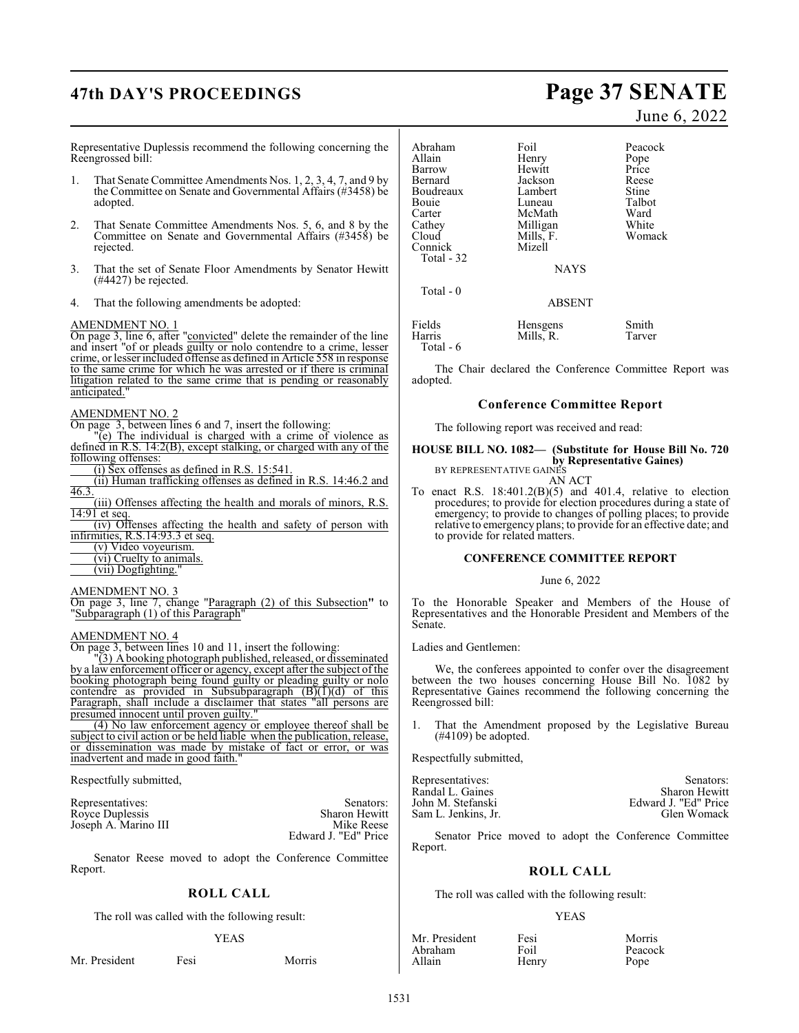Representative Duplessis recommend the following concerning the Reengrossed bill:

1. That Senate Committee Amendments Nos. 1, 2, 3, 4, 7, and 9 by the Committee on Senate and Governmental Affairs (#3458) be adopted.

2. That Senate Committee Amendments Nos. 5, 6, and 8 by the Committee on Senate and Governmental Affairs (#3458) be rejected.

3. That the set of Senate Floor Amendments by Senator Hewitt (#4427) be rejected.

4. That the following amendments be adopted:

AMENDMENT NO. 1

On page 3, line 6, after "convicted" delete the remainder of the line and insert "of or pleads guilty or nolo contendre to a crime, lesser crime, or lesser included offense as defined in Article 558 in response to the same crime for which he was arrested or if there is criminal litigation related to the same crime that is pending or reasonably anticipated."

AMENDMENT NO. 2

On page 3, between lines 6 and 7, insert the following:

"(e) The individual is charged with a crime of violence as defined in R.S. 14:2(B), except stalking, or charged with any of the following offenses:

(i) Sex offenses as defined in R.S. 15:541.

(ii) Human trafficking offenses as defined in R.S. 14:46.2 and 46.3.

(iii) Offenses affecting the health and morals of minors, R.S. 14:91 et seq.

(iv) Offenses affecting the health and safety of person with infirmities, R.S.14:93.3 et seq.

(v) Video voyeurism.

(vi) Cruelty to animals.

(vii) Dogfighting."

AMENDMENT NO. 3

On page 3, line 7, change "Paragraph (2) of this Subsection" to "Subparagraph (1) of this Paragraph"

AMENDMENT NO. 4

On page 3, between lines 10 and 11, insert the following:

"(3) A booking photograph published, released, or disseminated by a law enforcement officer or agency, except after the subject of the booking photograph being found guilty or pleading guilty or nolo contendre as provided in Subsubparagraph (B)(1)(d) of this Paragraph, shall include a disclaimer that states "all persons are presumed innocent until proven guilty."

(4) No law enforcement agency or employee thereof shall be subject to civil action or be held liable when the publication, release, or dissemination was made by mistake of fact or error, or was inadvertent and made in good faith."

Respectfully submitted,

| Representatives: | Senators: |
|---|---|
| Royce Duplessis | Sharon Hewitt |
| Joseph A. Marino III | Mike Reese |
| | Edward J. "Ed" Price |

Senator Reese moved to adopt the Conference Committee Report.

## ROLL CALL

The roll was called with the following result:

YEAS

| | | |
|---|---|---|
| Mr. President | Fesi | Morris |
| Abraham | Foil | Peacock |
| Allain | Henry | Pope |
| Barrow | Hewitt | Price |
| Bernard | Jackson | Reese |
| Boudreaux | Lambert | Stine |
| Bouie | Luneau | Talbot |
| Carter | McMath | Ward |
| Cathey | Milligan | White |
| Cloud | Mills, F. | Womack |
| Connick | Mizell | |

Total - 32

NAYS

Total - 0

ABSENT

| | | |
|---|---|---|
| Fields | Hensgens | Smith |
| Harris | Mills, R. | Tarver |

Total - 6

The Chair declared the Conference Committee Report was adopted.

## Conference Committee Report

The following report was received and read:

**HOUSE BILL NO. 1082— (Substitute for House Bill No. 720 by Representative Gaines)**
BY REPRESENTATIVE GAINES

AN ACT

To enact R.S. 18:401.2(B)(5) and 401.4, relative to election procedures; to provide for election procedures during a state of emergency; to provide to changes of polling places; to provide relative to emergency plans; to provide for an effective date; and to provide for related matters.

### CONFERENCE COMMITTEE REPORT

June 6, 2022

To the Honorable Speaker and Members of the House of Representatives and the Honorable President and Members of the Senate.

Ladies and Gentlemen:

We, the conferees appointed to confer over the disagreement between the two houses concerning House Bill No. 1082 by Representative Gaines recommend the following concerning the Reengrossed bill:

1. That the Amendment proposed by the Legislative Bureau (#4109) be adopted.

Respectfully submitted,

| Representatives: | Senators: |
|---|---|
| Randal L. Gaines | Sharon Hewitt |
| John M. Stefanski | Edward J. "Ed" Price |
| Sam L. Jenkins, Jr. | Glen Womack |

Senator Price moved to adopt the Conference Committee Report.

## ROLL CALL

The roll was called with the following result:

YEAS

| | | |
|---|---|---|
| Mr. President | Fesi | Morris |
| Abraham | Foil | Peacock |
| Allain | Henry | Pope |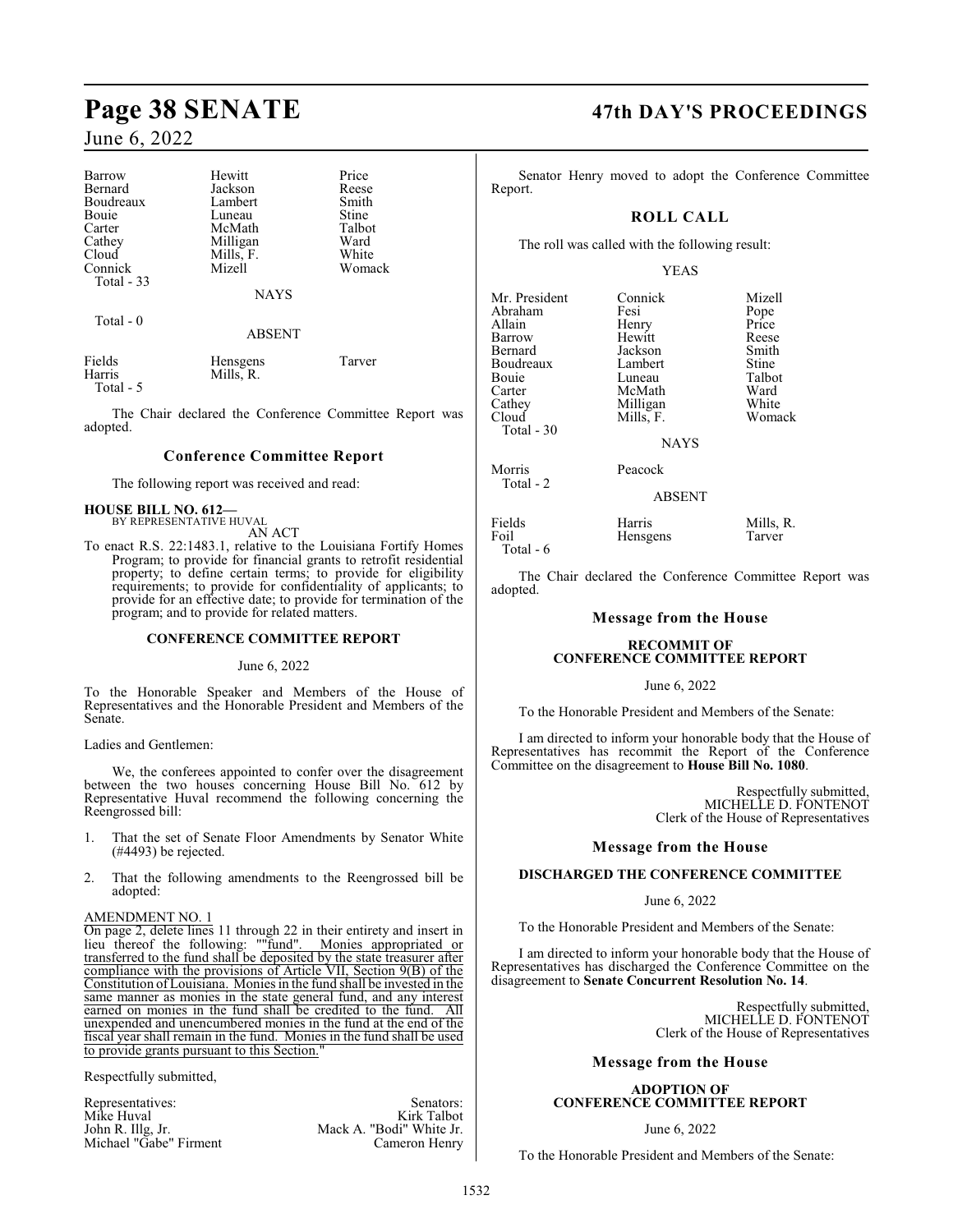| | | |
|---|---|---|
| Barrow | Hewitt | Price |
| Bernard | Jackson | Reese |
| Boudreaux | Lambert | Smith |
| Bouie | Luneau | Stine |
| Carter | McMath | Talbot |
| Cathey | Milligan | Ward |
| Cloud | Mills, F. | White |
| Connick | Mizell | Womack |
| Total - 33 | | |

NAYS

Total - 0

ABSENT

| | | |
|---|---|---|
| Fields | Hensgens | Tarver |
| Harris | Mills, R. | |
| Total - 5 | | |

The Chair declared the Conference Committee Report was adopted.

## Conference Committee Report

The following report was received and read:

**HOUSE BILL NO. 612—**
BY REPRESENTATIVE HUVAL

AN ACT

To enact R.S. 22:1483.1, relative to the Louisiana Fortify Homes Program; to provide for financial grants to retrofit residential property; to define certain terms; to provide for eligibility requirements; to provide for confidentiality of applicants; to provide for an effective date; to provide for termination of the program; and to provide for related matters.

### CONFERENCE COMMITTEE REPORT

June 6, 2022

To the Honorable Speaker and Members of the House of Representatives and the Honorable President and Members of the Senate.

Ladies and Gentlemen:

We, the conferees appointed to confer over the disagreement between the two houses concerning House Bill No. 612 by Representative Huval recommend the following concerning the Reengrossed bill:

1. That the set of Senate Floor Amendments by Senator White (#4493) be rejected.

2. That the following amendments to the Reengrossed bill be adopted:

AMENDMENT NO. 1

On page 2, delete lines 11 through 22 in their entirety and insert in lieu thereof the following: ""fund". Monies appropriated or transferred to the fund shall be deposited by the state treasurer after compliance with the provisions of Article VII, Section 9(B) of the Constitution of Louisiana. Monies in the fund shall be invested in the same manner as monies in the state general fund, and any interest earned on monies in the fund shall be credited to the fund. All unexpended and unencumbered monies in the fund at the end of the fiscal year shall remain in the fund. Monies in the fund shall be used to provide grants pursuant to this Section."

Respectfully submitted,

| Representatives: | Senators: |
|---|---|
| Mike Huval | Kirk Talbot |
| John R. Illg, Jr. | Mack A. "Bodi" White Jr. |
| Michael "Gabe" Firment | Cameron Henry |

Senator Henry moved to adopt the Conference Committee Report.

## ROLL CALL

The roll was called with the following result:

YEAS

| | | |
|---|---|---|
| Mr. President | Connick | Mizell |
| Abraham | Fesi | Pope |
| Allain | Henry | Price |
| Barrow | Hewitt | Reese |
| Bernard | Jackson | Smith |
| Boudreaux | Lambert | Stine |
| Bouie | Luneau | Talbot |
| Carter | McMath | Ward |
| Cathey | Milligan | White |
| Cloud | Mills, F. | Womack |
| Total - 30 | | |

NAYS

| | |
|---|---|
| Morris | Peacock |
| Total - 2 | |

ABSENT

| | | |
|---|---|---|
| Fields | Harris | Mills, R. |
| Foil | Hensgens | Tarver |
| Total - 6 | | |

The Chair declared the Conference Committee Report was adopted.

## Message from the House

### RECOMMIT OF CONFERENCE COMMITTEE REPORT

June 6, 2022

To the Honorable President and Members of the Senate:

I am directed to inform your honorable body that the House of Representatives has recommit the Report of the Conference Committee on the disagreement to **House Bill No. 1080**.

Respectfully submitted,
MICHELLE D. FONTENOT
Clerk of the House of Representatives

## Message from the House

### DISCHARGED THE CONFERENCE COMMITTEE

June 6, 2022

To the Honorable President and Members of the Senate:

I am directed to inform your honorable body that the House of Representatives has discharged the Conference Committee on the disagreement to **Senate Concurrent Resolution No. 14**.

Respectfully submitted,
MICHELLE D. FONTENOT
Clerk of the House of Representatives

## Message from the House

### ADOPTION OF CONFERENCE COMMITTEE REPORT

June 6, 2022

To the Honorable President and Members of the Senate: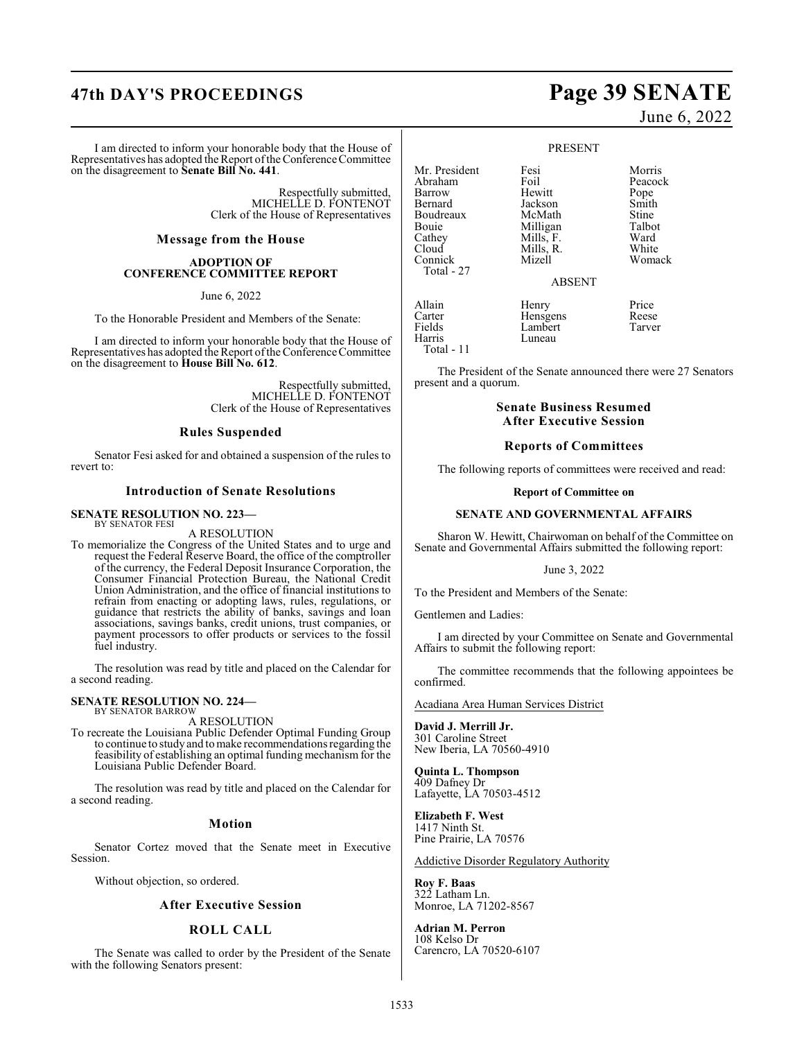I am directed to inform your honorable body that the House of Representatives has adopted the Report of the Conference Committee on the disagreement to **Senate Bill No. 441**.

Respectfully submitted,
MICHELLE D. FONTENOT
Clerk of the House of Representatives

## Message from the House

### ADOPTION OF CONFERENCE COMMITTEE REPORT

June 6, 2022

To the Honorable President and Members of the Senate:

I am directed to inform your honorable body that the House of Representatives has adopted the Report of the Conference Committee on the disagreement to **House Bill No. 612**.

Respectfully submitted,
MICHELLE D. FONTENOT
Clerk of the House of Representatives

## Rules Suspended

Senator Fesi asked for and obtained a suspension of the rules to revert to:

## Introduction of Senate Resolutions

**SENATE RESOLUTION NO. 223—**
BY SENATOR FESI

A RESOLUTION

To memorialize the Congress of the United States and to urge and request the Federal Reserve Board, the office of the comptroller of the currency, the Federal Deposit Insurance Corporation, the Consumer Financial Protection Bureau, the National Credit Union Administration, and the office of financial institutions to refrain from enacting or adopting laws, rules, regulations, or guidance that restricts the ability of banks, savings and loan associations, savings banks, credit unions, trust companies, or payment processors to offer products or services to the fossil fuel industry.

The resolution was read by title and placed on the Calendar for a second reading.

**SENATE RESOLUTION NO. 224—**
BY SENATOR BARROW

A RESOLUTION

To recreate the Louisiana Public Defender Optimal Funding Group to continue to study and to make recommendations regarding the feasibility of establishing an optimal funding mechanism for the Louisiana Public Defender Board.

The resolution was read by title and placed on the Calendar for a second reading.

## Motion

Senator Cortez moved that the Senate meet in Executive Session.

Without objection, so ordered.

## After Executive Session

## ROLL CALL

The Senate was called to order by the President of the Senate with the following Senators present:

PRESENT

| | | |
|---|---|---|
| Mr. President | Fesi | Morris |
| Abraham | Foil | Peacock |
| Barrow | Hewitt | Pope |
| Bernard | Jackson | Smith |
| Boudreaux | McMath | Stine |
| Bouie | Milligan | Talbot |
| Cathey | Mills, F. | Ward |
| Cloud | Mills, R. | White |
| Connick | Mizell | Womack |

Total - 27

ABSENT

| | | |
|---|---|---|
| Allain | Henry | Price |
| Carter | Hensgens | Reese |
| Fields | Lambert | Tarver |
| Harris | Luneau | |

Total - 11

The President of the Senate announced there were 27 Senators present and a quorum.

## Senate Business Resumed After Executive Session

## Reports of Committees

The following reports of committees were received and read:

### Report of Committee on

### SENATE AND GOVERNMENTAL AFFAIRS

Sharon W. Hewitt, Chairwoman on behalf of the Committee on Senate and Governmental Affairs submitted the following report:

June 3, 2022

To the President and Members of the Senate:

Gentlemen and Ladies:

I am directed by your Committee on Senate and Governmental Affairs to submit the following report:

The committee recommends that the following appointees be confirmed.

Acadiana Area Human Services District

**David J. Merrill Jr.**
301 Caroline Street
New Iberia, LA 70560-4910

**Quinta L. Thompson**
409 Dafney Dr
Lafayette, LA 70503-4512

**Elizabeth F. West**
1417 Ninth St.
Pine Prairie, LA 70576

Addictive Disorder Regulatory Authority

**Roy F. Baas**
322 Latham Ln.
Monroe, LA 71202-8567

**Adrian M. Perron**
108 Kelso Dr
Carencro, LA 70520-6107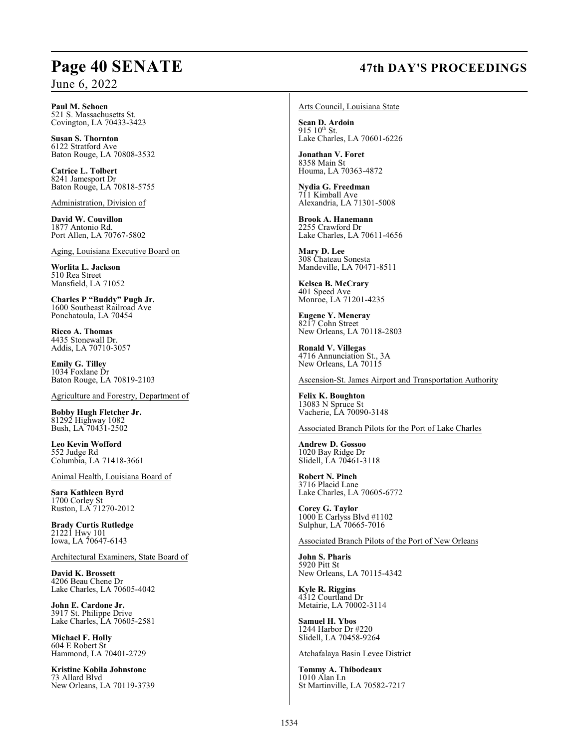**Paul M. Schoen**
521 S. Massachusetts St.
Covington, LA 70433-3423

**Susan S. Thornton**
6122 Stratford Ave
Baton Rouge, LA 70808-3532

**Catrice L. Tolbert**
8241 Jamesport Dr
Baton Rouge, LA 70818-5755

Administration, Division of

**David W. Couvillon**
1877 Antonio Rd.
Port Allen, LA 70767-5802

Aging, Louisiana Executive Board on

**Worlita L. Jackson**
510 Rea Street
Mansfield, LA 71052

**Charles P "Buddy" Pugh Jr.**
1600 Southeast Railroad Ave
Ponchatoula, LA 70454

**Ricco A. Thomas**
4435 Stonewall Dr.
Addis, LA 70710-3057

**Emily G. Tilley**
1034 Foxlane Dr
Baton Rouge, LA 70819-2103

Agriculture and Forestry, Department of

**Bobby Hugh Fletcher Jr.**
81292 Highway 1082
Bush, LA 70431-2502

**Leo Kevin Wofford**
552 Judge Rd
Columbia, LA 71418-3661

Animal Health, Louisiana Board of

**Sara Kathleen Byrd**
1700 Corley St
Ruston, LA 71270-2012

**Brady Curtis Rutledge**
21221 Hwy 101
Iowa, LA 70647-6143

Architectural Examiners, State Board of

**David K. Brossett**
4206 Beau Chene Dr
Lake Charles, LA 70605-4042

**John E. Cardone Jr.**
3917 St. Philippe Drive
Lake Charles, LA 70605-2581

**Michael F. Holly**
604 E Robert St
Hammond, LA 70401-2729

**Kristine Kobila Johnstone**
73 Allard Blvd
New Orleans, LA 70119-3739

Arts Council, Louisiana State

**Sean D. Ardoin**
915 10th St.
Lake Charles, LA 70601-6226

**Jonathan V. Foret**
8358 Main St
Houma, LA 70363-4872

**Nydia G. Freedman**
711 Kimball Ave
Alexandria, LA 71301-5008

**Brook A. Hanemann**
2255 Crawford Dr
Lake Charles, LA 70611-4656

**Mary D. Lee**
308 Chateau Sonesta
Mandeville, LA 70471-8511

**Kelsea B. McCrary**
401 Speed Ave
Monroe, LA 71201-4235

**Eugene Y. Meneray**
8217 Cohn Street
New Orleans, LA 70118-2803

**Ronald V. Villegas**
4716 Annunciation St., 3A
New Orleans, LA 70115

Ascension-St. James Airport and Transportation Authority

**Felix K. Boughton**
13083 N Spruce St
Vacherie, LA 70090-3148

Associated Branch Pilots for the Port of Lake Charles

**Andrew D. Gossoo**
1020 Bay Ridge Dr
Slidell, LA 70461-3118

**Robert N. Pinch**
3716 Placid Lane
Lake Charles, LA 70605-6772

**Corey G. Taylor**
1000 E Carlyss Blvd #1102
Sulphur, LA 70665-7016

Associated Branch Pilots of the Port of New Orleans

**John S. Pharis**
5920 Pitt St
New Orleans, LA 70115-4342

**Kyle R. Riggins**
4312 Courtland Dr
Metairie, LA 70002-3114

**Samuel H. Ybos**
1244 Harbor Dr #220
Slidell, LA 70458-9264

Atchafalaya Basin Levee District

**Tommy A. Thibodeaux**
1010 Alan Ln
St Martinville, LA 70582-7217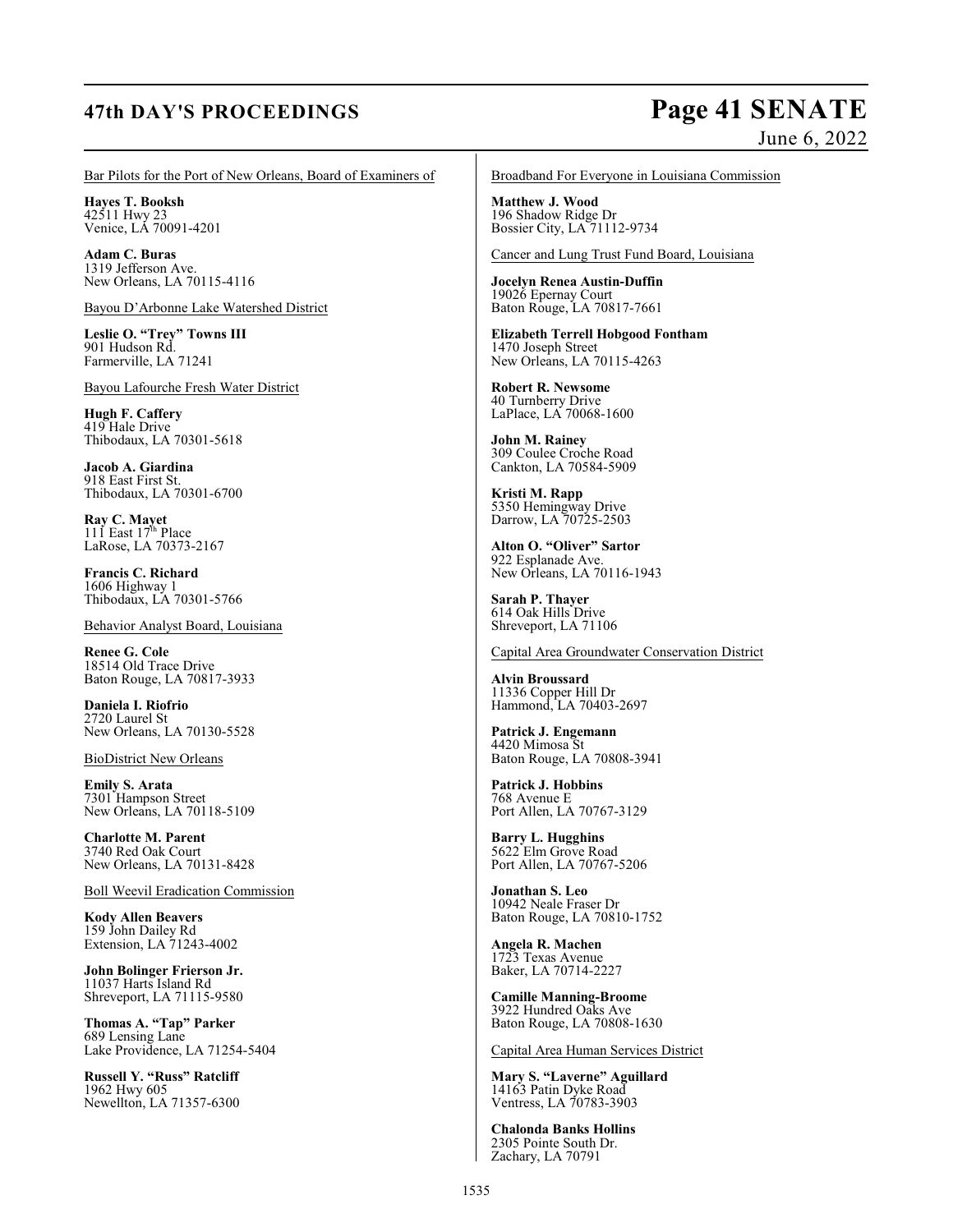Bar Pilots for the Port of New Orleans, Board of Examiners of

**Hayes T. Booksh**
42511 Hwy 23
Venice, LA 70091-4201

**Adam C. Buras**
1319 Jefferson Ave.
New Orleans, LA 70115-4116

Bayou D'Arbonne Lake Watershed District

**Leslie O. "Trey" Towns III**
901 Hudson Rd.
Farmerville, LA 71241

Bayou Lafourche Fresh Water District

**Hugh F. Caffery**
419 Hale Drive
Thibodaux, LA 70301-5618

**Jacob A. Giardina**
918 East First St.
Thibodaux, LA 70301-6700

**Ray C. Mayet**
111 East 17th Place
LaRose, LA 70373-2167

**Francis C. Richard**
1606 Highway 1
Thibodaux, LA 70301-5766

Behavior Analyst Board, Louisiana

**Renee G. Cole**
18514 Old Trace Drive
Baton Rouge, LA 70817-3933

**Daniela I. Riofrio**
2720 Laurel St
New Orleans, LA 70130-5528

BioDistrict New Orleans

**Emily S. Arata**
7301 Hampson Street
New Orleans, LA 70118-5109

**Charlotte M. Parent**
3740 Red Oak Court
New Orleans, LA 70131-8428

Boll Weevil Eradication Commission

**Kody Allen Beavers**
159 John Dailey Rd
Extension, LA 71243-4002

**John Bolinger Frierson Jr.**
11037 Harts Island Rd
Shreveport, LA 71115-9580

**Thomas A. "Tap" Parker**
689 Lensing Lane
Lake Providence, LA 71254-5404

**Russell Y. "Russ" Ratcliff**
1962 Hwy 605
Newellton, LA 71357-6300

Broadband For Everyone in Louisiana Commission

**Matthew J. Wood**
196 Shadow Ridge Dr
Bossier City, LA 71112-9734

Cancer and Lung Trust Fund Board, Louisiana

**Jocelyn Renea Austin-Duffin**
19026 Epernay Court
Baton Rouge, LA 70817-7661

**Elizabeth Terrell Hobgood Fontham**
1470 Joseph Street
New Orleans, LA 70115-4263

**Robert R. Newsome**
40 Turnberry Drive
LaPlace, LA 70068-1600

**John M. Rainey**
309 Coulee Croche Road
Cankton, LA 70584-5909

**Kristi M. Rapp**
5350 Hemingway Drive
Darrow, LA 70725-2503

**Alton O. "Oliver" Sartor**
922 Esplanade Ave.
New Orleans, LA 70116-1943

**Sarah P. Thayer**
614 Oak Hills Drive
Shreveport, LA 71106

Capital Area Groundwater Conservation District

**Alvin Broussard**
11336 Copper Hill Dr
Hammond, LA 70403-2697

**Patrick J. Engemann**
4420 Mimosa St
Baton Rouge, LA 70808-3941

**Patrick J. Hobbins**
768 Avenue E
Port Allen, LA 70767-3129

**Barry L. Hugghins**
5622 Elm Grove Road
Port Allen, LA 70767-5206

**Jonathan S. Leo**
10942 Neale Fraser Dr
Baton Rouge, LA 70810-1752

**Angela R. Machen**
1723 Texas Avenue
Baker, LA 70714-2227

**Camille Manning-Broome**
3922 Hundred Oaks Ave
Baton Rouge, LA 70808-1630

Capital Area Human Services District

**Mary S. "Laverne" Aguillard**
14163 Patin Dyke Road
Ventress, LA 70783-3903

**Chalonda Banks Hollins**
2305 Pointe South Dr.
Zachary, LA 70791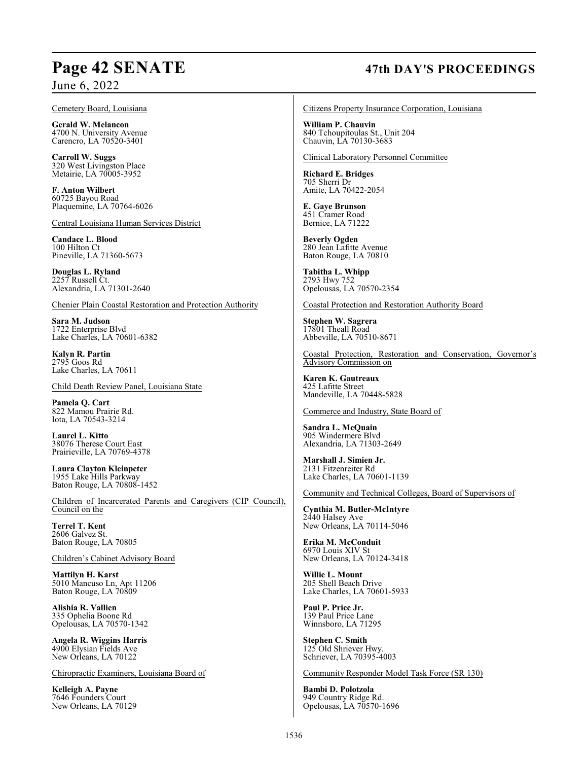Cemetery Board, Louisiana

**Gerald W. Melancon**
4700 N. University Avenue
Carencro, LA 70520-3401

**Carroll W. Suggs**
320 West Livingston Place
Metairie, LA 70005-3952

**F. Anton Wilbert**
60725 Bayou Road
Plaquemine, LA 70764-6026

Central Louisiana Human Services District

**Candace L. Blood**
100 Hilton Ct
Pineville, LA 71360-5673

**Douglas L. Ryland**
2257 Russell Ct.
Alexandria, LA 71301-2640

Chenier Plain Coastal Restoration and Protection Authority

**Sara M. Judson**
1722 Enterprise Blvd
Lake Charles, LA 70601-6382

**Kalyn R. Partin**
2795 Goos Rd
Lake Charles, LA 70611

Child Death Review Panel, Louisiana State

**Pamela Q. Cart**
822 Mamou Prairie Rd.
Iota, LA 70543-3214

**Laurel L. Kitto**
38076 Therese Court East
Prairieville, LA 70769-4378

**Laura Clayton Kleinpeter**
1955 Lake Hills Parkway
Baton Rouge, LA 70808-1452

Children of Incarcerated Parents and Caregivers (CIP Council), Council on the

**Terrel T. Kent**
2606 Galvez St.
Baton Rouge, LA 70805

Children's Cabinet Advisory Board

**Mattilyn H. Karst**
5010 Mancuso Ln, Apt 11206
Baton Rouge, LA 70809

**Alishia R. Vallien**
335 Ophelia Boone Rd
Opelousas, LA 70570-1342

**Angela R. Wiggins Harris**
4900 Elysian Fields Ave
New Orleans, LA 70122

Chiropractic Examiners, Louisiana Board of

**Kelleigh A. Payne**
7646 Founders Court
New Orleans, LA 70129

Citizens Property Insurance Corporation, Louisiana

**William P. Chauvin**
840 Tchoupitoulas St., Unit 204
Chauvin, LA 70130-3683

Clinical Laboratory Personnel Committee

**Richard E. Bridges**
705 Sherri Dr
Amite, LA 70422-2054

**E. Gaye Brunson**
451 Cramer Road
Bernice, LA 71222

**Beverly Ogden**
280 Jean Lafitte Avenue
Baton Rouge, LA 70810

**Tabitha L. Whipp**
2793 Hwy 752
Opelousas, LA 70570-2354

Coastal Protection and Restoration Authority Board

**Stephen W. Sagrera**
17801 Theall Road
Abbeville, LA 70510-8671

Coastal Protection, Restoration and Conservation, Governor's Advisory Commission on

**Karen K. Gautreaux**
425 Lafitte Street
Mandeville, LA 70448-5828

Commerce and Industry, State Board of

**Sandra L. McQuain**
905 Windermere Blvd
Alexandria, LA 71303-2649

**Marshall J. Simien Jr.**
2131 Fitzenreiter Rd
Lake Charles, LA 70601-1139

Community and Technical Colleges, Board of Supervisors of

**Cynthia M. Butler-McIntyre**
2440 Halsey Ave
New Orleans, LA 70114-5046

**Erika M. McConduit**
6970 Louis XIV St
New Orleans, LA 70124-3418

**Willie L. Mount**
205 Shell Beach Drive
Lake Charles, LA 70601-5933

**Paul P. Price Jr.**
139 Paul Price Lane
Winnsboro, LA 71295

**Stephen C. Smith**
125 Old Shriever Hwy.
Schriever, LA 70395-4003

Community Responder Model Task Force (SR 130)

**Bambi D. Polotzola**
949 Country Ridge Rd.
Opelousas, LA 70570-1696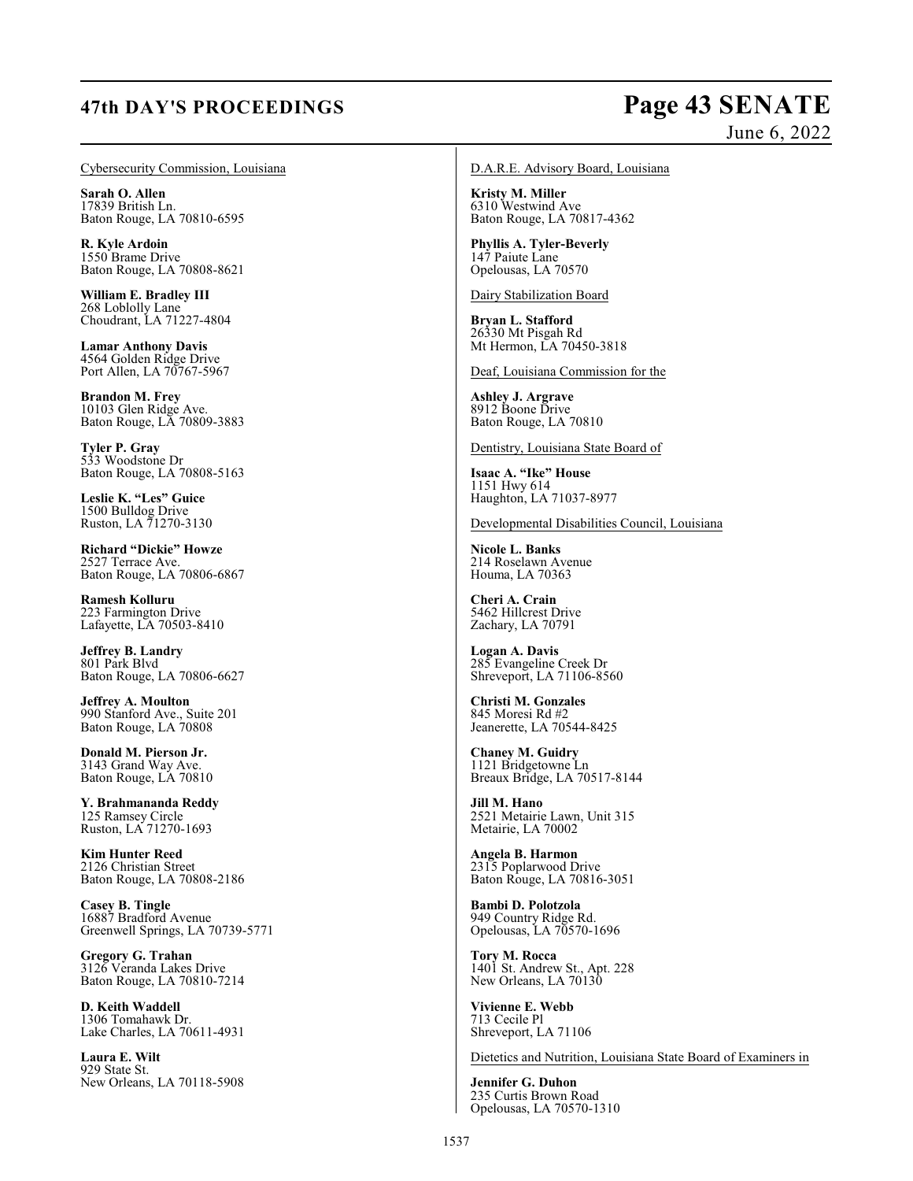Cybersecurity Commission, Louisiana

**Sarah O. Allen**
17839 British Ln.
Baton Rouge, LA 70810-6595

**R. Kyle Ardoin**
1550 Brame Drive
Baton Rouge, LA 70808-8621

**William E. Bradley III**
268 Loblolly Lane
Choudrant, LA 71227-4804

**Lamar Anthony Davis**
4564 Golden Ridge Drive
Port Allen, LA 70767-5967

**Brandon M. Frey**
10103 Glen Ridge Ave.
Baton Rouge, LA 70809-3883

**Tyler P. Gray**
533 Woodstone Dr
Baton Rouge, LA 70808-5163

**Leslie K. "Les" Guice**
1500 Bulldog Drive
Ruston, LA 71270-3130

**Richard "Dickie" Howze**
2527 Terrace Ave.
Baton Rouge, LA 70806-6867

**Ramesh Kolluru**
223 Farmington Drive
Lafayette, LA 70503-8410

**Jeffrey B. Landry**
801 Park Blvd
Baton Rouge, LA 70806-6627

**Jeffrey A. Moulton**
990 Stanford Ave., Suite 201
Baton Rouge, LA 70808

**Donald M. Pierson Jr.**
3143 Grand Way Ave.
Baton Rouge, LA 70810

**Y. Brahmananda Reddy**
125 Ramsey Circle
Ruston, LA 71270-1693

**Kim Hunter Reed**
2126 Christian Street
Baton Rouge, LA 70808-2186

**Casey B. Tingle**
16887 Bradford Avenue
Greenwell Springs, LA 70739-5771

**Gregory G. Trahan**
3126 Veranda Lakes Drive
Baton Rouge, LA 70810-7214

**D. Keith Waddell**
1306 Tomahawk Dr.
Lake Charles, LA 70611-4931

**Laura E. Wilt**
929 State St.
New Orleans, LA 70118-5908

D.A.R.E. Advisory Board, Louisiana

**Kristy M. Miller**
6310 Westwind Ave
Baton Rouge, LA 70817-4362

**Phyllis A. Tyler-Beverly**
147 Paiute Lane
Opelousas, LA 70570

Dairy Stabilization Board

**Bryan L. Stafford**
26330 Mt Pisgah Rd
Mt Hermon, LA 70450-3818

Deaf, Louisiana Commission for the

**Ashley J. Argrave**
8912 Boone Drive
Baton Rouge, LA 70810

Dentistry, Louisiana State Board of

**Isaac A. "Ike" House**
1151 Hwy 614
Haughton, LA 71037-8977

Developmental Disabilities Council, Louisiana

**Nicole L. Banks**
214 Roselawn Avenue
Houma, LA 70363

**Cheri A. Crain**
5462 Hillcrest Drive
Zachary, LA 70791

**Logan A. Davis**
285 Evangeline Creek Dr
Shreveport, LA 71106-8560

**Christi M. Gonzales**
845 Moresi Rd #2
Jeanerette, LA 70544-8425

**Chaney M. Guidry**
1121 Bridgetowne Ln
Breaux Bridge, LA 70517-8144

**Jill M. Hano**
2521 Metairie Lawn, Unit 315
Metairie, LA 70002

**Angela B. Harmon**
2315 Poplarwood Drive
Baton Rouge, LA 70816-3051

**Bambi D. Polotzola**
949 Country Ridge Rd.
Opelousas, LA 70570-1696

**Tory M. Rocca**
1401 St. Andrew St., Apt. 228
New Orleans, LA 70130

**Vivienne E. Webb**
713 Cecile Pl
Shreveport, LA 71106

Dietetics and Nutrition, Louisiana State Board of Examiners in

**Jennifer G. Duhon**
235 Curtis Brown Road
Opelousas, LA 70570-1310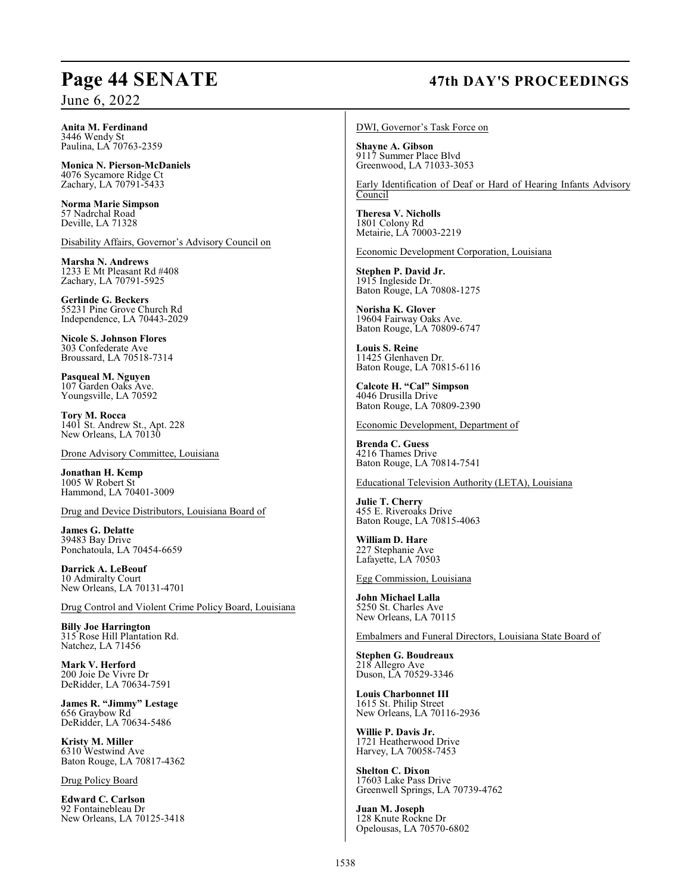**Anita M. Ferdinand**
3446 Wendy St
Paulina, LA 70763-2359

**Monica N. Pierson-McDaniels**
4076 Sycamore Ridge Ct
Zachary, LA 70791-5433

**Norma Marie Simpson**
57 Nadrchal Road
Deville, LA 71328

Disability Affairs, Governor's Advisory Council on

**Marsha N. Andrews**
1233 E Mt Pleasant Rd #408
Zachary, LA 70791-5925

**Gerlinde G. Beckers**
55231 Pine Grove Church Rd
Independence, LA 70443-2029

**Nicole S. Johnson Flores**
303 Confederate Ave
Broussard, LA 70518-7314

**Pasqueal M. Nguyen**
107 Garden Oaks Ave.
Youngsville, LA 70592

**Tory M. Rocca**
1401 St. Andrew St., Apt. 228
New Orleans, LA 70130

Drone Advisory Committee, Louisiana

**Jonathan H. Kemp**
1005 W Robert St
Hammond, LA 70401-3009

Drug and Device Distributors, Louisiana Board of

**James G. Delatte**
39483 Bay Drive
Ponchatoula, LA 70454-6659

**Darrick A. LeBeouf**
10 Admiralty Court
New Orleans, LA 70131-4701

Drug Control and Violent Crime Policy Board, Louisiana

**Billy Joe Harrington**
315 Rose Hill Plantation Rd.
Natchez, LA 71456

**Mark V. Herford**
200 Joie De Vivre Dr
DeRidder, LA 70634-7591

**James R. "Jimmy" Lestage**
656 Graybow Rd
DeRidder, LA 70634-5486

**Kristy M. Miller**
6310 Westwind Ave
Baton Rouge, LA 70817-4362

Drug Policy Board

**Edward C. Carlson**
92 Fontainebleau Dr
New Orleans, LA 70125-3418

DWI, Governor's Task Force on

**Shayne A. Gibson**
9117 Summer Place Blvd
Greenwood, LA 71033-3053

Early Identification of Deaf or Hard of Hearing Infants Advisory Council

**Theresa V. Nicholls**
1801 Colony Rd
Metairie, LA 70003-2219

Economic Development Corporation, Louisiana

**Stephen P. David Jr.**
1915 Ingleside Dr.
Baton Rouge, LA 70808-1275

**Norisha K. Glover**
19604 Fairway Oaks Ave.
Baton Rouge, LA 70809-6747

**Louis S. Reine**
11425 Glenhaven Dr.
Baton Rouge, LA 70815-6116

**Calcote H. "Cal" Simpson**
4046 Drusilla Drive
Baton Rouge, LA 70809-2390

Economic Development, Department of

**Brenda C. Guess**
4216 Thames Drive
Baton Rouge, LA 70814-7541

Educational Television Authority (LETA), Louisiana

**Julie T. Cherry**
455 E. Riveroaks Drive
Baton Rouge, LA 70815-4063

**William D. Hare**
227 Stephanie Ave
Lafayette, LA 70503

Egg Commission, Louisiana

**John Michael Lalla**
5250 St. Charles Ave
New Orleans, LA 70115

Embalmers and Funeral Directors, Louisiana State Board of

**Stephen G. Boudreaux**
218 Allegro Ave
Duson, LA 70529-3346

**Louis Charbonnet III**
1615 St. Philip Street
New Orleans, LA 70116-2936

**Willie P. Davis Jr.**
1721 Heatherwood Drive
Harvey, LA 70058-7453

**Shelton C. Dixon**
17603 Lake Pass Drive
Greenwell Springs, LA 70739-4762

**Juan M. Joseph**
128 Knute Rockne Dr
Opelousas, LA 70570-6802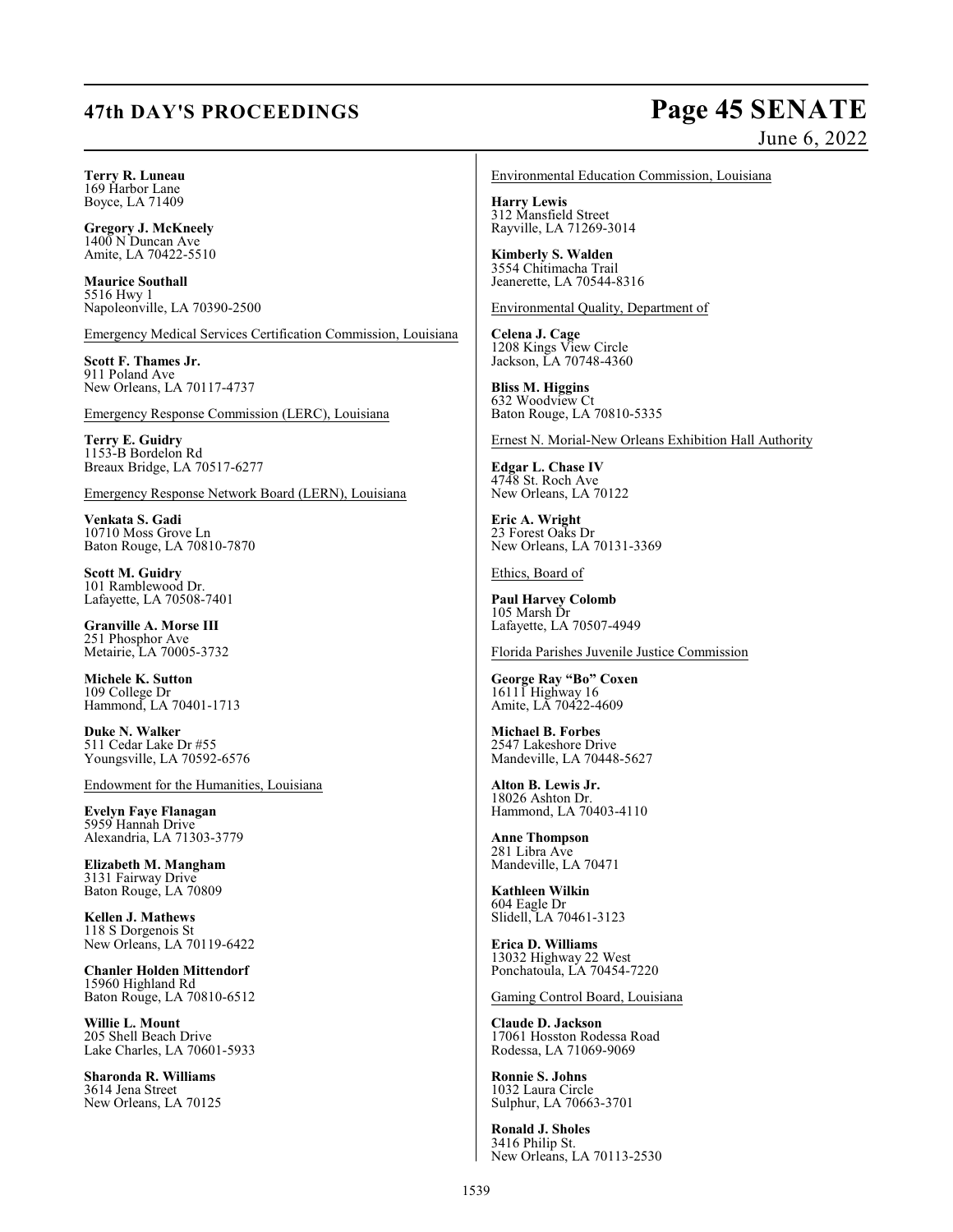**Terry R. Luneau**
169 Harbor Lane
Boyce, LA 71409

**Gregory J. McKneely**
1400 N Duncan Ave
Amite, LA 70422-5510

**Maurice Southall**
5516 Hwy 1
Napoleonville, LA 70390-2500

Emergency Medical Services Certification Commission, Louisiana

**Scott F. Thames Jr.**
911 Poland Ave
New Orleans, LA 70117-4737

Emergency Response Commission (LERC), Louisiana

**Terry E. Guidry**
1153-B Bordelon Rd
Breaux Bridge, LA 70517-6277

Emergency Response Network Board (LERN), Louisiana

**Venkata S. Gadi**
10710 Moss Grove Ln
Baton Rouge, LA 70810-7870

**Scott M. Guidry**
101 Ramblewood Dr.
Lafayette, LA 70508-7401

**Granville A. Morse III**
251 Phosphor Ave
Metairie, LA 70005-3732

**Michele K. Sutton**
109 College Dr
Hammond, LA 70401-1713

**Duke N. Walker**
511 Cedar Lake Dr #55
Youngsville, LA 70592-6576

Endowment for the Humanities, Louisiana

**Evelyn Faye Flanagan**
5959 Hannah Drive
Alexandria, LA 71303-3779

**Elizabeth M. Mangham**
3131 Fairway Drive
Baton Rouge, LA 70809

**Kellen J. Mathews**
118 S Dorgenois St
New Orleans, LA 70119-6422

**Chanler Holden Mittendorf**
15960 Highland Rd
Baton Rouge, LA 70810-6512

**Willie L. Mount**
205 Shell Beach Drive
Lake Charles, LA 70601-5933

**Sharonda R. Williams**
3614 Jena Street
New Orleans, LA 70125

Environmental Education Commission, Louisiana

**Harry Lewis**
312 Mansfield Street
Rayville, LA 71269-3014

**Kimberly S. Walden**
3554 Chitimacha Trail
Jeanerette, LA 70544-8316

Environmental Quality, Department of

**Celena J. Cage**
1208 Kings View Circle
Jackson, LA 70748-4360

**Bliss M. Higgins**
632 Woodview Ct
Baton Rouge, LA 70810-5335

Ernest N. Morial-New Orleans Exhibition Hall Authority

**Edgar L. Chase IV**
4748 St. Roch Ave
New Orleans, LA 70122

**Eric A. Wright**
23 Forest Oaks Dr
New Orleans, LA 70131-3369

Ethics, Board of

**Paul Harvey Colomb**
105 Marsh Dr
Lafayette, LA 70507-4949

Florida Parishes Juvenile Justice Commission

**George Ray "Bo" Coxen**
16111 Highway 16
Amite, LA 70422-4609

**Michael B. Forbes**
2547 Lakeshore Drive
Mandeville, LA 70448-5627

**Alton B. Lewis Jr.**
18026 Ashton Dr.
Hammond, LA 70403-4110

**Anne Thompson**
281 Libra Ave
Mandeville, LA 70471

**Kathleen Wilkin**
604 Eagle Dr
Slidell, LA 70461-3123

**Erica D. Williams**
13032 Highway 22 West
Ponchatoula, LA 70454-7220

Gaming Control Board, Louisiana

**Claude D. Jackson**
17061 Hosston Rodessa Road
Rodessa, LA 71069-9069

**Ronnie S. Johns**
1032 Laura Circle
Sulphur, LA 70663-3701

**Ronald J. Sholes**
3416 Philip St.
New Orleans, LA 70113-2530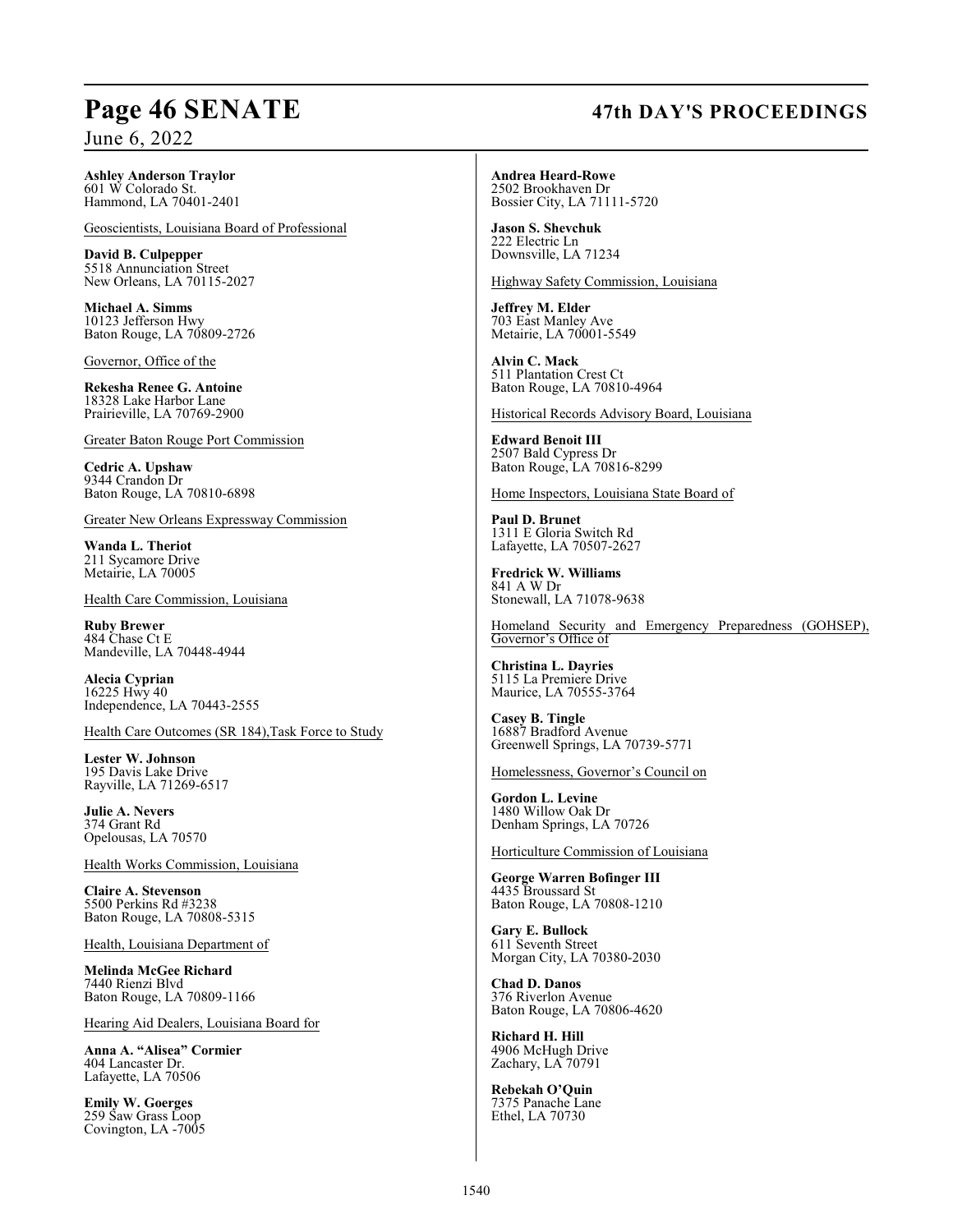**Ashley Anderson Traylor**
601 W Colorado St.
Hammond, LA 70401-2401

Geoscientists, Louisiana Board of Professional

**David B. Culpepper**
5518 Annunciation Street
New Orleans, LA 70115-2027

**Michael A. Simms**
10123 Jefferson Hwy
Baton Rouge, LA 70809-2726

Governor, Office of the

**Rekesha Renee G. Antoine**
18328 Lake Harbor Lane
Prairieville, LA 70769-2900

Greater Baton Rouge Port Commission

**Cedric A. Upshaw**
9344 Crandon Dr
Baton Rouge, LA 70810-6898

Greater New Orleans Expressway Commission

**Wanda L. Theriot**
211 Sycamore Drive
Metairie, LA 70005

Health Care Commission, Louisiana

**Ruby Brewer**
484 Chase Ct E
Mandeville, LA 70448-4944

**Alecia Cyprian**
16225 Hwy 40
Independence, LA 70443-2555

Health Care Outcomes (SR 184),Task Force to Study

**Lester W. Johnson**
195 Davis Lake Drive
Rayville, LA 71269-6517

**Julie A. Nevers**
374 Grant Rd
Opelousas, LA 70570

Health Works Commission, Louisiana

**Claire A. Stevenson**
5500 Perkins Rd #3238
Baton Rouge, LA 70808-5315

Health, Louisiana Department of

**Melinda McGee Richard**
7440 Rienzi Blvd
Baton Rouge, LA 70809-1166

Hearing Aid Dealers, Louisiana Board for

**Anna A. "Alisea" Cormier**
404 Lancaster Dr.
Lafayette, LA 70506

**Emily W. Goerges**
259 Saw Grass Loop
Covington, LA -7005

**Andrea Heard-Rowe**
2502 Brookhaven Dr
Bossier City, LA 71111-5720

**Jason S. Shevchuk**
222 Electric Ln
Downsville, LA 71234

Highway Safety Commission, Louisiana

**Jeffrey M. Elder**
703 East Manley Ave
Metairie, LA 70001-5549

**Alvin C. Mack**
511 Plantation Crest Ct
Baton Rouge, LA 70810-4964

Historical Records Advisory Board, Louisiana

**Edward Benoit III**
2507 Bald Cypress Dr
Baton Rouge, LA 70816-8299

Home Inspectors, Louisiana State Board of

**Paul D. Brunet**
1311 E Gloria Switch Rd
Lafayette, LA 70507-2627

**Fredrick W. Williams**
841 A W Dr
Stonewall, LA 71078-9638

Homeland Security and Emergency Preparedness (GOHSEP), Governor's Office of

**Christina L. Dayries**
5115 La Premiere Drive
Maurice, LA 70555-3764

**Casey B. Tingle**
16887 Bradford Avenue
Greenwell Springs, LA 70739-5771

Homelessness, Governor's Council on

**Gordon L. Levine**
1480 Willow Oak Dr
Denham Springs, LA 70726

Horticulture Commission of Louisiana

**George Warren Bofinger III**
4435 Broussard St
Baton Rouge, LA 70808-1210

**Gary E. Bullock**
611 Seventh Street
Morgan City, LA 70380-2030

**Chad D. Danos**
376 Riverlon Avenue
Baton Rouge, LA 70806-4620

**Richard H. Hill**
4906 McHugh Drive
Zachary, LA 70791

**Rebekah O'Quin**
7375 Panache Lane
Ethel, LA 70730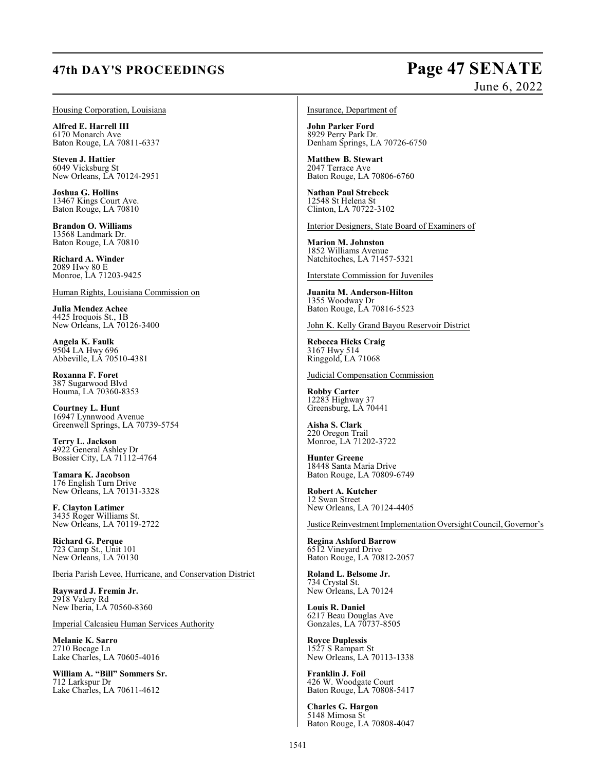Housing Corporation, Louisiana

**Alfred E. Harrell III**
6170 Monarch Ave
Baton Rouge, LA 70811-6337

**Steven J. Hattier**
6049 Vicksburg St
New Orleans, LA 70124-2951

**Joshua G. Hollins**
13467 Kings Court Ave.
Baton Rouge, LA 70810

**Brandon O. Williams**
13568 Landmark Dr.
Baton Rouge, LA 70810

**Richard A. Winder**
2089 Hwy 80 E
Monroe, LA 71203-9425

Human Rights, Louisiana Commission on

**Julia Mendez Achee**
4425 Iroquois St., 1B
New Orleans, LA 70126-3400

**Angela K. Faulk**
9504 LA Hwy 696
Abbeville, LA 70510-4381

**Roxanna F. Foret**
387 Sugarwood Blvd
Houma, LA 70360-8353

**Courtney L. Hunt**
16947 Lynnwood Avenue
Greenwell Springs, LA 70739-5754

**Terry L. Jackson**
4922 General Ashley Dr
Bossier City, LA 71112-4764

**Tamara K. Jacobson**
176 English Turn Drive
New Orleans, LA 70131-3328

**F. Clayton Latimer**
3435 Roger Williams St.
New Orleans, LA 70119-2722

**Richard G. Perque**
723 Camp St., Unit 101
New Orleans, LA 70130

Iberia Parish Levee, Hurricane, and Conservation District

**Rayward J. Fremin Jr.**
2918 Valery Rd
New Iberia, LA 70560-8360

Imperial Calcasieu Human Services Authority

**Melanie K. Sarro**
2710 Bocage Ln
Lake Charles, LA 70605-4016

**William A. "Bill" Sommers Sr.**
712 Larkspur Dr
Lake Charles, LA 70611-4612

Insurance, Department of

**John Parker Ford**
8929 Perry Park Dr.
Denham Springs, LA 70726-6750

**Matthew B. Stewart**
2047 Terrace Ave
Baton Rouge, LA 70806-6760

**Nathan Paul Strebeck**
12548 St Helena St
Clinton, LA 70722-3102

Interior Designers, State Board of Examiners of

**Marion M. Johnston**
1852 Williams Avenue
Natchitoches, LA 71457-5321

Interstate Commission for Juveniles

**Juanita M. Anderson-Hilton**
1355 Woodway Dr
Baton Rouge, LA 70816-5523

John K. Kelly Grand Bayou Reservoir District

**Rebecca Hicks Craig**
3167 Hwy 514
Ringgold, LA 71068

Judicial Compensation Commission

**Robby Carter**
12283 Highway 37
Greensburg, LA 70441

**Aisha S. Clark**
220 Oregon Trail
Monroe, LA 71202-3722

**Hunter Greene**
18448 Santa Maria Drive
Baton Rouge, LA 70809-6749

**Robert A. Kutcher**
12 Swan Street
New Orleans, LA 70124-4405

Justice Reinvestment Implementation Oversight Council, Governor's

**Regina Ashford Barrow**
6512 Vineyard Drive
Baton Rouge, LA 70812-2057

**Roland L. Belsome Jr.**
734 Crystal St.
New Orleans, LA 70124

**Louis R. Daniel**
6217 Beau Douglas Ave
Gonzales, LA 70737-8505

**Royce Duplessis**
1527 S Rampart St
New Orleans, LA 70113-1338

**Franklin J. Foil**
426 W. Woodgate Court
Baton Rouge, LA 70808-5417

**Charles G. Hargon**
5148 Mimosa St
Baton Rouge, LA 70808-4047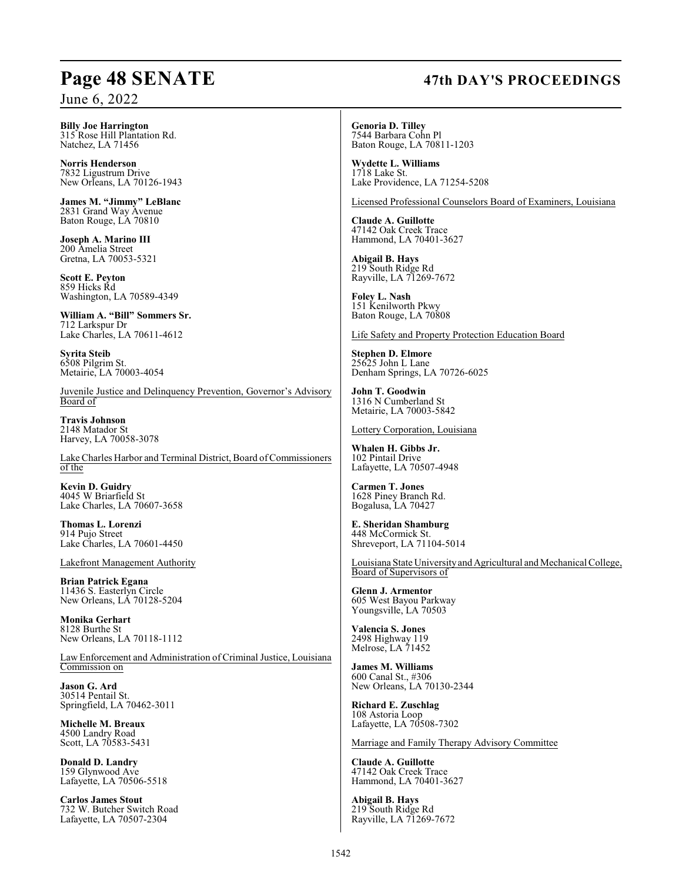**Billy Joe Harrington**
315 Rose Hill Plantation Rd.
Natchez, LA 71456

**Norris Henderson**
7832 Ligustrum Drive
New Orleans, LA 70126-1943

**James M. "Jimmy" LeBlanc**
2831 Grand Way Avenue
Baton Rouge, LA 70810

**Joseph A. Marino III**
200 Amelia Street
Gretna, LA 70053-5321

**Scott E. Peyton**
859 Hicks Rd
Washington, LA 70589-4349

**William A. "Bill" Sommers Sr.**
712 Larkspur Dr
Lake Charles, LA 70611-4612

**Syrita Steib**
6508 Pilgrim St.
Metairie, LA 70003-4054

<u>Juvenile Justice and Delinquency Prevention, Governor's Advisory Board of</u>

**Travis Johnson**
2148 Matador St
Harvey, LA 70058-3078

<u>Lake Charles Harbor and Terminal District, Board of Commissioners of the</u>

**Kevin D. Guidry**
4045 W Briarfield St
Lake Charles, LA 70607-3658

**Thomas L. Lorenzi**
914 Pujo Street
Lake Charles, LA 70601-4450

<u>Lakefront Management Authority</u>

**Brian Patrick Egana**
11436 S. Easterlyn Circle
New Orleans, LA 70128-5204

**Monika Gerhart**
8128 Burthe St
New Orleans, LA 70118-1112

<u>Law Enforcement and Administration of Criminal Justice, Louisiana Commission on</u>

**Jason G. Ard**
30514 Pentail St.
Springfield, LA 70462-3011

**Michelle M. Breaux**
4500 Landry Road
Scott, LA 70583-5431

**Donald D. Landry**
159 Glynwood Ave
Lafayette, LA 70506-5518

**Carlos James Stout**
732 W. Butcher Switch Road
Lafayette, LA 70507-2304

**Genoria D. Tilley**
7544 Barbara Cohn Pl
Baton Rouge, LA 70811-1203

**Wydette L. Williams**
1718 Lake St.
Lake Providence, LA 71254-5208

<u>Licensed Professional Counselors Board of Examiners, Louisiana</u>

**Claude A. Guillotte**
47142 Oak Creek Trace
Hammond, LA 70401-3627

**Abigail B. Hays**
219 South Ridge Rd
Rayville, LA 71269-7672

**Foley L. Nash**
151 Kenilworth Pkwy
Baton Rouge, LA 70808

<u>Life Safety and Property Protection Education Board</u>

**Stephen D. Elmore**
25625 John L Lane
Denham Springs, LA 70726-6025

**John T. Goodwin**
1316 N Cumberland St
Metairie, LA 70003-5842

<u>Lottery Corporation, Louisiana</u>

**Whalen H. Gibbs Jr.**
102 Pintail Drive
Lafayette, LA 70507-4948

**Carmen T. Jones**
1628 Piney Branch Rd.
Bogalusa, LA 70427

**E. Sheridan Shamburg**
448 McCormick St.
Shreveport, LA 71104-5014

<u>Louisiana State University and Agricultural and Mechanical College, Board of Supervisors of</u>

**Glenn J. Armentor**
605 West Bayou Parkway
Youngsville, LA 70503

**Valencia S. Jones**
2498 Highway 119
Melrose, LA 71452

**James M. Williams**
600 Canal St., #306
New Orleans, LA 70130-2344

**Richard E. Zuschlag**
108 Astoria Loop
Lafayette, LA 70508-7302

<u>Marriage and Family Therapy Advisory Committee</u>

**Claude A. Guillotte**
47142 Oak Creek Trace
Hammond, LA 70401-3627

**Abigail B. Hays**
219 South Ridge Rd
Rayville, LA 71269-7672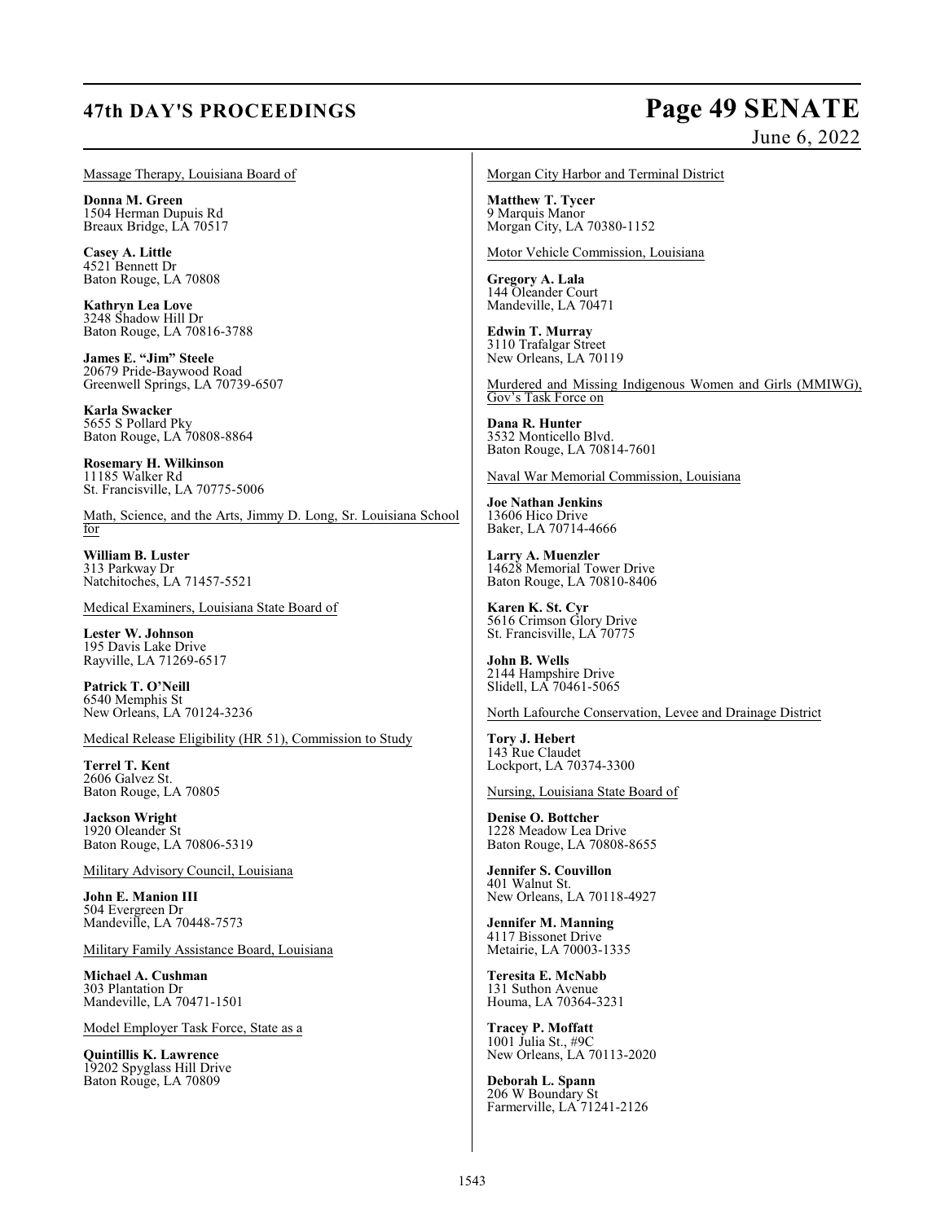Massage Therapy, Louisiana Board of

**Donna M. Green**
1504 Herman Dupuis Rd
Breaux Bridge, LA 70517

**Casey A. Little**
4521 Bennett Dr
Baton Rouge, LA 70808

**Kathryn Lea Love**
3248 Shadow Hill Dr
Baton Rouge, LA 70816-3788

**James E. "Jim" Steele**
20679 Pride-Baywood Road
Greenwell Springs, LA 70739-6507

**Karla Swacker**
5655 S Pollard Pky
Baton Rouge, LA 70808-8864

**Rosemary H. Wilkinson**
11185 Walker Rd
St. Francisville, LA 70775-5006

Math, Science, and the Arts, Jimmy D. Long, Sr. Louisiana School for

**William B. Luster**
313 Parkway Dr
Natchitoches, LA 71457-5521

Medical Examiners, Louisiana State Board of

**Lester W. Johnson**
195 Davis Lake Drive
Rayville, LA 71269-6517

**Patrick T. O'Neill**
6540 Memphis St
New Orleans, LA 70124-3236

Medical Release Eligibility (HR 51), Commission to Study

**Terrel T. Kent**
2606 Galvez St.
Baton Rouge, LA 70805

**Jackson Wright**
1920 Oleander St
Baton Rouge, LA 70806-5319

Military Advisory Council, Louisiana

**John E. Manion III**
504 Evergreen Dr
Mandeville, LA 70448-7573

Military Family Assistance Board, Louisiana

**Michael A. Cushman**
303 Plantation Dr
Mandeville, LA 70471-1501

Model Employer Task Force, State as a

**Quintillis K. Lawrence**
19202 Spyglass Hill Drive
Baton Rouge, LA 70809

Morgan City Harbor and Terminal District

**Matthew T. Tycer**
9 Marquis Manor
Morgan City, LA 70380-1152

Motor Vehicle Commission, Louisiana

**Gregory A. Lala**
144 Oleander Court
Mandeville, LA 70471

**Edwin T. Murray**
3110 Trafalgar Street
New Orleans, LA 70119

Murdered and Missing Indigenous Women and Girls (MMIWG), Gov's Task Force on

**Dana R. Hunter**
3532 Monticello Blvd.
Baton Rouge, LA 70814-7601

Naval War Memorial Commission, Louisiana

**Joe Nathan Jenkins**
13606 Hico Drive
Baker, LA 70714-4666

**Larry A. Muenzler**
14628 Memorial Tower Drive
Baton Rouge, LA 70810-8406

**Karen K. St. Cyr**
5616 Crimson Glory Drive
St. Francisville, LA 70775

**John B. Wells**
2144 Hampshire Drive
Slidell, LA 70461-5065

North Lafourche Conservation, Levee and Drainage District

**Tory J. Hebert**
143 Rue Claudet
Lockport, LA 70374-3300

Nursing, Louisiana State Board of

**Denise O. Bottcher**
1228 Meadow Lea Drive
Baton Rouge, LA 70808-8655

**Jennifer S. Couvillon**
401 Walnut St.
New Orleans, LA 70118-4927

**Jennifer M. Manning**
4117 Bissonet Drive
Metairie, LA 70003-1335

**Teresita E. McNabb**
131 Suthon Avenue
Houma, LA 70364-3231

**Tracey P. Moffatt**
1001 Julia St., #9C
New Orleans, LA 70113-2020

**Deborah L. Spann**
206 W Boundary St
Farmerville, LA 71241-2126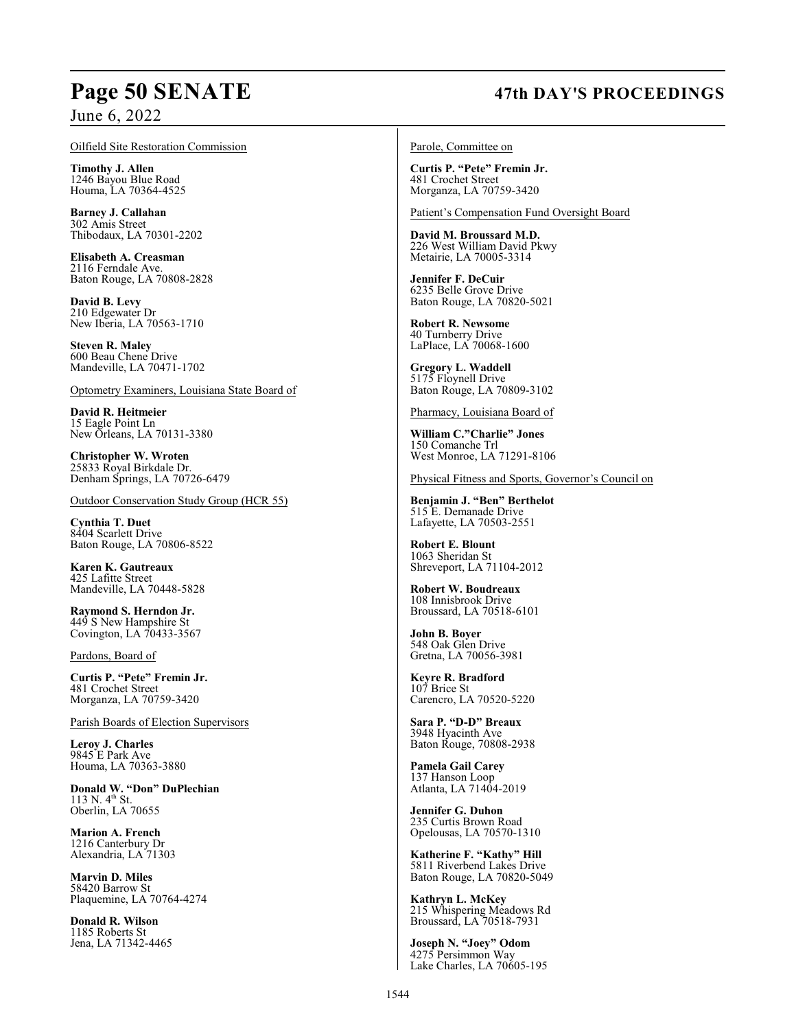Oilfield Site Restoration Commission

**Timothy J. Allen**
1246 Bayou Blue Road
Houma, LA 70364-4525

**Barney J. Callahan**
302 Amis Street
Thibodaux, LA 70301-2202

**Elisabeth A. Creasman**
2116 Ferndale Ave.
Baton Rouge, LA 70808-2828

**David B. Levy**
210 Edgewater Dr
New Iberia, LA 70563-1710

**Steven R. Maley**
600 Beau Chene Drive
Mandeville, LA 70471-1702

Optometry Examiners, Louisiana State Board of

**David R. Heitmeier**
15 Eagle Point Ln
New Orleans, LA 70131-3380

**Christopher W. Wroten**
25833 Royal Birkdale Dr.
Denham Springs, LA 70726-6479

Outdoor Conservation Study Group (HCR 55)

**Cynthia T. Duet**
8404 Scarlett Drive
Baton Rouge, LA 70806-8522

**Karen K. Gautreaux**
425 Lafitte Street
Mandeville, LA 70448-5828

**Raymond S. Herndon Jr.**
449 S New Hampshire St
Covington, LA 70433-3567

Pardons, Board of

**Curtis P. "Pete" Fremin Jr.**
481 Crochet Street
Morganza, LA 70759-3420

Parish Boards of Election Supervisors

**Leroy J. Charles**
9845 E Park Ave
Houma, LA 70363-3880

**Donald W. "Don" DuPlechian**
113 N. 4th St.
Oberlin, LA 70655

**Marion A. French**
1216 Canterbury Dr
Alexandria, LA 71303

**Marvin D. Miles**
58420 Barrow St
Plaquemine, LA 70764-4274

**Donald R. Wilson**
1185 Roberts St
Jena, LA 71342-4465

Parole, Committee on

**Curtis P. "Pete" Fremin Jr.**
481 Crochet Street
Morganza, LA 70759-3420

Patient's Compensation Fund Oversight Board

**David M. Broussard M.D.**
226 West William David Pkwy
Metairie, LA 70005-3314

**Jennifer F. DeCuir**
6235 Belle Grove Drive
Baton Rouge, LA 70820-5021

**Robert R. Newsome**
40 Turnberry Drive
LaPlace, LA 70068-1600

**Gregory L. Waddell**
5175 Floynell Drive
Baton Rouge, LA 70809-3102

Pharmacy, Louisiana Board of

**William C."Charlie" Jones**
150 Comanche Trl
West Monroe, LA 71291-8106

Physical Fitness and Sports, Governor's Council on

**Benjamin J. "Ben" Berthelot**
515 E. Demanade Drive
Lafayette, LA 70503-2551

**Robert E. Blount**
1063 Sheridan St
Shreveport, LA 71104-2012

**Robert W. Boudreaux**
108 Innisbrook Drive
Broussard, LA 70518-6101

**John B. Boyer**
548 Oak Glen Drive
Gretna, LA 70056-3981

**Keyre R. Bradford**
107 Brice St
Carencro, LA 70520-5220

**Sara P. "D-D" Breaux**
3948 Hyacinth Ave
Baton Rouge, 70808-2938

**Pamela Gail Carey**
137 Hanson Loop
Atlanta, LA 71404-2019

**Jennifer G. Duhon**
235 Curtis Brown Road
Opelousas, LA 70570-1310

**Katherine F. "Kathy" Hill**
5811 Riverbend Lakes Drive
Baton Rouge, LA 70820-5049

**Kathryn L. McKey**
215 Whispering Meadows Rd
Broussard, LA 70518-7931

**Joseph N. "Joey" Odom**
4275 Persimmon Way
Lake Charles, LA 70605-195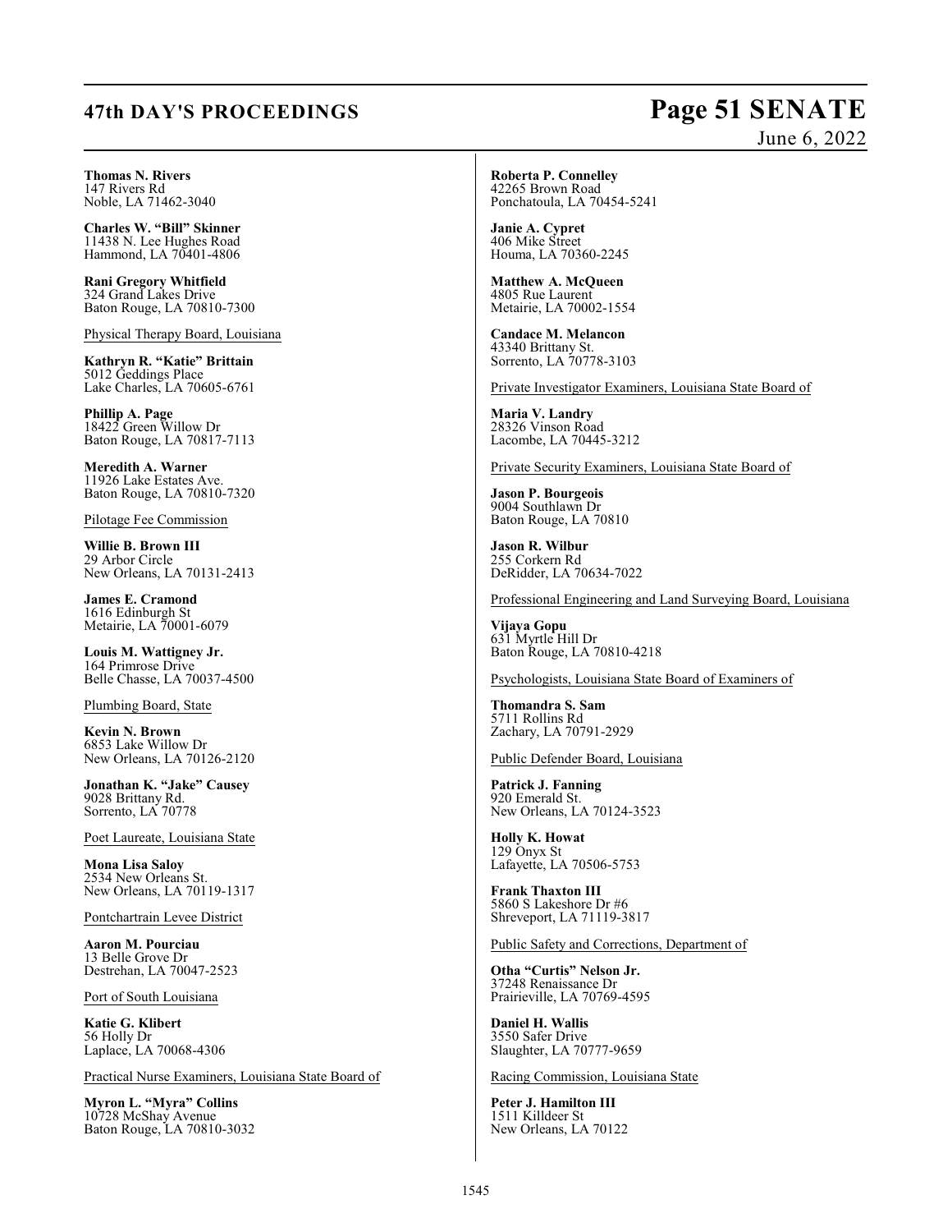**Thomas N. Rivers**
147 Rivers Rd
Noble, LA 71462-3040

**Charles W. "Bill" Skinner**
11438 N. Lee Hughes Road
Hammond, LA 70401-4806

**Rani Gregory Whitfield**
324 Grand Lakes Drive
Baton Rouge, LA 70810-7300

Physical Therapy Board, Louisiana

**Kathryn R. "Katie" Brittain**
5012 Geddings Place
Lake Charles, LA 70605-6761

**Phillip A. Page**
18422 Green Willow Dr
Baton Rouge, LA 70817-7113

**Meredith A. Warner**
11926 Lake Estates Ave.
Baton Rouge, LA 70810-7320

Pilotage Fee Commission

**Willie B. Brown III**
29 Arbor Circle
New Orleans, LA 70131-2413

**James E. Cramond**
1616 Edinburgh St
Metairie, LA 70001-6079

**Louis M. Wattigney Jr.**
164 Primrose Drive
Belle Chasse, LA 70037-4500

Plumbing Board, State

**Kevin N. Brown**
6853 Lake Willow Dr
New Orleans, LA 70126-2120

**Jonathan K. "Jake" Causey**
9028 Brittany Rd.
Sorrento, LA 70778

Poet Laureate, Louisiana State

**Mona Lisa Saloy**
2534 New Orleans St.
New Orleans, LA 70119-1317

Pontchartrain Levee District

**Aaron M. Pourciau**
13 Belle Grove Dr
Destrehan, LA 70047-2523

Port of South Louisiana

**Katie G. Klibert**
56 Holly Dr
Laplace, LA 70068-4306

Practical Nurse Examiners, Louisiana State Board of

**Myron L. "Myra" Collins**
10728 McShay Avenue
Baton Rouge, LA 70810-3032

**Roberta P. Connelley**
42265 Brown Road
Ponchatoula, LA 70454-5241

**Janie A. Cypret**
406 Mike Street
Houma, LA 70360-2245

**Matthew A. McQueen**
4805 Rue Laurent
Metairie, LA 70002-1554

**Candace M. Melancon**
43340 Brittany St.
Sorrento, LA 70778-3103

Private Investigator Examiners, Louisiana State Board of

**Maria V. Landry**
28326 Vinson Road
Lacombe, LA 70445-3212

Private Security Examiners, Louisiana State Board of

**Jason P. Bourgeois**
9004 Southlawn Dr
Baton Rouge, LA 70810

**Jason R. Wilbur**
255 Corkern Rd
DeRidder, LA 70634-7022

Professional Engineering and Land Surveying Board, Louisiana

**Vijaya Gopu**
631 Myrtle Hill Dr
Baton Rouge, LA 70810-4218

Psychologists, Louisiana State Board of Examiners of

**Thomandra S. Sam**
5711 Rollins Rd
Zachary, LA 70791-2929

Public Defender Board, Louisiana

**Patrick J. Fanning**
920 Emerald St.
New Orleans, LA 70124-3523

**Holly K. Howat**
129 Onyx St
Lafayette, LA 70506-5753

**Frank Thaxton III**
5860 S Lakeshore Dr #6
Shreveport, LA 71119-3817

Public Safety and Corrections, Department of

**Otha "Curtis" Nelson Jr.**
37248 Renaissance Dr
Prairieville, LA 70769-4595

**Daniel H. Wallis**
3550 Safer Drive
Slaughter, LA 70777-9659

Racing Commission, Louisiana State

**Peter J. Hamilton III**
1511 Killdeer St
New Orleans, LA 70122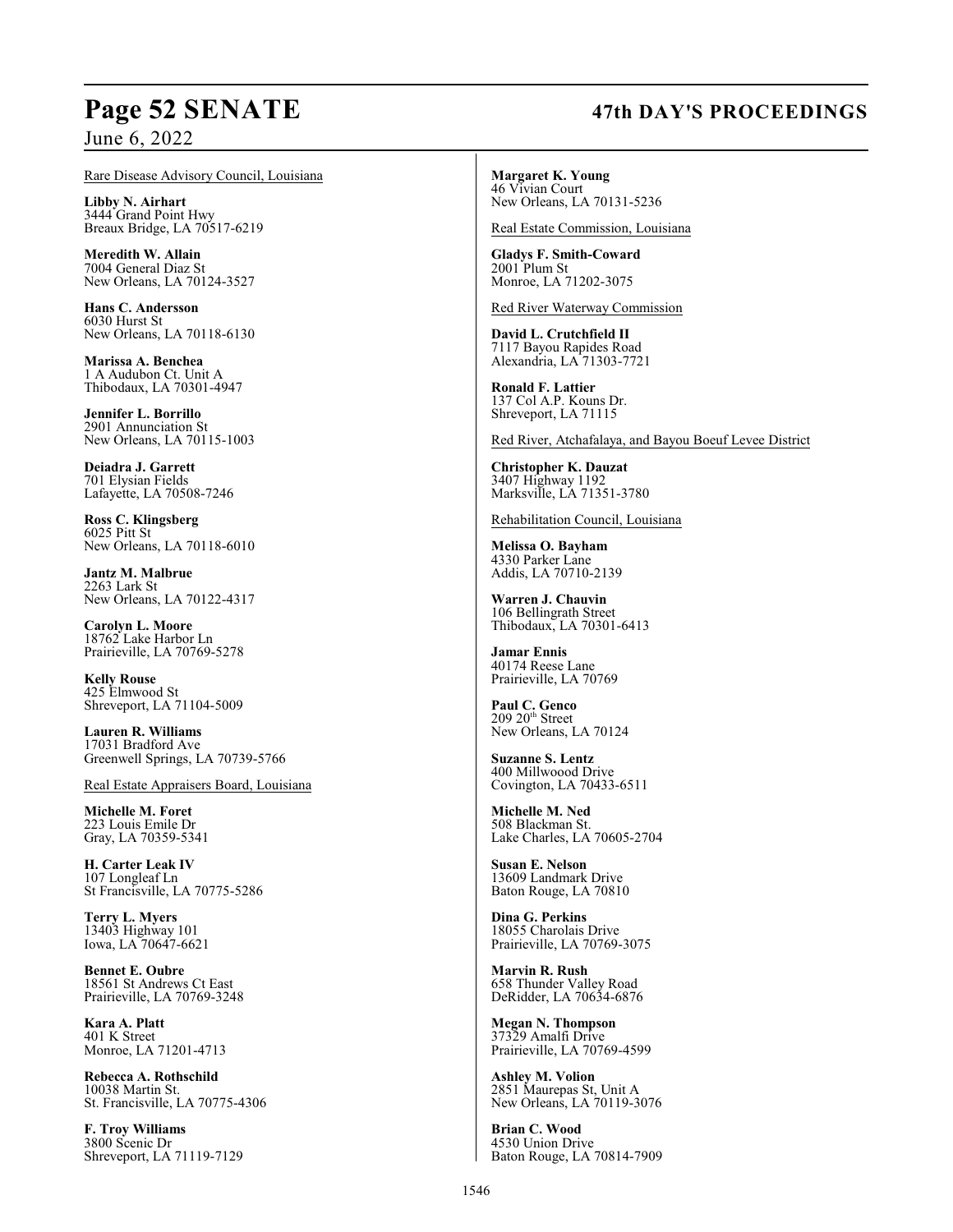Rare Disease Advisory Council, Louisiana

**Libby N. Airhart**
3444 Grand Point Hwy
Breaux Bridge, LA 70517-6219

**Meredith W. Allain**
7004 General Diaz St
New Orleans, LA 70124-3527

**Hans C. Andersson**
6030 Hurst St
New Orleans, LA 70118-6130

**Marissa A. Benchea**
1 A Audubon Ct. Unit A
Thibodaux, LA 70301-4947

**Jennifer L. Borrillo**
2901 Annunciation St
New Orleans, LA 70115-1003

**Deiadra J. Garrett**
701 Elysian Fields
Lafayette, LA 70508-7246

**Ross C. Klingsberg**
6025 Pitt St
New Orleans, LA 70118-6010

**Jantz M. Malbrue**
2263 Lark St
New Orleans, LA 70122-4317

**Carolyn L. Moore**
18762 Lake Harbor Ln
Prairieville, LA 70769-5278

**Kelly Rouse**
425 Elmwood St
Shreveport, LA 71104-5009

**Lauren R. Williams**
17031 Bradford Ave
Greenwell Springs, LA 70739-5766

Real Estate Appraisers Board, Louisiana

**Michelle M. Foret**
223 Louis Emile Dr
Gray, LA 70359-5341

**H. Carter Leak IV**
107 Longleaf Ln
St Francisville, LA 70775-5286

**Terry L. Myers**
13403 Highway 101
Iowa, LA 70647-6621

**Bennet E. Oubre**
18561 St Andrews Ct East
Prairieville, LA 70769-3248

**Kara A. Platt**
401 K Street
Monroe, LA 71201-4713

**Rebecca A. Rothschild**
10038 Martin St.
St. Francisville, LA 70775-4306

**F. Troy Williams**
3800 Scenic Dr
Shreveport, LA 71119-7129

**Margaret K. Young**
46 Vivian Court
New Orleans, LA 70131-5236

Real Estate Commission, Louisiana

**Gladys F. Smith-Coward**
2001 Plum St
Monroe, LA 71202-3075

Red River Waterway Commission

**David L. Crutchfield II**
7117 Bayou Rapides Road
Alexandria, LA 71303-7721

**Ronald F. Lattier**
137 Col A.P. Kouns Dr.
Shreveport, LA 71115

Red River, Atchafalaya, and Bayou Boeuf Levee District

**Christopher K. Dauzat**
3407 Highway 1192
Marksville, LA 71351-3780

Rehabilitation Council, Louisiana

**Melissa O. Bayham**
4330 Parker Lane
Addis, LA 70710-2139

**Warren J. Chauvin**
106 Bellingrath Street
Thibodaux, LA 70301-6413

**Jamar Ennis**
40174 Reese Lane
Prairieville, LA 70769

**Paul C. Genco**
209 20th Street
New Orleans, LA 70124

**Suzanne S. Lentz**
400 Millwoood Drive
Covington, LA 70433-6511

**Michelle M. Ned**
508 Blackman St.
Lake Charles, LA 70605-2704

**Susan E. Nelson**
13609 Landmark Drive
Baton Rouge, LA 70810

**Dina G. Perkins**
18055 Charolais Drive
Prairieville, LA 70769-3075

**Marvin R. Rush**
658 Thunder Valley Road
DeRidder, LA 70634-6876

**Megan N. Thompson**
37329 Amalfi Drive
Prairieville, LA 70769-4599

**Ashley M. Volion**
2851 Maurepas St, Unit A
New Orleans, LA 70119-3076

**Brian C. Wood**
4530 Union Drive
Baton Rouge, LA 70814-7909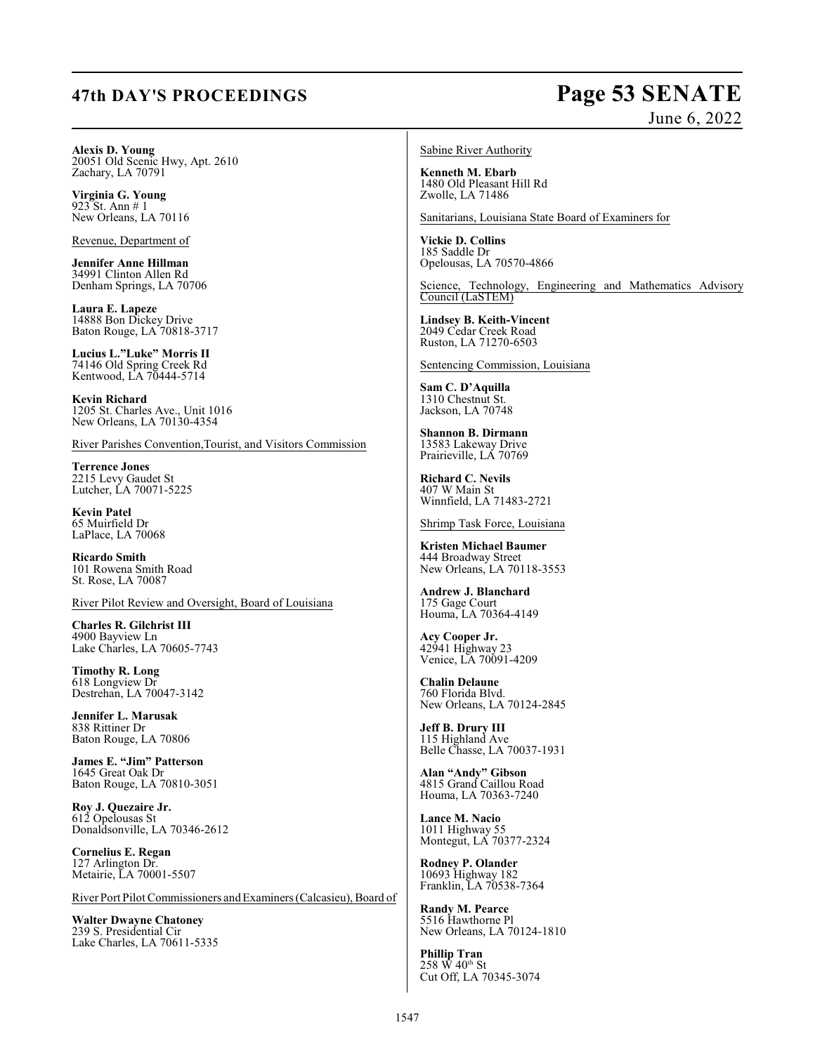**Alexis D. Young**
20051 Old Scenic Hwy, Apt. 2610
Zachary, LA 70791

**Virginia G. Young**
923 St. Ann # 1
New Orleans, LA 70116

Revenue, Department of

**Jennifer Anne Hillman**
34991 Clinton Allen Rd
Denham Springs, LA 70706

**Laura E. Lapeze**
14888 Bon Dickey Drive
Baton Rouge, LA 70818-3717

**Lucius L."Luke" Morris II**
74146 Old Spring Creek Rd
Kentwood, LA 70444-5714

**Kevin Richard**
1205 St. Charles Ave., Unit 1016
New Orleans, LA 70130-4354

River Parishes Convention,Tourist, and Visitors Commission

**Terrence Jones**
2215 Levy Gaudet St
Lutcher, LA 70071-5225

**Kevin Patel**
65 Muirfield Dr
LaPlace, LA 70068

**Ricardo Smith**
101 Rowena Smith Road
St. Rose, LA 70087

River Pilot Review and Oversight, Board of Louisiana

**Charles R. Gilchrist III**
4900 Bayview Ln
Lake Charles, LA 70605-7743

**Timothy R. Long**
618 Longview Dr
Destrehan, LA 70047-3142

**Jennifer L. Marusak**
838 Rittiner Dr
Baton Rouge, LA 70806

**James E. "Jim" Patterson**
1645 Great Oak Dr
Baton Rouge, LA 70810-3051

**Roy J. Quezaire Jr.**
612 Opelousas St
Donaldsonville, LA 70346-2612

**Cornelius E. Regan**
127 Arlington Dr.
Metairie, LA 70001-5507

River Port Pilot Commissioners and Examiners (Calcasieu), Board of

**Walter Dwayne Chatoney**
239 S. Presidential Cir
Lake Charles, LA 70611-5335

Sabine River Authority

**Kenneth M. Ebarb**
1480 Old Pleasant Hill Rd
Zwolle, LA 71486

Sanitarians, Louisiana State Board of Examiners for

**Vickie D. Collins**
185 Saddle Dr
Opelousas, LA 70570-4866

Science, Technology, Engineering and Mathematics Advisory Council (LaSTEM)

**Lindsey B. Keith-Vincent**
2049 Cedar Creek Road
Ruston, LA 71270-6503

Sentencing Commission, Louisiana

**Sam C. D'Aquilla**
1310 Chestnut St.
Jackson, LA 70748

**Shannon B. Dirmann**
13583 Lakeway Drive
Prairieville, LA 70769

**Richard C. Nevils**
407 W Main St
Winnfield, LA 71483-2721

Shrimp Task Force, Louisiana

**Kristen Michael Baumer**
444 Broadway Street
New Orleans, LA 70118-3553

**Andrew J. Blanchard**
175 Gage Court
Houma, LA 70364-4149

**Acy Cooper Jr.**
42941 Highway 23
Venice, LA 70091-4209

**Chalin Delaune**
760 Florida Blvd.
New Orleans, LA 70124-2845

**Jeff B. Drury III**
115 Highland Ave
Belle Chasse, LA 70037-1931

**Alan "Andy" Gibson**
4815 Grand Caillou Road
Houma, LA 70363-7240

**Lance M. Nacio**
1011 Highway 55
Montegut, LA 70377-2324

**Rodney P. Olander**
10693 Highway 182
Franklin, LA 70538-7364

**Randy M. Pearce**
5516 Hawthorne Pl
New Orleans, LA 70124-1810

**Phillip Tran**
258 W 40th St
Cut Off, LA 70345-3074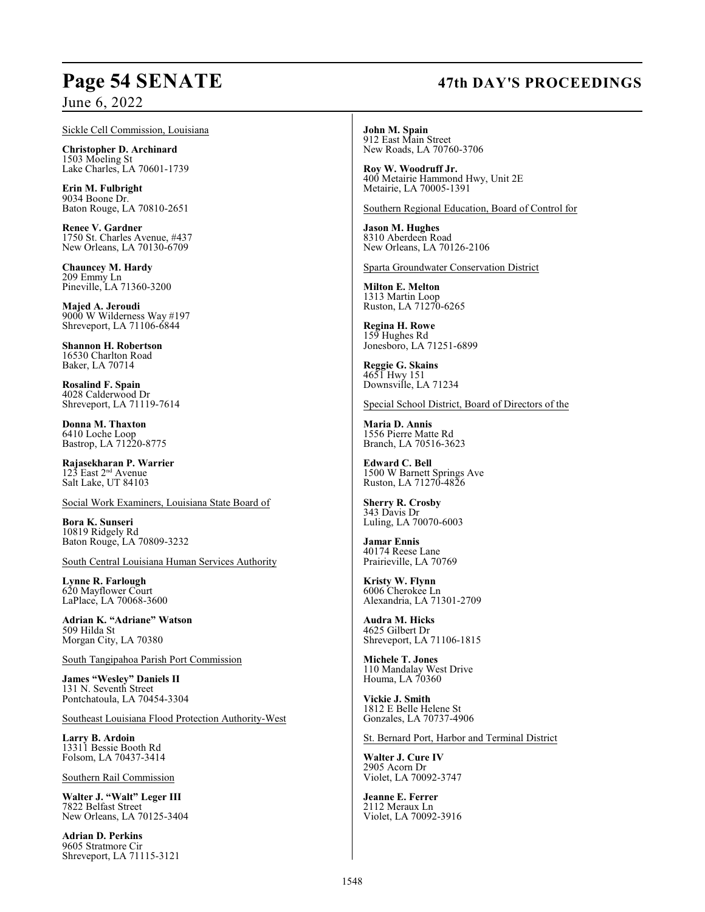Sickle Cell Commission, Louisiana

**Christopher D. Archinard**
1503 Moeling St
Lake Charles, LA 70601-1739

**Erin M. Fulbright**
9034 Boone Dr.
Baton Rouge, LA 70810-2651

**Renee V. Gardner**
1750 St. Charles Avenue, #437
New Orleans, LA 70130-6709

**Chauncey M. Hardy**
209 Emmy Ln
Pineville, LA 71360-3200

**Majed A. Jeroudi**
9000 W Wilderness Way #197
Shreveport, LA 71106-6844

**Shannon H. Robertson**
16530 Charlton Road
Baker, LA 70714

**Rosalind F. Spain**
4028 Calderwood Dr
Shreveport, LA 71119-7614

**Donna M. Thaxton**
6410 Loche Loop
Bastrop, LA 71220-8775

**Rajasekharan P. Warrier**
123 East 2nd Avenue
Salt Lake, UT 84103

Social Work Examiners, Louisiana State Board of

**Bora K. Sunseri**
10819 Ridgely Rd
Baton Rouge, LA 70809-3232

South Central Louisiana Human Services Authority

**Lynne R. Farlough**
620 Mayflower Court
LaPlace, LA 70068-3600

**Adrian K. "Adriane" Watson**
509 Hilda St
Morgan City, LA 70380

South Tangipahoa Parish Port Commission

**James "Wesley" Daniels II**
131 N. Seventh Street
Pontchatoula, LA 70454-3304

Southeast Louisiana Flood Protection Authority-West

**Larry B. Ardoin**
13311 Bessie Booth Rd
Folsom, LA 70437-3414

Southern Rail Commission

**Walter J. "Walt" Leger III**
7822 Belfast Street
New Orleans, LA 70125-3404

**Adrian D. Perkins**
9605 Stratmore Cir
Shreveport, LA 71115-3121

**John M. Spain**
912 East Main Street
New Roads, LA 70760-3706

**Roy W. Woodruff Jr.**
400 Metairie Hammond Hwy, Unit 2E
Metairie, LA 70005-1391

Southern Regional Education, Board of Control for

**Jason M. Hughes**
8310 Aberdeen Road
New Orleans, LA 70126-2106

Sparta Groundwater Conservation District

**Milton E. Melton**
1313 Martin Loop
Ruston, LA 71270-6265

**Regina H. Rowe**
159 Hughes Rd
Jonesboro, LA 71251-6899

**Reggie G. Skains**
4651 Hwy 151
Downsville, LA 71234

Special School District, Board of Directors of the

**Maria D. Annis**
1556 Pierre Matte Rd
Branch, LA 70516-3623

**Edward C. Bell**
1500 W Barnett Springs Ave
Ruston, LA 71270-4826

**Sherry R. Crosby**
343 Davis Dr
Luling, LA 70070-6003

**Jamar Ennis**
40174 Reese Lane
Prairieville, LA 70769

**Kristy W. Flynn**
6006 Cherokee Ln
Alexandria, LA 71301-2709

**Audra M. Hicks**
4625 Gilbert Dr
Shreveport, LA 71106-1815

**Michele T. Jones**
110 Mandalay West Drive
Houma, LA 70360

**Vickie J. Smith**
1812 E Belle Helene St
Gonzales, LA 70737-4906

St. Bernard Port, Harbor and Terminal District

**Walter J. Cure IV**
2905 Acorn Dr
Violet, LA 70092-3747

**Jeanne E. Ferrer**
2112 Meraux Ln
Violet, LA 70092-3916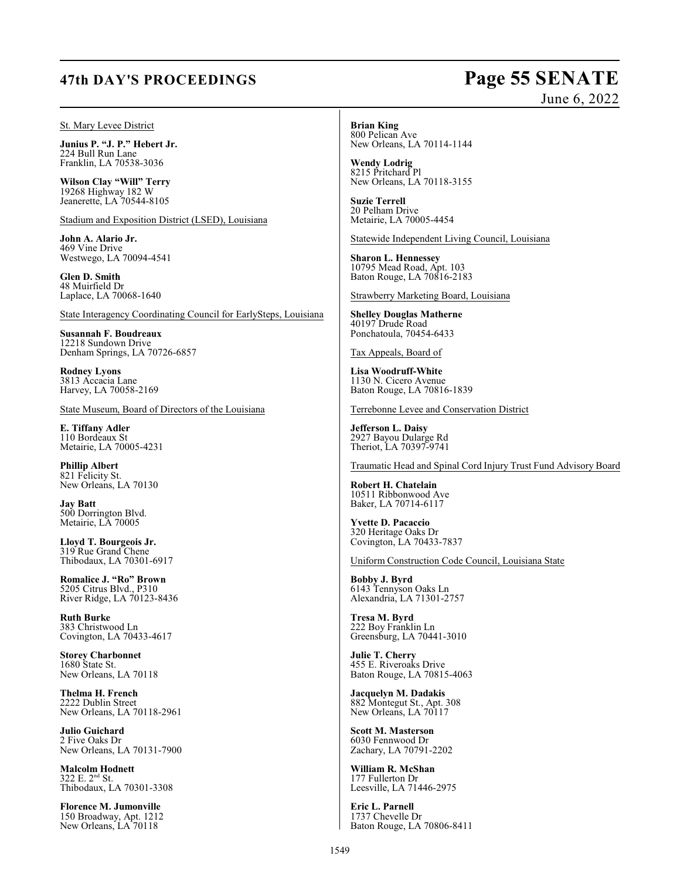St. Mary Levee District

**Junius P. "J. P." Hebert Jr.**
224 Bull Run Lane
Franklin, LA 70538-3036

**Wilson Clay "Will" Terry**
19268 Highway 182 W
Jeanerette, LA 70544-8105

Stadium and Exposition District (LSED), Louisiana

**John A. Alario Jr.**
469 Vine Drive
Westwego, LA 70094-4541

**Glen D. Smith**
48 Muirfield Dr
Laplace, LA 70068-1640

State Interagency Coordinating Council for EarlySteps, Louisiana

**Susannah F. Boudreaux**
12218 Sundown Drive
Denham Springs, LA 70726-6857

**Rodney Lyons**
3813 Accacia Lane
Harvey, LA 70058-2169

State Museum, Board of Directors of the Louisiana

**E. Tiffany Adler**
110 Bordeaux St
Metairie, LA 70005-4231

**Phillip Albert**
821 Felicity St.
New Orleans, LA 70130

**Jay Batt**
500 Dorrington Blvd.
Metairie, LA 70005

**Lloyd T. Bourgeois Jr.**
319 Rue Grand Chene
Thibodaux, LA 70301-6917

**Romalice J. "Ro" Brown**
5205 Citrus Blvd., P310
River Ridge, LA 70123-8436

**Ruth Burke**
383 Christwood Ln
Covington, LA 70433-4617

**Storey Charbonnet**
1680 State St.
New Orleans, LA 70118

**Thelma H. French**
2222 Dublin Street
New Orleans, LA 70118-2961

**Julio Guichard**
2 Five Oaks Dr
New Orleans, LA 70131-7900

**Malcolm Hodnett**
322 E. 2nd St.
Thibodaux, LA 70301-3308

**Florence M. Jumonville**
150 Broadway, Apt. 1212
New Orleans, LA 70118

**Brian King**
800 Pelican Ave
New Orleans, LA 70114-1144

**Wendy Lodrig**
8215 Pritchard Pl
New Orleans, LA 70118-3155

**Suzie Terrell**
20 Pelham Drive
Metairie, LA 70005-4454

Statewide Independent Living Council, Louisiana

**Sharon L. Hennessey**
10795 Mead Road, Apt. 103
Baton Rouge, LA 70816-2183

Strawberry Marketing Board, Louisiana

**Shelley Douglas Matherne**
40197 Drude Road
Ponchatoula, 70454-6433

Tax Appeals, Board of

**Lisa Woodruff-White**
1130 N. Cicero Avenue
Baton Rouge, LA 70816-1839

Terrebonne Levee and Conservation District

**Jefferson L. Daisy**
2927 Bayou Dularge Rd
Theriot, LA 70397-9741

Traumatic Head and Spinal Cord Injury Trust Fund Advisory Board

**Robert H. Chatelain**
10511 Ribbonwood Ave
Baker, LA 70714-6117

**Yvette D. Pacaccio**
320 Heritage Oaks Dr
Covington, LA 70433-7837

Uniform Construction Code Council, Louisiana State

**Bobby J. Byrd**
6143 Tennyson Oaks Ln
Alexandria, LA 71301-2757

**Tresa M. Byrd**
222 Boy Franklin Ln
Greensburg, LA 70441-3010

**Julie T. Cherry**
455 E. Riveroaks Drive
Baton Rouge, LA 70815-4063

**Jacquelyn M. Dadakis**
882 Montegut St., Apt. 308
New Orleans, LA 70117

**Scott M. Masterson**
6030 Fennwood Dr
Zachary, LA 70791-2202

**William R. McShan**
177 Fullerton Dr
Leesville, LA 71446-2975

**Eric L. Parnell**
1737 Chevelle Dr
Baton Rouge, LA 70806-8411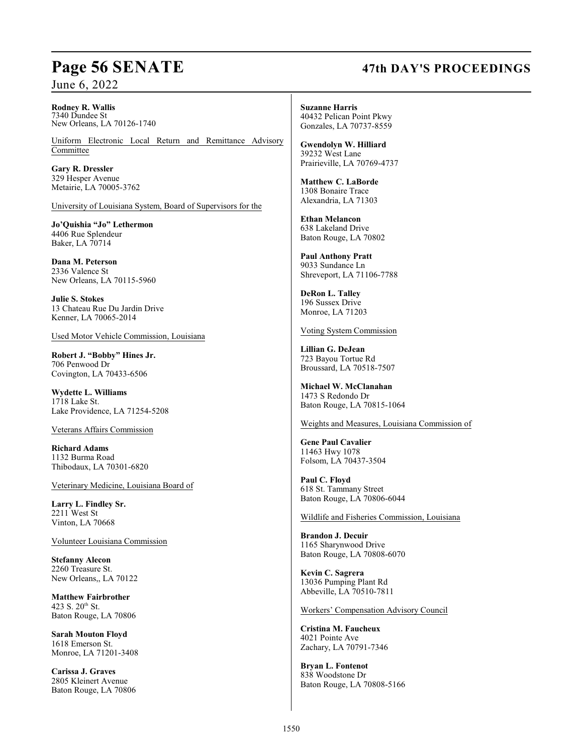**Rodney R. Wallis**
7340 Dundee St
New Orleans, LA 70126-1740

Uniform Electronic Local Return and Remittance Advisory Committee

**Gary R. Dressler**
329 Hesper Avenue
Metairie, LA 70005-3762

University of Louisiana System, Board of Supervisors for the

**Jo'Quishia "Jo" Lethermon**
4406 Rue Splendeur
Baker, LA 70714

**Dana M. Peterson**
2336 Valence St
New Orleans, LA 70115-5960

**Julie S. Stokes**
13 Chateau Rue Du Jardin Drive
Kenner, LA 70065-2014

Used Motor Vehicle Commission, Louisiana

**Robert J. "Bobby" Hines Jr.**
706 Penwood Dr
Covington, LA 70433-6506

**Wydette L. Williams**
1718 Lake St.
Lake Providence, LA 71254-5208

Veterans Affairs Commission

**Richard Adams**
1132 Burma Road
Thibodaux, LA 70301-6820

Veterinary Medicine, Louisiana Board of

**Larry L. Findley Sr.**
2211 West St
Vinton, LA 70668

Volunteer Louisiana Commission

**Stefanny Alecon**
2260 Treasure St.
New Orleans,, LA 70122

**Matthew Fairbrother**
423 S. 20th St.
Baton Rouge, LA 70806

**Sarah Mouton Floyd**
1618 Emerson St.
Monroe, LA 71201-3408

**Carissa J. Graves**
2805 Kleinert Avenue
Baton Rouge, LA 70806

**Suzanne Harris**
40432 Pelican Point Pkwy
Gonzales, LA 70737-8559

**Gwendolyn W. Hilliard**
39232 West Lane
Prairieville, LA 70769-4737

**Matthew C. LaBorde**
1308 Bonaire Trace
Alexandria, LA 71303

**Ethan Melancon**
638 Lakeland Drive
Baton Rouge, LA 70802

**Paul Anthony Pratt**
9033 Sundance Ln
Shreveport, LA 71106-7788

**DeRon L. Talley**
196 Sussex Drive
Monroe, LA 71203

Voting System Commission

**Lillian G. DeJean**
723 Bayou Tortue Rd
Broussard, LA 70518-7507

**Michael W. McClanahan**
1473 S Redondo Dr
Baton Rouge, LA 70815-1064

Weights and Measures, Louisiana Commission of

**Gene Paul Cavalier**
11463 Hwy 1078
Folsom, LA 70437-3504

**Paul C. Floyd**
618 St. Tammany Street
Baton Rouge, LA 70806-6044

Wildlife and Fisheries Commission, Louisiana

**Brandon J. Decuir**
1165 Sharynwood Drive
Baton Rouge, LA 70808-6070

**Kevin C. Sagrera**
13036 Pumping Plant Rd
Abbeville, LA 70510-7811

Workers' Compensation Advisory Council

**Cristina M. Faucheux**
4021 Pointe Ave
Zachary, LA 70791-7346

**Bryan L. Fontenot**
838 Woodstone Dr
Baton Rouge, LA 70808-5166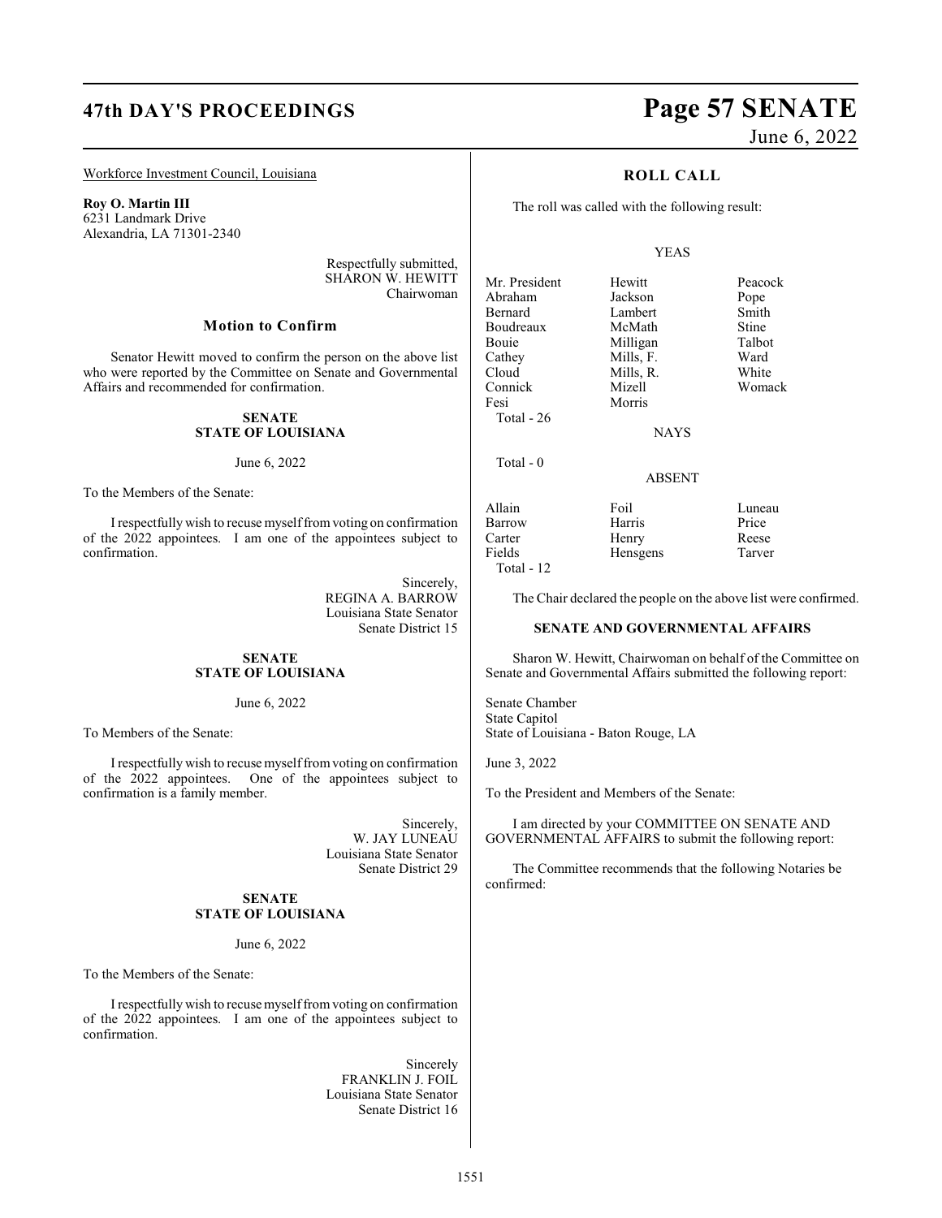Workforce Investment Council, Louisiana

**Roy O. Martin III**
6231 Landmark Drive
Alexandria, LA 71301-2340

Respectfully submitted,
SHARON W. HEWITT
Chairwoman

## Motion to Confirm

Senator Hewitt moved to confirm the person on the above list who were reported by the Committee on Senate and Governmental Affairs and recommended for confirmation.

**SENATE**
**STATE OF LOUISIANA**

June 6, 2022

To the Members of the Senate:

I respectfully wish to recuse myself from voting on confirmation of the 2022 appointees. I am one of the appointees subject to confirmation.

Sincerely,
REGINA A. BARROW
Louisiana State Senator
Senate District 15

**SENATE**
**STATE OF LOUISIANA**

June 6, 2022

To Members of the Senate:

I respectfully wish to recuse myself from voting on confirmation of the 2022 appointees. One of the appointees subject to confirmation is a family member.

Sincerely,
W. JAY LUNEAU
Louisiana State Senator
Senate District 29

**SENATE**
**STATE OF LOUISIANA**

June 6, 2022

To the Members of the Senate:

I respectfully wish to recuse myself from voting on confirmation of the 2022 appointees. I am one of the appointees subject to confirmation.

Sincerely
FRANKLIN J. FOIL
Louisiana State Senator
Senate District 16

## ROLL CALL

The roll was called with the following result:

YEAS

| | | |
|---|---|---|
| Mr. President | Hewitt | Peacock |
| Abraham | Jackson | Pope |
| Bernard | Lambert | Smith |
| Boudreaux | McMath | Stine |
| Bouie | Milligan | Talbot |
| Cathey | Mills, F. | Ward |
| Cloud | Mills, R. | White |
| Connick | Mizell | Womack |
| Fesi | Morris | |

Total - 26

NAYS

Total - 0

ABSENT

| | | |
|---|---|---|
| Allain | Foil | Luneau |
| Barrow | Harris | Price |
| Carter | Henry | Reese |
| Fields | Hensgens | Tarver |

Total - 12

The Chair declared the people on the above list were confirmed.

**SENATE AND GOVERNMENTAL AFFAIRS**

Sharon W. Hewitt, Chairwoman on behalf of the Committee on Senate and Governmental Affairs submitted the following report:

Senate Chamber
State Capitol
State of Louisiana - Baton Rouge, LA

June 3, 2022

To the President and Members of the Senate:

I am directed by your COMMITTEE ON SENATE AND GOVERNMENTAL AFFAIRS to submit the following report:

The Committee recommends that the following Notaries be confirmed: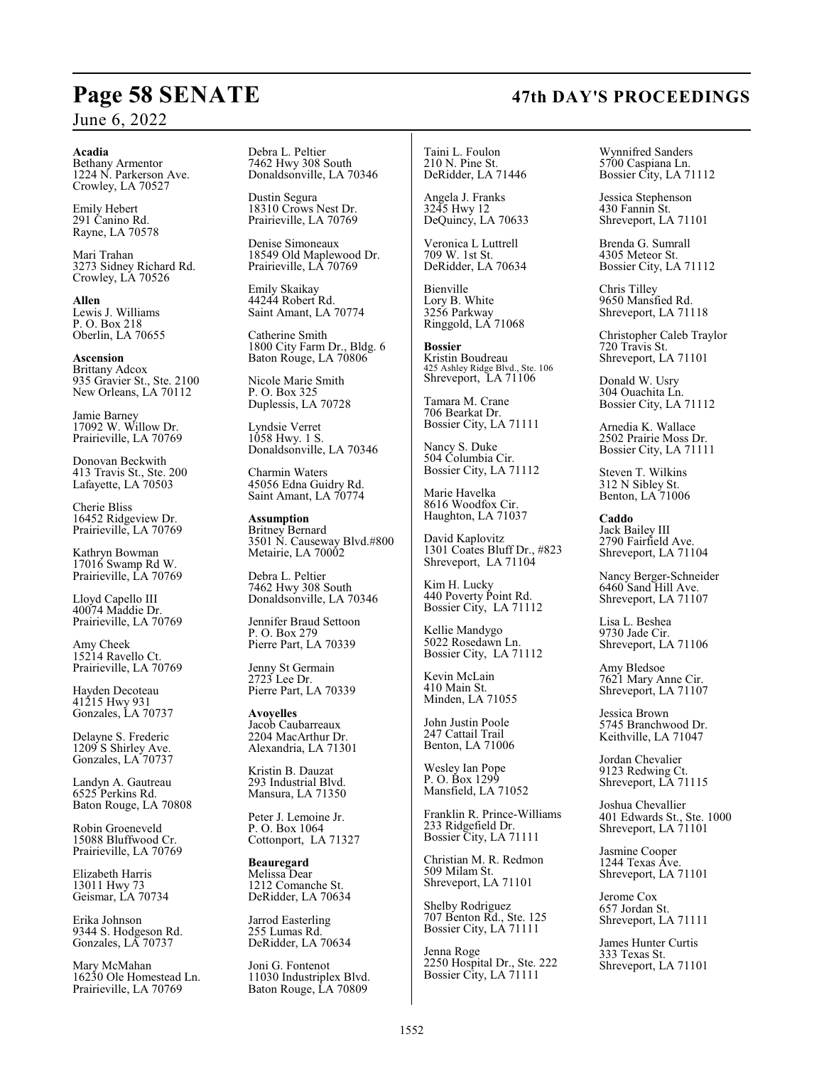**Acadia**
Bethany Armentor
1224 N. Parkerson Ave.
Crowley, LA 70527

Emily Hebert
291 Canino Rd.
Rayne, LA 70578

Mari Trahan
3273 Sidney Richard Rd.
Crowley, LA 70526

**Allen**
Lewis J. Williams
P. O. Box 218
Oberlin, LA 70655

**Ascension**
Brittany Adcox
935 Gravier St., Ste. 2100
New Orleans, LA 70112

Jamie Barney
17092 W. Willow Dr.
Prairieville, LA 70769

Donovan Beckwith
413 Travis St., Ste. 200
Lafayette, LA 70503

Cherie Bliss
16452 Ridgeview Dr.
Prairieville, LA 70769

Kathryn Bowman
17016 Swamp Rd W.
Prairieville, LA 70769

Lloyd Capello III
40074 Maddie Dr.
Prairieville, LA 70769

Amy Cheek
15214 Ravello Ct.
Prairieville, LA 70769

Hayden Decoteau
41215 Hwy 931
Gonzales, LA 70737

Delayne S. Frederic
1209 S Shirley Ave.
Gonzales, LA 70737

Landyn A. Gautreau
6525 Perkins Rd.
Baton Rouge, LA 70808

Robin Groeneveld
15088 Bluffwood Cr.
Prairieville, LA 70769

Elizabeth Harris
13011 Hwy 73
Geismar, LA 70734

Erika Johnson
9344 S. Hodgeson Rd.
Gonzales, LA 70737

Mary McMahan
16230 Ole Homestead Ln.
Prairieville, LA 70769

Debra L. Peltier
7462 Hwy 308 South
Donaldsonville, LA 70346

Dustin Segura
18310 Crows Nest Dr.
Prairieville, LA 70769

Denise Simoneaux
18549 Old Maplewood Dr.
Prairieville, LA 70769

Emily Skaikay
44244 Robert Rd.
Saint Amant, LA 70774

Catherine Smith
1800 City Farm Dr., Bldg. 6
Baton Rouge, LA 70806

Nicole Marie Smith
P. O. Box 325
Duplessis, LA 70728

Lyndsie Verret
1058 Hwy. 1 S.
Donaldsonville, LA 70346

Charmin Waters
45056 Edna Guidry Rd.
Saint Amant, LA 70774

**Assumption**
Britney Bernard
3501 N. Causeway Blvd.#800
Metairie, LA 70002

Debra L. Peltier
7462 Hwy 308 South
Donaldsonville, LA 70346

Jennifer Braud Settoon
P. O. Box 279
Pierre Part, LA 70339

Jenny St Germain
2723 Lee Dr.
Pierre Part, LA 70339

**Avoyelles**
Jacob Caubarreaux
2204 MacArthur Dr.
Alexandria, LA 71301

Kristin B. Dauzat
293 Industrial Blvd.
Mansura, LA 71350

Peter J. Lemoine Jr.
P. O. Box 1064
Cottonport, LA 71327

**Beauregard**
Melissa Dear
1212 Comanche St.
DeRidder, LA 70634

Jarrod Easterling
255 Lumas Rd.
DeRidder, LA 70634

Joni G. Fontenot
11030 Industriplex Blvd.
Baton Rouge, LA 70809

Taini L. Foulon
210 N. Pine St.
DeRidder, LA 71446

Angela J. Franks
3245 Hwy 12
DeQuincy, LA 70633

Veronica L Luttrell
709 W. 1st St.
DeRidder, LA 70634

Bienville
Lory B. White
3256 Parkway
Ringgold, LA 71068

**Bossier**
Kristin Boudreau
425 Ashley Ridge Blvd., Ste. 106
Shreveport, LA 71106

Tamara M. Crane
706 Bearkat Dr.
Bossier City, LA 71111

Nancy S. Duke
504 Columbia Cir.
Bossier City, LA 71112

Marie Havelka
8616 Woodfox Cir.
Haughton, LA 71037

David Kaplovitz
1301 Coates Bluff Dr., #823
Shreveport, LA 71104

Kim H. Lucky
440 Poverty Point Rd.
Bossier City, LA 71112

Kellie Mandygo
5022 Rosedawn Ln.
Bossier City, LA 71112

Kevin McLain
410 Main St.
Minden, LA 71055

John Justin Poole
247 Cattail Trail
Benton, LA 71006

Wesley Ian Pope
P. O. Box 1299
Mansfield, LA 71052

Franklin R. Prince-Williams
233 Ridgefield Dr.
Bossier City, LA 71111

Christian M. R. Redmon
509 Milam St.
Shreveport, LA 71101

Shelby Rodriguez
707 Benton Rd., Ste. 125
Bossier City, LA 71111

Jenna Roge
2250 Hospital Dr., Ste. 222
Bossier City, LA 71111

Wynnifred Sanders
5700 Caspiana Ln.
Bossier City, LA 71112

Jessica Stephenson
430 Fannin St.
Shreveport, LA 71101

Brenda G. Sumrall
4305 Meteor St.
Bossier City, LA 71112

Chris Tilley
9650 Mansfied Rd.
Shreveport, LA 71118

Christopher Caleb Traylor
720 Travis St.
Shreveport, LA 71101

Donald W. Usry
304 Ouachita Ln.
Bossier City, LA 71112

Arnedia K. Wallace
2502 Prairie Moss Dr.
Bossier City, LA 71111

Steven T. Wilkins
312 N Sibley St.
Benton, LA 71006

**Caddo**
Jack Bailey III
2790 Fairfield Ave.
Shreveport, LA 71104

Nancy Berger-Schneider
6460 Sand Hill Ave.
Shreveport, LA 71107

Lisa L. Beshea
9730 Jade Cir.
Shreveport, LA 71106

Amy Bledsoe
7621 Mary Anne Cir.
Shreveport, LA 71107

Jessica Brown
5745 Branchwood Dr.
Keithville, LA 71047

Jordan Chevalier
9123 Redwing Ct.
Shreveport, LA 71115

Joshua Chevallier
401 Edwards St., Ste. 1000
Shreveport, LA 71101

Jasmine Cooper
1244 Texas Ave.
Shreveport, LA 71101

Jerome Cox
657 Jordan St.
Shreveport, LA 71111

James Hunter Curtis
333 Texas St.
Shreveport, LA 71101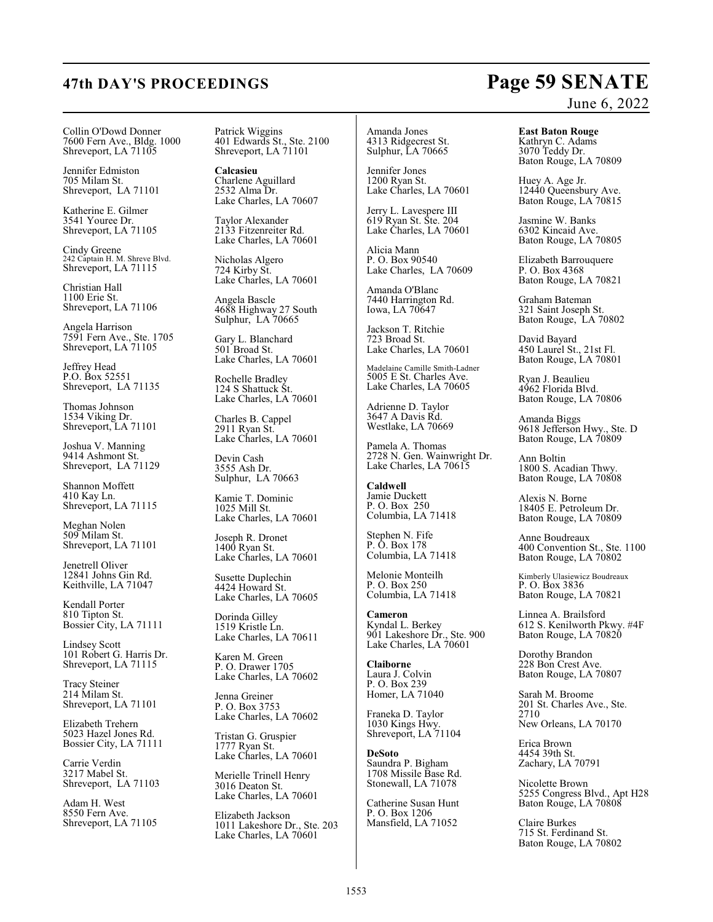Collin O'Dowd Donner
7600 Fern Ave., Bldg. 1000
Shreveport, LA 71105

Jennifer Edmiston
705 Milam St.
Shreveport, LA 71101

Katherine E. Gilmer
3541 Youree Dr.
Shreveport, LA 71105

Cindy Greene
242 Captain H. M. Shreve Blvd.
Shreveport, LA 71115

Christian Hall
1100 Erie St.
Shreveport, LA 71106

Angela Harrison
7591 Fern Ave., Ste. 1705
Shreveport, LA 71105

Jeffrey Head
P.O. Box 52551
Shreveport, LA 71135

Thomas Johnson
1534 Viking Dr.
Shreveport, LA 71101

Joshua V. Manning
9414 Ashmont St.
Shreveport, LA 71129

Shannon Moffett
410 Kay Ln.
Shreveport, LA 71115

Meghan Nolen
509 Milam St.
Shreveport, LA 71101

Jenetrell Oliver
12841 Johns Gin Rd.
Keithville, LA 71047

Kendall Porter
810 Tipton St.
Bossier City, LA 71111

Lindsey Scott
101 Robert G. Harris Dr.
Shreveport, LA 71115

Tracy Steiner
214 Milam St.
Shreveport, LA 71101

Elizabeth Trehern
5023 Hazel Jones Rd.
Bossier City, LA 71111

Carrie Verdin
3217 Mabel St.
Shreveport, LA 71103

Adam H. West
8550 Fern Ave.
Shreveport, LA 71105

Patrick Wiggins
401 Edwards St., Ste. 2100
Shreveport, LA 71101

**Calcasieu**
Charlene Aguillard
2532 Alma Dr.
Lake Charles, LA 70607

Taylor Alexander
2133 Fitzenreiter Rd.
Lake Charles, LA 70601

Nicholas Algero
724 Kirby St.
Lake Charles, LA 70601

Angela Bascle
4688 Highway 27 South
Sulphur, LA 70665

Gary L. Blanchard
501 Broad St.
Lake Charles, LA 70601

Rochelle Bradley
124 S Shattuck St.
Lake Charles, LA 70601

Charles B. Cappel
2911 Ryan St.
Lake Charles, LA 70601

Devin Cash
3555 Ash Dr.
Sulphur, LA 70663

Kamie T. Dominic
1025 Mill St.
Lake Charles, LA 70601

Joseph R. Dronet
1400 Ryan St.
Lake Charles, LA 70601

Susette Duplechin
4424 Howard St.
Lake Charles, LA 70605

Dorinda Gilley
1519 Kristle Ln.
Lake Charles, LA 70611

Karen M. Green
P. O. Drawer 1705
Lake Charles, LA 70602

Jenna Greiner
P. O. Box 3753
Lake Charles, LA 70602

Tristan G. Gruspier
1777 Ryan St.
Lake Charles, LA 70601

Merielle Trinell Henry
3016 Deaton St.
Lake Charles, LA 70601

Elizabeth Jackson
1011 Lakeshore Dr., Ste. 203
Lake Charles, LA 70601

Amanda Jones
4313 Ridgecrest St.
Sulphur, LA 70665

Jennifer Jones
1200 Ryan St.
Lake Charles, LA 70601

Jerry L. Lavespere III
619 Ryan St. Ste. 204
Lake Charles, LA 70601

Alicia Mann
P. O. Box 90540
Lake Charles, LA 70609

Amanda O'Blanc
7440 Harrington Rd.
Iowa, LA 70647

Jackson T. Ritchie
723 Broad St.
Lake Charles, LA 70601

Madelaine Camille Smith-Ladner
5005 E St. Charles Ave.
Lake Charles, LA 70605

Adrienne D. Taylor
3647 A Davis Rd.
Westlake, LA 70669

Pamela A. Thomas
2728 N. Gen. Wainwright Dr.
Lake Charles, LA 70615

**Caldwell**
Jamie Duckett
P. O. Box 250
Columbia, LA 71418

Stephen N. Fife
P. O. Box 178
Columbia, LA 71418

Melonie Monteilh
P. O. Box 250
Columbia, LA 71418

**Cameron**
Kyndal L. Berkey
901 Lakeshore Dr., Ste. 900
Lake Charles, LA 70601

**Claiborne**
Laura J. Colvin
P. O. Box 239
Homer, LA 71040

Franeka D. Taylor
1030 Kings Hwy.
Shreveport, LA 71104

**DeSoto**
Saundra P. Bigham
1708 Missile Base Rd.
Stonewall, LA 71078

Catherine Susan Hunt
P. O. Box 1206
Mansfield, LA 71052

**East Baton Rouge**
Kathryn C. Adams
3070 Teddy Dr.
Baton Rouge, LA 70809

Huey A. Age Jr.
12440 Queensbury Ave.
Baton Rouge, LA 70815

Jasmine W. Banks
6302 Kincaid Ave.
Baton Rouge, LA 70805

Elizabeth Barrouquere
P. O. Box 4368
Baton Rouge, LA 70821

Graham Bateman
321 Saint Joseph St.
Baton Rouge, LA 70802

David Bayard
450 Laurel St., 21st Fl.
Baton Rouge, LA 70801

Ryan J. Beaulieu
4962 Florida Blvd.
Baton Rouge, LA 70806

Amanda Biggs
9618 Jefferson Hwy., Ste. D
Baton Rouge, LA 70809

Ann Boltin
1800 S. Acadian Thwy.
Baton Rouge, LA 70808

Alexis N. Borne
18405 E. Petroleum Dr.
Baton Rouge, LA 70809

Anne Boudreaux
400 Convention St., Ste. 1100
Baton Rouge, LA 70802

Kimberly Ulasiewicz Boudreaux
P. O. Box 3836
Baton Rouge, LA 70821

Linnea A. Brailsford
612 S. Kenilworth Pkwy. #4F
Baton Rouge, LA 70820

Dorothy Brandon
228 Bon Crest Ave.
Baton Rouge, LA 70807

Sarah M. Broome
201 St. Charles Ave., Ste. 2710
New Orleans, LA 70170

Erica Brown
4454 39th St.
Zachary, LA 70791

Nicolette Brown
5255 Congress Blvd., Apt H28
Baton Rouge, LA 70808

Claire Burkes
715 St. Ferdinand St.
Baton Rouge, LA 70802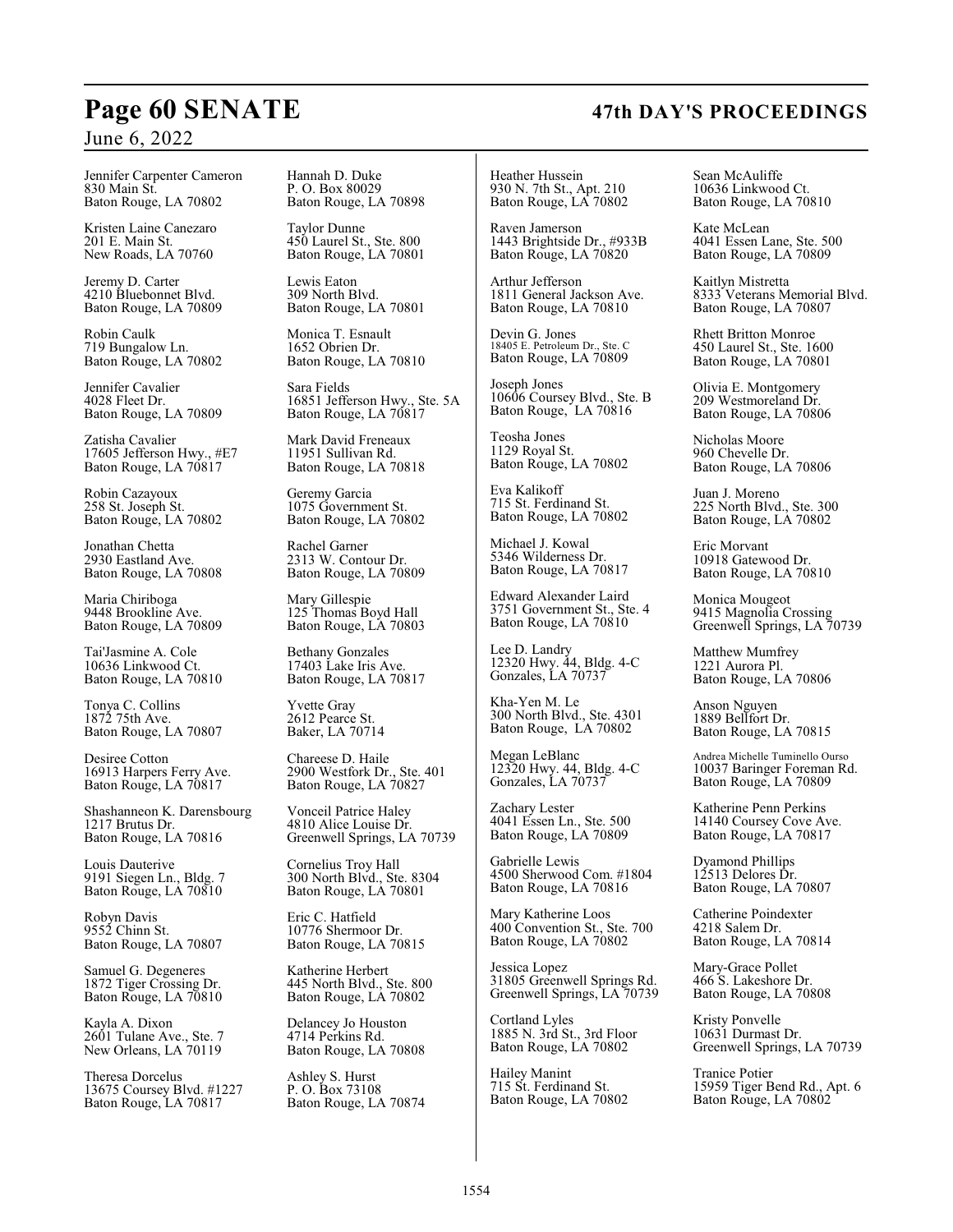Jennifer Carpenter Cameron
830 Main St.
Baton Rouge, LA 70802

Kristen Laine Canezaro
201 E. Main St.
New Roads, LA 70760

Jeremy D. Carter
4210 Bluebonnet Blvd.
Baton Rouge, LA 70809

Robin Caulk
719 Bungalow Ln.
Baton Rouge, LA 70802

Jennifer Cavalier
4028 Fleet Dr.
Baton Rouge, LA 70809

Zatisha Cavalier
17605 Jefferson Hwy., #E7
Baton Rouge, LA 70817

Robin Cazayoux
258 St. Joseph St.
Baton Rouge, LA 70802

Jonathan Chetta
2930 Eastland Ave.
Baton Rouge, LA 70808

Maria Chiriboga
9448 Brookline Ave.
Baton Rouge, LA 70809

Tai'Jasmine A. Cole
10636 Linkwood Ct.
Baton Rouge, LA 70810

Tonya C. Collins
1872 75th Ave.
Baton Rouge, LA 70807

Desiree Cotton
16913 Harpers Ferry Ave.
Baton Rouge, LA 70817

Shashanneon K. Darensbourg
1217 Brutus Dr.
Baton Rouge, LA 70816

Louis Dauterive
9191 Siegen Ln., Bldg. 7
Baton Rouge, LA 70810

Robyn Davis
9552 Chinn St.
Baton Rouge, LA 70807

Samuel G. Degeneres
1872 Tiger Crossing Dr.
Baton Rouge, LA 70810

Kayla A. Dixon
2601 Tulane Ave., Ste. 7
New Orleans, LA 70119

Theresa Dorcelus
13675 Coursey Blvd. #1227
Baton Rouge, LA 70817

Hannah D. Duke
P. O. Box 80029
Baton Rouge, LA 70898

Taylor Dunne
450 Laurel St., Ste. 800
Baton Rouge, LA 70801

Lewis Eaton
309 North Blvd.
Baton Rouge, LA 70801

Monica T. Esnault
1652 Obrien Dr.
Baton Rouge, LA 70810

Sara Fields
16851 Jefferson Hwy., Ste. 5A
Baton Rouge, LA 70817

Mark David Freneaux
11951 Sullivan Rd.
Baton Rouge, LA 70818

Geremy Garcia
1075 Government St.
Baton Rouge, LA 70802

Rachel Garner
2313 W. Contour Dr.
Baton Rouge, LA 70809

Mary Gillespie
125 Thomas Boyd Hall
Baton Rouge, LA 70803

Bethany Gonzales
17403 Lake Iris Ave.
Baton Rouge, LA 70817

Yvette Gray
2612 Pearce St.
Baker, LA 70714

Chareese D. Haile
2900 Westfork Dr., Ste. 401
Baton Rouge, LA 70827

Vonceil Patrice Haley
4810 Alice Louise Dr.
Greenwell Springs, LA 70739

Cornelius Troy Hall
300 North Blvd., Ste. 8304
Baton Rouge, LA 70801

Eric C. Hatfield
10776 Shermoor Dr.
Baton Rouge, LA 70815

Katherine Herbert
445 North Blvd., Ste. 800
Baton Rouge, LA 70802

Delancey Jo Houston
4714 Perkins Rd.
Baton Rouge, LA 70808

Ashley S. Hurst
P. O. Box 73108
Baton Rouge, LA 70874

Heather Hussein
930 N. 7th St., Apt. 210
Baton Rouge, LA 70802

Raven Jamerson
1443 Brightside Dr., #933B
Baton Rouge, LA 70820

Arthur Jefferson
1811 General Jackson Ave.
Baton Rouge, LA 70810

Devin G. Jones
18405 E. Petroleum Dr., Ste. C
Baton Rouge, LA 70809

Joseph Jones
10606 Coursey Blvd., Ste. B
Baton Rouge, LA 70816

Teosha Jones
1129 Royal St.
Baton Rouge, LA 70802

Eva Kalikoff
715 St. Ferdinand St.
Baton Rouge, LA 70802

Michael J. Kowal
5346 Wilderness Dr.
Baton Rouge, LA 70817

Edward Alexander Laird
3751 Government St., Ste. 4
Baton Rouge, LA 70810

Lee D. Landry
12320 Hwy. 44, Bldg. 4-C
Gonzales, LA 70737

Kha-Yen M. Le
300 North Blvd., Ste. 4301
Baton Rouge, LA 70802

Megan LeBlanc
12320 Hwy. 44, Bldg. 4-C
Gonzales, LA 70737

Zachary Lester
4041 Essen Ln., Ste. 500
Baton Rouge, LA 70809

Gabrielle Lewis
4500 Sherwood Com. #1804
Baton Rouge, LA 70816

Mary Katherine Loos
400 Convention St., Ste. 700
Baton Rouge, LA 70802

Jessica Lopez
31805 Greenwell Springs Rd.
Greenwell Springs, LA 70739

Cortland Lyles
1885 N. 3rd St., 3rd Floor
Baton Rouge, LA 70802

Hailey Manint
715 St. Ferdinand St.
Baton Rouge, LA 70802

Sean McAuliffe
10636 Linkwood Ct.
Baton Rouge, LA 70810

Kate McLean
4041 Essen Lane, Ste. 500
Baton Rouge, LA 70809

Kaitlyn Mistretta
8333 Veterans Memorial Blvd.
Baton Rouge, LA 70807

Rhett Britton Monroe
450 Laurel St., Ste. 1600
Baton Rouge, LA 70801

Olivia E. Montgomery
209 Westmoreland Dr.
Baton Rouge, LA 70806

Nicholas Moore
960 Chevelle Dr.
Baton Rouge, LA 70806

Juan J. Moreno
225 North Blvd., Ste. 300
Baton Rouge, LA 70802

Eric Morvant
10918 Gatewood Dr.
Baton Rouge, LA 70810

Monica Mougeot
9415 Magnolia Crossing
Greenwell Springs, LA 70739

Matthew Mumfrey
1221 Aurora Pl.
Baton Rouge, LA 70806

Anson Nguyen
1889 Bellfort Dr.
Baton Rouge, LA 70815

Andrea Michelle Tuminello Ourso
10037 Baringer Foreman Rd.
Baton Rouge, LA 70809

Katherine Penn Perkins
14140 Coursey Cove Ave.
Baton Rouge, LA 70817

Dyamond Phillips
12513 Delores Dr.
Baton Rouge, LA 70807

Catherine Poindexter
4218 Salem Dr.
Baton Rouge, LA 70814

Mary-Grace Pollet
466 S. Lakeshore Dr.
Baton Rouge, LA 70808

Kristy Ponvelle
10631 Durmast Dr.
Greenwell Springs, LA 70739

Tranice Potier
15959 Tiger Bend Rd., Apt. 6
Baton Rouge, LA 70802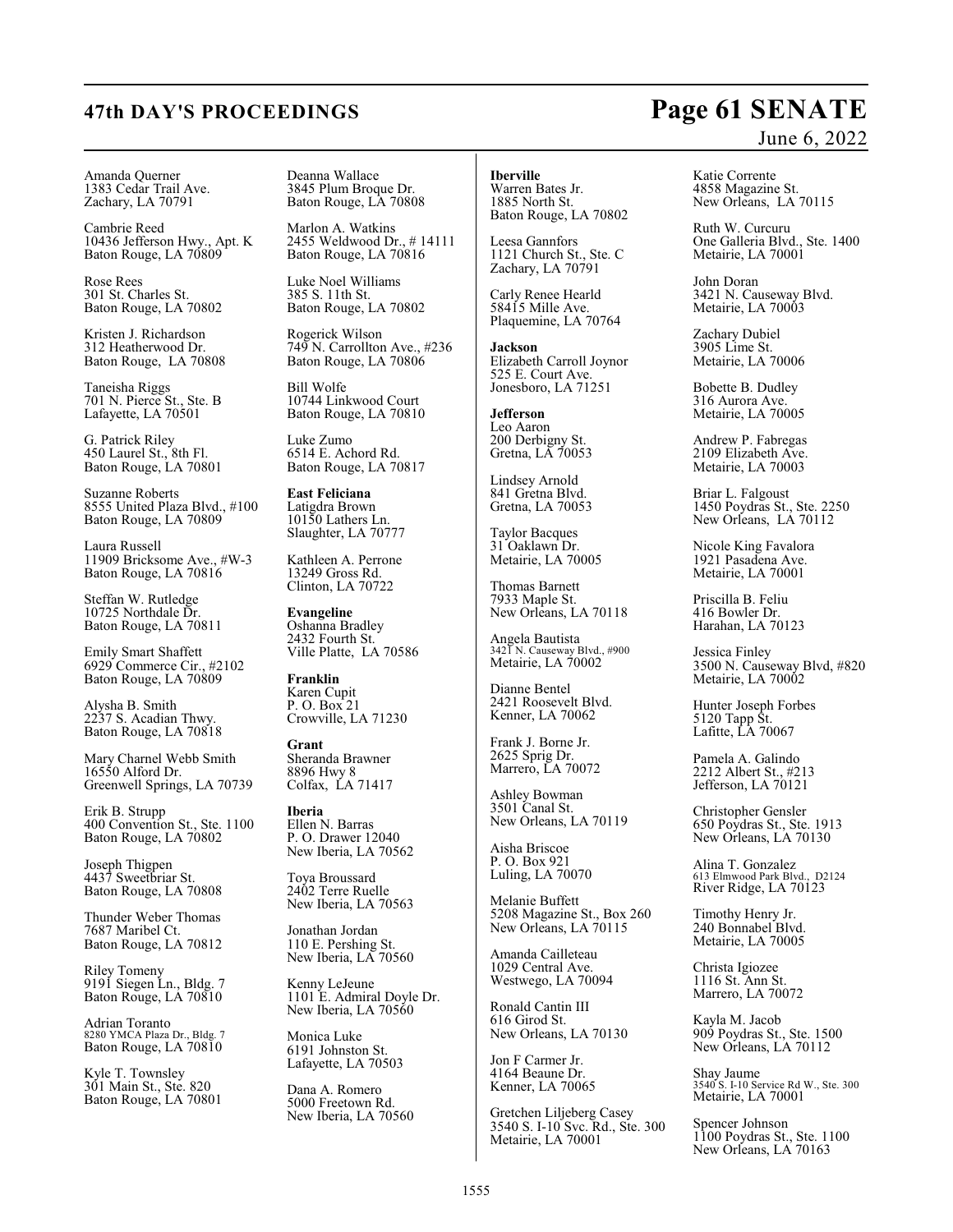Amanda Querner
1383 Cedar Trail Ave.
Zachary, LA 70791

Cambrie Reed
10436 Jefferson Hwy., Apt. K
Baton Rouge, LA 70809

Rose Rees
301 St. Charles St.
Baton Rouge, LA 70802

Kristen J. Richardson
312 Heatherwood Dr.
Baton Rouge, LA 70808

Taneisha Riggs
701 N. Pierce St., Ste. B
Lafayette, LA 70501

G. Patrick Riley
450 Laurel St., 8th Fl.
Baton Rouge, LA 70801

Suzanne Roberts
8555 United Plaza Blvd., #100
Baton Rouge, LA 70809

Laura Russell
11909 Bricksome Ave., #W-3
Baton Rouge, LA 70816

Steffan W. Rutledge
10725 Northdale Dr.
Baton Rouge, LA 70811

Emily Smart Shaffett
6929 Commerce Cir., #2102
Baton Rouge, LA 70809

Alysha B. Smith
2237 S. Acadian Thwy.
Baton Rouge, LA 70818

Mary Charnel Webb Smith
16550 Alford Dr.
Greenwell Springs, LA 70739

Erik B. Strupp
400 Convention St., Ste. 1100
Baton Rouge, LA 70802

Joseph Thigpen
4437 Sweetbriar St.
Baton Rouge, LA 70808

Thunder Weber Thomas
7687 Maribel Ct.
Baton Rouge, LA 70812

Riley Tomeny
9191 Siegen Ln., Bldg. 7
Baton Rouge, LA 70810

Adrian Toranto
8280 YMCA Plaza Dr., Bldg. 7
Baton Rouge, LA 70810

Kyle T. Townsley
301 Main St., Ste. 820
Baton Rouge, LA 70801

Deanna Wallace
3845 Plum Broque Dr.
Baton Rouge, LA 70808

Marlon A. Watkins
2455 Weldwood Dr., # 14111
Baton Rouge, LA 70816

Luke Noel Williams
385 S. 11th St.
Baton Rouge, LA 70802

Rogerick Wilson
749 N. Carrollton Ave., #236
Baton Rouge, LA 70806

Bill Wolfe
10744 Linkwood Court
Baton Rouge, LA 70810

Luke Zumo
6514 E. Achord Rd.
Baton Rouge, LA 70817

**East Feliciana**
Latigdra Brown
10150 Lathers Ln.
Slaughter, LA 70777

Kathleen A. Perrone
13249 Gross Rd.
Clinton, LA 70722

**Evangeline**
Oshanna Bradley
2432 Fourth St.
Ville Platte, LA 70586

**Franklin**
Karen Cupit
P. O. Box 21
Crowville, LA 71230

**Grant**
Sheranda Brawner
8896 Hwy 8
Colfax, LA 71417

**Iberia**
Ellen N. Barras
P. O. Drawer 12040
New Iberia, LA 70562

Toya Broussard
2402 Terre Ruelle
New Iberia, LA 70563

Jonathan Jordan
110 E. Pershing St.
New Iberia, LA 70560

Kenny LeJeune
1101 E. Admiral Doyle Dr.
New Iberia, LA 70560

Monica Luke
6191 Johnston St.
Lafayette, LA 70503

Dana A. Romero
5000 Freetown Rd.
New Iberia, LA 70560

**Iberville**
Warren Bates Jr.
1885 North St.
Baton Rouge, LA 70802

Leesa Gannfors
1121 Church St., Ste. C
Zachary, LA 70791

Carly Renee Hearld
58415 Mille Ave.
Plaquemine, LA 70764

**Jackson**
Elizabeth Carroll Joynor
525 E. Court Ave.
Jonesboro, LA 71251

**Jefferson**
Leo Aaron
200 Derbigny St.
Gretna, LA 70053

Lindsey Arnold
841 Gretna Blvd.
Gretna, LA 70053

Taylor Bacques
31 Oaklawn Dr.
Metairie, LA 70005

Thomas Barnett
7933 Maple St.
New Orleans, LA 70118

Angela Bautista
3421 N. Causeway Blvd., #900
Metairie, LA 70002

Dianne Bentel
2421 Roosevelt Blvd.
Kenner, LA 70062

Frank J. Borne Jr.
2625 Sprig Dr.
Marrero, LA 70072

Ashley Bowman
3501 Canal St.
New Orleans, LA 70119

Aisha Briscoe
P. O. Box 921
Luling, LA 70070

Melanie Buffett
5208 Magazine St., Box 260
New Orleans, LA 70115

Amanda Cailleteau
1029 Central Ave.
Westwego, LA 70094

Ronald Cantin III
616 Girod St.
New Orleans, LA 70130

Jon F Carmer Jr.
4164 Beaune Dr.
Kenner, LA 70065

Gretchen Liljeberg Casey
3540 S. I-10 Svc. Rd., Ste. 300
Metairie, LA 70001

Katie Corrente
4858 Magazine St.
New Orleans, LA 70115

Ruth W. Curcuru
One Galleria Blvd., Ste. 1400
Metairie, LA 70001

John Doran
3421 N. Causeway Blvd.
Metairie, LA 70003

Zachary Dubiel
3905 Lime St.
Metairie, LA 70006

Bobette B. Dudley
316 Aurora Ave.
Metairie, LA 70005

Andrew P. Fabregas
2109 Elizabeth Ave.
Metairie, LA 70003

Briar L. Falgoust
1450 Poydras St., Ste. 2250
New Orleans, LA 70112

Nicole King Favalora
1921 Pasadena Ave.
Metairie, LA 70001

Priscilla B. Feliu
416 Bowler Dr.
Harahan, LA 70123

Jessica Finley
3500 N. Causeway Blvd, #820
Metairie, LA 70002

Hunter Joseph Forbes
5120 Tapp St.
Lafitte, LA 70067

Pamela A. Galindo
2212 Albert St., #213
Jefferson, LA 70121

Christopher Gensler
650 Poydras St., Ste. 1913
New Orleans, LA 70130

Alina T. Gonzalez
613 Elmwood Park Blvd., D2124
River Ridge, LA 70123

Timothy Henry Jr.
240 Bonnabel Blvd.
Metairie, LA 70005

Christa Igiozee
1116 St. Ann St.
Marrero, LA 70072

Kayla M. Jacob
909 Poydras St., Ste. 1500
New Orleans, LA 70112

Shay Jaume
3540 S. I-10 Service Rd W., Ste. 300
Metairie, LA 70001

Spencer Johnson
1100 Poydras St., Ste. 1100
New Orleans, LA 70163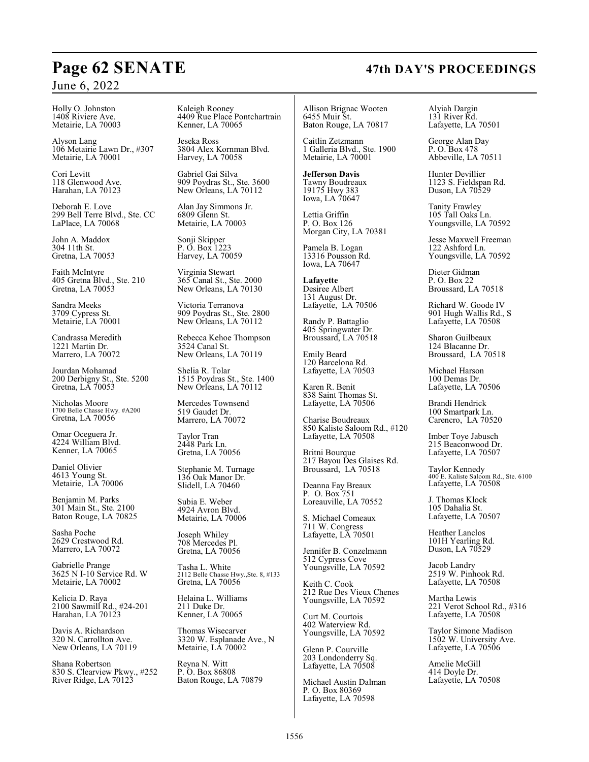Holly O. Johnston
1408 Riviere Ave.
Metairie, LA 70003

Alyson Lang
106 Metairie Lawn Dr., #307
Metairie, LA 70001

Cori Levitt
118 Glenwood Ave.
Harahan, LA 70123

Deborah E. Love
299 Bell Terre Blvd., Ste. CC
LaPlace, LA 70068

John A. Maddox
304 11th St.
Gretna, LA 70053

Faith McIntyre
405 Gretna Blvd., Ste. 210
Gretna, LA 70053

Sandra Meeks
3709 Cypress St.
Metairie, LA 70001

Candrassa Meredith
1221 Martin Dr.
Marrero, LA 70072

Jourdan Mohamad
200 Derbigny St., Ste. 5200
Gretna, LA 70053

Nicholas Moore
1700 Belle Chasse Hwy. #A200
Gretna, LA 70056

Omar Oceguera Jr.
4224 William Blvd.
Kenner, LA 70065

Daniel Olivier
4613 Young St.
Metairie, LA 70006

Benjamin M. Parks
301 Main St., Ste. 2100
Baton Rouge, LA 70825

Sasha Poche
2629 Crestwood Rd.
Marrero, LA 70072

Gabrielle Prange
3625 N I-10 Service Rd. W
Metairie, LA 70002

Kelicia D. Raya
2100 Sawmill Rd., #24-201
Harahan, LA 70123

Davis A. Richardson
320 N. Carrollton Ave.
New Orleans, LA 70119

Shana Robertson
830 S. Clearview Pkwy., #252
River Ridge, LA 70123

Kaleigh Rooney
4409 Rue Place Pontchartrain
Kenner, LA 70065

Jeseka Ross
3804 Alex Kornman Blvd.
Harvey, LA 70058

Gabriel Gai Silva
909 Poydras St., Ste. 3600
New Orleans, LA 70112

Alan Jay Simmons Jr.
6809 Glenn St.
Metairie, LA 70003

Sonji Skipper
P. O. Box 1223
Harvey, LA 70059

Virginia Stewart
365 Canal St., Ste. 2000
New Orleans, LA 70130

Victoria Terranova
909 Poydras St., Ste. 2800
New Orleans, LA 70112

Rebecca Kehoe Thompson
3524 Canal St.
New Orleans, LA 70119

Shelia R. Tolar
1515 Poydras St., Ste. 1400
New Orleans, LA 70112

Mercedes Townsend
519 Gaudet Dr.
Marrero, LA 70072

Taylor Tran
2448 Park Ln.
Gretna, LA 70056

Stephanie M. Turnage
136 Oak Manor Dr.
Slidell, LA 70460

Subia E. Weber
4924 Avron Blvd.
Metairie, LA 70006

Joseph Whiley
708 Mercedes Pl.
Gretna, LA 70056

Tasha L. White
2112 Belle Chasse Hwy.,Ste. 8, #133
Gretna, LA 70056

Helaina L. Williams
211 Duke Dr.
Kenner, LA 70065

Thomas Wisecarver
3320 W. Esplanade Ave., N
Metairie, LA 70002

Reyna N. Witt
P. O. Box 86808
Baton Rouge, LA 70879

Allison Brignac Wooten
6455 Muir St.
Baton Rouge, LA 70817

Caitlin Zetzmann
1 Galleria Blvd., Ste. 1900
Metairie, LA 70001

**Jefferson Davis**
Tawny Boudreaux
19175 Hwy 383
Iowa, LA 70647

Lettia Griffin
P. O. Box 126
Morgan City, LA 70381

Pamela B. Logan
13316 Pousson Rd.
Iowa, LA 70647

**Lafayette**
Desiree Albert
131 August Dr.
Lafayette, LA 70506

Randy P. Battaglio
405 Springwater Dr.
Broussard, LA 70518

Emily Beard
120 Barcelona Rd.
Lafayette, LA 70503

Karen R. Benit
838 Saint Thomas St.
Lafayette, LA 70506

Charise Boudreaux
850 Kaliste Saloom Rd., #120
Lafayette, LA 70508

Britni Bourque
217 Bayou Des Glaises Rd.
Broussard, LA 70518

Deanna Fay Breaux
P. O. Box 751
Loreauville, LA 70552

S. Michael Comeaux
711 W. Congress
Lafayette, LA 70501

Jennifer B. Conzelmann
512 Cypress Cove
Youngsville, LA 70592

Keith C. Cook
212 Rue Des Vieux Chenes
Youngsville, LA 70592

Curt M. Courtois
402 Waterview Rd.
Youngsville, LA 70592

Glenn P. Courville
203 Londonderry Sq.
Lafayette, LA 70508

Michael Austin Dalman
P. O. Box 80369
Lafayette, LA 70598

Alyiah Dargin
131 River Rd.
Lafayette, LA 70501

George Alan Day
P. O. Box 478
Abbeville, LA 70511

Hunter Devillier
1123 S. Fieldspan Rd.
Duson, LA 70529

Tanity Frawley
105 Tall Oaks Ln.
Youngsville, LA 70592

Jesse Maxwell Freeman
122 Ashford Ln.
Youngsville, LA 70592

Dieter Gidman
P. O. Box 22
Broussard, LA 70518

Richard W. Goode IV
901 Hugh Wallis Rd., S
Lafayette, LA 70508

Sharon Guilbeaux
124 Blacanne Dr.
Broussard, LA 70518

Michael Harson
100 Demas Dr.
Lafayette, LA 70506

Brandi Hendrick
100 Smartpark Ln.
Carencro, LA 70520

Imber Toye Jabusch
215 Beaconwood Dr.
Lafayette, LA 70507

Taylor Kennedy
400 E. Kaliste Saloom Rd., Ste. 6100
Lafayette, LA 70508

J. Thomas Klock
105 Dahalia St.
Lafayette, LA 70507

Heather Lanclos
101H Yearling Rd.
Duson, LA 70529

Jacob Landry
2519 W. Pinhook Rd.
Lafayette, LA 70508

Martha Lewis
221 Verot School Rd., #316
Lafayette, LA 70508

Taylor Simone Madison
1502 W. University Ave.
Lafayette, LA 70506

Amelie McGill
414 Doyle Dr.
Lafayette, LA 70508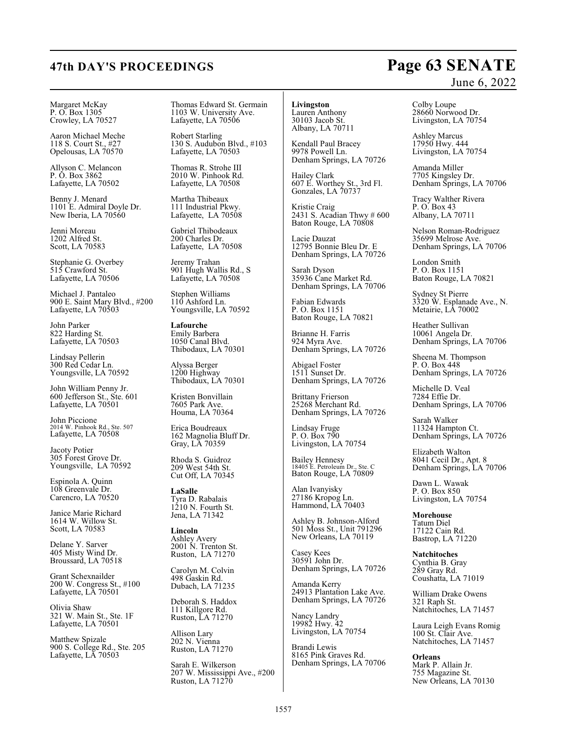Margaret McKay
P. O. Box 1305
Crowley, LA 70527

Aaron Michael Meche
118 S. Court St., #27
Opelousas, LA 70570

Allyson C. Melancon
P. O. Box 3862
Lafayette, LA 70502

Benny J. Menard
1101 E. Admiral Doyle Dr.
New Iberia, LA 70560

Jenni Moreau
1202 Alfred St.
Scott, LA 70583

Stephanie G. Overbey
515 Crawford St.
Lafayette, LA 70506

Michael J. Pantaleo
900 E. Saint Mary Blvd., #200
Lafayette, LA 70503

John Parker
822 Harding St.
Lafayette, LA 70503

Lindsay Pellerin
300 Red Cedar Ln.
Youngsville, LA 70592

John William Penny Jr.
600 Jefferson St., Ste. 601
Lafayette, LA 70501

John Piccione
2014 W. Pinhook Rd., Ste. 507
Lafayette, LA 70508

Jacoty Potier
305 Forest Grove Dr.
Youngsville, LA 70592

Espinola A. Quinn
108 Greenvale Dr.
Carencro, LA 70520

Janice Marie Richard
1614 W. Willow St.
Scott, LA 70583

Delane Y. Sarver
405 Misty Wind Dr.
Broussard, LA 70518

Grant Schexnailder
200 W. Congress St., #100
Lafayette, LA 70501

Olivia Shaw
321 W. Main St., Ste. 1F
Lafayette, LA 70501

Matthew Spizale
900 S. College Rd., Ste. 205
Lafayette, LA 70503

Thomas Edward St. Germain
1103 W. University Ave.
Lafayette, LA 70506

Robert Starling
130 S. Audubon Blvd., #103
Lafayette, LA 70503

Thomas R. Strohe III
2010 W. Pinhook Rd.
Lafayette, LA 70508

Martha Thibeaux
111 Industrial Pkwy.
Lafayette, LA 70508

Gabriel Thibodeaux
200 Charles Dr.
Lafayette, LA 70508

Jeremy Trahan
901 Hugh Wallis Rd., S
Lafayette, LA 70508

Stephen Williams
110 Ashford Ln.
Youngsville, LA 70592

**Lafourche**
Emily Barbera
1050 Canal Blvd.
Thibodaux, LA 70301

Alyssa Berger
1200 Highway
Thibodaux, LA 70301

Kristen Bonvillain
7605 Park Ave.
Houma, LA 70364

Erica Boudreaux
162 Magnolia Bluff Dr.
Gray, LA 70359

Rhoda S. Guidroz
209 West 54th St.
Cut Off, LA 70345

**LaSalle**
Tyra D. Rabalais
1210 N. Fourth St.
Jena, LA 71342

**Lincoln**
Ashley Avery
2001 N. Trenton St.
Ruston, LA 71270

Carolyn M. Colvin
498 Gaskin Rd.
Dubach, LA 71235

Deborah S. Haddox
111 Killgore Rd.
Ruston, LA 71270

Allison Lary
202 N. Vienna
Ruston, LA 71270

Sarah E. Wilkerson
207 W. Mississippi Ave., #200
Ruston, LA 71270

**Livingston**
Lauren Anthony
30103 Jacob St.
Albany, LA 70711

Kendall Paul Bracey
9978 Powell Ln.
Denham Springs, LA 70726

Hailey Clark
607 E. Worthey St., 3rd Fl.
Gonzales, LA 70737

Kristie Craig
2431 S. Acadian Thwy # 600
Baton Rouge, LA 70808

Lacie Dauzat
12795 Bonnie Bleu Dr. E
Denham Springs, LA 70726

Sarah Dyson
35936 Cane Market Rd.
Denham Springs, LA 70706

Fabian Edwards
P. O. Box 1151
Baton Rouge, LA 70821

Brianne H. Farris
924 Myra Ave.
Denham Springs, LA 70726

Abigael Foster
1511 Sunset Dr.
Denham Springs, LA 70726

Brittany Frierson
25268 Merchant Rd.
Denham Springs, LA 70726

Lindsay Fruge
P. O. Box 790
Livingston, LA 70754

Bailey Hennesy
18405 E. Petroleum Dr., Ste. C
Baton Rouge, LA 70809

Alan Ivanyisky
27186 Kropog Ln.
Hammond, LA 70403

Ashley B. Johnson-Alford
501 Moss St., Unit 791296
New Orleans, LA 70119

Casey Kees
30591 John Dr.
Denham Springs, LA 70726

Amanda Kerry
24913 Plantation Lake Ave.
Denham Springs, LA 70726

Nancy Landry
19982 Hwy. 42
Livingston, LA 70754

Brandi Lewis
8165 Pink Graves Rd.
Denham Springs, LA 70706

Colby Loupe
28660 Norwood Dr.
Livingston, LA 70754

Ashley Marcus
17950 Hwy. 444
Livingston, LA 70754

Amanda Miller
7705 Kingsley Dr.
Denham Springs, LA 70706

Tracy Walther Rivera
P. O. Box 43
Albany, LA 70711

Nelson Roman-Rodriguez
35699 Melrose Ave.
Denham Springs, LA 70706

London Smith
P. O. Box 1151
Baton Rouge, LA 70821

Sydney St Pierre
3320 W. Esplanade Ave., N.
Metairie, LA 70002

Heather Sullivan
10061 Angela Dr.
Denham Springs, LA 70706

Sheena M. Thompson
P. O. Box 448
Denham Springs, LA 70726

Michelle D. Veal
7284 Effie Dr.
Denham Springs, LA 70706

Sarah Walker
11324 Hampton Ct.
Denham Springs, LA 70726

Elizabeth Walton
8041 Cecil Dr., Apt. 8
Denham Springs, LA 70706

Dawn L. Wawak
P. O. Box 850
Livingston, LA 70754

**Morehouse**
Tatum Diel
17122 Cain Rd.
Bastrop, LA 71220

**Natchitoches**
Cynthia B. Gray
289 Gray Rd.
Coushatta, LA 71019

William Drake Owens
321 Raph St.
Natchitoches, LA 71457

Laura Leigh Evans Romig
100 St. Clair Ave.
Natchitoches, LA 71457

**Orleans**
Mark P. Allain Jr.
755 Magazine St.
New Orleans, LA 70130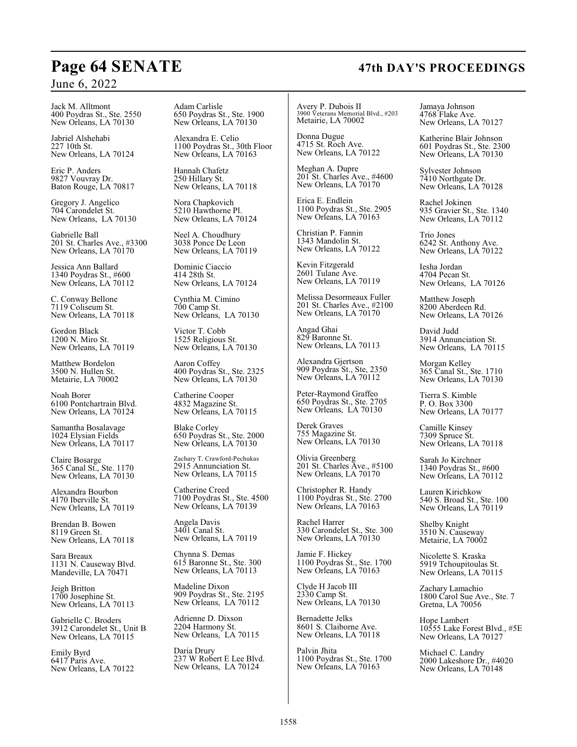Jack M. Alltmont
400 Poydras St., Ste. 2550
New Orleans, LA 70130

Jabriel Alshehabi
227 10th St.
New Orleans, LA 70124

Eric P. Anders
9827 Vouvray Dr.
Baton Rouge, LA 70817

Gregory J. Angelico
704 Carondelet St.
New Orleans, LA 70130

Gabrielle Ball
201 St. Charles Ave., #3300
New Orleans, LA 70170

Jessica Ann Ballard
1340 Poydras St., #600
New Orleans, LA 70112

C. Conway Bellone
7119 Coliseum St.
New Orleans, LA 70118

Gordon Black
1200 N. Miro St.
New Orleans, LA 70119

Matthew Bordelon
3500 N. Hullen St.
Metairie, LA 70002

Noah Borer
6100 Pontchartrain Blvd.
New Orleans, LA 70124

Samantha Bosalavage
1024 Elysian Fields
New Orleans, LA 70117

Claire Bosarge
365 Canal St., Ste. 1170
New Orleans, LA 70130

Alexandra Bourbon
4170 Iberville St.
New Orleans, LA 70119

Brendan B. Bowen
8119 Green St.
New Orleans, LA 70118

Sara Breaux
1131 N. Causeway Blvd.
Mandeville, LA 70471

Jeigh Britton
1700 Josephine St.
New Orleans, LA 70113

Gabrielle C. Broders
3912 Carondelet St., Unit B
New Orleans, LA 70115

Emily Byrd
6417 Paris Ave.
New Orleans, LA 70122

Adam Carlisle
650 Poydras St., Ste. 1900
New Orleans, LA 70130

Alexandra E. Celio
1100 Poydras St., 30th Floor
New Orleans, LA 70163

Hannah Chafetz
250 Hillary St.
New Orleans, LA 70118

Nora Chapkovich
5210 Hawthorne Pl.
New Orleans, LA 70124

Neel A. Choudhury
3038 Ponce De Leon
New Orleans, LA 70119

Dominic Ciaccio
414 28th St.
New Orleans, LA 70124

Cynthia M. Cimino
700 Camp St.
New Orleans, LA 70130

Victor T. Cobb
1525 Religious St.
New Orleans, LA 70130

Aaron Coffey
400 Poydras St., Ste. 2325
New Orleans, LA 70130

Catherine Cooper
4832 Magazine St.
New Orleans, LA 70115

Blake Corley
650 Poydras St., Ste. 2000
New Orleans, LA 70130

Zachary T. Crawford-Pechukas
2915 Annunciation St.
New Orleans, LA 70115

Catherine Creed
7100 Poydras St., Ste. 4500
New Orleans, LA 70139

Angela Davis
3401 Canal St.
New Orleans, LA 70119

Chynna S. Demas
615 Baronne St., Ste. 300
New Orleans, LA 70113

Madeline Dixon
909 Poydras St., Ste. 2195
New Orleans, LA 70112

Adrienne D. Dixson
2204 Harmony St.
New Orleans, LA 70115

Daria Drury
237 W Robert E Lee Blvd.
New Orleans, LA 70124

Avery P. Dubois II
3900 Veterans Memorial Blvd., #203
Metairie, LA 70002

Donna Dugue
4715 St. Roch Ave.
New Orleans, LA 70122

Meghan A. Dupre
201 St. Charles Ave., #4600
New Orleans, LA 70170

Erica E. Endlein
1100 Poydras St., Ste. 2905
New Orleans, LA 70163

Christian P. Fannin
1343 Mandolin St.
New Orleans, LA 70122

Kevin Fitzgerald
2601 Tulane Ave.
New Orleans, LA 70119

Melissa Desormeaux Fuller
201 St. Charles Ave., #2100
New Orleans, LA 70170

Angad Ghai
829 Baronne St.
New Orleans, LA 70113

Alexandra Gjertson
909 Poydras St., Ste, 2350
New Orleans, LA 70112

Peter-Raymond Graffeo
650 Poydras St., Ste. 2705
New Orleans, LA 70130

Derek Graves
755 Magazine St.
New Orleans, LA 70130

Olivia Greenberg
201 St. Charles Ave., #5100
New Orleans, LA 70170

Christopher R. Handy
1100 Poydras St., Ste. 2700
New Orleans, LA 70163

Rachel Harrer
330 Carondelet St., Ste. 300
New Orleans, LA 70130

Jamie F. Hickey
1100 Poydras St., Ste. 1700
New Orleans, LA 70163

Clyde H Jacob III
2330 Camp St.
New Orleans, LA 70130

Bernadette Jelks
8601 S. Claiborne Ave.
New Orleans, LA 70118

Palvin Jhita
1100 Poydras St., Ste. 1700
New Orleans, LA 70163

Jamaya Johnson
4768 Flake Ave.
New Orleans, LA 70127

Katherine Blair Johnson
601 Poydras St., Ste. 2300
New Orleans, LA 70130

Sylvester Johnson
7410 Northgate Dr.
New Orleans, LA 70128

Rachel Jokinen
935 Gravier St., Ste. 1340
New Orleans, LA 70112

Trio Jones
6242 St. Anthony Ave.
New Orleans, LA 70122

Iesha Jordan
4704 Pecan St.
New Orleans, LA 70126

Matthew Joseph
8200 Aberdeen Rd.
New Orleans, LA 70126

David Judd
3914 Annunciation St.
New Orleans, LA 70115

Morgan Kelley
365 Canal St., Ste. 1710
New Orleans, LA 70130

Tierra S. Kimble
P. O. Box 3300
New Orleans, LA 70177

Camille Kinsey
7309 Spruce St.
New Orleans, LA 70118

Sarah Jo Kirchner
1340 Poydras St., #600
New Orleans, LA 70112

Lauren Kirichkow
540 S. Broad St., Ste. 100
New Orleans, LA 70119

Shelby Knight
3510 N. Causeway
Metairie, LA 70002

Nicolette S. Kraska
5919 Tchoupitoulas St.
New Orleans, LA 70115

Zachary Lamachio
1800 Carol Sue Ave., Ste. 7
Gretna, LA 70056

Hope Lambert
10555 Lake Forest Blvd., #5E
New Orleans, LA 70127

Michael C. Landry
2000 Lakeshore Dr., #4020
New Orleans, LA 70148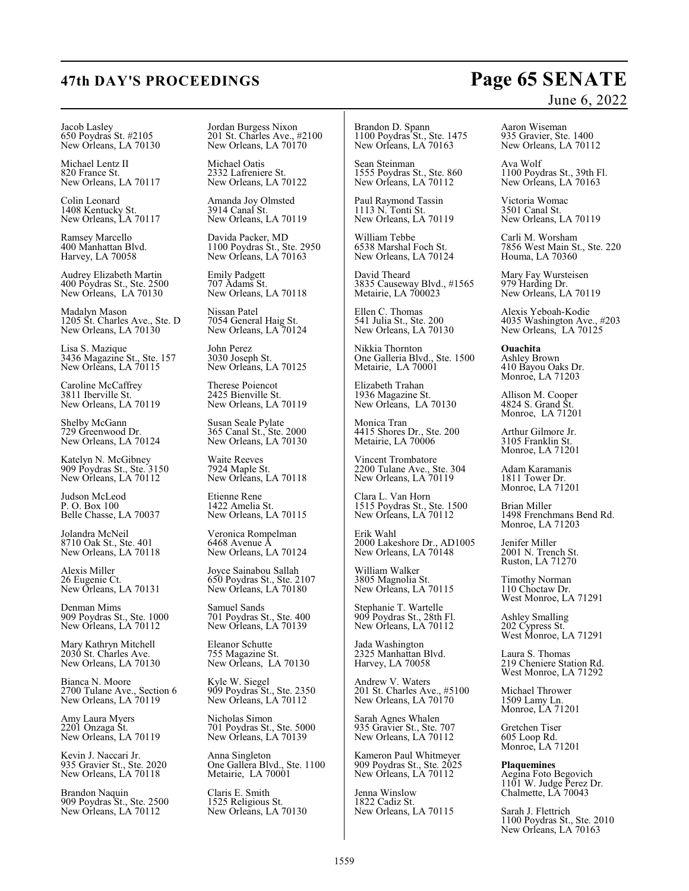Jacob Lasley
650 Poydras St. #2105
New Orleans, LA 70130

Michael Lentz II
820 France St.
New Orleans, LA 70117

Colin Leonard
1408 Kentucky St.
New Orleans, LA 70117

Ramsey Marcello
400 Manhattan Blvd.
Harvey, LA 70058

Audrey Elizabeth Martin
400 Poydras St., Ste. 2500
New Orleans, LA 70130

Madalyn Mason
1205 St. Charles Ave., Ste. D
New Orleans, LA 70130

Lisa S. Mazique
3436 Magazine St., Ste. 157
New Orleans, LA 70115

Caroline McCaffrey
3811 Iberville St.
New Orleans, LA 70119

Shelby McGann
729 Greenwood Dr.
New Orleans, LA 70124

Katelyn N. McGibney
909 Poydras St., Ste. 3150
New Orleans, LA 70112

Judson McLeod
P. O. Box 100
Belle Chasse, LA 70037

Jolandra McNeil
8710 Oak St., Ste. 401
New Orleans, LA 70118

Alexis Miller
26 Eugenie Ct.
New Orleans, LA 70131

Denman Mims
909 Poydras St., Ste. 1000
New Orleans, LA 70112

Mary Kathryn Mitchell
2030 St. Charles Ave.
New Orleans, LA 70130

Bianca N. Moore
2700 Tulane Ave., Section 6
New Orleans, LA 70119

Amy Laura Myers
2201 Onzaga St.
New Orleans, LA 70119

Kevin J. Naccari Jr.
935 Gravier St., Ste. 2020
New Orleans, LA 70118

Brandon Naquin
909 Poydras St., Ste. 2500
New Orleans, LA 70112

Jordan Burgess Nixon
201 St. Charles Ave., #2100
New Orleans, LA 70170

Michael Oatis
2332 Lafreniere St.
New Orleans, LA 70122

Amanda Joy Olmsted
3914 Canal St.
New Orleans, LA 70119

Davida Packer, MD
1100 Poydras St., Ste. 2950
New Orleans, LA 70163

Emily Padgett
707 Adams St.
New Orleans, LA 70118

Nissan Patel
7054 General Haig St.
New Orleans, LA 70124

John Perez
3030 Joseph St.
New Orleans, LA 70125

Therese Poiencot
2425 Bienville St.
New Orleans, LA 70119

Susan Seale Pylate
365 Canal St., Ste. 2000
New Orleans, LA 70130

Waite Reeves
7924 Maple St.
New Orleans, LA 70118

Etienne Rene
1422 Amelia St.
New Orleans, LA 70115

Veronica Rompelman
6468 Avenue A
New Orleans, LA 70124

Joyce Sainabou Sallah
650 Poydras St., Ste. 2107
New Orleans, LA 70180

Samuel Sands
701 Poydras St., Ste. 400
New Orleans, LA 70139

Eleanor Schutte
755 Magazine St.
New Orleans, LA 70130

Kyle W. Siegel
909 Poydras St., Ste. 2350
New Orleans, LA 70112

Nicholas Simon
701 Poydras St., Ste. 5000
New Orleans, LA 70139

Anna Singleton
One Gallera Blvd., Ste. 1100
Metairie, LA 70001

Claris E. Smith
1525 Religious St.
New Orleans, LA 70130

Brandon D. Spann
1100 Poydras St., Ste. 1475
New Orleans, LA 70163

Sean Steinman
1555 Poydras St., Ste. 860
New Orleans, LA 70112

Paul Raymond Tassin
1113 N. Tonti St.
New Orleans, LA 70119

William Tebbe
6538 Marshal Foch St.
New Orleans, LA 70124

David Theard
3835 Causeway Blvd., #1565
Metairie, LA 700023

Ellen C. Thomas
541 Julia St., Ste. 200
New Orleans, LA 70130

Nikkia Thornton
One Galleria Blvd., Ste. 1500
Metairie, LA 70001

Elizabeth Trahan
1936 Magazine St.
New Orleans, LA 70130

Monica Tran
4415 Shores Dr., Ste. 200
Metairie, LA 70006

Vincent Trombatore
2200 Tulane Ave., Ste. 304
New Orleans, LA 70119

Clara L. Van Horn
1515 Poydras St., Ste. 1500
New Orleans, LA 70112

Erik Wahl
2000 Lakeshore Dr., AD1005
New Orleans, LA 70148

William Walker
3805 Magnolia St.
New Orleans, LA 70115

Stephanie T. Wartelle
909 Poydras St., 28th Fl.
New Orleans, LA 70112

Jada Washington
2325 Manhattan Blvd.
Harvey, LA 70058

Andrew V. Waters
201 St. Charles Ave., #5100
New Orleans, LA 70170

Sarah Agnes Whalen
935 Gravier St., Ste. 707
New Orleans, LA 70112

Kameron Paul Whitmeyer
909 Poydras St., Ste. 2025
New Orleans, LA 70112

Jenna Winslow
1822 Cadiz St.
New Orleans, LA 70115

Aaron Wiseman
935 Gravier, Ste. 1400
New Orleans, LA 70112

Ava Wolf
1100 Poydras St., 39th Fl.
New Orleans, LA 70163

Victoria Womac
3501 Canal St.
New Orleans, LA 70119

Carli M. Worsham
7856 West Main St., Ste. 220
Houma, LA 70360

Mary Fay Wursteisen
979 Harding Dr.
New Orleans, LA 70119

Alexis Yeboah-Kodie
4035 Washington Ave., #203
New Orleans, LA 70125

**Ouachita**

Ashley Brown
410 Bayou Oaks Dr.
Monroe, LA 71203

Allison M. Cooper
4824 S. Grand St.
Monroe, LA 71201

Arthur Gilmore Jr.
3105 Franklin St.
Monroe, LA 71201

Adam Karamanis
1811 Tower Dr.
Monroe, LA 71201

Brian Miller
1498 Frenchmans Bend Rd.
Monroe, LA 71203

Jenifer Miller
2001 N. Trench St.
Ruston, LA 71270

Timothy Norman
110 Choctaw Dr.
West Monroe, LA 71291

Ashley Smalling
202 Cypress St.
West Monroe, LA 71291

Laura S. Thomas
219 Cheniere Station Rd.
West Monroe, LA 71292

Michael Thrower
1509 Lamy Ln.
Monroe, LA 71201

Gretchen Tiser
605 Loop Rd.
Monroe, LA 71201

**Plaquemines**

Aegina Foto Begovich
1101 W. Judge Perez Dr.
Chalmette, LA 70043

Sarah J. Flettrich
1100 Poydras St., Ste. 2010
New Orleans, LA 70163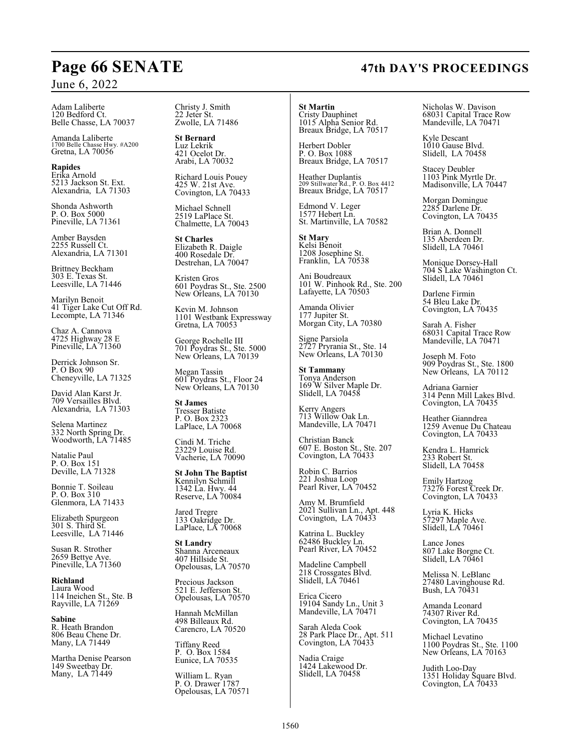Adam Laliberte
120 Bedford Ct.
Belle Chasse, LA 70037

Amanda Laliberte
1700 Belle Chasse Hwy. #A200
Gretna, LA 70056

**Rapides**
Erika Arnold
5213 Jackson St. Ext.
Alexandria, LA 71303

Shonda Ashworth
P. O. Box 5000
Pineville, LA 71361

Amber Baysden
2255 Russell Ct.
Alexandria, LA 71301

Brittney Beckham
303 E. Texas St.
Leesville, LA 71446

Marilyn Benoit
41 Tiger Lake Cut Off Rd.
Lecompte, LA 71346

Chaz A. Cannova
4725 Highway 28 E
Pineville, LA 71360

Derrick Johnson Sr.
P. O Box 90
Cheneyville, LA 71325

David Alan Karst Jr.
709 Versailles Blvd.
Alexandria, LA 71303

Selena Martinez
332 North Spring Dr.
Woodworth, LA 71485

Natalie Paul
P. O. Box 151
Deville, LA 71328

Bonnie T. Soileau
P. O. Box 310
Glenmora, LA 71433

Elizabeth Spurgeon
301 S. Third St.
Leesville, LA 71446

Susan R. Strother
2659 Bettye Ave.
Pineville, LA 71360

**Richland**
Laura Wood
114 Ineichen St., Ste. B
Rayville, LA 71269

**Sabine**
R. Heath Brandon
806 Beau Chene Dr.
Many, LA 71449

Martha Denise Pearson
149 Sweetbay Dr.
Many, LA 71449

Christy J. Smith
22 Jeter St.
Zwolle, LA 71486

**St Bernard**
Luz Lekrik
421 Ocelot Dr.
Arabi, LA 70032

Richard Louis Pouey
425 W. 21st Ave.
Covington, LA 70433

Michael Schnell
2519 LaPlace St.
Chalmette, LA 70043

**St Charles**
Elizabeth R. Daigle
400 Rosedale Dr.
Destrehan, LA 70047

Kristen Gros
601 Poydras St., Ste. 2500
New Orleans, LA 70130

Kevin M. Johnson
1101 Westbank Expressway
Gretna, LA 70053

George Rochelle III
701 Poydras St., Ste. 5000
New Orleans, LA 70139

Megan Tassin
601 Poydras St., Floor 24
New Orleans, LA 70130

**St James**
Tresser Batiste
P. O. Box 2323
LaPlace, LA 70068

Cindi M. Triche
23229 Louise Rd.
Vacherie, LA 70090

**St John The Baptist**
Kennilyn Schmill
1342 La. Hwy. 44
Reserve, LA 70084

Jared Tregre
133 Oakridge Dr.
LaPlace, LA 70068

**St Landry**
Shanna Arceneaux
407 Hillside St.
Opelousas, LA 70570

Precious Jackson
521 E. Jefferson St.
Opelousas, LA 70570

Hannah McMillan
498 Billeaux Rd.
Carencro, LA 70520

Tiffany Reed
P. O. Box 1584
Eunice, LA 70535

William L. Ryan
P. O. Drawer 1787
Opelousas, LA 70571

**St Martin**
Cristy Dauphinet
1015 Alpha Senior Rd.
Breaux Bridge, LA 70517

Herbert Dobler
P. O. Box 1088
Breaux Bridge, LA 70517

Heather Duplantis
209 Stillwater Rd., P. O. Box 4412
Breaux Bridge, LA 70517

Edmond V. Leger
1577 Hebert Ln.
St. Martinville, LA 70582

**St Mary**
Kelsi Benoit
1208 Josephine St.
Franklin, LA 70538

Ani Boudreaux
101 W. Pinhook Rd., Ste. 200
Lafayette, LA 70503

Amanda Olivier
177 Jupiter St.
Morgan City, LA 70380

Signe Parsiola
2727 Pryrania St., Ste. 14
New Orleans, LA 70130

**St Tammany**
Tonya Anderson
169 W Silver Maple Dr.
Slidell, LA 70458

Kerry Angers
713 Willow Oak Ln.
Mandeville, LA 70471

Christian Banck
607 E. Boston St., Ste. 207
Covington, LA 70433

Robin C. Barrios
221 Joshua Loop
Pearl River, LA 70452

Amy M. Brumfield
2021 Sullivan Ln., Apt. 448
Covington, LA 70433

Katrina L. Buckley
62486 Buckley Ln.
Pearl River, LA 70452

Madeline Campbell
218 Crossgates Blvd.
Slidell, LA 70461

Erica Cicero
19104 Sandy Ln., Unit 3
Mandeville, LA 70471

Sarah Aleda Cook
28 Park Place Dr., Apt. 511
Covington, LA 70433

Nadia Craige
1424 Lakewood Dr.
Slidell, LA 70458

Nicholas W. Davison
68031 Capital Trace Row
Mandeville, LA 70471

Kyle Descant
1010 Gause Blvd.
Slidell, LA 70458

Stacey Deubler
1103 Pink Myrtle Dr.
Madisonville, LA 70447

Morgan Domingue
2285 Darlene Dr.
Covington, LA 70435

Brian A. Donnell
135 Aberdeen Dr.
Slidell, LA 70461

Monique Dorsey-Hall
704 S Lake Washington Ct.
Slidell, LA 70461

Darlene Firmin
54 Bleu Lake Dr.
Covington, LA 70435

Sarah A. Fisher
68031 Capital Trace Row
Mandeville, LA 70471

Joseph M. Foto
909 Poydras St., Ste. 1800
New Orleans, LA 70112

Adriana Garnier
314 Penn Mill Lakes Blvd.
Covington, LA 70435

Heather Gianndrea
1259 Avenue Du Chateau
Covington, LA 70433

Kendra L. Hamrick
233 Robert St.
Slidell, LA 70458

Emily Hartzog
73276 Forest Creek Dr.
Covington, LA 70433

Lyria K. Hicks
57297 Maple Ave.
Slidell, LA 70461

Lance Jones
807 Lake Borgne Ct.
Slidell, LA 70461

Melissa N. LeBlanc
27480 Lavinghouse Rd.
Bush, LA 70431

Amanda Leonard
74307 River Rd.
Covington, LA 70435

Michael Levatino
1100 Poydras St., Ste. 1100
New Orleans, LA 70163

Judith Loo-Day
1351 Holiday Square Blvd.
Covington, LA 70433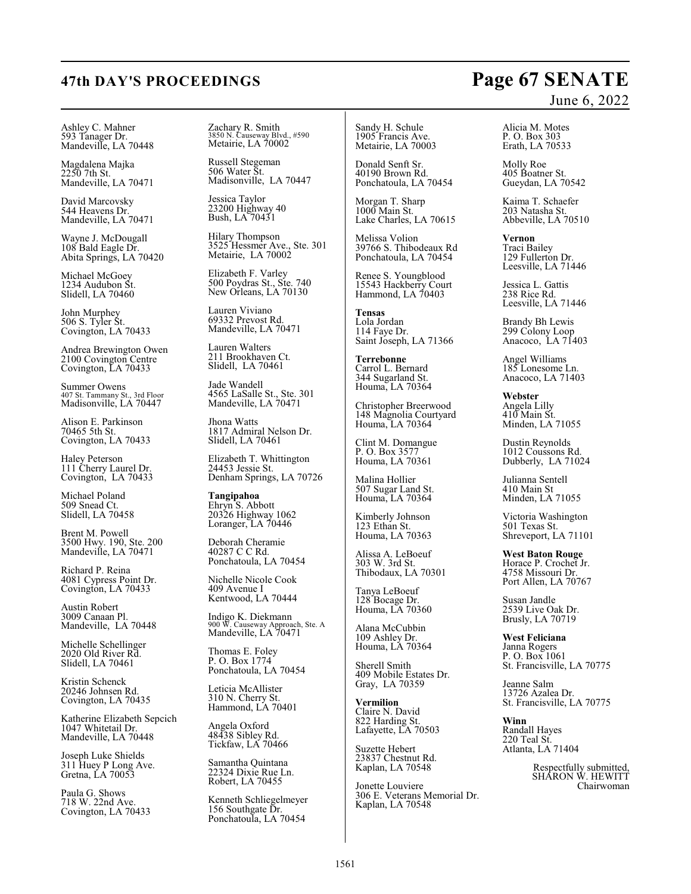Ashley C. Mahner
593 Tanager Dr.
Mandeville, LA 70448

Magdalena Majka
2250 7th St.
Mandeville, LA 70471

David Marcovsky
544 Heavens Dr.
Mandeville, LA 70471

Wayne J. McDougall
108 Bald Eagle Dr.
Abita Springs, LA 70420

Michael McGoey
1234 Audubon St.
Slidell, LA 70460

John Murphey
506 S. Tyler St.
Covington, LA 70433

Andrea Brewington Owen
2100 Covington Centre
Covington, LA 70433

Summer Owens
407 St. Tammany St., 3rd Floor
Madisonville, LA 70447

Alison E. Parkinson
70465 5th St.
Covington, LA 70433

Haley Peterson
111 Cherry Laurel Dr.
Covington, LA 70433

Michael Poland
509 Snead Ct.
Slidell, LA 70458

Brent M. Powell
3500 Hwy. 190, Ste. 200
Mandeville, LA 70471

Richard P. Reina
4081 Cypress Point Dr.
Covington, LA 70433

Austin Robert
3009 Canaan Pl.
Mandeville, LA 70448

Michelle Schellinger
2020 Old River Rd.
Slidell, LA 70461

Kristin Schenck
20246 Johnsen Rd.
Covington, LA 70435

Katherine Elizabeth Sepcich
1047 Whitetail Dr.
Mandeville, LA 70448

Joseph Luke Shields
311 Huey P Long Ave.
Gretna, LA 70053

Paula G. Shows
718 W. 22nd Ave.
Covington, LA 70433

Zachary R. Smith
3850 N. Causeway Blvd., #590
Metairie, LA 70002

Russell Stegeman
506 Water St.
Madisonville, LA 70447

Jessica Taylor
23200 Highway 40
Bush, LA 70431

Hilary Thompson
3525 Hessmer Ave., Ste. 301
Metairie, LA 70002

Elizabeth F. Varley
500 Poydras St., Ste. 740
New Orleans, LA 70130

Lauren Viviano
69332 Prevost Rd.
Mandeville, LA 70471

Lauren Walters
211 Brookhaven Ct.
Slidell, LA 70461

Jade Wandell
4565 LaSalle St., Ste. 301
Mandeville, LA 70471

Jhona Watts
1817 Admiral Nelson Dr.
Slidell, LA 70461

Elizabeth T. Whittington
24453 Jessie St.
Denham Springs, LA 70726

**Tangipahoa**
Ehryn S. Abbott
20326 Highway 1062
Loranger, LA 70446

Deborah Cheramie
40287 C C Rd.
Ponchatoula, LA 70454

Nichelle Nicole Cook
409 Avenue I
Kentwood, LA 70444

Indigo K. Diekmann
900 W. Causeway Approach, Ste. A
Mandeville, LA 70471

Thomas E. Foley
P. O. Box 1774
Ponchatoula, LA 70454

Leticia McAllister
310 N. Cherry St.
Hammond, LA 70401

Angela Oxford
48438 Sibley Rd.
Tickfaw, LA 70466

Samantha Quintana
22324 Dixie Rue Ln.
Robert, LA 70455

Kenneth Schliegelmeyer
156 Southgate Dr.
Ponchatoula, LA 70454

Sandy H. Schule
1905 Francis Ave.
Metairie, LA 70003

Donald Senft Sr.
40190 Brown Rd.
Ponchatoula, LA 70454

Morgan T. Sharp
1000 Main St.
Lake Charles, LA 70615

Melissa Volion
39766 S. Thibodeaux Rd
Ponchatoula, LA 70454

Renee S. Youngblood
15543 Hackberry Court
Hammond, LA 70403

**Tensas**
Lola Jordan
114 Faye Dr.
Saint Joseph, LA 71366

**Terrebonne**
Carrol L. Bernard
344 Sugarland St.
Houma, LA 70364

Christopher Breerwood
148 Magnolia Courtyard
Houma, LA 70364

Clint M. Domangue
P. O. Box 3577
Houma, LA 70361

Malina Hollier
507 Sugar Land St.
Houma, LA 70364

Kimberly Johnson
123 Ethan St.
Houma, LA 70363

Alissa A. LeBoeuf
303 W. 3rd St.
Thibodaux, LA 70301

Tanya LeBoeuf
128 Bocage Dr.
Houma, LA 70360

Alana McCubbin
109 Ashley Dr.
Houma, LA 70364

Sherell Smith
409 Mobile Estates Dr.
Gray, LA 70359

**Vermilion**
Claire N. David
822 Harding St.
Lafayette, LA 70503

Suzette Hebert
23837 Chestnut Rd.
Kaplan, LA 70548

Jonette Louviere
306 E. Veterans Memorial Dr.
Kaplan, LA 70548

Alicia M. Motes
P. O. Box 303
Erath, LA 70533

Molly Roe
405 Boatner St.
Gueydan, LA 70542

Kaima T. Schaefer
203 Natasha St.
Abbeville, LA 70510

**Vernon**
Traci Bailey
129 Fullerton Dr.
Leesville, LA 71446

Jessica L. Gattis
238 Rice Rd.
Leesville, LA 71446

Brandy Bh Lewis
299 Colony Loop
Anacoco, LA 71403

Angel Williams
185 Lonesome Ln.
Anacoco, LA 71403

**Webster**
Angela Lilly
410 Main St.
Minden, LA 71055

Dustin Reynolds
1012 Coussons Rd.
Dubberly, LA 71024

Julianna Sentell
410 Main St
Minden, LA 71055

Victoria Washington
501 Texas St.
Shreveport, LA 71101

**West Baton Rouge**
Horace P. Crochet Jr.
4758 Missouri Dr.
Port Allen, LA 70767

Susan Jandle
2539 Live Oak Dr.
Brusly, LA 70719

**West Feliciana**
Janna Rogers
P. O. Box 1061
St. Francisville, LA 70775

Jeanne Salm
13726 Azalea Dr.
St. Francisville, LA 70775

**Winn**
Randall Hayes
220 Teal St.
Atlanta, LA 71404

Respectfully submitted,
SHARON W. HEWITT
Chairwoman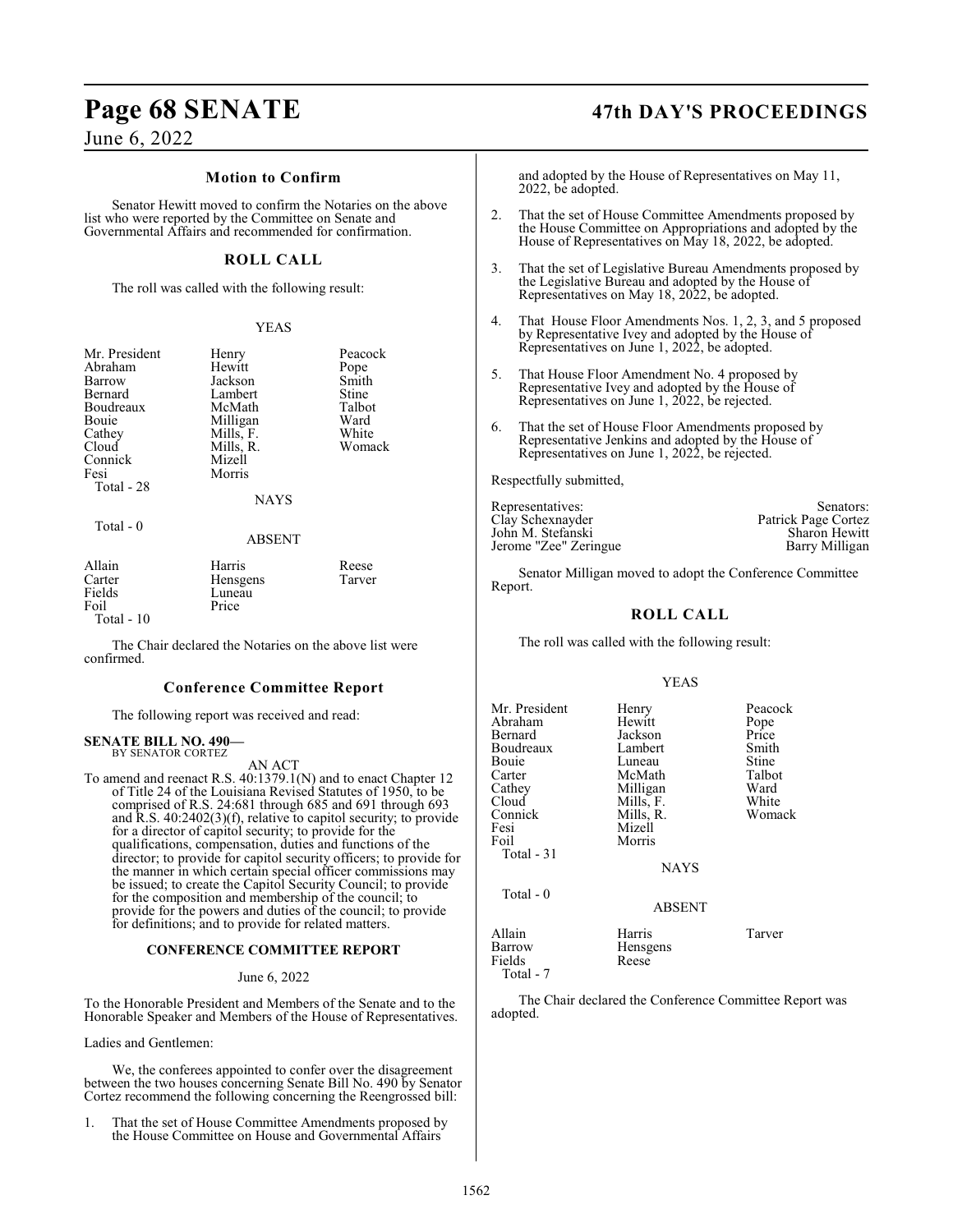## Motion to Confirm

Senator Hewitt moved to confirm the Notaries on the above list who were reported by the Committee on Senate and Governmental Affairs and recommended for confirmation.

## ROLL CALL

The roll was called with the following result:

YEAS

| | | |
|---|---|---|
| Mr. President | Henry | Peacock |
| Abraham | Hewitt | Pope |
| Barrow | Jackson | Smith |
| Bernard | Lambert | Stine |
| Boudreaux | McMath | Talbot |
| Bouie | Milligan | Ward |
| Cathey | Mills, F. | White |
| Cloud | Mills, R. | Womack |
| Connick | Mizell | |
| Fesi | Morris | |

Total - 28

NAYS

Total - 0

ABSENT

| | | |
|---|---|---|
| Allain | Harris | Reese |
| Carter | Hensgens | Tarver |
| Fields | Luneau | |
| Foil | Price | |

Total - 10

The Chair declared the Notaries on the above list were confirmed.

## Conference Committee Report

The following report was received and read:

**SENATE BILL NO. 490—**
BY SENATOR CORTEZ

AN ACT

To amend and reenact R.S. 40:1379.1(N) and to enact Chapter 12 of Title 24 of the Louisiana Revised Statutes of 1950, to be comprised of R.S. 24:681 through 685 and 691 through 693 and R.S. 40:2402(3)(f), relative to capitol security; to provide for a director of capitol security; to provide for the qualifications, compensation, duties and functions of the director; to provide for capitol security officers; to provide for the manner in which certain special officer commissions may be issued; to create the Capitol Security Council; to provide for the composition and membership of the council; to provide for the powers and duties of the council; to provide for definitions; and to provide for related matters.

**CONFERENCE COMMITTEE REPORT**

June 6, 2022

To the Honorable President and Members of the Senate and to the Honorable Speaker and Members of the House of Representatives.

Ladies and Gentlemen:

We, the conferees appointed to confer over the disagreement between the two houses concerning Senate Bill No. 490 by Senator Cortez recommend the following concerning the Reengrossed bill:

1. That the set of House Committee Amendments proposed by the House Committee on House and Governmental Affairs and adopted by the House of Representatives on May 11, 2022, be adopted.

2. That the set of House Committee Amendments proposed by the House Committee on Appropriations and adopted by the House of Representatives on May 18, 2022, be adopted.

3. That the set of Legislative Bureau Amendments proposed by the Legislative Bureau and adopted by the House of Representatives on May 18, 2022, be adopted.

4. That House Floor Amendments Nos. 1, 2, 3, and 5 proposed by Representative Ivey and adopted by the House of Representatives on June 1, 2022, be adopted.

5. That House Floor Amendment No. 4 proposed by Representative Ivey and adopted by the House of Representatives on June 1, 2022, be rejected.

6. That the set of House Floor Amendments proposed by Representative Jenkins and adopted by the House of Representatives on June 1, 2022, be rejected.

Respectfully submitted,

| Representatives: | Senators: |
|---|---|
| Clay Schexnayder | Patrick Page Cortez |
| John M. Stefanski | Sharon Hewitt |
| Jerome "Zee" Zeringue | Barry Milligan |

Senator Milligan moved to adopt the Conference Committee Report.

## ROLL CALL

The roll was called with the following result:

YEAS

| | | |
|---|---|---|
| Mr. President | Henry | Peacock |
| Abraham | Hewitt | Pope |
| Bernard | Jackson | Price |
| Boudreaux | Lambert | Smith |
| Bouie | Luneau | Stine |
| Carter | McMath | Talbot |
| Cathey | Milligan | Ward |
| Cloud | Mills, F. | White |
| Connick | Mills, R. | Womack |
| Fesi | Mizell | |
| Foil | Morris | |

Total - 31

NAYS

Total - 0

ABSENT

| | | |
|---|---|---|
| Allain | Harris | Tarver |
| Barrow | Hensgens | |
| Fields | Reese | |

Total - 7

The Chair declared the Conference Committee Report was adopted.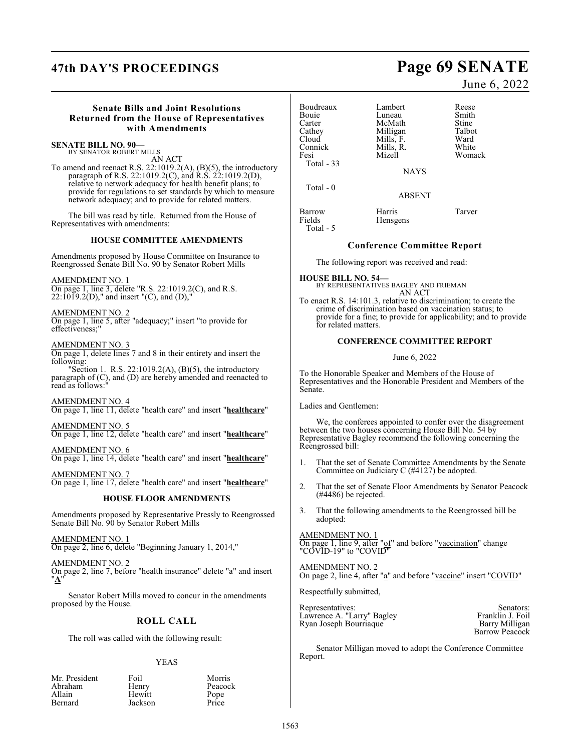### Senate Bills and Joint Resolutions Returned from the House of Representatives with Amendments

**SENATE BILL NO. 90—**
BY SENATOR ROBERT MILLS

AN ACT

To amend and reenact R.S. 22:1019.2(A), (B)(5), the introductory paragraph of R.S. 22:1019.2(C), and R.S. 22:1019.2(D), relative to network adequacy for health benefit plans; to provide for regulations to set standards by which to measure network adequacy; and to provide for related matters.

The bill was read by title. Returned from the House of Representatives with amendments:

#### HOUSE COMMITTEE AMENDMENTS

Amendments proposed by House Committee on Insurance to Reengrossed Senate Bill No. 90 by Senator Robert Mills

AMENDMENT NO. 1
On page 1, line 3, delete "R.S. 22:1019.2(C), and R.S. 22:1019.2(D)," and insert "(C), and (D),"

AMENDMENT NO. 2
On page 1, line 5, after "adequacy;" insert "to provide for effectiveness;"

AMENDMENT NO. 3
On page 1, delete lines 7 and 8 in their entirety and insert the following:

"Section 1. R.S. 22:1019.2(A), (B)(5), the introductory paragraph of (C), and (D) are hereby amended and reenacted to read as follows:"

AMENDMENT NO. 4
On page 1, line 11, delete "health care" and insert "**healthcare**"

AMENDMENT NO. 5
On page 1, line 12, delete "health care" and insert "**healthcare**"

AMENDMENT NO. 6
On page 1, line 14, delete "health care" and insert "**healthcare**"

AMENDMENT NO. 7
On page 1, line 17, delete "health care" and insert "**healthcare**"

#### HOUSE FLOOR AMENDMENTS

Amendments proposed by Representative Pressly to Reengrossed Senate Bill No. 90 by Senator Robert Mills

AMENDMENT NO. 1
On page 2, line 6, delete "Beginning January 1, 2014,"

AMENDMENT NO. 2
On page 2, line 7, before "health insurance" delete "a" and insert "**A**"

Senator Robert Mills moved to concur in the amendments proposed by the House.

### ROLL CALL

The roll was called with the following result:

YEAS

| | | |
|---|---|---|
| Mr. President | Foil | Morris |
| Abraham | Henry | Peacock |
| Allain | Hewitt | Pope |
| Bernard | Jackson | Price |
| Boudreaux | Lambert | Reese |
| Bouie | Luneau | Smith |
| Carter | McMath | Stine |
| Cathey | Milligan | Talbot |
| Cloud | Mills, F. | Ward |
| Connick | Mills, R. | White |
| Fesi | Mizell | Womack |

Total - 33

NAYS

Total - 0

ABSENT

| | | |
|---|---|---|
| Barrow | Harris | Tarver |
| Fields | Hensgens | |

Total - 5

### Conference Committee Report

The following report was received and read:

**HOUSE BILL NO. 54—**
BY REPRESENTATIVES BAGLEY AND FRIEMAN

AN ACT

To enact R.S. 14:101.3, relative to discrimination; to create the crime of discrimination based on vaccination status; to provide for a fine; to provide for applicability; and to provide for related matters.

#### CONFERENCE COMMITTEE REPORT

June 6, 2022

To the Honorable Speaker and Members of the House of Representatives and the Honorable President and Members of the Senate.

Ladies and Gentlemen:

We, the conferees appointed to confer over the disagreement between the two houses concerning House Bill No. 54 by Representative Bagley recommend the following concerning the Reengrossed bill:

1. That the set of Senate Committee Amendments by the Senate Committee on Judiciary C (#4127) be adopted.
2. That the set of Senate Floor Amendments by Senator Peacock (#4486) be rejected.
3. That the following amendments to the Reengrossed bill be adopted:

AMENDMENT NO. 1
On page 1, line 9, after "of" and before "vaccination" change "COVID-19" to "COVID"

AMENDMENT NO. 2
On page 2, line 4, after "a" and before "vaccine" insert "COVID"

Respectfully submitted,

| Representatives: | Senators: |
|---|---|
| Lawrence A. "Larry" Bagley | Franklin J. Foil |
| Ryan Joseph Bourriaque | Barry Milligan |
| | Barrow Peacock |

Senator Milligan moved to adopt the Conference Committee Report.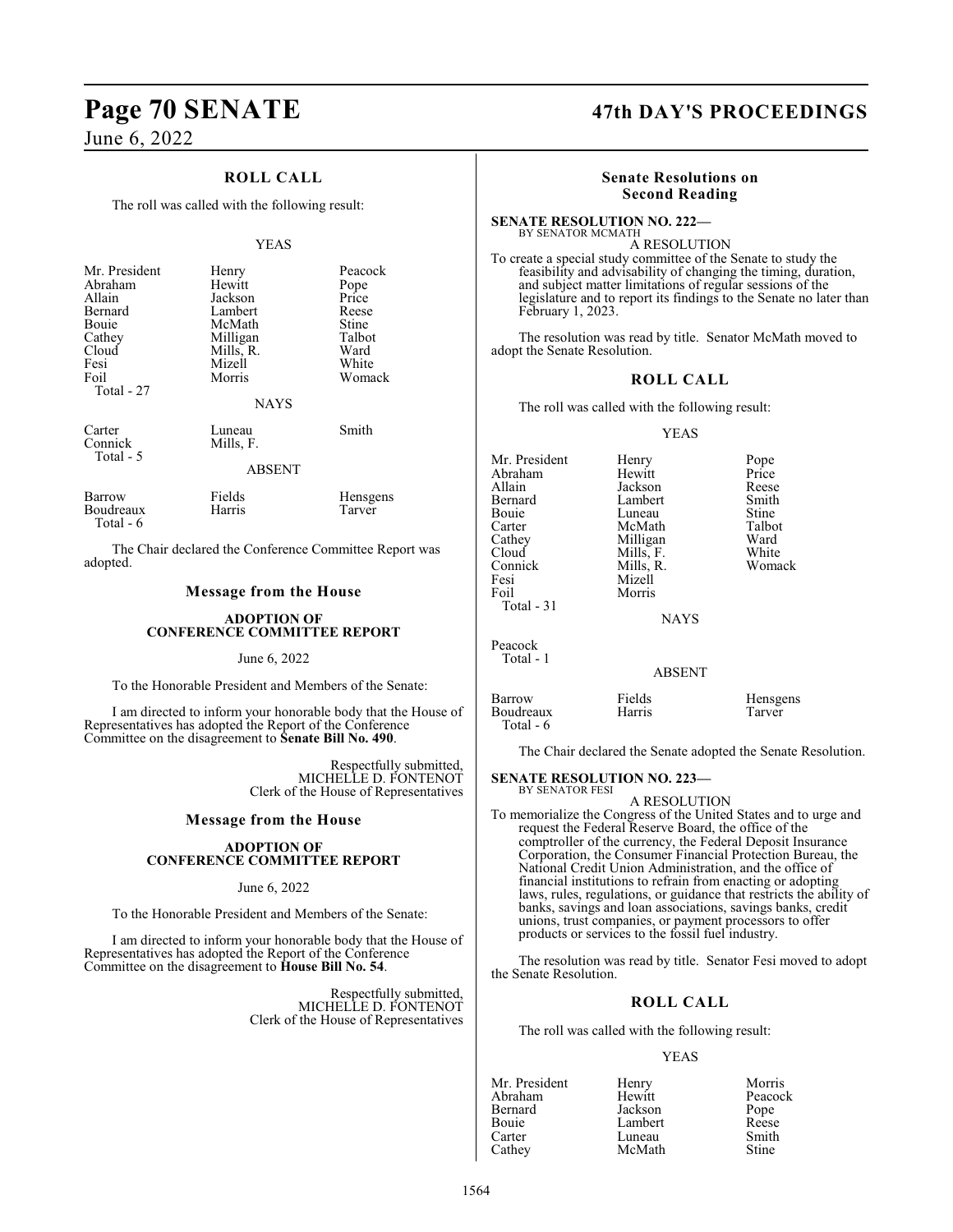## ROLL CALL

The roll was called with the following result:

YEAS

| | | |
|---|---|---|
| Mr. President | Henry | Peacock |
| Abraham | Hewitt | Pope |
| Allain | Jackson | Price |
| Bernard | Lambert | Reese |
| Bouie | McMath | Stine |
| Cathey | Milligan | Talbot |
| Cloud | Mills, R. | Ward |
| Fesi | Mizell | White |
| Foil | Morris | Womack |
| Total - 27 | | |

NAYS

| | | |
|---|---|---|
| Carter | Luneau | Smith |
| Connick | Mills, F. | |
| Total - 5 | | |

ABSENT

| | | |
|---|---|---|
| Barrow | Fields | Hensgens |
| Boudreaux | Harris | Tarver |
| Total - 6 | | |

The Chair declared the Conference Committee Report was adopted.

## Message from the House

### ADOPTION OF CONFERENCE COMMITTEE REPORT

June 6, 2022

To the Honorable President and Members of the Senate:

I am directed to inform your honorable body that the House of Representatives has adopted the Report of the Conference Committee on the disagreement to **Senate Bill No. 490**.

Respectfully submitted,
MICHELLE D. FONTENOT
Clerk of the House of Representatives

## Message from the House

### ADOPTION OF CONFERENCE COMMITTEE REPORT

June 6, 2022

To the Honorable President and Members of the Senate:

I am directed to inform your honorable body that the House of Representatives has adopted the Report of the Conference Committee on the disagreement to **House Bill No. 54**.

Respectfully submitted,
MICHELLE D. FONTENOT
Clerk of the House of Representatives

## Senate Resolutions on Second Reading

**SENATE RESOLUTION NO. 222—**
BY SENATOR MCMATH

A RESOLUTION

To create a special study committee of the Senate to study the feasibility and advisability of changing the timing, duration, and subject matter limitations of regular sessions of the legislature and to report its findings to the Senate no later than February 1, 2023.

The resolution was read by title. Senator McMath moved to adopt the Senate Resolution.

## ROLL CALL

The roll was called with the following result:

YEAS

| | | |
|---|---|---|
| Mr. President | Henry | Pope |
| Abraham | Hewitt | Price |
| Allain | Jackson | Reese |
| Bernard | Lambert | Smith |
| Bouie | Luneau | Stine |
| Carter | McMath | Talbot |
| Cathey | Milligan | Ward |
| Cloud | Mills, F. | White |
| Connick | Mills, R. | Womack |
| Fesi | Mizell | |
| Foil | Morris | |
| Total - 31 | | |

NAYS

Peacock
Total - 1

ABSENT

| | | |
|---|---|---|
| Barrow | Fields | Hensgens |
| Boudreaux | Harris | Tarver |
| Total - 6 | | |

The Chair declared the Senate adopted the Senate Resolution.

**SENATE RESOLUTION NO. 223—**
BY SENATOR FESI

A RESOLUTION

To memorialize the Congress of the United States and to urge and request the Federal Reserve Board, the office of the comptroller of the currency, the Federal Deposit Insurance Corporation, the Consumer Financial Protection Bureau, the National Credit Union Administration, and the office of financial institutions to refrain from enacting or adopting laws, rules, regulations, or guidance that restricts the ability of banks, savings and loan associations, savings banks, credit unions, trust companies, or payment processors to offer products or services to the fossil fuel industry.

The resolution was read by title. Senator Fesi moved to adopt the Senate Resolution.

## ROLL CALL

The roll was called with the following result:

YEAS

| | | |
|---|---|---|
| Mr. President | Henry | Morris |
| Abraham | Hewitt | Peacock |
| Bernard | Jackson | Pope |
| Bouie | Lambert | Reese |
| Carter | Luneau | Smith |
| Cathey | McMath | Stine |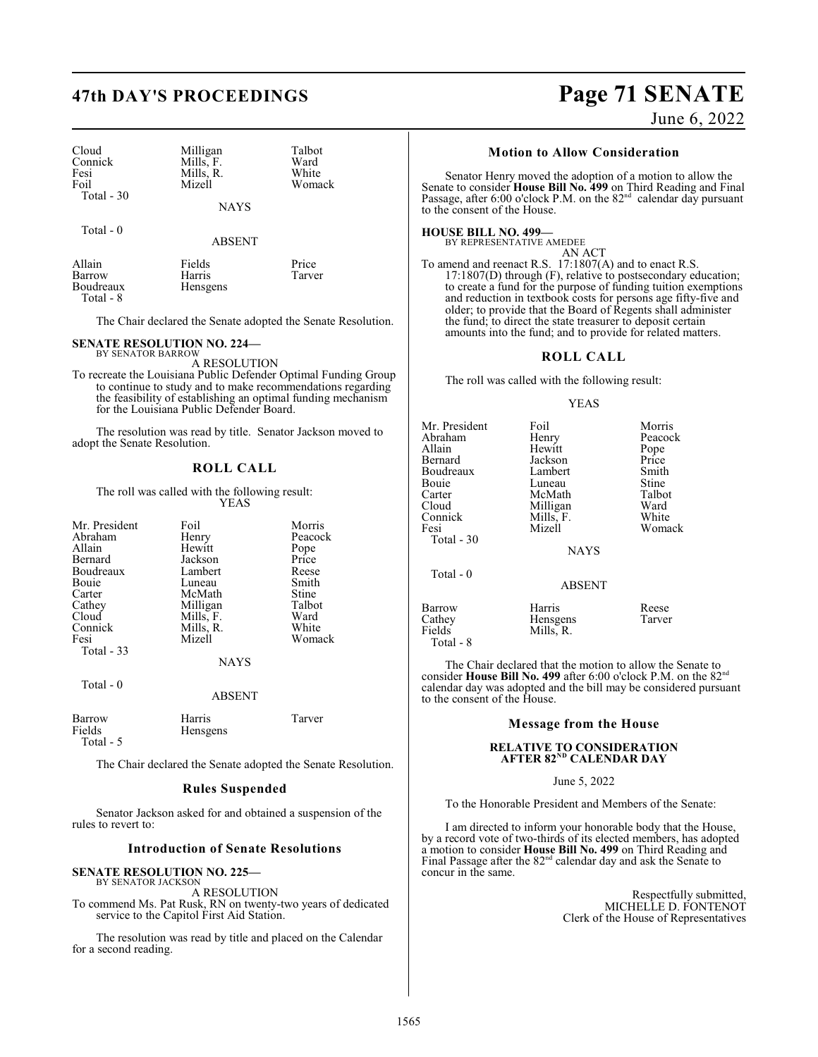| Cloud | Milligan | Talbot |
|---|---|---|
| Connick | Mills, F. | Ward |
| Fesi | Mills, R. | White |
| Foil | Mizell | Womack |
| Total - 30 | | |

NAYS

Total - 0

ABSENT

| Allain | Fields | Price |
|---|---|---|
| Barrow | Harris | Tarver |
| Boudreaux | Hensgens | |
| Total - 8 | | |

The Chair declared the Senate adopted the Senate Resolution.

**SENATE RESOLUTION NO. 224—**
BY SENATOR BARROW

A RESOLUTION

To recreate the Louisiana Public Defender Optimal Funding Group to continue to study and to make recommendations regarding the feasibility of establishing an optimal funding mechanism for the Louisiana Public Defender Board.

The resolution was read by title. Senator Jackson moved to adopt the Senate Resolution.

## ROLL CALL

The roll was called with the following result:

YEAS

| Mr. President | Foil | Morris |
|---|---|---|
| Abraham | Henry | Peacock |
| Allain | Hewitt | Pope |
| Bernard | Jackson | Price |
| Boudreaux | Lambert | Reese |
| Bouie | Luneau | Smith |
| Carter | McMath | Stine |
| Cathey | Milligan | Talbot |
| Cloud | Mills, F. | Ward |
| Connick | Mills, R. | White |
| Fesi | Mizell | Womack |
| Total - 33 | | |

NAYS

Total - 0

ABSENT

| Barrow | Harris | Tarver |
|---|---|---|
| Fields | Hensgens | |
| Total - 5 | | |

The Chair declared the Senate adopted the Senate Resolution.

## Rules Suspended

Senator Jackson asked for and obtained a suspension of the rules to revert to:

## Introduction of Senate Resolutions

**SENATE RESOLUTION NO. 225—**
BY SENATOR JACKSON

A RESOLUTION

To commend Ms. Pat Rusk, RN on twenty-two years of dedicated service to the Capitol First Aid Station.

The resolution was read by title and placed on the Calendar for a second reading.

## Motion to Allow Consideration

Senator Henry moved the adoption of a motion to allow the Senate to consider **House Bill No. 499** on Third Reading and Final Passage, after 6:00 o'clock P.M. on the 82nd calendar day pursuant to the consent of the House.

**HOUSE BILL NO. 499—**
BY REPRESENTATIVE AMEDEE

AN ACT

To amend and reenact R.S. 17:1807(A) and to enact R.S. 17:1807(D) through (F), relative to postsecondary education; to create a fund for the purpose of funding tuition exemptions and reduction in textbook costs for persons age fifty-five and older; to provide that the Board of Regents shall administer the fund; to direct the state treasurer to deposit certain amounts into the fund; and to provide for related matters.

## ROLL CALL

The roll was called with the following result:

YEAS

| Mr. President | Foil | Morris |
|---|---|---|
| Abraham | Henry | Peacock |
| Allain | Hewitt | Pope |
| Bernard | Jackson | Price |
| Boudreaux | Lambert | Smith |
| Bouie | Luneau | Stine |
| Carter | McMath | Talbot |
| Cloud | Milligan | Ward |
| Connick | Mills, F. | White |
| Fesi | Mizell | Womack |
| Total - 30 | | |

NAYS

Total - 0

ABSENT

| Barrow | Harris | Reese |
|---|---|---|
| Cathey | Hensgens | Tarver |
| Fields | Mills, R. | |
| Total - 8 | | |

The Chair declared that the motion to allow the Senate to consider **House Bill No. 499** after 6:00 o'clock P.M. on the 82nd calendar day was adopted and the bill may be considered pursuant to the consent of the House.

## Message from the House

### RELATIVE TO CONSIDERATION AFTER 82ND CALENDAR DAY

June 5, 2022

To the Honorable President and Members of the Senate:

I am directed to inform your honorable body that the House, by a record vote of two-thirds of its elected members, has adopted a motion to consider **House Bill No. 499** on Third Reading and Final Passage after the 82nd calendar day and ask the Senate to concur in the same.

Respectfully submitted,
MICHELLE D. FONTENOT
Clerk of the House of Representatives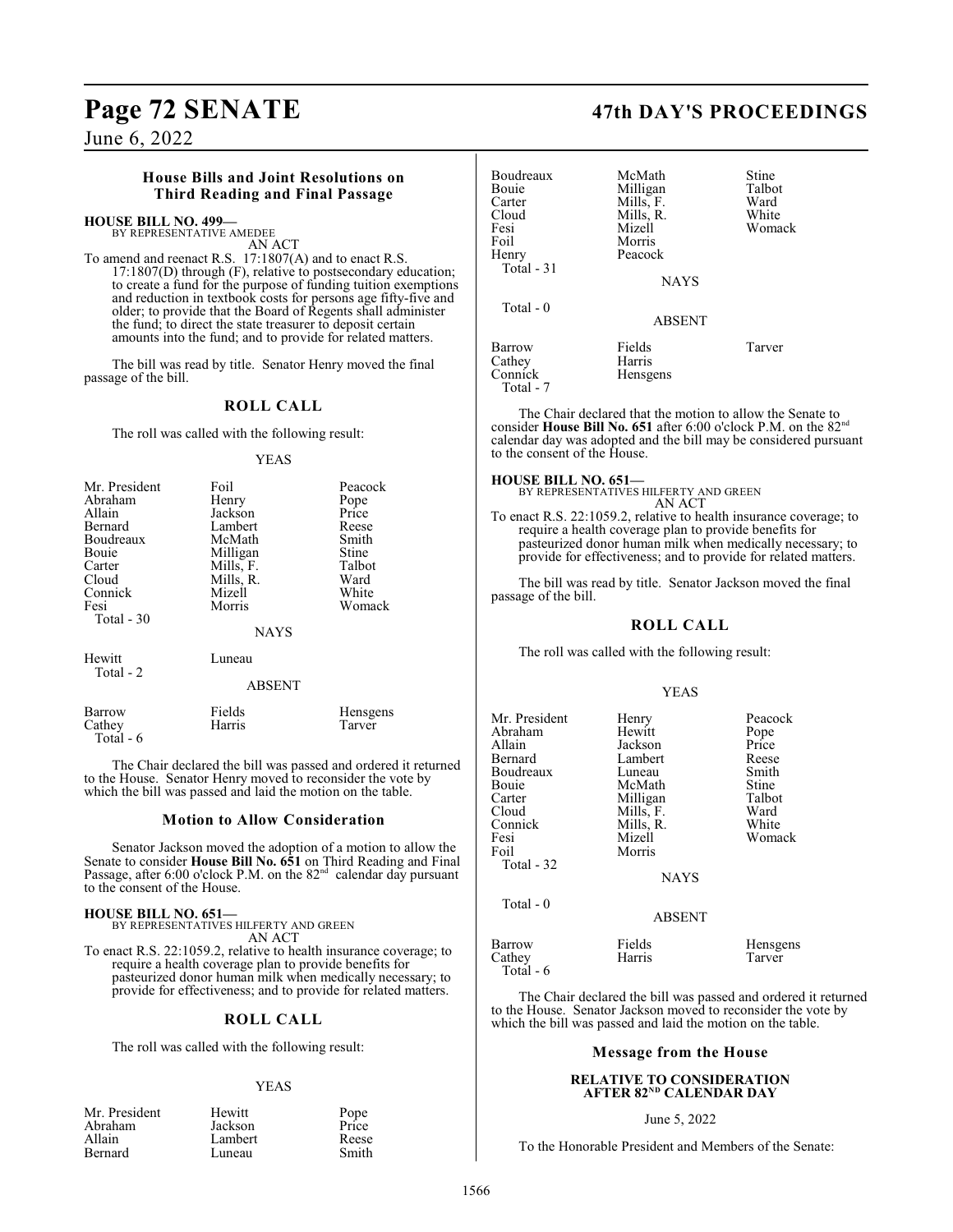### House Bills and Joint Resolutions on Third Reading and Final Passage

**HOUSE BILL NO. 499—**
BY REPRESENTATIVE AMEDEE
AN ACT

To amend and reenact R.S. 17:1807(A) and to enact R.S. 17:1807(D) through (F), relative to postsecondary education; to create a fund for the purpose of funding tuition exemptions and reduction in textbook costs for persons age fifty-five and older; to provide that the Board of Regents shall administer the fund; to direct the state treasurer to deposit certain amounts into the fund; and to provide for related matters.

The bill was read by title. Senator Henry moved the final passage of the bill.

**ROLL CALL**

The roll was called with the following result:

YEAS

| | | |
|---|---|---|
| Mr. President | Foil | Peacock |
| Abraham | Henry | Pope |
| Allain | Jackson | Price |
| Bernard | Lambert | Reese |
| Boudreaux | McMath | Smith |
| Bouie | Milligan | Stine |
| Carter | Mills, F. | Talbot |
| Cloud | Mills, R. | Ward |
| Connick | Mizell | White |
| Fesi | Morris | Womack |
| Total - 30 | | |

NAYS

| | | |
|---|---|---|
| Hewitt | Luneau | |
| Total - 2 | | |

ABSENT

| | | |
|---|---|---|
| Barrow | Fields | Hensgens |
| Cathey | Harris | Tarver |
| Total - 6 | | |

The Chair declared the bill was passed and ordered it returned to the House. Senator Henry moved to reconsider the vote by which the bill was passed and laid the motion on the table.

### Motion to Allow Consideration

Senator Jackson moved the adoption of a motion to allow the Senate to consider **House Bill No. 651** on Third Reading and Final Passage, after 6:00 o'clock P.M. on the 82nd calendar day pursuant to the consent of the House.

**HOUSE BILL NO. 651—**
BY REPRESENTATIVES HILFERTY AND GREEN
AN ACT

To enact R.S. 22:1059.2, relative to health insurance coverage; to require a health coverage plan to provide benefits for pasteurized donor human milk when medically necessary; to provide for effectiveness; and to provide for related matters.

**ROLL CALL**

The roll was called with the following result:

YEAS

| | | |
|---|---|---|
| Mr. President | Hewitt | Pope |
| Abraham | Jackson | Price |
| Allain | Lambert | Reese |
| Bernard | Luneau | Smith |
| Boudreaux | McMath | Stine |
| Bouie | Milligan | Talbot |
| Carter | Mills, F. | Ward |
| Cloud | Mills, R. | White |
| Fesi | Mizell | Womack |
| Foil | Morris | |
| Henry | Peacock | |
| Total - 31 | | |

NAYS

Total - 0

ABSENT

| | | |
|---|---|---|
| Barrow | Fields | Tarver |
| Cathey | Harris | |
| Connick | Hensgens | |
| Total - 7 | | |

The Chair declared that the motion to allow the Senate to consider **House Bill No. 651** after 6:00 o'clock P.M. on the 82nd calendar day was adopted and the bill may be considered pursuant to the consent of the House.

**HOUSE BILL NO. 651—**
BY REPRESENTATIVES HILFERTY AND GREEN
AN ACT

To enact R.S. 22:1059.2, relative to health insurance coverage; to require a health coverage plan to provide benefits for pasteurized donor human milk when medically necessary; to provide for effectiveness; and to provide for related matters.

The bill was read by title. Senator Jackson moved the final passage of the bill.

**ROLL CALL**

The roll was called with the following result:

YEAS

| | | |
|---|---|---|
| Mr. President | Henry | Peacock |
| Abraham | Hewitt | Pope |
| Allain | Jackson | Price |
| Bernard | Lambert | Reese |
| Boudreaux | Luneau | Smith |
| Bouie | McMath | Stine |
| Carter | Milligan | Talbot |
| Cloud | Mills, F. | Ward |
| Connick | Mills, R. | White |
| Fesi | Mizell | Womack |
| Foil | Morris | |
| Total - 32 | | |

NAYS

Total - 0

ABSENT

| | | |
|---|---|---|
| Barrow | Fields | Hensgens |
| Cathey | Harris | Tarver |
| Total - 6 | | |

The Chair declared the bill was passed and ordered it returned to the House. Senator Jackson moved to reconsider the vote by which the bill was passed and laid the motion on the table.

### Message from the House

**RELATIVE TO CONSIDERATION AFTER 82ND CALENDAR DAY**

June 5, 2022

To the Honorable President and Members of the Senate: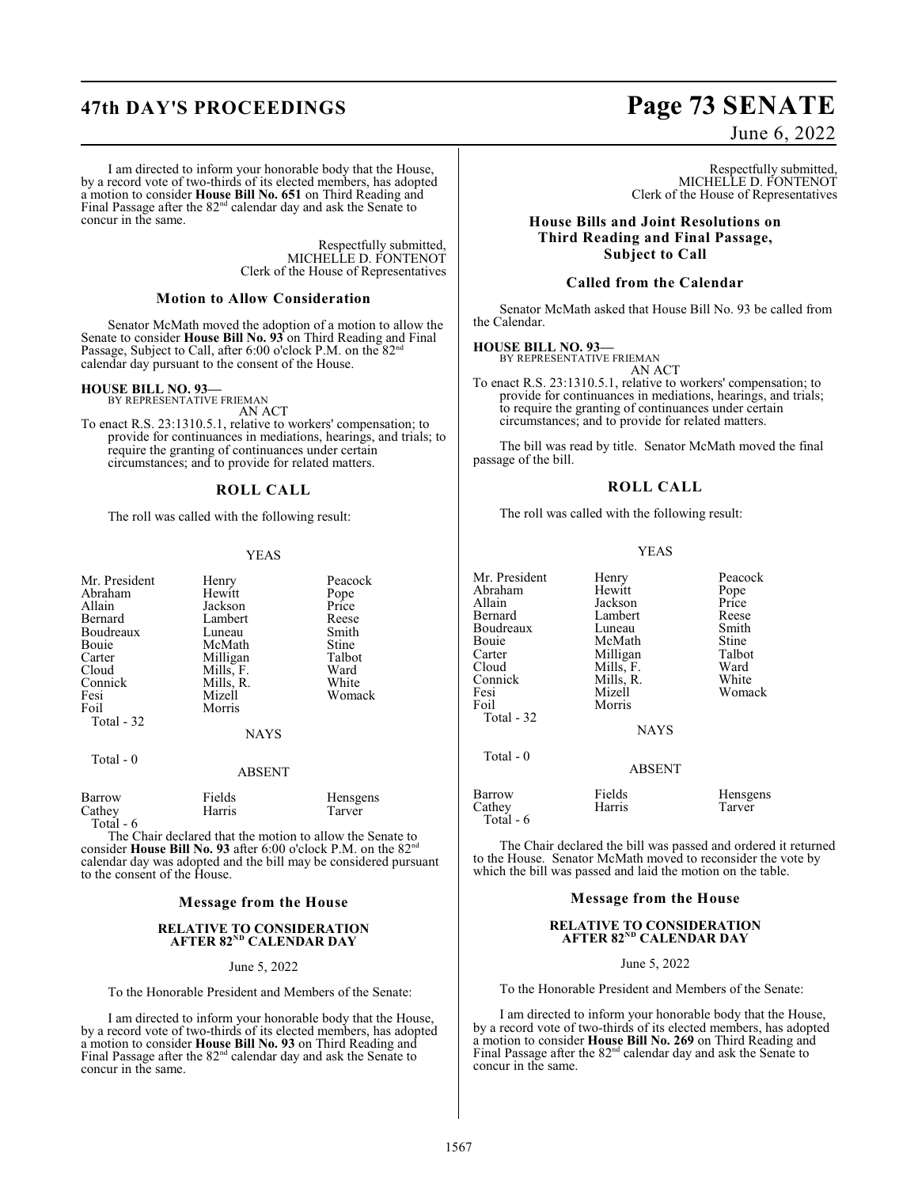I am directed to inform your honorable body that the House, by a record vote of two-thirds of its elected members, has adopted a motion to consider **House Bill No. 651** on Third Reading and Final Passage after the 82[nd] calendar day and ask the Senate to concur in the same.

Respectfully submitted,
MICHELLE D. FONTENOT
Clerk of the House of Representatives

### Motion to Allow Consideration

Senator McMath moved the adoption of a motion to allow the Senate to consider **House Bill No. 93** on Third Reading and Final Passage, Subject to Call, after 6:00 o'clock P.M. on the 82[nd] calendar day pursuant to the consent of the House.

**HOUSE BILL NO. 93—**
BY REPRESENTATIVE FRIEMAN
AN ACT
To enact R.S. 23:1310.5.1, relative to workers' compensation; to provide for continuances in mediations, hearings, and trials; to require the granting of continuances under certain circumstances; and to provide for related matters.

### ROLL CALL

The roll was called with the following result:

YEAS

| | | |
|---|---|---|
| Mr. President | Henry | Peacock |
| Abraham | Hewitt | Pope |
| Allain | Jackson | Price |
| Bernard | Lambert | Reese |
| Boudreaux | Luneau | Smith |
| Bouie | McMath | Stine |
| Carter | Milligan | Talbot |
| Cloud | Mills, F. | Ward |
| Connick | Mills, R. | White |
| Fesi | Mizell | Womack |
| Foil | Morris | |

Total - 32

NAYS

Total - 0

ABSENT

| | | |
|---|---|---|
| Barrow | Fields | Hensgens |
| Cathey | Harris | Tarver |

Total - 6

The Chair declared that the motion to allow the Senate to consider **House Bill No. 93** after 6:00 o'clock P.M. on the 82[nd] calendar day was adopted and the bill may be considered pursuant to the consent of the House.

### Message from the House

#### RELATIVE TO CONSIDERATION AFTER 82[ND] CALENDAR DAY

June 5, 2022

To the Honorable President and Members of the Senate:

I am directed to inform your honorable body that the House, by a record vote of two-thirds of its elected members, has adopted a motion to consider **House Bill No. 93** on Third Reading and Final Passage after the 82[nd] calendar day and ask the Senate to concur in the same.

Respectfully submitted,
MICHELLE D. FONTENOT
Clerk of the House of Representatives

### House Bills and Joint Resolutions on Third Reading and Final Passage, Subject to Call

### Called from the Calendar

Senator McMath asked that House Bill No. 93 be called from the Calendar.

**HOUSE BILL NO. 93—**
BY REPRESENTATIVE FRIEMAN
AN ACT
To enact R.S. 23:1310.5.1, relative to workers' compensation; to provide for continuances in mediations, hearings, and trials; to require the granting of continuances under certain circumstances; and to provide for related matters.

The bill was read by title. Senator McMath moved the final passage of the bill.

### ROLL CALL

The roll was called with the following result:

YEAS

| | | |
|---|---|---|
| Mr. President | Henry | Peacock |
| Abraham | Hewitt | Pope |
| Allain | Jackson | Price |
| Bernard | Lambert | Reese |
| Boudreaux | Luneau | Smith |
| Bouie | McMath | Stine |
| Carter | Milligan | Talbot |
| Cloud | Mills, F. | Ward |
| Connick | Mills, R. | White |
| Fesi | Mizell | Womack |
| Foil | Morris | |

Total - 32

NAYS

Total - 0

ABSENT

| | | |
|---|---|---|
| Barrow | Fields | Hensgens |
| Cathey | Harris | Tarver |

Total - 6

The Chair declared the bill was passed and ordered it returned to the House. Senator McMath moved to reconsider the vote by which the bill was passed and laid the motion on the table.

### Message from the House

#### RELATIVE TO CONSIDERATION AFTER 82[ND] CALENDAR DAY

June 5, 2022

To the Honorable President and Members of the Senate:

I am directed to inform your honorable body that the House, by a record vote of two-thirds of its elected members, has adopted a motion to consider **House Bill No. 269** on Third Reading and Final Passage after the 82[nd] calendar day and ask the Senate to concur in the same.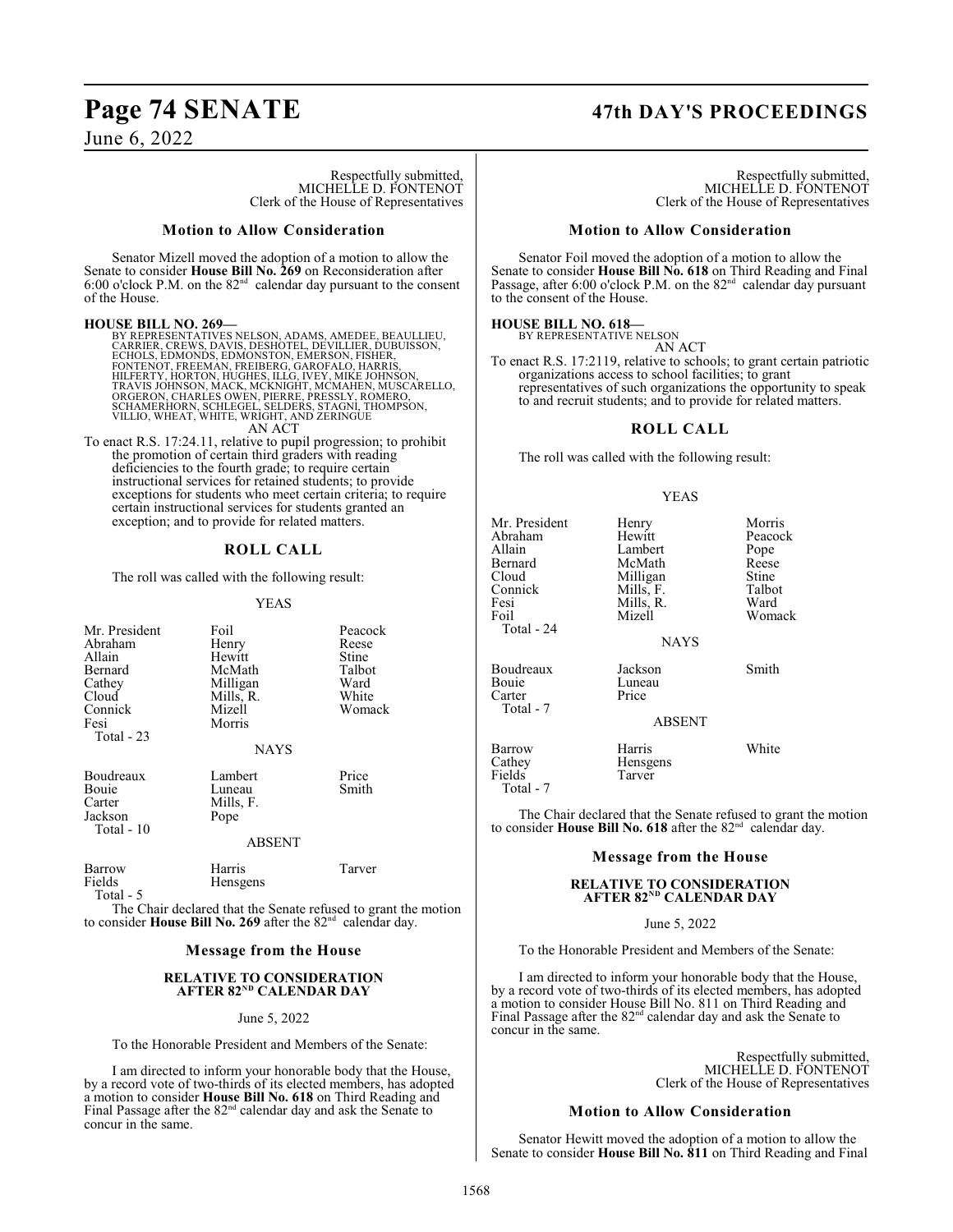Respectfully submitted,
MICHELLE D. FONTENOT
Clerk of the House of Representatives

### Motion to Allow Consideration

Senator Mizell moved the adoption of a motion to allow the Senate to consider **House Bill No. 269** on Reconsideration after 6:00 o'clock P.M. on the 82nd calendar day pursuant to the consent of the House.

**HOUSE BILL NO. 269—**
BY REPRESENTATIVES NELSON, ADAMS, AMEDEE, BEAULLIEU, CARRIER, CREWS, DAVIS, DESHOTEL, DEVILLIER, DUBUISSON, ECHOLS, EDMONDS, EDMONSTON, EMERSON, FISHER, FONTENOT, FREEMAN, FREIBERG, GAROFALO, HARRIS, HILFERTY, HORTON, HUGHES, ILLG, IVEY, MIKE JOHNSON, TRAVIS JOHNSON, MACK, MCKNIGHT, MCMAHEN, MUSCARELLO, ORGERON, CHARLES OWEN, PIERRE, PRESSLY, ROMERO, SCHAMERHORN, SCHLEGEL, SELDERS, STAGNI, THOMPSON, VILLIO, WHEAT, WHITE, WRIGHT, AND ZERINGUE

AN ACT

To enact R.S. 17:24.11, relative to pupil progression; to prohibit the promotion of certain third graders with reading deficiencies to the fourth grade; to require certain instructional services for retained students; to provide exceptions for students who meet certain criteria; to require certain instructional services for students granted an exception; and to provide for related matters.

### ROLL CALL

The roll was called with the following result:

YEAS

| | | |
|---|---|---|
| Mr. President | Foil | Peacock |
| Abraham | Henry | Reese |
| Allain | Hewitt | Stine |
| Bernard | McMath | Talbot |
| Cathey | Milligan | Ward |
| Cloud | Mills, R. | White |
| Connick | Mizell | Womack |
| Fesi | Morris | |
| Total - 23 | | |

NAYS

| | | |
|---|---|---|
| Boudreaux | Lambert | Price |
| Bouie | Luneau | Smith |
| Carter | Mills, F. | |
| Jackson | Pope | |
| Total - 10 | | |

ABSENT

| | | |
|---|---|---|
| Barrow | Harris | Tarver |
| Fields | Hensgens | |
| Total - 5 | | |

The Chair declared that the Senate refused to grant the motion to consider **House Bill No. 269** after the 82nd calendar day.

### Message from the House

**RELATIVE TO CONSIDERATION AFTER 82ND CALENDAR DAY**

June 5, 2022

To the Honorable President and Members of the Senate:

I am directed to inform your honorable body that the House, by a record vote of two-thirds of its elected members, has adopted a motion to consider **House Bill No. 618** on Third Reading and Final Passage after the 82nd calendar day and ask the Senate to concur in the same.

Respectfully submitted,
MICHELLE D. FONTENOT
Clerk of the House of Representatives

### Motion to Allow Consideration

Senator Foil moved the adoption of a motion to allow the Senate to consider **House Bill No. 618** on Third Reading and Final Passage, after 6:00 o'clock P.M. on the 82nd calendar day pursuant to the consent of the House.

**HOUSE BILL NO. 618—**
BY REPRESENTATIVE NELSON

AN ACT

To enact R.S. 17:2119, relative to schools; to grant certain patriotic organizations access to school facilities; to grant representatives of such organizations the opportunity to speak to and recruit students; and to provide for related matters.

### ROLL CALL

The roll was called with the following result:

YEAS

| | | |
|---|---|---|
| Mr. President | Henry | Morris |
| Abraham | Hewitt | Peacock |
| Allain | Lambert | Pope |
| Bernard | McMath | Reese |
| Cloud | Milligan | Stine |
| Connick | Mills, F. | Talbot |
| Fesi | Mills, R. | Ward |
| Foil | Mizell | Womack |
| Total - 24 | | |

NAYS

| | | |
|---|---|---|
| Boudreaux | Jackson | Smith |
| Bouie | Luneau | |
| Carter | Price | |
| Total - 7 | | |

ABSENT

| | | |
|---|---|---|
| Barrow | Harris | White |
| Cathey | Hensgens | |
| Fields | Tarver | |
| Total - 7 | | |

The Chair declared that the Senate refused to grant the motion to consider **House Bill No. 618** after the 82nd calendar day.

### Message from the House

**RELATIVE TO CONSIDERATION AFTER 82ND CALENDAR DAY**

June 5, 2022

To the Honorable President and Members of the Senate:

I am directed to inform your honorable body that the House, by a record vote of two-thirds of its elected members, has adopted a motion to consider House Bill No. 811 on Third Reading and Final Passage after the 82nd calendar day and ask the Senate to concur in the same.

Respectfully submitted,
MICHELLE D. FONTENOT
Clerk of the House of Representatives

### Motion to Allow Consideration

Senator Hewitt moved the adoption of a motion to allow the Senate to consider **House Bill No. 811** on Third Reading and Final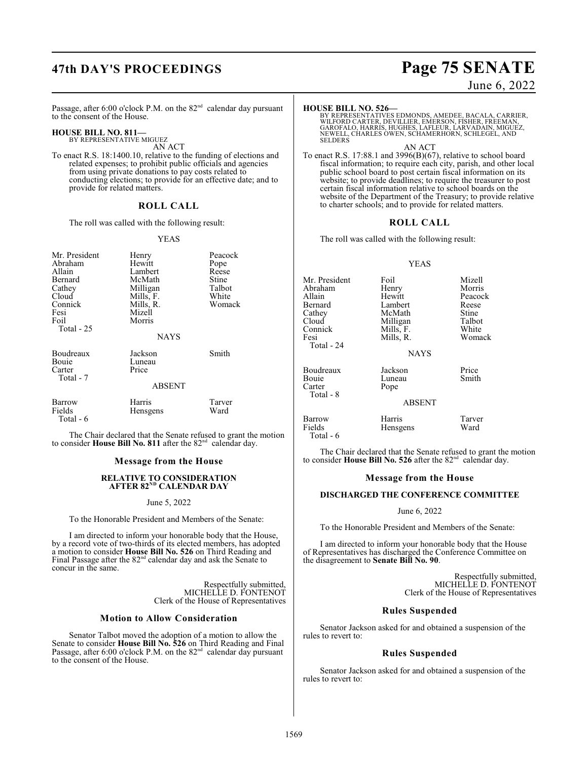Passage, after 6:00 o'clock P.M. on the 82nd calendar day pursuant to the consent of the House.

**HOUSE BILL NO. 811—**
BY REPRESENTATIVE MIGUEZ
AN ACT
To enact R.S. 18:1400.10, relative to the funding of elections and related expenses; to prohibit public officials and agencies from using private donations to pay costs related to conducting elections; to provide for an effective date; and to provide for related matters.

## ROLL CALL

The roll was called with the following result:

YEAS

| | | |
|---|---|---|
| Mr. President | Henry | Peacock |
| Abraham | Hewitt | Pope |
| Allain | Lambert | Reese |
| Bernard | McMath | Stine |
| Cathey | Milligan | Talbot |
| Cloud | Mills, F. | White |
| Connick | Mills, R. | Womack |
| Fesi | Mizell | |
| Foil | Morris | |
| Total - 25 | | |

NAYS

| | | |
|---|---|---|
| Boudreaux | Jackson | Smith |
| Bouie | Luneau | |
| Carter | Price | |
| Total - 7 | | |

ABSENT

| | | |
|---|---|---|
| Barrow | Harris | Tarver |
| Fields | Hensgens | Ward |
| Total - 6 | | |

The Chair declared that the Senate refused to grant the motion to consider **House Bill No. 811** after the 82nd calendar day.

## Message from the House

### RELATIVE TO CONSIDERATION AFTER 82ND CALENDAR DAY

June 5, 2022

To the Honorable President and Members of the Senate:

I am directed to inform your honorable body that the House, by a record vote of two-thirds of its elected members, has adopted a motion to consider **House Bill No. 526** on Third Reading and Final Passage after the 82nd calendar day and ask the Senate to concur in the same.

Respectfully submitted,
MICHELLE D. FONTENOT
Clerk of the House of Representatives

## Motion to Allow Consideration

Senator Talbot moved the adoption of a motion to allow the Senate to consider **House Bill No. 526** on Third Reading and Final Passage, after 6:00 o'clock P.M. on the 82nd calendar day pursuant to the consent of the House.

**HOUSE BILL NO. 526—**
BY REPRESENTATIVES EDMONDS, AMEDEE, BACALA, CARRIER, WILFORD CARTER, DEVILLIER, EMERSON, FISHER, FREEMAN, GAROFALO, HARRIS, HUGHES, LAFLEUR, LARVADAIN, MIGUEZ, NEWELL, CHARLES OWEN, SCHAMERHORN, SCHLEGEL, AND SELDERS
AN ACT
To enact R.S. 17:88.1 and 3996(B)(67), relative to school board fiscal information; to require each city, parish, and other local public school board to post certain fiscal information on its website; to provide deadlines; to require the treasurer to post certain fiscal information relative to school boards on the website of the Department of the Treasury; to provide relative to charter schools; and to provide for related matters.

## ROLL CALL

The roll was called with the following result:

YEAS

| | | |
|---|---|---|
| Mr. President | Foil | Mizell |
| Abraham | Henry | Morris |
| Allain | Hewitt | Peacock |
| Bernard | Lambert | Reese |
| Cathey | McMath | Stine |
| Cloud | Milligan | Talbot |
| Connick | Mills, F. | White |
| Fesi | Mills, R. | Womack |
| Total - 24 | | |

NAYS

| | | |
|---|---|---|
| Boudreaux | Jackson | Price |
| Bouie | Luneau | Smith |
| Carter | Pope | |
| Total - 8 | | |

ABSENT

| | | |
|---|---|---|
| Barrow | Harris | Tarver |
| Fields | Hensgens | Ward |
| Total - 6 | | |

The Chair declared that the Senate refused to grant the motion to consider **House Bill No. 526** after the 82nd calendar day.

## Message from the House

### DISCHARGED THE CONFERENCE COMMITTEE

June 6, 2022

To the Honorable President and Members of the Senate:

I am directed to inform your honorable body that the House of Representatives has discharged the Conference Committee on the disagreement to **Senate Bill No. 90**.

Respectfully submitted,
MICHELLE D. FONTENOT
Clerk of the House of Representatives

## Rules Suspended

Senator Jackson asked for and obtained a suspension of the rules to revert to:

## Rules Suspended

Senator Jackson asked for and obtained a suspension of the rules to revert to: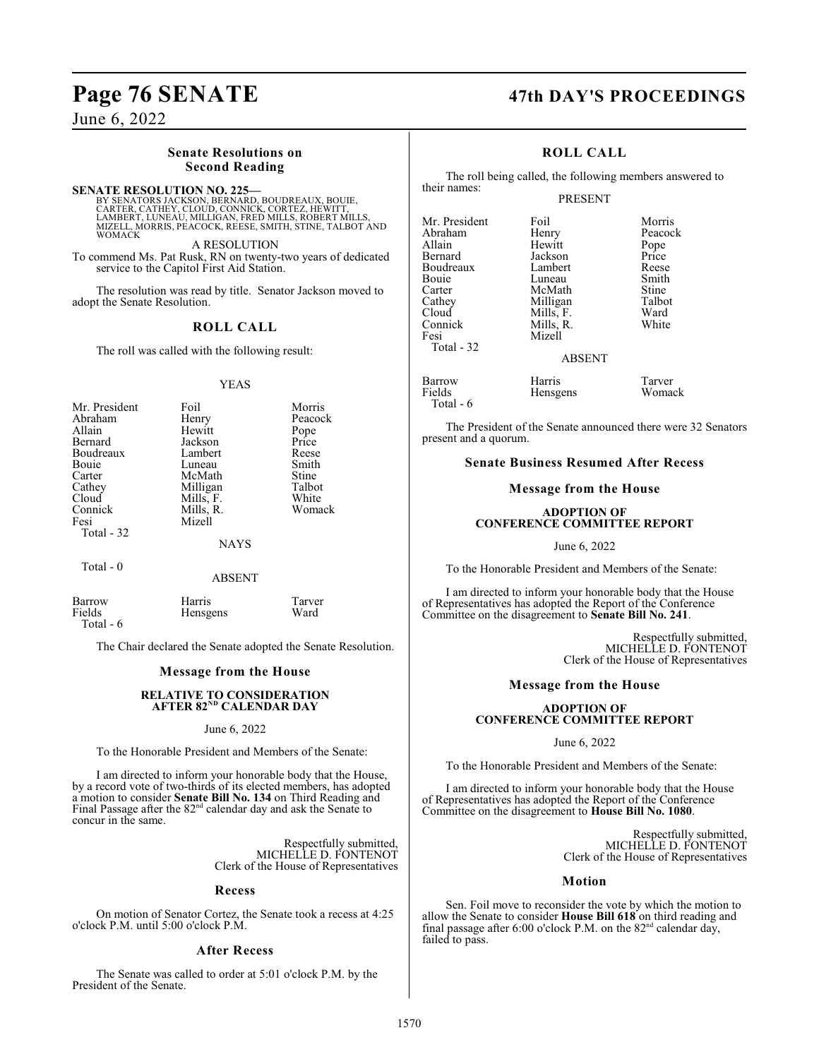## Senate Resolutions on Second Reading

**SENATE RESOLUTION NO. 225—**
BY SENATORS JACKSON, BERNARD, BOUDREAUX, BOUIE, CARTER, CATHEY, CLOUD, CONNICK, CORTEZ, HEWITT, LAMBERT, LUNEAU, MILLIGAN, FRED MILLS, ROBERT MILLS, MIZELL, MORRIS, PEACOCK, REESE, SMITH, STINE, TALBOT AND WOMACK

A RESOLUTION

To commend Ms. Pat Rusk, RN on twenty-two years of dedicated service to the Capitol First Aid Station.

The resolution was read by title. Senator Jackson moved to adopt the Senate Resolution.

### ROLL CALL

The roll was called with the following result:

YEAS

| | | |
|---|---|---|
| Mr. President | Foil | Morris |
| Abraham | Henry | Peacock |
| Allain | Hewitt | Pope |
| Bernard | Jackson | Price |
| Boudreaux | Lambert | Reese |
| Bouie | Luneau | Smith |
| Carter | McMath | Stine |
| Cathey | Milligan | Talbot |
| Cloud | Mills, F. | White |
| Connick | Mills, R. | Womack |
| Fesi | Mizell | |

Total - 32

NAYS

Total - 0

ABSENT

| | | |
|---|---|---|
| Barrow | Harris | Tarver |
| Fields | Hensgens | Ward |

Total - 6

The Chair declared the Senate adopted the Senate Resolution.

### Message from the House

**RELATIVE TO CONSIDERATION AFTER 82ND CALENDAR DAY**

June 6, 2022

To the Honorable President and Members of the Senate:

I am directed to inform your honorable body that the House, by a record vote of two-thirds of its elected members, has adopted a motion to consider **Senate Bill No. 134** on Third Reading and Final Passage after the 82nd calendar day and ask the Senate to concur in the same.

Respectfully submitted,
MICHELLE D. FONTENOT
Clerk of the House of Representatives

### Recess

On motion of Senator Cortez, the Senate took a recess at 4:25 o'clock P.M. until 5:00 o'clock P.M.

### After Recess

The Senate was called to order at 5:01 o'clock P.M. by the President of the Senate.

### ROLL CALL

The roll being called, the following members answered to their names:

PRESENT

| | | |
|---|---|---|
| Mr. President | Foil | Morris |
| Abraham | Henry | Peacock |
| Allain | Hewitt | Pope |
| Bernard | Jackson | Price |
| Boudreaux | Lambert | Reese |
| Bouie | Luneau | Smith |
| Carter | McMath | Stine |
| Cathey | Milligan | Talbot |
| Cloud | Mills, F. | Ward |
| Connick | Mills, R. | White |
| Fesi | Mizell | |

Total - 32

ABSENT

| | | |
|---|---|---|
| Barrow | Harris | Tarver |
| Fields | Hensgens | Womack |

Total - 6

The President of the Senate announced there were 32 Senators present and a quorum.

### Senate Business Resumed After Recess

### Message from the House

**ADOPTION OF CONFERENCE COMMITTEE REPORT**

June 6, 2022

To the Honorable President and Members of the Senate:

I am directed to inform your honorable body that the House of Representatives has adopted the Report of the Conference Committee on the disagreement to **Senate Bill No. 241**.

Respectfully submitted,
MICHELLE D. FONTENOT
Clerk of the House of Representatives

### Message from the House

**ADOPTION OF CONFERENCE COMMITTEE REPORT**

June 6, 2022

To the Honorable President and Members of the Senate:

I am directed to inform your honorable body that the House of Representatives has adopted the Report of the Conference Committee on the disagreement to **House Bill No. 1080**.

Respectfully submitted,
MICHELLE D. FONTENOT
Clerk of the House of Representatives

### Motion

Sen. Foil move to reconsider the vote by which the motion to allow the Senate to consider **House Bill 618** on third reading and final passage after 6:00 o'clock P.M. on the 82nd calendar day, failed to pass.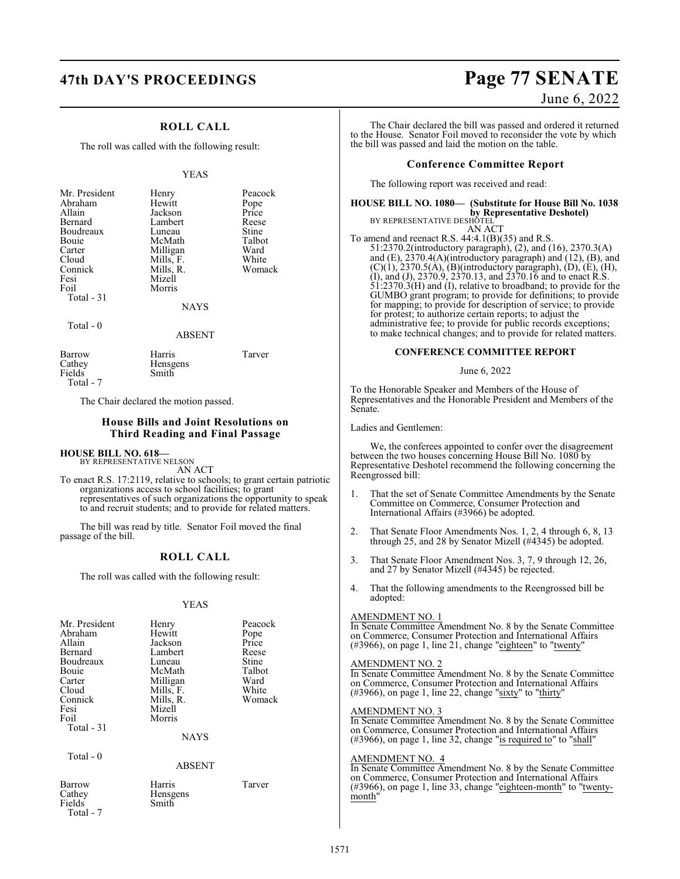## ROLL CALL

The roll was called with the following result:

YEAS

| | | |
|---|---|---|
| Mr. President | Henry | Peacock |
| Abraham | Hewitt | Pope |
| Allain | Jackson | Price |
| Bernard | Lambert | Reese |
| Boudreaux | Luneau | Stine |
| Bouie | McMath | Talbot |
| Carter | Milligan | Ward |
| Cloud | Mills, F. | White |
| Connick | Mills, R. | Womack |
| Fesi | Mizell | |
| Foil | Morris | |
| Total - 31 | | |

NAYS

Total - 0

ABSENT

| | | |
|---|---|---|
| Barrow | Harris | Tarver |
| Cathey | Hensgens | |
| Fields | Smith | |
| Total - 7 | | |

The Chair declared the motion passed.

## House Bills and Joint Resolutions on Third Reading and Final Passage

**HOUSE BILL NO. 618—**
BY REPRESENTATIVE NELSON

AN ACT

To enact R.S. 17:2119, relative to schools; to grant certain patriotic organizations access to school facilities; to grant representatives of such organizations the opportunity to speak to and recruit students; and to provide for related matters.

The bill was read by title. Senator Foil moved the final passage of the bill.

## ROLL CALL

The roll was called with the following result:

YEAS

| | | |
|---|---|---|
| Mr. President | Henry | Peacock |
| Abraham | Hewitt | Pope |
| Allain | Jackson | Price |
| Bernard | Lambert | Reese |
| Boudreaux | Luneau | Stine |
| Bouie | McMath | Talbot |
| Carter | Milligan | Ward |
| Cloud | Mills, F. | White |
| Connick | Mills, R. | Womack |
| Fesi | Mizell | |
| Foil | Morris | |
| Total - 31 | | |

NAYS

Total - 0

ABSENT

| | | |
|---|---|---|
| Barrow | Harris | Tarver |
| Cathey | Hensgens | |
| Fields | Smith | |
| Total - 7 | | |

The Chair declared the bill was passed and ordered it returned to the House. Senator Foil moved to reconsider the vote by which the bill was passed and laid the motion on the table.

## Conference Committee Report

The following report was received and read:

**HOUSE BILL NO. 1080— (Substitute for House Bill No. 1038 by Representative Deshotel)**
BY REPRESENTATIVE DESHOTEL

AN ACT

To amend and reenact R.S. 44:4.1(B)(35) and R.S. 51:2370.2(introductory paragraph), (2), and (16), 2370.3(A) and (E), 2370.4(A)(introductory paragraph) and (12), (B), and (C)(1), 2370.5(A), (B)(introductory paragraph), (D), (E), (H), (I), and (J), 2370.9, 2370.13, and 2370.16 and to enact R.S. 51:2370.3(H) and (I), relative to broadband; to provide for the GUMBO grant program; to provide for definitions; to provide for mapping; to provide for description of service; to provide for protest; to authorize certain reports; to adjust the administrative fee; to provide for public records exceptions; to make technical changes; and to provide for related matters.

### CONFERENCE COMMITTEE REPORT

June 6, 2022

To the Honorable Speaker and Members of the House of Representatives and the Honorable President and Members of the Senate.

Ladies and Gentlemen:

We, the conferees appointed to confer over the disagreement between the two houses concerning House Bill No. 1080 by Representative Deshotel recommend the following concerning the Reengrossed bill:

1. That the set of Senate Committee Amendments by the Senate Committee on Commerce, Consumer Protection and International Affairs (#3966) be adopted.

2. That Senate Floor Amendments Nos. 1, 2, 4 through 6, 8, 13 through 25, and 28 by Senator Mizell (#4345) be adopted.

3. That Senate Floor Amendment Nos. 3, 7, 9 through 12, 26, and 27 by Senator Mizell (#4345) be rejected.

4. That the following amendments to the Reengrossed bill be adopted:

AMENDMENT NO. 1
In Senate Committee Amendment No. 8 by the Senate Committee on Commerce, Consumer Protection and International Affairs (#3966), on page 1, line 21, change "eighteen" to "twenty"

AMENDMENT NO. 2
In Senate Committee Amendment No. 8 by the Senate Committee on Commerce, Consumer Protection and International Affairs (#3966), on page 1, line 22, change "sixty" to "thirty"

AMENDMENT NO. 3
In Senate Committee Amendment No. 8 by the Senate Committee on Commerce, Consumer Protection and International Affairs (#3966), on page 1, line 32, change "is required to" to "shall"

AMENDMENT NO. 4
In Senate Committee Amendment No. 8 by the Senate Committee on Commerce, Consumer Protection and International Affairs (#3966), on page 1, line 33, change "eighteen-month" to "twenty-month"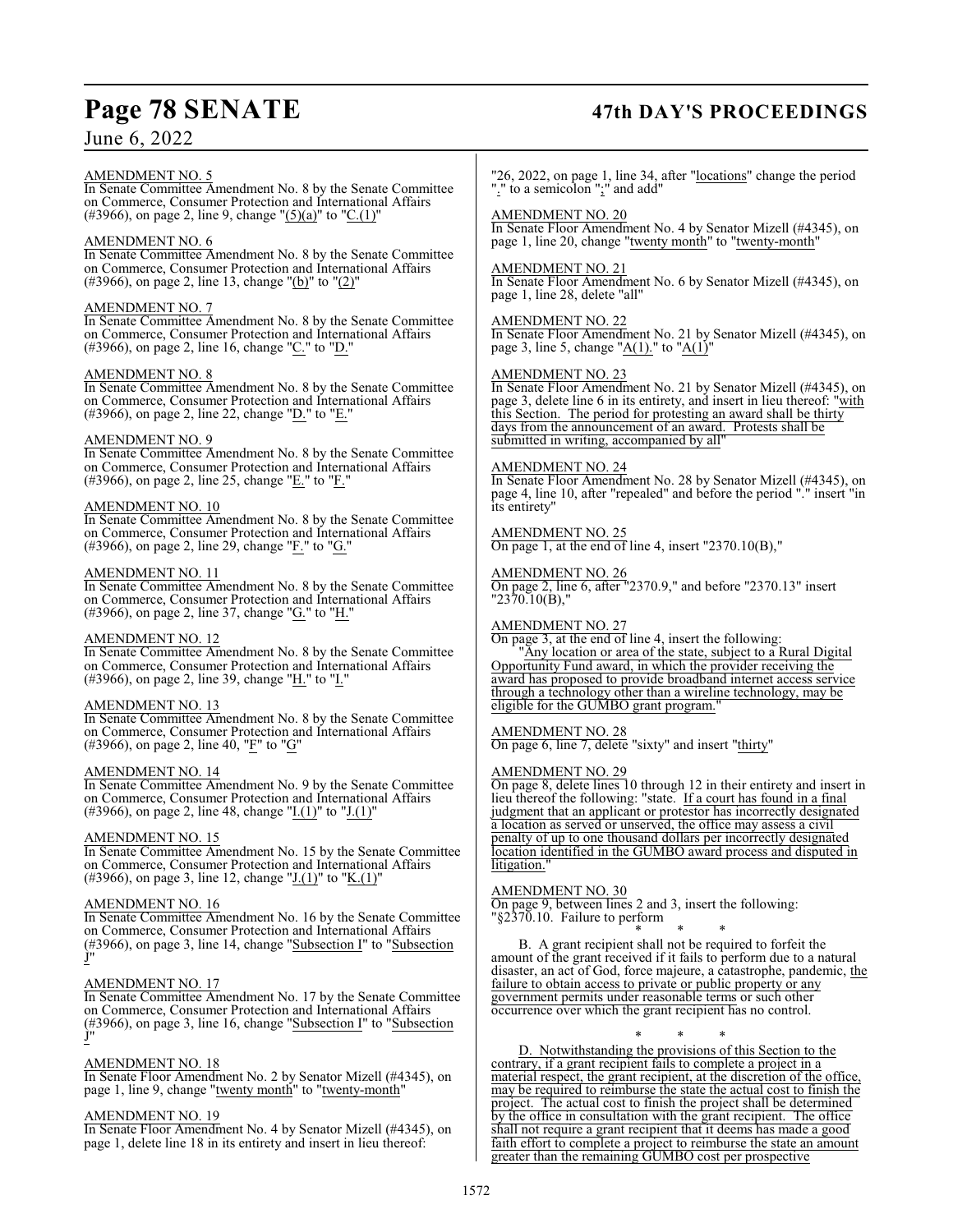AMENDMENT NO. 5

In Senate Committee Amendment No. 8 by the Senate Committee on Commerce, Consumer Protection and International Affairs (#3966), on page 2, line 9, change "(5)(a)" to "C.(1)"

AMENDMENT NO. 6

In Senate Committee Amendment No. 8 by the Senate Committee on Commerce, Consumer Protection and International Affairs (#3966), on page 2, line 13, change "(b)" to "(2)"

AMENDMENT NO. 7

In Senate Committee Amendment No. 8 by the Senate Committee on Commerce, Consumer Protection and International Affairs (#3966), on page 2, line 16, change "C." to "D."

AMENDMENT NO. 8

In Senate Committee Amendment No. 8 by the Senate Committee on Commerce, Consumer Protection and International Affairs (#3966), on page 2, line 22, change "D." to "E."

AMENDMENT NO. 9

In Senate Committee Amendment No. 8 by the Senate Committee on Commerce, Consumer Protection and International Affairs (#3966), on page 2, line 25, change "E." to "F."

AMENDMENT NO. 10

In Senate Committee Amendment No. 8 by the Senate Committee on Commerce, Consumer Protection and International Affairs (#3966), on page 2, line 29, change "F." to "G."

AMENDMENT NO. 11

In Senate Committee Amendment No. 8 by the Senate Committee on Commerce, Consumer Protection and International Affairs (#3966), on page 2, line 37, change "G." to "H."

AMENDMENT NO. 12

In Senate Committee Amendment No. 8 by the Senate Committee on Commerce, Consumer Protection and International Affairs (#3966), on page 2, line 39, change "H." to "I."

AMENDMENT NO. 13

In Senate Committee Amendment No. 8 by the Senate Committee on Commerce, Consumer Protection and International Affairs (#3966), on page 2, line 40, "F" to "G"

AMENDMENT NO. 14

In Senate Committee Amendment No. 9 by the Senate Committee on Commerce, Consumer Protection and International Affairs (#3966), on page 2, line 48, change "I.(1)" to "J.(1)"

AMENDMENT NO. 15

In Senate Committee Amendment No. 15 by the Senate Committee on Commerce, Consumer Protection and International Affairs (#3966), on page 3, line 12, change "J.(1)" to "K.(1)"

AMENDMENT NO. 16

In Senate Committee Amendment No. 16 by the Senate Committee on Commerce, Consumer Protection and International Affairs (#3966), on page 3, line 14, change "Subsection I" to "Subsection J"

AMENDMENT NO. 17

In Senate Committee Amendment No. 17 by the Senate Committee on Commerce, Consumer Protection and International Affairs (#3966), on page 3, line 16, change "Subsection I" to "Subsection J"

AMENDMENT NO. 18

In Senate Floor Amendment No. 2 by Senator Mizell (#4345), on page 1, line 9, change "twenty month" to "twenty-month"

AMENDMENT NO. 19

In Senate Floor Amendment No. 4 by Senator Mizell (#4345), on page 1, delete line 18 in its entirety and insert in lieu thereof: "26, 2022, on page 1, line 34, after "locations" change the period "." to a semicolon ";" and add"

AMENDMENT NO. 20

In Senate Floor Amendment No. 4 by Senator Mizell (#4345), on page 1, line 20, change "twenty month" to "twenty-month"

AMENDMENT NO. 21

In Senate Floor Amendment No. 6 by Senator Mizell (#4345), on page 1, line 28, delete "all"

AMENDMENT NO. 22

In Senate Floor Amendment No. 21 by Senator Mizell (#4345), on page 3, line 5, change "A(1)." to "A(1)"

AMENDMENT NO. 23

In Senate Floor Amendment No. 21 by Senator Mizell (#4345), on page 3, delete line 6 in its entirety, and insert in lieu thereof: "with this Section. The period for protesting an award shall be thirty days from the announcement of an award. Protests shall be submitted in writing, accompanied by all"

AMENDMENT NO. 24

In Senate Floor Amendment No. 28 by Senator Mizell (#4345), on page 4, line 10, after "repealed" and before the period "." insert "in its entirety"

AMENDMENT NO. 25

On page 1, at the end of line 4, insert "2370.10(B),"

AMENDMENT NO. 26

On page 2, line 6, after "2370.9," and before "2370.13" insert "2370.10(B),"

AMENDMENT NO. 27

On page 3, at the end of line 4, insert the following:

"Any location or area of the state, subject to a Rural Digital Opportunity Fund award, in which the provider receiving the award has proposed to provide broadband internet access service through a technology other than a wireline technology, may be eligible for the GUMBO grant program."

AMENDMENT NO. 28

On page 6, line 7, delete "sixty" and insert "thirty"

AMENDMENT NO. 29

On page 8, delete lines 10 through 12 in their entirety and insert in lieu thereof the following: "state. If a court has found in a final judgment that an applicant or protestor has incorrectly designated a location as served or unserved, the office may assess a civil penalty of up to one thousand dollars per incorrectly designated location identified in the GUMBO award process and disputed in litigation."

AMENDMENT NO. 30

On page 9, between lines 2 and 3, insert the following:

"§2370.10. Failure to perform

\* \* \*

B. A grant recipient shall not be required to forfeit the amount of the grant received if it fails to perform due to a natural disaster, an act of God, force majeure, a catastrophe, pandemic, the failure to obtain access to private or public property or any government permits under reasonable terms or such other occurrence over which the grant recipient has no control.

\* \* \*

D. Notwithstanding the provisions of this Section to the contrary, if a grant recipient fails to complete a project in a material respect, the grant recipient, at the discretion of the office, may be required to reimburse the state the actual cost to finish the project. The actual cost to finish the project shall be determined by the office in consultation with the grant recipient. The office shall not require a grant recipient that it deems has made a good faith effort to complete a project to reimburse the state an amount greater than the remaining GUMBO cost per prospective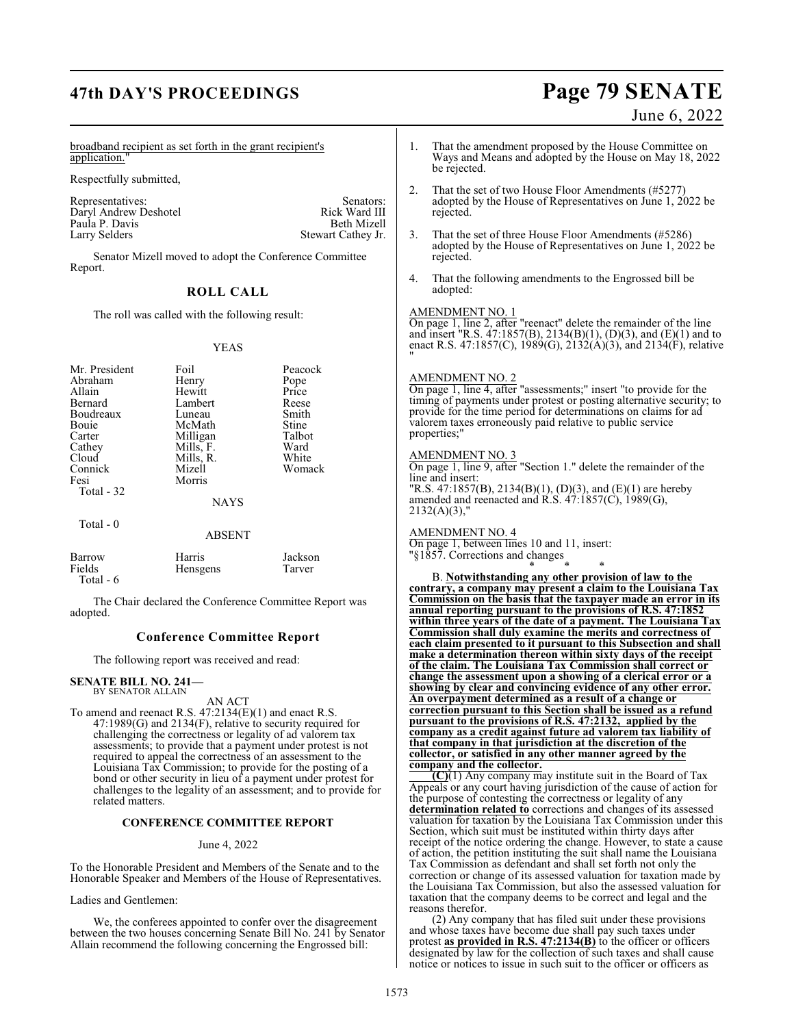broadband recipient as set forth in the grant recipient's application."

Respectfully submitted,

| Representatives: | Senators: |
|---|---|
| Daryl Andrew Deshotel | Rick Ward III |
| Paula P. Davis | Beth Mizell |
| Larry Selders | Stewart Cathey Jr. |

Senator Mizell moved to adopt the Conference Committee Report.

## ROLL CALL

The roll was called with the following result:

YEAS

| | | |
|---|---|---|
| Mr. President | Foil | Peacock |
| Abraham | Henry | Pope |
| Allain | Hewitt | Price |
| Bernard | Lambert | Reese |
| Boudreaux | Luneau | Smith |
| Bouie | McMath | Stine |
| Carter | Milligan | Talbot |
| Cathey | Mills, F. | Ward |
| Cloud | Mills, R. | White |
| Connick | Mizell | Womack |
| Fesi | Morris | |

Total - 32

NAYS

Total - 0

ABSENT

| | | |
|---|---|---|
| Barrow | Harris | Jackson |
| Fields | Hensgens | Tarver |

Total - 6

The Chair declared the Conference Committee Report was adopted.

## Conference Committee Report

The following report was received and read:

**SENATE BILL NO. 241—**
BY SENATOR ALLAIN

AN ACT

To amend and reenact R.S. 47:2134(E)(1) and enact R.S. 47:1989(G) and 2134(F), relative to security required for challenging the correctness or legality of ad valorem tax assessments; to provide that a payment under protest is not required to appeal the correctness of an assessment to the Louisiana Tax Commission; to provide for the posting of a bond or other security in lieu of a payment under protest for challenges to the legality of an assessment; and to provide for related matters.

**CONFERENCE COMMITTEE REPORT**

June 4, 2022

To the Honorable President and Members of the Senate and to the Honorable Speaker and Members of the House of Representatives.

Ladies and Gentlemen:

We, the conferees appointed to confer over the disagreement between the two houses concerning Senate Bill No. 241 by Senator Allain recommend the following concerning the Engrossed bill:

1. That the amendment proposed by the House Committee on Ways and Means and adopted by the House on May 18, 2022 be rejected.

2. That the set of two House Floor Amendments (#5277) adopted by the House of Representatives on June 1, 2022 be rejected.

3. That the set of three House Floor Amendments (#5286) adopted by the House of Representatives on June 1, 2022 be rejected.

4. That the following amendments to the Engrossed bill be adopted:

AMENDMENT NO. 1
On page 1, line 2, after "reenact" delete the remainder of the line and insert "R.S. 47:1857(B), 2134(B)(1), (D)(3), and (E)(1) and to enact R.S. 47:1857(C), 1989(G), 2132(A)(3), and 2134(F), relative "

AMENDMENT NO. 2
On page 1, line 4, after "assessments;" insert "to provide for the timing of payments under protest or posting alternative security; to provide for the time period for determinations on claims for ad valorem taxes erroneously paid relative to public service properties;"

AMENDMENT NO. 3
On page 1, line 9, after "Section 1." delete the remainder of the line and insert:
"R.S. 47:1857(B), 2134(B)(1), (D)(3), and (E)(1) are hereby amended and reenacted and R.S. 47:1857(C), 1989(G), 2132(A)(3),"

AMENDMENT NO. 4
On page 1, between lines 10 and 11, insert:
"§1857. Corrections and changes

\* \* \*

B. **Notwithstanding any other provision of law to the contrary, a company may present a claim to the Louisiana Tax Commission on the basis that the taxpayer made an error in its annual reporting pursuant to the provisions of R.S. 47:1852 within three years of the date of a payment. The Louisiana Tax Commission shall duly examine the merits and correctness of each claim presented to it pursuant to this Subsection and shall make a determination thereon within sixty days of the receipt of the claim. The Louisiana Tax Commission shall correct or change the assessment upon a showing of a clerical error or a showing by clear and convincing evidence of any other error. An overpayment determined as a result of a change or correction pursuant to this Section shall be issued as a refund pursuant to the provisions of R.S. 47:2132, applied by the company as a credit against future ad valorem tax liability of that company in that jurisdiction at the discretion of the collector, or satisfied in any other manner agreed by the company and the collector.**

**(C)**(1) Any company may institute suit in the Board of Tax Appeals or any court having jurisdiction of the cause of action for the purpose of contesting the correctness or legality of any **determination related to** corrections and changes of its assessed valuation for taxation by the Louisiana Tax Commission under this Section, which suit must be instituted within thirty days after receipt of the notice ordering the change. However, to state a cause of action, the petition instituting the suit shall name the Louisiana Tax Commission as defendant and shall set forth not only the correction or change of its assessed valuation for taxation made by the Louisiana Tax Commission, but also the assessed valuation for taxation that the company deems to be correct and legal and the reasons therefor.

(2) Any company that has filed suit under these provisions and whose taxes have become due shall pay such taxes under protest **as provided in R.S. 47:2134(B)** to the officer or officers designated by law for the collection of such taxes and shall cause notice or notices to issue in such suit to the officer or officers as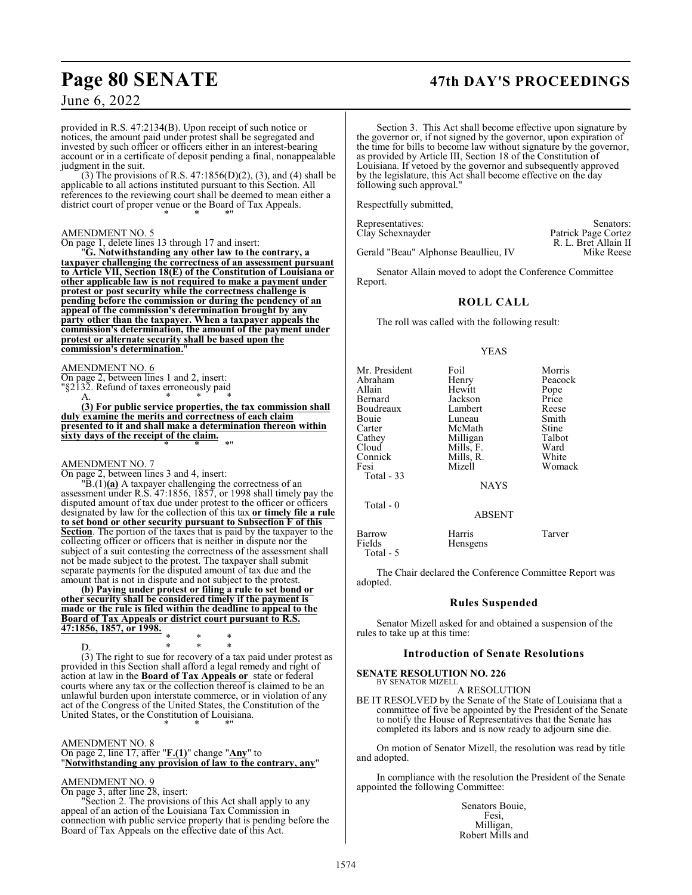provided in R.S. 47:2134(B). Upon receipt of such notice or notices, the amount paid under protest shall be segregated and invested by such officer or officers either in an interest-bearing account or in a certificate of deposit pending a final, nonappealable judgment in the suit.

(3) The provisions of R.S. 47:1856(D)(2), (3), and (4) shall be applicable to all actions instituted pursuant to this Section. All references to the reviewing court shall be deemed to mean either a district court of proper venue or the Board of Tax Appeals.

\* \* \*"

AMENDMENT NO. 5

On page 1, delete lines 13 through 17 and insert:

"**G. Notwithstanding any other law to the contrary, a taxpayer challenging the correctness of an assessment pursuant to Article VII, Section 18(E) of the Constitution of Louisiana or other applicable law is not required to make a payment under protest or post security while the correctness challenge is pending before the commission or during the pendency of an appeal of the commission's determination brought by any party other than the taxpayer. When a taxpayer appeals the commission's determination, the amount of the payment under protest or alternate security shall be based upon the commission's determination.**"

AMENDMENT NO. 6

On page 2, between lines 1 and 2, insert:

"§2132. Refund of taxes erroneously paid

A. \* \* \*

**(3) For public service properties, the tax commission shall duly examine the merits and correctness of each claim presented to it and shall make a determination thereon within sixty days of the receipt of the claim.**

\* \* \*"

AMENDMENT NO. 7

On page 2, between lines 3 and 4, insert:

"B.(1)**(a)** A taxpayer challenging the correctness of an assessment under R.S. 47:1856, 1857, or 1998 shall timely pay the disputed amount of tax due under protest to the officer or officers designated by law for the collection of this tax **or timely file a rule to set bond or other security pursuant to Subsection F of this Section**. The portion of the taxes that is paid by the taxpayer to the collecting officer or officers that is neither in dispute nor the subject of a suit contesting the correctness of the assessment shall not be made subject to the protest. The taxpayer shall submit separate payments for the disputed amount of tax due and the amount that is not in dispute and not subject to the protest.

**(b) Paying under protest or filing a rule to set bond or other security shall be considered timely if the payment is made or the rule is filed within the deadline to appeal to the Board of Tax Appeals or district court pursuant to R.S. 47:1856, 1857, or 1998.**

\* \* \*

D. \* \* \*

(3) The right to sue for recovery of a tax paid under protest as provided in this Section shall afford a legal remedy and right of action at law in the **Board of Tax Appeals or** state or federal courts where any tax or the collection thereof is claimed to be an unlawful burden upon interstate commerce, or in violation of any act of the Congress of the United States, the Constitution of the United States, or the Constitution of Louisiana.

\* \* \*"

AMENDMENT NO. 8

On page 2, line 17, after "**F.(1)**" change "**Any**" to "**Notwithstanding any provision of law to the contrary, any**"

AMENDMENT NO. 9

On page 3, after line 28, insert:

"Section 2. The provisions of this Act shall apply to any appeal of an action of the Louisiana Tax Commission in connection with public service property that is pending before the Board of Tax Appeals on the effective date of this Act.

Section 3. This Act shall become effective upon signature by the governor or, if not signed by the governor, upon expiration of the time for bills to become law without signature by the governor, as provided by Article III, Section 18 of the Constitution of Louisiana. If vetoed by the governor and subsequently approved by the legislature, this Act shall become effective on the day following such approval."

Respectfully submitted,

| Representatives: | Senators: |
|---|---|
| Clay Schexnayder | Patrick Page Cortez |
| | R. L. Bret Allain II |
| Gerald "Beau" Alphonse Beaullieu, IV | Mike Reese |

Senator Allain moved to adopt the Conference Committee Report.

## ROLL CALL

The roll was called with the following result:

YEAS

| | | |
|---|---|---|
| Mr. President | Foil | Morris |
| Abraham | Henry | Peacock |
| Allain | Hewitt | Pope |
| Bernard | Jackson | Price |
| Boudreaux | Lambert | Reese |
| Bouie | Luneau | Smith |
| Carter | McMath | Stine |
| Cathey | Milligan | Talbot |
| Cloud | Mills, F. | Ward |
| Connick | Mills, R. | White |
| Fesi | Mizell | Womack |

Total - 33

NAYS

Total - 0

ABSENT

| | | |
|---|---|---|
| Barrow | Harris | Tarver |
| Fields | Hensgens | |

Total - 5

The Chair declared the Conference Committee Report was adopted.

## Rules Suspended

Senator Mizell asked for and obtained a suspension of the rules to take up at this time:

## Introduction of Senate Resolutions

**SENATE RESOLUTION NO. 226**

BY SENATOR MIZELL

A RESOLUTION

BE IT RESOLVED by the Senate of the State of Louisiana that a committee of five be appointed by the President of the Senate to notify the House of Representatives that the Senate has completed its labors and is now ready to adjourn sine die.

On motion of Senator Mizell, the resolution was read by title and adopted.

In compliance with the resolution the President of the Senate appointed the following Committee:

Senators Bouie,
Fesi,
Milligan,
Robert Mills and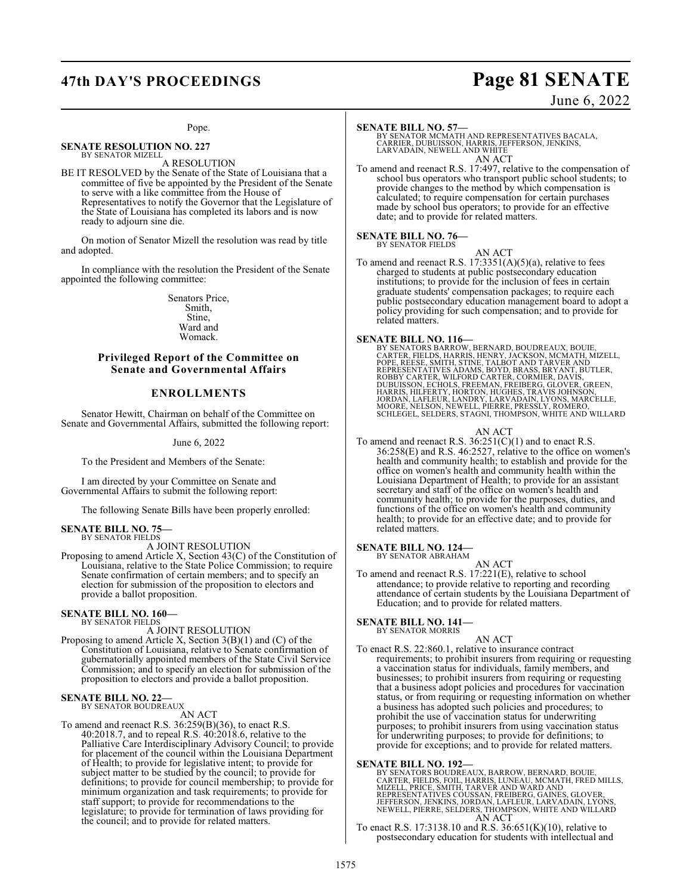Pope.

**SENATE RESOLUTION NO. 227**
BY SENATOR MIZELL

A RESOLUTION

BE IT RESOLVED by the Senate of the State of Louisiana that a committee of five be appointed by the President of the Senate to serve with a like committee from the House of Representatives to notify the Governor that the Legislature of the State of Louisiana has completed its labors and is now ready to adjourn sine die.

On motion of Senator Mizell the resolution was read by title and adopted.

In compliance with the resolution the President of the Senate appointed the following committee:

Senators Price,
Smith,
Stine,
Ward and
Womack.

## Privileged Report of the Committee on Senate and Governmental Affairs

## ENROLLMENTS

Senator Hewitt, Chairman on behalf of the Committee on Senate and Governmental Affairs, submitted the following report:

June 6, 2022

To the President and Members of the Senate:

I am directed by your Committee on Senate and Governmental Affairs to submit the following report:

The following Senate Bills have been properly enrolled:

**SENATE BILL NO. 75—**
BY SENATOR FIELDS

A JOINT RESOLUTION

Proposing to amend Article X, Section 43(C) of the Constitution of Louisiana, relative to the State Police Commission; to require Senate confirmation of certain members; and to specify an election for submission of the proposition to electors and provide a ballot proposition.

**SENATE BILL NO. 160—**
BY SENATOR FIELDS

A JOINT RESOLUTION

Proposing to amend Article X, Section 3(B)(1) and (C) of the Constitution of Louisiana, relative to Senate confirmation of gubernatorially appointed members of the State Civil Service Commission; and to specify an election for submission of the proposition to electors and provide a ballot proposition.

**SENATE BILL NO. 22—**
BY SENATOR BOUDREAUX

AN ACT

To amend and reenact R.S. 36:259(B)(36), to enact R.S. 40:2018.7, and to repeal R.S. 40:2018.6, relative to the Palliative Care Interdisciplinary Advisory Council; to provide for placement of the council within the Louisiana Department of Health; to provide for legislative intent; to provide for subject matter to be studied by the council; to provide for definitions; to provide for council membership; to provide for minimum organization and task requirements; to provide for staff support; to provide for recommendations to the legislature; to provide for termination of laws providing for the council; and to provide for related matters.

**SENATE BILL NO. 57—**
BY SENATOR MCMATH AND REPRESENTATIVES BACALA, CARRIER, DUBUISSON, HARRIS, JEFFERSON, JENKINS, LARVADAIN, NEWELL AND WHITE

AN ACT

To amend and reenact R.S. 17:497, relative to the compensation of school bus operators who transport public school students; to provide changes to the method by which compensation is calculated; to require compensation for certain purchases made by school bus operators; to provide for an effective date; and to provide for related matters.

**SENATE BILL NO. 76—**
BY SENATOR FIELDS

AN ACT

To amend and reenact R.S. 17:3351(A)(5)(a), relative to fees charged to students at public postsecondary education institutions; to provide for the inclusion of fees in certain graduate students' compensation packages; to require each public postsecondary education management board to adopt a policy providing for such compensation; and to provide for related matters.

**SENATE BILL NO. 116—**
BY SENATORS BARROW, BERNARD, BOUDREAUX, BOUIE, CARTER, FIELDS, HARRIS, HENRY, JACKSON, MCMATH, MIZELL, POPE, REESE, SMITH, STINE, TALBOT AND TARVER AND REPRESENTATIVES ADAMS, BOYD, BRASS, BRYANT, BUTLER, ROBBY CARTER, WILFORD CARTER, CORMIER, DAVIS, DUBUISSON, ECHOLS, FREEMAN, FREIBERG, GLOVER, GREEN, HARRIS, HILFERTY, HORTON, HUGHES, TRAVIS JOHNSON, JORDAN, LAFLEUR, LANDRY, LARVADAIN, LYONS, MARCELLE, MOORE, NELSON, NEWELL, PIERRE, PRESSLY, ROMERO, SCHLEGEL, SELDERS, STAGNI, THOMPSON, WHITE AND WILLARD

AN ACT

To amend and reenact R.S. 36:251(C)(1) and to enact R.S. 36:258(E) and R.S. 46:2527, relative to the office on women's health and community health; to establish and provide for the office on women's health and community health within the Louisiana Department of Health; to provide for an assistant secretary and staff of the office on women's health and community health; to provide for the purposes, duties, and functions of the office on women's health and community health; to provide for an effective date; and to provide for related matters.

**SENATE BILL NO. 124—**
BY SENATOR ABRAHAM

AN ACT

To amend and reenact R.S. 17:221(E), relative to school attendance; to provide relative to reporting and recording attendance of certain students by the Louisiana Department of Education; and to provide for related matters.

**SENATE BILL NO. 141—**
BY SENATOR MORRIS

AN ACT

To enact R.S. 22:860.1, relative to insurance contract requirements; to prohibit insurers from requiring or requesting a vaccination status for individuals, family members, and businesses; to prohibit insurers from requiring or requesting that a business adopt policies and procedures for vaccination status, or from requiring or requesting information on whether a business has adopted such policies and procedures; to prohibit the use of vaccination status for underwriting purposes; to prohibit insurers from using vaccination status for underwriting purposes; to provide for definitions; to provide for exceptions; and to provide for related matters.

**SENATE BILL NO. 192—**
BY SENATORS BOUDREAUX, BARROW, BERNARD, BOUIE, CARTER, FIELDS, FOIL, HARRIS, LUNEAU, MCMATH, FRED MILLS, MIZELL, PRICE, SMITH, TARVER AND WARD AND REPRESENTATIVES COUSSAN, FREIBERG, GAINES, GLOVER, JEFFERSON, JENKINS, JORDAN, LAFLEUR, LARVADAIN, LYONS, NEWELL, PIERRE, SELDERS, THOMPSON, WHITE AND WILLARD

AN ACT

To enact R.S. 17:3138.10 and R.S. 36:651(K)(10), relative to postsecondary education for students with intellectual and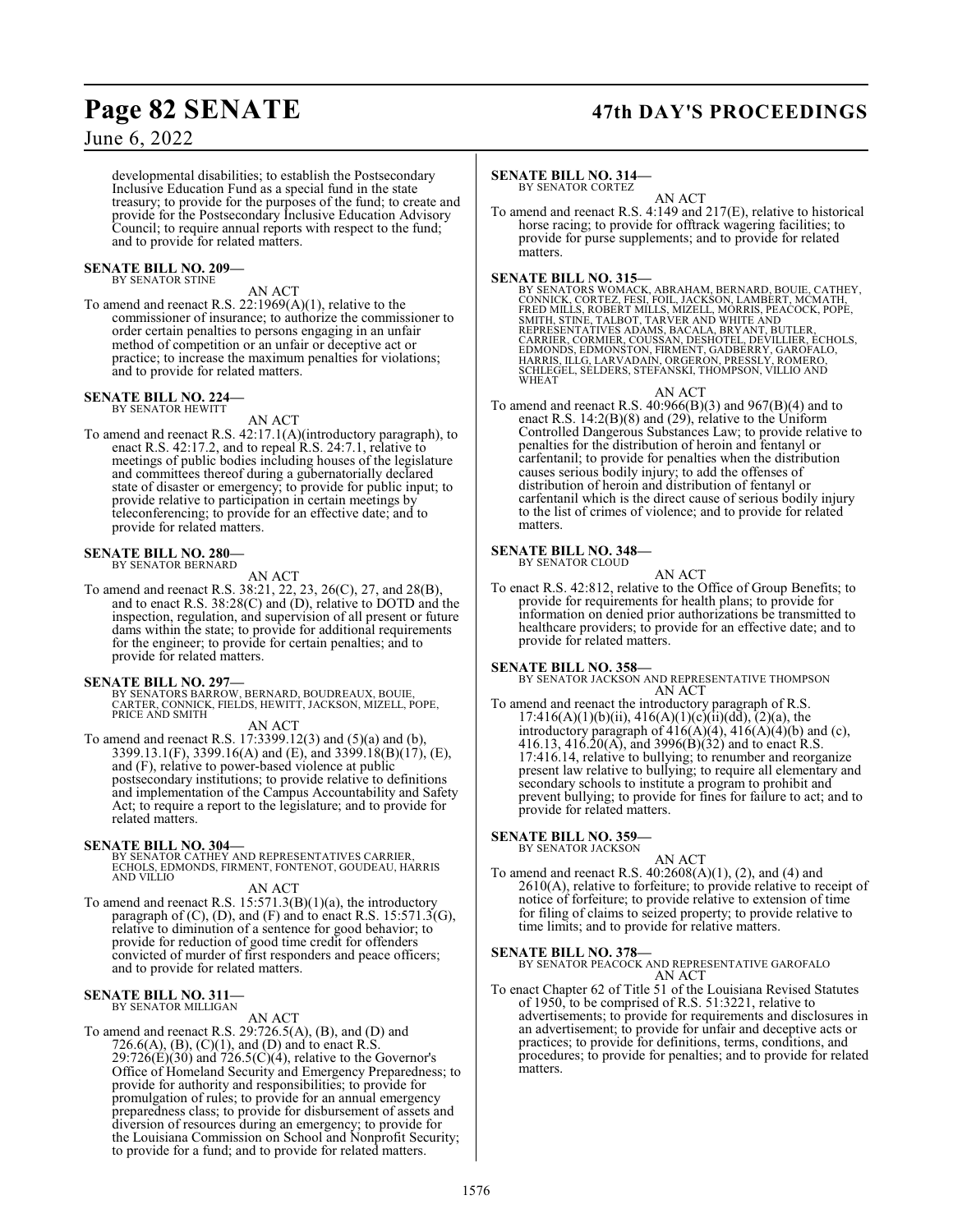developmental disabilities; to establish the Postsecondary Inclusive Education Fund as a special fund in the state treasury; to provide for the purposes of the fund; to create and provide for the Postsecondary Inclusive Education Advisory Council; to require annual reports with respect to the fund; and to provide for related matters.

**SENATE BILL NO. 209—**
BY SENATOR STINE

AN ACT

To amend and reenact R.S. 22:1969(A)(1), relative to the commissioner of insurance; to authorize the commissioner to order certain penalties to persons engaging in an unfair method of competition or an unfair or deceptive act or practice; to increase the maximum penalties for violations; and to provide for related matters.

**SENATE BILL NO. 224—**
BY SENATOR HEWITT

AN ACT

To amend and reenact R.S. 42:17.1(A)(introductory paragraph), to enact R.S. 42:17.2, and to repeal R.S. 24:7.1, relative to meetings of public bodies including houses of the legislature and committees thereof during a gubernatorially declared state of disaster or emergency; to provide for public input; to provide relative to participation in certain meetings by teleconferencing; to provide for an effective date; and to provide for related matters.

**SENATE BILL NO. 280—**
BY SENATOR BERNARD

AN ACT

To amend and reenact R.S. 38:21, 22, 23, 26(C), 27, and 28(B), and to enact R.S. 38:28(C) and (D), relative to DOTD and the inspection, regulation, and supervision of all present or future dams within the state; to provide for additional requirements for the engineer; to provide for certain penalties; and to provide for related matters.

**SENATE BILL NO. 297—**
BY SENATORS BARROW, BERNARD, BOUDREAUX, BOUIE, CARTER, CONNICK, FIELDS, HEWITT, JACKSON, MIZELL, POPE, PRICE AND SMITH

AN ACT

To amend and reenact R.S. 17:3399.12(3) and (5)(a) and (b), 3399.13.1(F), 3399.16(A) and (E), and 3399.18(B)(17), (E), and (F), relative to power-based violence at public postsecondary institutions; to provide relative to definitions and implementation of the Campus Accountability and Safety Act; to require a report to the legislature; and to provide for related matters.

**SENATE BILL NO. 304—**
BY SENATOR CATHEY AND REPRESENTATIVES CARRIER, ECHOLS, EDMONDS, FIRMENT, FONTENOT, GOUDEAU, HARRIS AND VILLIO

AN ACT

To amend and reenact R.S. 15:571.3(B)(1)(a), the introductory paragraph of (C), (D), and (F) and to enact R.S. 15:571.3(G), relative to diminution of a sentence for good behavior; to provide for reduction of good time credit for offenders convicted of murder of first responders and peace officers; and to provide for related matters.

**SENATE BILL NO. 311—**
BY SENATOR MILLIGAN

AN ACT

To amend and reenact R.S. 29:726.5(A), (B), and (D) and 726.6(A), (B), (C)(1), and (D) and to enact R.S. 29:726(E)(30) and 726.5(C)(4), relative to the Governor's Office of Homeland Security and Emergency Preparedness; to provide for authority and responsibilities; to provide for promulgation of rules; to provide for an annual emergency preparedness class; to provide for disbursement of assets and diversion of resources during an emergency; to provide for the Louisiana Commission on School and Nonprofit Security; to provide for a fund; and to provide for related matters.

**SENATE BILL NO. 314—**
BY SENATOR CORTEZ

AN ACT

To amend and reenact R.S. 4:149 and 217(E), relative to historical horse racing; to provide for offtrack wagering facilities; to provide for purse supplements; and to provide for related matters.

**SENATE BILL NO. 315—**
BY SENATORS WOMACK, ABRAHAM, BERNARD, BOUIE, CATHEY, CONNICK, CORTEZ, FESI, FOIL, JACKSON, LAMBERT, MCMATH, FRED MILLS, ROBERT MILLS, MIZELL, MORRIS, PEACOCK, POPE, SMITH, STINE, TALBOT, TARVER AND WHITE AND REPRESENTATIVES ADAMS, BACALA, BRYANT, BUTLER, CARRIER, CORMIER, COUSSAN, DESHOTEL, DEVILLIER, ECHOLS, EDMONDS, EDMONSTON, FIRMENT, GADBERRY, GAROFALO, HARRIS, ILLG, LARVADAIN, ORGERON, PRESSLY, ROMERO, SCHLEGEL, SELDERS, STEFANSKI, THOMPSON, VILLIO AND WHEAT

AN ACT

To amend and reenact R.S. 40:966(B)(3) and 967(B)(4) and to enact R.S. 14:2(B)(8) and (29), relative to the Uniform Controlled Dangerous Substances Law; to provide relative to penalties for the distribution of heroin and fentanyl or carfentanil; to provide for penalties when the distribution causes serious bodily injury; to add the offenses of distribution of heroin and distribution of fentanyl or carfentanil which is the direct cause of serious bodily injury to the list of crimes of violence; and to provide for related matters.

**SENATE BILL NO. 348—**
BY SENATOR CLOUD

AN ACT

To enact R.S. 42:812, relative to the Office of Group Benefits; to provide for requirements for health plans; to provide for information on denied prior authorizations be transmitted to healthcare providers; to provide for an effective date; and to provide for related matters.

**SENATE BILL NO. 358—**
BY SENATOR JACKSON AND REPRESENTATIVE THOMPSON

AN ACT

To amend and reenact the introductory paragraph of R.S. 17:416(A)(1)(b)(ii), 416(A)(1)(c)(ii)(dd), (2)(a), the introductory paragraph of 416(A)(4), 416(A)(4)(b) and (c), 416.13, 416.20(A), and 3996(B)(32) and to enact R.S. 17:416.14, relative to bullying; to renumber and reorganize present law relative to bullying; to require all elementary and secondary schools to institute a program to prohibit and prevent bullying; to provide for fines for failure to act; and to provide for related matters.

**SENATE BILL NO. 359—**
BY SENATOR JACKSON

AN ACT

To amend and reenact R.S. 40:2608(A)(1), (2), and (4) and 2610(A), relative to forfeiture; to provide relative to receipt of notice of forfeiture; to provide relative to extension of time for filing of claims to seized property; to provide relative to time limits; and to provide for relative matters.

**SENATE BILL NO. 378—**
BY SENATOR PEACOCK AND REPRESENTATIVE GAROFALO

AN ACT

To enact Chapter 62 of Title 51 of the Louisiana Revised Statutes of 1950, to be comprised of R.S. 51:3221, relative to advertisements; to provide for requirements and disclosures in an advertisement; to provide for unfair and deceptive acts or practices; to provide for definitions, terms, conditions, and procedures; to provide for penalties; and to provide for related matters.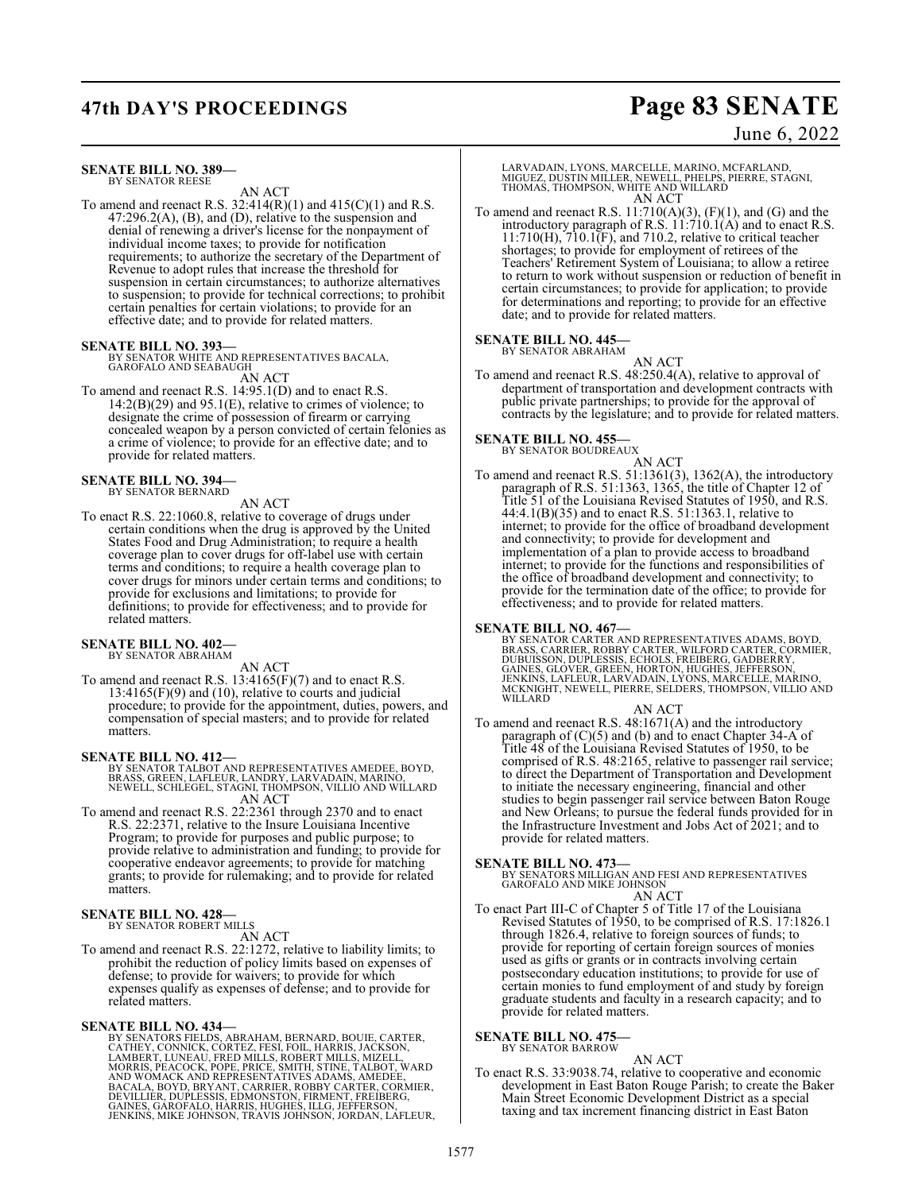**SENATE BILL NO. 389—**
BY SENATOR REESE

AN ACT

To amend and reenact R.S. 32:414(R)(1) and 415(C)(1) and R.S. 47:296.2(A), (B), and (D), relative to the suspension and denial of renewing a driver's license for the nonpayment of individual income taxes; to provide for notification requirements; to authorize the secretary of the Department of Revenue to adopt rules that increase the threshold for suspension in certain circumstances; to authorize alternatives to suspension; to provide for technical corrections; to prohibit certain penalties for certain violations; to provide for an effective date; and to provide for related matters.

**SENATE BILL NO. 393—**
BY SENATOR WHITE AND REPRESENTATIVES BACALA, GAROFALO AND SEABAUGH

AN ACT

To amend and reenact R.S. 14:95.1(D) and to enact R.S. 14:2(B)(29) and 95.1(E), relative to crimes of violence; to designate the crime of possession of firearm or carrying concealed weapon by a person convicted of certain felonies as a crime of violence; to provide for an effective date; and to provide for related matters.

**SENATE BILL NO. 394—**
BY SENATOR BERNARD

AN ACT

To enact R.S. 22:1060.8, relative to coverage of drugs under certain conditions when the drug is approved by the United States Food and Drug Administration; to require a health coverage plan to cover drugs for off-label use with certain terms and conditions; to require a health coverage plan to cover drugs for minors under certain terms and conditions; to provide for exclusions and limitations; to provide for definitions; to provide for effectiveness; and to provide for related matters.

**SENATE BILL NO. 402—**
BY SENATOR ABRAHAM

AN ACT

To amend and reenact R.S. 13:4165(F)(7) and to enact R.S. 13:4165(F)(9) and (10), relative to courts and judicial procedure; to provide for the appointment, duties, powers, and compensation of special masters; and to provide for related matters.

**SENATE BILL NO. 412—**
BY SENATOR TALBOT AND REPRESENTATIVES AMEDEE, BOYD, BRASS, GREEN, LAFLEUR, LANDRY, LARVADAIN, MARINO, NEWELL, SCHLEGEL, STAGNI, THOMPSON, VILLIO AND WILLARD

AN ACT

To amend and reenact R.S. 22:2361 through 2370 and to enact R.S. 22:2371, relative to the Insure Louisiana Incentive Program; to provide for purposes and public purpose; to provide relative to administration and funding; to provide for cooperative endeavor agreements; to provide for matching grants; to provide for rulemaking; and to provide for related matters.

**SENATE BILL NO. 428—**
BY SENATOR ROBERT MILLS

AN ACT

To amend and reenact R.S. 22:1272, relative to liability limits; to prohibit the reduction of policy limits based on expenses of defense; to provide for waivers; to provide for which expenses qualify as expenses of defense; and to provide for related matters.

**SENATE BILL NO. 434—**
BY SENATORS FIELDS, ABRAHAM, BERNARD, BOUIE, CARTER, CATHEY, CONNICK, CORTEZ, FESI, FOIL, HARRIS, JACKSON, LAMBERT, LUNEAU, FRED MILLS, ROBERT MILLS, MIZELL, MORRIS, PEACOCK, POPE, PRICE, SMITH, STINE, TALBOT, WARD AND WOMACK AND REPRESENTATIVES ADAMS, AMEDEE, BACALA, BOYD, BRYANT, CARRIER, ROBBY CARTER, CORMIER, DEVILLIER, DUPLESSIS, EDMONSTON, FIRMENT, FREIBERG, GAINES, GAROFALO, HARRIS, HUGHES, ILLG, JEFFERSON, JENKINS, MIKE JOHNSON, TRAVIS JOHNSON, JORDAN, LAFLEUR, LARVADAIN, LYONS, MARCELLE, MARINO, MCFARLAND, MIGUEZ, DUSTIN MILLER, NEWELL, PHELPS, PIERRE, STAGNI, THOMAS, THOMPSON, WHITE AND WILLARD

AN ACT

To amend and reenact R.S. 11:710(A)(3), (F)(1), and (G) and the introductory paragraph of R.S. 11:710.1(A) and to enact R.S. 11:710(H), 710.1(F), and 710.2, relative to critical teacher shortages; to provide for employment of retirees of the Teachers' Retirement System of Louisiana; to allow a retiree to return to work without suspension or reduction of benefit in certain circumstances; to provide for application; to provide for determinations and reporting; to provide for an effective date; and to provide for related matters.

**SENATE BILL NO. 445—**
BY SENATOR ABRAHAM

AN ACT

To amend and reenact R.S. 48:250.4(A), relative to approval of department of transportation and development contracts with public private partnerships; to provide for the approval of contracts by the legislature; and to provide for related matters.

**SENATE BILL NO. 455—**
BY SENATOR BOUDREAUX

AN ACT

To amend and reenact R.S. 51:1361(3), 1362(A), the introductory paragraph of R.S. 51:1363, 1365, the title of Chapter 12 of Title 51 of the Louisiana Revised Statutes of 1950, and R.S. 44:4.1(B)(35) and to enact R.S. 51:1363.1, relative to internet; to provide for the office of broadband development and connectivity; to provide for development and implementation of a plan to provide access to broadband internet; to provide for the functions and responsibilities of the office of broadband development and connectivity; to provide for the termination date of the office; to provide for effectiveness; and to provide for related matters.

**SENATE BILL NO. 467—**
BY SENATOR CARTER AND REPRESENTATIVES ADAMS, BOYD, BRASS, CARRIER, ROBBY CARTER, WILFORD CARTER, CORMIER, DUBUISSON, DUPLESSIS, ECHOLS, FREIBERG, GADBERRY, GAINES, GLOVER, GREEN, HORTON, HUGHES, JEFFERSON, JENKINS, LAFLEUR, LARVADAIN, LYONS, MARCELLE, MARINO, MCKNIGHT, NEWELL, PIERRE, SELDERS, THOMPSON, VILLIO AND WILLARD

AN ACT

To amend and reenact R.S. 48:1671(A) and the introductory paragraph of (C)(5) and (b) and to enact Chapter 34-A of Title 48 of the Louisiana Revised Statutes of 1950, to be comprised of R.S. 48:2165, relative to passenger rail service; to direct the Department of Transportation and Development to initiate the necessary engineering, financial and other studies to begin passenger rail service between Baton Rouge and New Orleans; to pursue the federal funds provided for in the Infrastructure Investment and Jobs Act of 2021; and to provide for related matters.

**SENATE BILL NO. 473—**
BY SENATORS MILLIGAN AND FESI AND REPRESENTATIVES GAROFALO AND MIKE JOHNSON

AN ACT

To enact Part III-C of Chapter 5 of Title 17 of the Louisiana Revised Statutes of 1950, to be comprised of R.S. 17:1826.1 through 1826.4, relative to foreign sources of funds; to provide for reporting of certain foreign sources of monies used as gifts or grants or in contracts involving certain postsecondary education institutions; to provide for use of certain monies to fund employment of and study by foreign graduate students and faculty in a research capacity; and to provide for related matters.

**SENATE BILL NO. 475—**
BY SENATOR BARROW

AN ACT

To enact R.S. 33:9038.74, relative to cooperative and economic development in East Baton Rouge Parish; to create the Baker Main Street Economic Development District as a special taxing and tax increment financing district in East Baton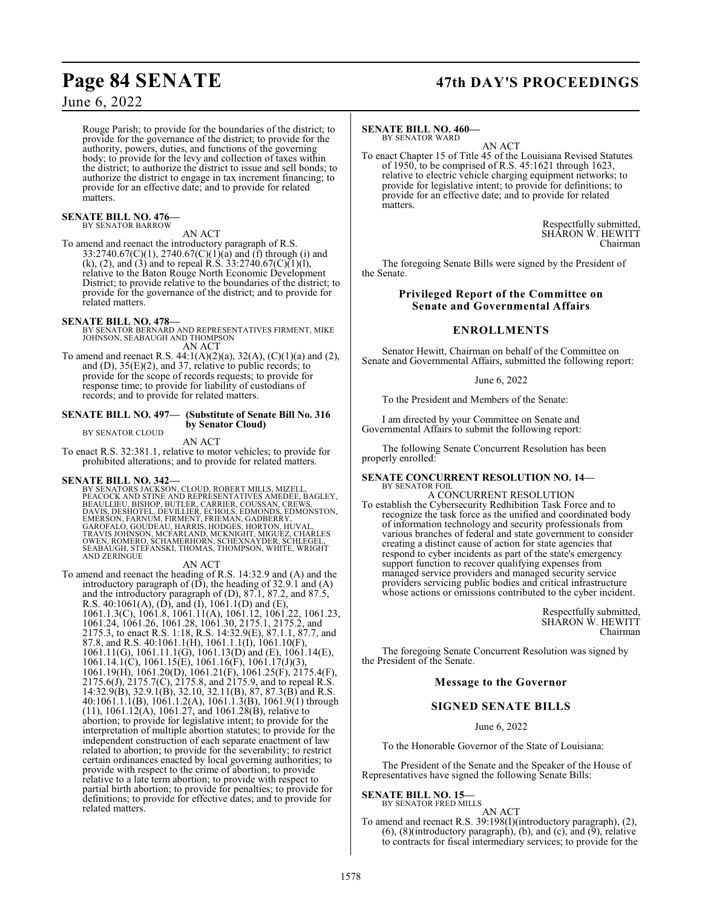Rouge Parish; to provide for the boundaries of the district; to provide for the governance of the district; to provide for the authority, powers, duties, and functions of the governing body; to provide for the levy and collection of taxes within the district; to authorize the district to issue and sell bonds; to authorize the district to engage in tax increment financing; to provide for an effective date; and to provide for related matters.

**SENATE BILL NO. 476—**
BY SENATOR BARROW

AN ACT

To amend and reenact the introductory paragraph of R.S. 33:2740.67(C)(1), 2740.67(C)(1)(a) and (f) through (i) and (k), (2), and (3) and to repeal R.S. 33:2740.67(C)(1)(l), relative to the Baton Rouge North Economic Development District; to provide relative to the boundaries of the district; to provide for the governance of the district; and to provide for related matters.

**SENATE BILL NO. 478—**
BY SENATOR BERNARD AND REPRESENTATIVES FIRMENT, MIKE JOHNSON, SEABAUGH AND THOMPSON

AN ACT

To amend and reenact R.S. 44:1(A)(2)(a), 32(A), (C)(1)(a) and (2), and (D), 35(E)(2), and 37, relative to public records; to provide for the scope of records requests; to provide for response time; to provide for liability of custodians of records; and to provide for related matters.

**SENATE BILL NO. 497— (Substitute of Senate Bill No. 316 by Senator Cloud)**
BY SENATOR CLOUD

AN ACT

To enact R.S. 32:381.1, relative to motor vehicles; to provide for prohibited alterations; and to provide for related matters.

**SENATE BILL NO. 342—**
BY SENATORS JACKSON, CLOUD, ROBERT MILLS, MIZELL, PEACOCK AND STINE AND REPRESENTATIVES AMEDEE, BAGLEY, BEAULLIEU, BISHOP, BUTLER, CARRIER, COUSSAN, CREWS, DAVIS, DESHOTEL, DEVILLIER, ECHOLS, EDMONDS, EDMONSTON, EMERSON, FARNUM, FIRMENT, FRIEMAN, GADBERRY, GAROFALO, GOUDEAU, HARRIS, HODGES, HORTON, HUVAL, TRAVIS JOHNSON, MCFARLAND, MCKNIGHT, MIGUEZ, CHARLES OWEN, ROMERO, SCHAMERHORN, SCHEXNAYDER, SCHLEGEL, SEABAUGH, STEFANSKI, THOMAS, THOMPSON, WHITE, WRIGHT AND ZERINGUE

AN ACT

To amend and reenact the heading of R.S. 14:32.9 and (A) and the introductory paragraph of (D), the heading of 32.9.1 and (A) and the introductory paragraph of (D), 87.1, 87.2, and 87.5, R.S. 40:1061(A), (D), and (I), 1061.1(D) and (E), 1061.1.3(C), 1061.8, 1061.11(A), 1061.12, 1061.22, 1061.23, 1061.24, 1061.26, 1061.28, 1061.30, 2175.1, 2175.2, and 2175.3, to enact R.S. 1:18, R.S. 14:32.9(E), 87.1.1, 87.7, and 87.8, and R.S. 40:1061.1(H), 1061.1.1(I), 1061.10(F), 1061.11(G), 1061.11.1(G), 1061.13(D) and (E), 1061.14(E), 1061.14.1(C), 1061.15(E), 1061.16(F), 1061.17(J)(3), 1061.19(H), 1061.20(D), 1061.21(F), 1061.25(F), 2175.4(F), 2175.6(J), 2175.7(C), 2175.8, and 2175.9, and to repeal R.S. 14:32.9(B), 32.9.1(B), 32.10, 32.11(B), 87, 87.3(B) and R.S. 40:1061.1.1(B), 1061.1.2(A), 1061.1.3(B), 1061.9(1) through (11), 1061.12(A), 1061.27, and 1061.28(B), relative to abortion; to provide for legislative intent; to provide for the interpretation of multiple abortion statutes; to provide for the independent construction of each separate enactment of law related to abortion; to provide for the severability; to restrict certain ordinances enacted by local governing authorities; to provide with respect to the crime of abortion; to provide relative to a late term abortion; to provide with respect to partial birth abortion; to provide for penalties; to provide for definitions; to provide for effective dates; and to provide for related matters.

**SENATE BILL NO. 460—**
BY SENATOR WARD

AN ACT

To enact Chapter 15 of Title 45 of the Louisiana Revised Statutes of 1950, to be comprised of R.S. 45:1621 through 1623, relative to electric vehicle charging equipment networks; to provide for legislative intent; to provide for definitions; to provide for an effective date; and to provide for related matters.

Respectfully submitted,
SHARON W. HEWITT
Chairman

The foregoing Senate Bills were signed by the President of the Senate.

## Privileged Report of the Committee on Senate and Governmental Affairs

## ENROLLMENTS

Senator Hewitt, Chairman on behalf of the Committee on Senate and Governmental Affairs, submitted the following report:

June 6, 2022

To the President and Members of the Senate:

I am directed by your Committee on Senate and Governmental Affairs to submit the following report:

The following Senate Concurrent Resolution has been properly enrolled:

**SENATE CONCURRENT RESOLUTION NO. 14—**
BY SENATOR FOIL

A CONCURRENT RESOLUTION

To establish the Cybersecurity Redhibition Task Force and to recognize the task force as the unified and coordinated body of information technology and security professionals from various branches of federal and state government to consider creating a distinct cause of action for state agencies that respond to cyber incidents as part of the state's emergency support function to recover qualifying expenses from managed service providers and managed security service providers servicing public bodies and critical infrastructure whose actions or omissions contributed to the cyber incident.

Respectfully submitted,
SHARON W. HEWITT
Chairman

The foregoing Senate Concurrent Resolution was signed by the President of the Senate.

## Message to the Governor

## SIGNED SENATE BILLS

June 6, 2022

To the Honorable Governor of the State of Louisiana:

The President of the Senate and the Speaker of the House of Representatives have signed the following Senate Bills:

**SENATE BILL NO. 15—**
BY SENATOR FRED MILLS

AN ACT

To amend and reenact R.S. 39:198(I)(introductory paragraph), (2), (6), (8)(introductory paragraph), (b), and (c), and (9), relative to contracts for fiscal intermediary services; to provide for the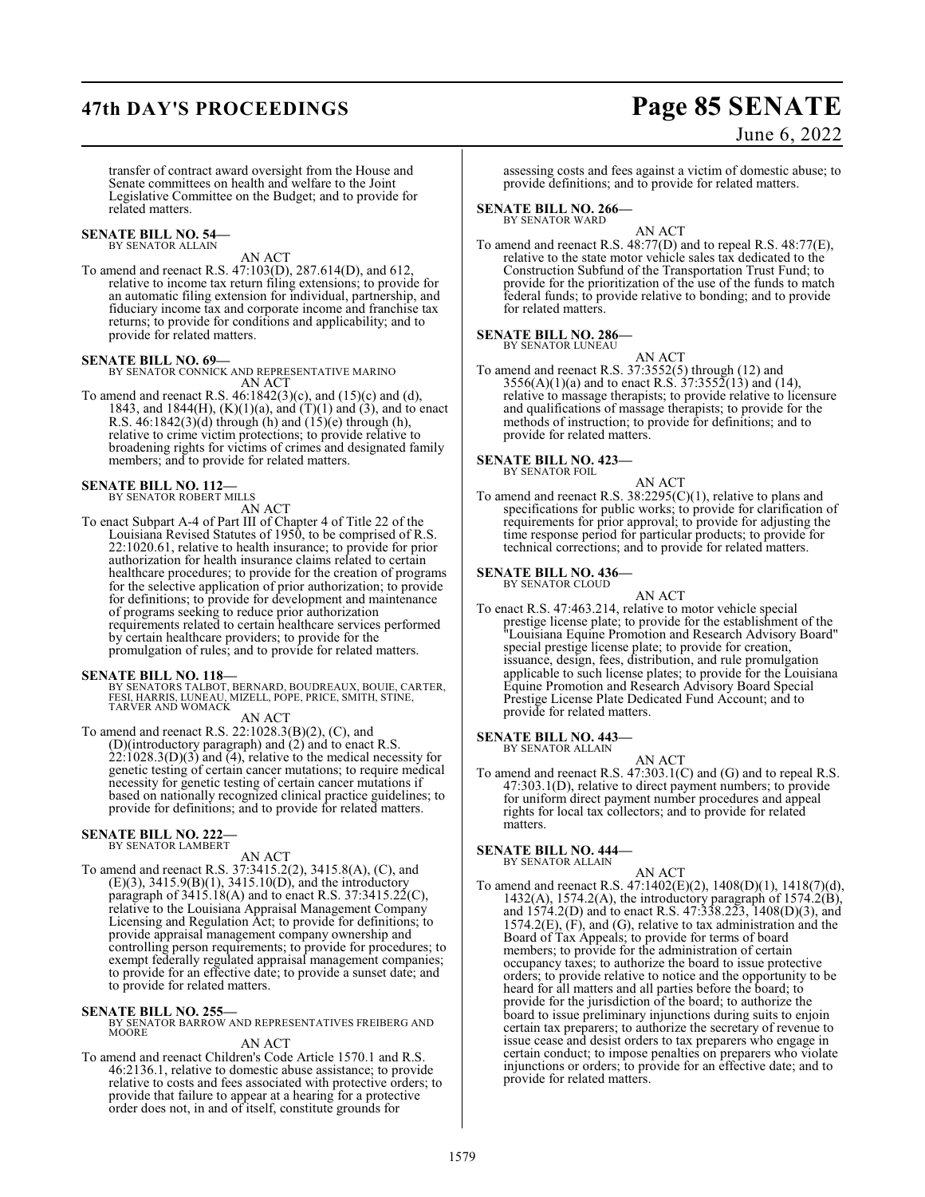transfer of contract award oversight from the House and Senate committees on health and welfare to the Joint Legislative Committee on the Budget; and to provide for related matters.

**SENATE BILL NO. 54—**
BY SENATOR ALLAIN

AN ACT

To amend and reenact R.S. 47:103(D), 287.614(D), and 612, relative to income tax return filing extensions; to provide for an automatic filing extension for individual, partnership, and fiduciary income tax and corporate income and franchise tax returns; to provide for conditions and applicability; and to provide for related matters.

**SENATE BILL NO. 69—**
BY SENATOR CONNICK AND REPRESENTATIVE MARINO

AN ACT

To amend and reenact R.S. 46:1842(3)(c), and (15)(c) and (d), 1843, and 1844(H), (K)(1)(a), and (T)(1) and (3), and to enact R.S. 46:1842(3)(d) through (h) and (15)(e) through (h), relative to crime victim protections; to provide relative to broadening rights for victims of crimes and designated family members; and to provide for related matters.

**SENATE BILL NO. 112—**
BY SENATOR ROBERT MILLS

AN ACT

To enact Subpart A-4 of Part III of Chapter 4 of Title 22 of the Louisiana Revised Statutes of 1950, to be comprised of R.S. 22:1020.61, relative to health insurance; to provide for prior authorization for health insurance claims related to certain healthcare procedures; to provide for the creation of programs for the selective application of prior authorization; to provide for definitions; to provide for development and maintenance of programs seeking to reduce prior authorization requirements related to certain healthcare services performed by certain healthcare providers; to provide for the promulgation of rules; and to provide for related matters.

**SENATE BILL NO. 118—**
BY SENATORS TALBOT, BERNARD, BOUDREAUX, BOUIE, CARTER, FESI, HARRIS, LUNEAU, MIZELL, POPE, PRICE, SMITH, STINE, TARVER AND WOMACK

AN ACT

To amend and reenact R.S. 22:1028.3(B)(2), (C), and (D)(introductory paragraph) and (2) and to enact R.S. 22:1028.3(D)(3) and (4), relative to the medical necessity for genetic testing of certain cancer mutations; to require medical necessity for genetic testing of certain cancer mutations if based on nationally recognized clinical practice guidelines; to provide for definitions; and to provide for related matters.

**SENATE BILL NO. 222—**
BY SENATOR LAMBERT

AN ACT

To amend and reenact R.S. 37:3415.2(2), 3415.8(A), (C), and (E)(3), 3415.9(B)(1), 3415.10(D), and the introductory paragraph of 3415.18(A) and to enact R.S. 37:3415.22(C), relative to the Louisiana Appraisal Management Company Licensing and Regulation Act; to provide for definitions; to provide appraisal management company ownership and controlling person requirements; to provide for procedures; to exempt federally regulated appraisal management companies; to provide for an effective date; to provide a sunset date; and to provide for related matters.

**SENATE BILL NO. 255—**
BY SENATOR BARROW AND REPRESENTATIVES FREIBERG AND MOORE

AN ACT

To amend and reenact Children's Code Article 1570.1 and R.S. 46:2136.1, relative to domestic abuse assistance; to provide relative to costs and fees associated with protective orders; to provide that failure to appear at a hearing for a protective order does not, in and of itself, constitute grounds for assessing costs and fees against a victim of domestic abuse; to provide definitions; and to provide for related matters.

**SENATE BILL NO. 266—**
BY SENATOR WARD

AN ACT

To amend and reenact R.S. 48:77(D) and to repeal R.S. 48:77(E), relative to the state motor vehicle sales tax dedicated to the Construction Subfund of the Transportation Trust Fund; to provide for the prioritization of the use of the funds to match federal funds; to provide relative to bonding; and to provide for related matters.

**SENATE BILL NO. 286—**
BY SENATOR LUNEAU

AN ACT

To amend and reenact R.S. 37:3552(5) through (12) and 3556(A)(1)(a) and to enact R.S. 37:3552(13) and (14), relative to massage therapists; to provide relative to licensure and qualifications of massage therapists; to provide for the methods of instruction; to provide for definitions; and to provide for related matters.

**SENATE BILL NO. 423—**
BY SENATOR FOIL

AN ACT

To amend and reenact R.S. 38:2295(C)(1), relative to plans and specifications for public works; to provide for clarification of requirements for prior approval; to provide for adjusting the time response period for particular products; to provide for technical corrections; and to provide for related matters.

**SENATE BILL NO. 436—**
BY SENATOR CLOUD

AN ACT

To enact R.S. 47:463.214, relative to motor vehicle special prestige license plate; to provide for the establishment of the "Louisiana Equine Promotion and Research Advisory Board" special prestige license plate; to provide for creation, issuance, design, fees, distribution, and rule promulgation applicable to such license plates; to provide for the Louisiana Equine Promotion and Research Advisory Board Special Prestige License Plate Dedicated Fund Account; and to provide for related matters.

**SENATE BILL NO. 443—**
BY SENATOR ALLAIN

AN ACT

To amend and reenact R.S. 47:303.1(C) and (G) and to repeal R.S. 47:303.1(D), relative to direct payment numbers; to provide for uniform direct payment number procedures and appeal rights for local tax collectors; and to provide for related matters.

**SENATE BILL NO. 444—**
BY SENATOR ALLAIN

AN ACT

To amend and reenact R.S. 47:1402(E)(2), 1408(D)(1), 1418(7)(d), 1432(A), 1574.2(A), the introductory paragraph of 1574.2(B), and 1574.2(D) and to enact R.S. 47:338.223, 1408(D)(3), and 1574.2(E), (F), and (G), relative to tax administration and the Board of Tax Appeals; to provide for terms of board members; to provide for the administration of certain occupancy taxes; to authorize the board to issue protective orders; to provide relative to notice and the opportunity to be heard for all matters and all parties before the board; to provide for the jurisdiction of the board; to authorize the board to issue preliminary injunctions during suits to enjoin certain tax preparers; to authorize the secretary of revenue to issue cease and desist orders to tax preparers who engage in certain conduct; to impose penalties on preparers who violate injunctions or orders; to provide for an effective date; and to provide for related matters.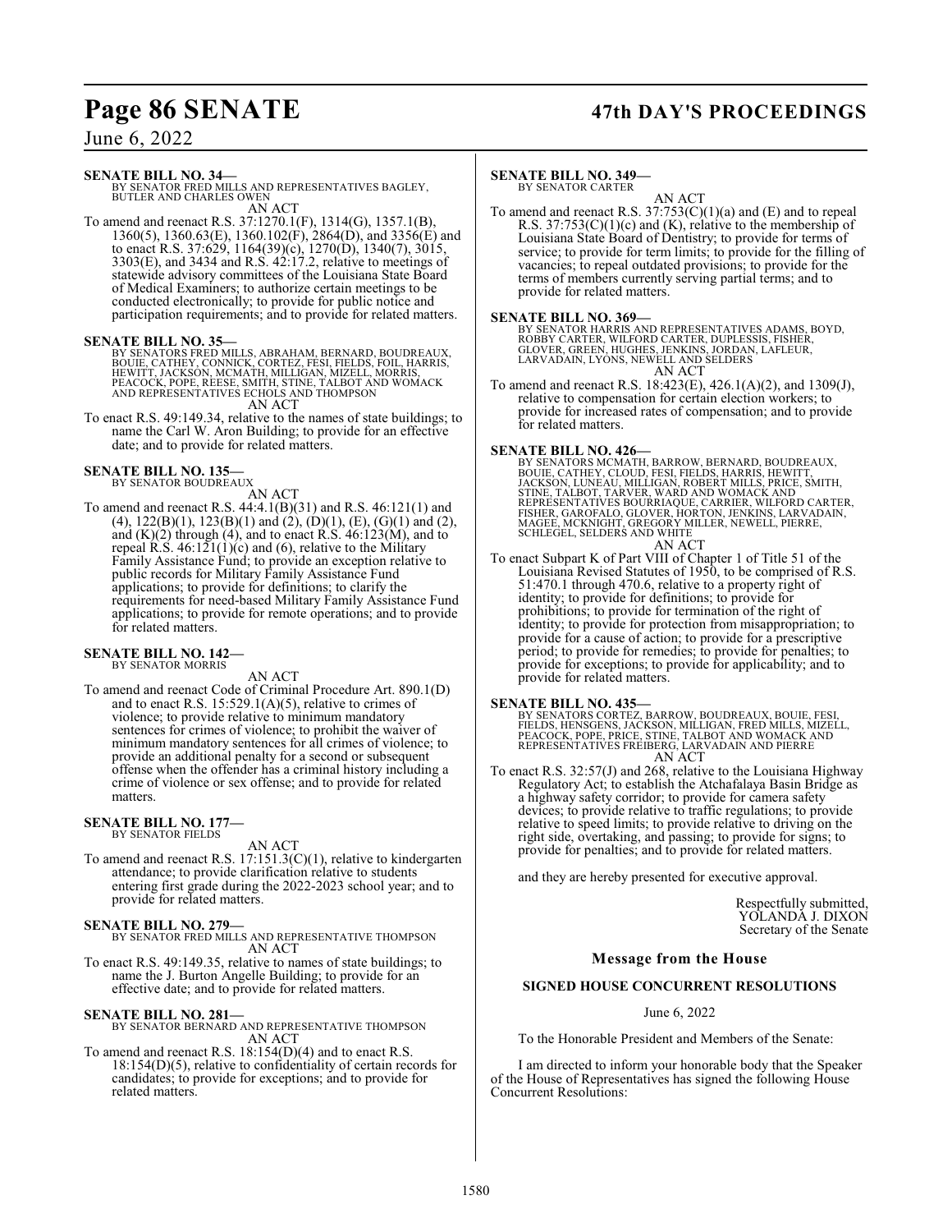**SENATE BILL NO. 34—**
BY SENATOR FRED MILLS AND REPRESENTATIVES BAGLEY, BUTLER AND CHARLES OWEN

AN ACT

To amend and reenact R.S. 37:1270.1(F), 1314(G), 1357.1(B), 1360(5), 1360.63(E), 1360.102(F), 2864(D), and 3356(E) and to enact R.S. 37:629, 1164(39)(c), 1270(D), 1340(7), 3015, 3303(E), and 3434 and R.S. 42:17.2, relative to meetings of statewide advisory committees of the Louisiana State Board of Medical Examiners; to authorize certain meetings to be conducted electronically; to provide for public notice and participation requirements; and to provide for related matters.

**SENATE BILL NO. 35—**
BY SENATORS FRED MILLS, ABRAHAM, BERNARD, BOUDREAUX, BOUIE, CATHEY, CONNICK, CORTEZ, FESI, FIELDS, FOIL, HARRIS, HEWITT, JACKSON, MCMATH, MILLIGAN, MIZELL, MORRIS, PEACOCK, POPE, REESE, SMITH, STINE, TALBOT AND WOMACK AND REPRESENTATIVES ECHOLS AND THOMPSON

AN ACT

To enact R.S. 49:149.34, relative to the names of state buildings; to name the Carl W. Aron Building; to provide for an effective date; and to provide for related matters.

**SENATE BILL NO. 135—**
BY SENATOR BOUDREAUX

AN ACT

To amend and reenact R.S. 44:4.1(B)(31) and R.S. 46:121(1) and (4), 122(B)(1), 123(B)(1) and (2), (D)(1), (E), (G)(1) and (2), and (K)(2) through (4), and to enact R.S. 46:123(M), and to repeal R.S. 46:121(1)(c) and (6), relative to the Military Family Assistance Fund; to provide an exception relative to public records for Military Family Assistance Fund applications; to provide for definitions; to clarify the requirements for need-based Military Family Assistance Fund applications; to provide for remote operations; and to provide for related matters.

**SENATE BILL NO. 142—**
BY SENATOR MORRIS

AN ACT

To amend and reenact Code of Criminal Procedure Art. 890.1(D) and to enact R.S. 15:529.1(A)(5), relative to crimes of violence; to provide relative to minimum mandatory sentences for crimes of violence; to prohibit the waiver of minimum mandatory sentences for all crimes of violence; to provide an additional penalty for a second or subsequent offense when the offender has a criminal history including a crime of violence or sex offense; and to provide for related matters.

**SENATE BILL NO. 177—**
BY SENATOR FIELDS

AN ACT

To amend and reenact R.S. 17:151.3(C)(1), relative to kindergarten attendance; to provide clarification relative to students entering first grade during the 2022-2023 school year; and to provide for related matters.

**SENATE BILL NO. 279—**
BY SENATOR FRED MILLS AND REPRESENTATIVE THOMPSON

AN ACT

To enact R.S. 49:149.35, relative to names of state buildings; to name the J. Burton Angelle Building; to provide for an effective date; and to provide for related matters.

**SENATE BILL NO. 281—**
BY SENATOR BERNARD AND REPRESENTATIVE THOMPSON

AN ACT

To amend and reenact R.S. 18:154(D)(4) and to enact R.S. 18:154(D)(5), relative to confidentiality of certain records for candidates; to provide for exceptions; and to provide for related matters.

**SENATE BILL NO. 349—**
BY SENATOR CARTER

AN ACT

To amend and reenact R.S. 37:753(C)(1)(a) and (E) and to repeal R.S. 37:753(C)(1)(c) and (K), relative to the membership of Louisiana State Board of Dentistry; to provide for terms of service; to provide for term limits; to provide for the filling of vacancies; to repeal outdated provisions; to provide for the terms of members currently serving partial terms; and to provide for related matters.

**SENATE BILL NO. 369—**
BY SENATOR HARRIS AND REPRESENTATIVES ADAMS, BOYD, ROBBY CARTER, WILFORD CARTER, DUPLESSIS, FISHER, GLOVER, GREEN, HUGHES, JENKINS, JORDAN, LAFLEUR, LARVADAIN, LYONS, NEWELL AND SELDERS

AN ACT

To amend and reenact R.S. 18:423(E), 426.1(A)(2), and 1309(J), relative to compensation for certain election workers; to provide for increased rates of compensation; and to provide for related matters.

**SENATE BILL NO. 426—**
BY SENATORS MCMATH, BARROW, BERNARD, BOUDREAUX, BOUIE, CATHEY, CLOUD, FESI, FIELDS, HARRIS, HEWITT, JACKSON, LUNEAU, MILLIGAN, ROBERT MILLS, PRICE, SMITH, STINE, TALBOT, TARVER, WARD AND WOMACK AND REPRESENTATIVES BOURRIAQUE, CARRIER, WILFORD CARTER, FISHER, GAROFALO, GLOVER, HORTON, JENKINS, LARVADAIN, MAGEE, MCKNIGHT, GREGORY MILLER, NEWELL, PIERRE, SCHLEGEL, SELDERS AND WHITE

AN ACT

To enact Subpart K of Part VIII of Chapter 1 of Title 51 of the Louisiana Revised Statutes of 1950, to be comprised of R.S. 51:470.1 through 470.6, relative to a property right of identity; to provide for definitions; to provide for prohibitions; to provide for termination of the right of identity; to provide for protection from misappropriation; to provide for a cause of action; to provide for a prescriptive period; to provide for remedies; to provide for penalties; to provide for exceptions; to provide for applicability; and to provide for related matters.

**SENATE BILL NO. 435—**
BY SENATORS CORTEZ, BARROW, BOUDREAUX, BOUIE, FESI, FIELDS, HENSGENS, JACKSON, MILLIGAN, FRED MILLS, MIZELL, PEACOCK, POPE, PRICE, STINE, TALBOT AND WOMACK AND REPRESENTATIVES FREIBERG, LARVADAIN AND PIERRE

AN ACT

To enact R.S. 32:57(J) and 268, relative to the Louisiana Highway Regulatory Act; to establish the Atchafalaya Basin Bridge as a highway safety corridor; to provide for camera safety devices; to provide relative to traffic regulations; to provide relative to speed limits; to provide relative to driving on the right side, overtaking, and passing; to provide for signs; to provide for penalties; and to provide for related matters.

and they are hereby presented for executive approval.

Respectfully submitted,
YOLANDA J. DIXON
Secretary of the Senate

## Message from the House

### SIGNED HOUSE CONCURRENT RESOLUTIONS

June 6, 2022

To the Honorable President and Members of the Senate:

I am directed to inform your honorable body that the Speaker of the House of Representatives has signed the following House Concurrent Resolutions: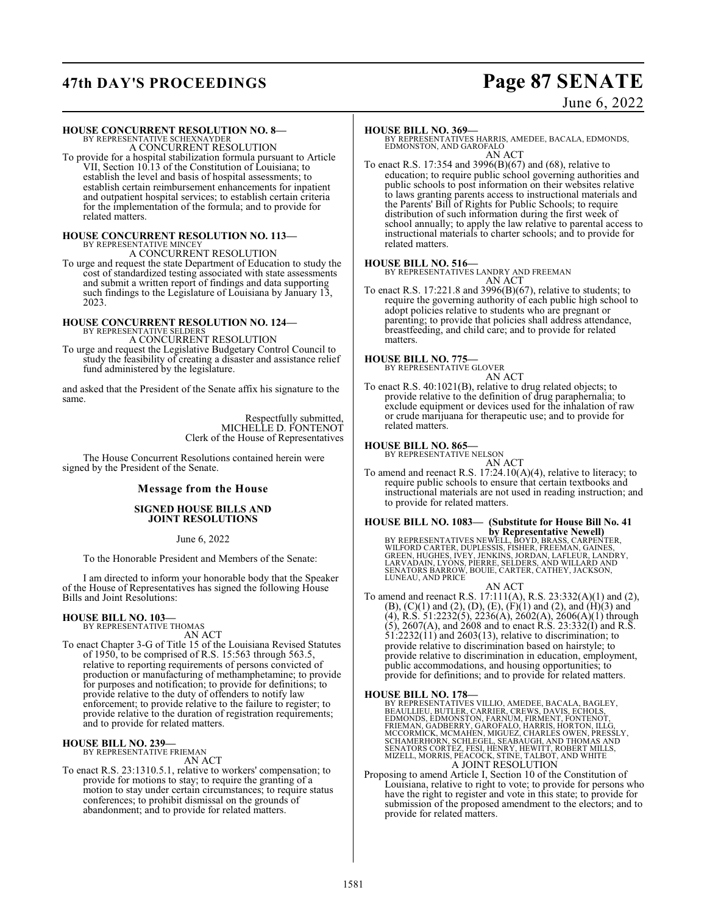**HOUSE CONCURRENT RESOLUTION NO. 8—**
BY REPRESENTATIVE SCHEXNAYDER
A CONCURRENT RESOLUTION

To provide for a hospital stabilization formula pursuant to Article VII, Section 10.13 of the Constitution of Louisiana; to establish the level and basis of hospital assessments; to establish certain reimbursement enhancements for inpatient and outpatient hospital services; to establish certain criteria for the implementation of the formula; and to provide for related matters.

**HOUSE CONCURRENT RESOLUTION NO. 113—**
BY REPRESENTATIVE MINCEY
A CONCURRENT RESOLUTION

To urge and request the state Department of Education to study the cost of standardized testing associated with state assessments and submit a written report of findings and data supporting such findings to the Legislature of Louisiana by January 13, 2023.

**HOUSE CONCURRENT RESOLUTION NO. 124—**
BY REPRESENTATIVE SELDERS
A CONCURRENT RESOLUTION

To urge and request the Legislative Budgetary Control Council to study the feasibility of creating a disaster and assistance relief fund administered by the legislature.

and asked that the President of the Senate affix his signature to the same.

Respectfully submitted,
MICHELLE D. FONTENOT
Clerk of the House of Representatives

The House Concurrent Resolutions contained herein were signed by the President of the Senate.

## Message from the House

### SIGNED HOUSE BILLS AND JOINT RESOLUTIONS

June 6, 2022

To the Honorable President and Members of the Senate:

I am directed to inform your honorable body that the Speaker of the House of Representatives has signed the following House Bills and Joint Resolutions:

**HOUSE BILL NO. 103—**
BY REPRESENTATIVE THOMAS
AN ACT

To enact Chapter 3-G of Title 15 of the Louisiana Revised Statutes of 1950, to be comprised of R.S. 15:563 through 563.5, relative to reporting requirements of persons convicted of production or manufacturing of methamphetamine; to provide for purposes and notification; to provide for definitions; to provide relative to the duty of offenders to notify law enforcement; to provide relative to the failure to register; to provide relative to the duration of registration requirements; and to provide for related matters.

**HOUSE BILL NO. 239—**
BY REPRESENTATIVE FRIEMAN
AN ACT

To enact R.S. 23:1310.5.1, relative to workers' compensation; to provide for motions to stay; to require the granting of a motion to stay under certain circumstances; to require status conferences; to prohibit dismissal on the grounds of abandonment; and to provide for related matters.

**HOUSE BILL NO. 369—**
BY REPRESENTATIVES HARRIS, AMEDEE, BACALA, EDMONDS, EDMONSTON, AND GAROFALO
AN ACT

To enact R.S. 17:354 and 3996(B)(67) and (68), relative to education; to require public school governing authorities and public schools to post information on their websites relative to laws granting parents access to instructional materials and the Parents' Bill of Rights for Public Schools; to require distribution of such information during the first week of school annually; to apply the law relative to parental access to instructional materials to charter schools; and to provide for related matters.

**HOUSE BILL NO. 516—**
BY REPRESENTATIVES LANDRY AND FREEMAN
AN ACT

To enact R.S. 17:221.8 and 3996(B)(67), relative to students; to require the governing authority of each public high school to adopt policies relative to students who are pregnant or parenting; to provide that policies shall address attendance, breastfeeding, and child care; and to provide for related matters.

**HOUSE BILL NO. 775—**
BY REPRESENTATIVE GLOVER
AN ACT

To enact R.S. 40:1021(B), relative to drug related objects; to provide relative to the definition of drug paraphernalia; to exclude equipment or devices used for the inhalation of raw or crude marijuana for therapeutic use; and to provide for related matters.

**HOUSE BILL NO. 865—**
BY REPRESENTATIVE NELSON
AN ACT

To amend and reenact R.S. 17:24.10(A)(4), relative to literacy; to require public schools to ensure that certain textbooks and instructional materials are not used in reading instruction; and to provide for related matters.

**HOUSE BILL NO. 1083— (Substitute for House Bill No. 41 by Representative Newell)**
BY REPRESENTATIVES NEWELL, BOYD, BRASS, CARPENTER, WILFORD CARTER, DUPLESSIS, FISHER, FREEMAN, GAINES, GREEN, HUGHES, IVEY, JENKINS, JORDAN, LAFLEUR, LANDRY, LARVADAIN, LYONS, PIERRE, SELDERS, AND WILLARD AND SENATORS BARROW, BOUIE, CARTER, CATHEY, JACKSON, LUNEAU, AND PRICE
AN ACT

To amend and reenact R.S. 17:111(A), R.S. 23:332(A)(1) and (2), (B), (C)(1) and (2), (D), (E), (F)(1) and (2), and (H)(3) and (4), R.S. 51:2232(5), 2236(A), 2602(A), 2606(A)(1) through (5), 2607(A), and 2608 and to enact R.S. 23:332(I) and R.S. 51:2232(11) and 2603(13), relative to discrimination; to provide relative to discrimination based on hairstyle; to provide relative to discrimination in education, employment, public accommodations, and housing opportunities; to provide for definitions; and to provide for related matters.

**HOUSE BILL NO. 178—**
BY REPRESENTATIVES VILLIO, AMEDEE, BACALA, BAGLEY, BEAULLIEU, BUTLER, CARRIER, CREWS, DAVIS, ECHOLS, EDMONDS, EDMONSTON, FARNUM, FIRMENT, FONTENOT, FRIEMAN, GADBERRY, GAROFALO, HARRIS, HORTON, ILLG, MCCORMICK, MCMAHEN, MIGUEZ, CHARLES OWEN, PRESSLY, SCHAMERHORN, SCHLEGEL, SEABAUGH, AND THOMAS AND SENATORS CORTEZ, FESI, HENRY, HEWITT, ROBERT MILLS, MIZELL, MORRIS, PEACOCK, STINE, TALBOT, AND WHITE
A JOINT RESOLUTION

Proposing to amend Article I, Section 10 of the Constitution of Louisiana, relative to right to vote; to provide for persons who have the right to register and vote in this state; to provide for submission of the proposed amendment to the electors; and to provide for related matters.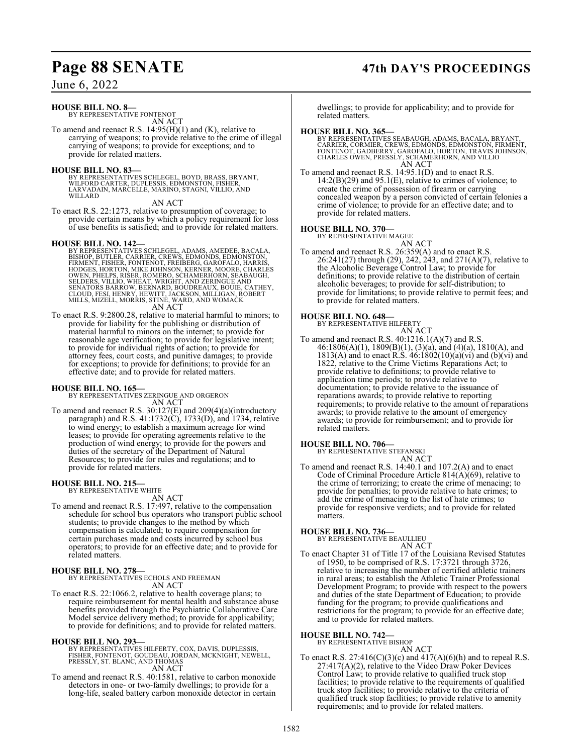**HOUSE BILL NO. 8—**
BY REPRESENTATIVE FONTENOT
AN ACT

To amend and reenact R.S. 14:95(H)(1) and (K), relative to carrying of weapons; to provide relative to the crime of illegal carrying of weapons; to provide for exceptions; and to provide for related matters.

**HOUSE BILL NO. 83—**
BY REPRESENTATIVES SCHLEGEL, BOYD, BRASS, BRYANT, WILFORD CARTER, DUPLESSIS, EDMONSTON, FISHER, LARVADAIN, MARCELLE, MARINO, STAGNI, VILLIO, AND WILLARD
AN ACT

To enact R.S. 22:1273, relative to presumption of coverage; to provide certain means by which a policy requirement for loss of use benefits is satisfied; and to provide for related matters.

**HOUSE BILL NO. 142—**
BY REPRESENTATIVES SCHLEGEL, ADAMS, AMEDEE, BACALA, BISHOP, BUTLER, CARRIER, CREWS, EDMONDS, EDMONSTON, FIRMENT, FISHER, FONTENOT, FREIBERG, GAROFALO, HARRIS, HODGES, HORTON, MIKE JOHNSON, KERNER, MOORE, CHARLES OWEN, PHELPS, RISER, ROMERO, SCHAMERHORN, SEABAUGH, SELDERS, VILLIO, WHEAT, WRIGHT, AND ZERINGUE AND SENATORS BARROW, BERNARD, BOUDREAUX, BOUIE, CATHEY, CLOUD, FESI, HENRY, HEWITT, JACKSON, MILLIGAN, ROBERT MILLS, MIZELL, MORRIS, STINE, WARD, AND WOMACK
AN ACT

To enact R.S. 9:2800.28, relative to material harmful to minors; to provide for liability for the publishing or distribution of material harmful to minors on the internet; to provide for reasonable age verification; to provide for legislative intent; to provide for individual rights of action; to provide for attorney fees, court costs, and punitive damages; to provide for exceptions; to provide for definitions; to provide for an effective date; and to provide for related matters.

**HOUSE BILL NO. 165—**
BY REPRESENTATIVES ZERINGUE AND ORGERON
AN ACT

To amend and reenact R.S. 30:127(E) and 209(4)(a)(introductory paragraph) and R.S. 41:1732(C), 1733(D), and 1734, relative to wind energy; to establish a maximum acreage for wind leases; to provide for operating agreements relative to the production of wind energy; to provide for the powers and duties of the secretary of the Department of Natural Resources; to provide for rules and regulations; and to provide for related matters.

**HOUSE BILL NO. 215—**
BY REPRESENTATIVE WHITE
AN ACT

To amend and reenact R.S. 17:497, relative to the compensation schedule for school bus operators who transport public school students; to provide changes to the method by which compensation is calculated; to require compensation for certain purchases made and costs incurred by school bus operators; to provide for an effective date; and to provide for related matters.

**HOUSE BILL NO. 278—**
BY REPRESENTATIVES ECHOLS AND FREEMAN
AN ACT

To enact R.S. 22:1066.2, relative to health coverage plans; to require reimbursement for mental health and substance abuse benefits provided through the Psychiatric Collaborative Care Model service delivery method; to provide for applicability; to provide for definitions; and to provide for related matters.

**HOUSE BILL NO. 293—**
BY REPRESENTATIVES HILFERTY, COX, DAVIS, DUPLESSIS, FISHER, FONTENOT, GOUDEAU, JORDAN, MCKNIGHT, NEWELL, PRESSLY, ST. BLANC, AND THOMAS
AN ACT

To amend and reenact R.S. 40:1581, relative to carbon monoxide detectors in one- or two-family dwellings; to provide for a long-life, sealed battery carbon monoxide detector in certain dwellings; to provide for applicability; and to provide for related matters.

**HOUSE BILL NO. 365—**
BY REPRESENTATIVES SEABAUGH, ADAMS, BACALA, BRYANT, CARRIER, CORMIER, CREWS, EDMONDS, EDMONSTON, FIRMENT, FONTENOT, GADBERRY, GAROFALO, HORTON, TRAVIS JOHNSON, CHARLES OWEN, PRESSLY, SCHAMERHORN, AND VILLIO
AN ACT

To amend and reenact R.S. 14:95.1(D) and to enact R.S. 14:2(B)(29) and 95.1(E), relative to crimes of violence; to create the crime of possession of firearm or carrying concealed weapon by a person convicted of certain felonies a crime of violence; to provide for an effective date; and to provide for related matters.

**HOUSE BILL NO. 370—**
BY REPRESENTATIVE MAGEE
AN ACT

To amend and reenact R.S. 26:359(A) and to enact R.S. 26:241(27) through (29), 242, 243, and 271(A)(7), relative to the Alcoholic Beverage Control Law; to provide for definitions; to provide relative to the distribution of certain alcoholic beverages; to provide for self-distribution; to provide for limitations; to provide relative to permit fees; and to provide for related matters.

**HOUSE BILL NO. 648—**
BY REPRESENTATIVE HILFERTY
AN ACT

To amend and reenact R.S. 40:1216.1(A)(7) and R.S. 46:1806(A)(1), 1809(B)(1), (3)(a), and (4)(a), 1810(A), and 1813(A) and to enact R.S. 46:1802(10)(a)(vi) and (b)(vi) and 1822, relative to the Crime Victims Reparations Act; to provide relative to definitions; to provide relative to application time periods; to provide relative to documentation; to provide relative to the issuance of reparations awards; to provide relative to reporting requirements; to provide relative to the amount of reparations awards; to provide relative to the amount of emergency awards; to provide for reimbursement; and to provide for related matters.

**HOUSE BILL NO. 706—**
BY REPRESENTATIVE STEFANSKI
AN ACT

To amend and reenact R.S. 14:40.1 and 107.2(A) and to enact Code of Criminal Procedure Article 814(A)(69), relative to the crime of terrorizing; to create the crime of menacing; to provide for penalties; to provide relative to hate crimes; to add the crime of menacing to the list of hate crimes; to provide for responsive verdicts; and to provide for related matters.

**HOUSE BILL NO. 736—**
BY REPRESENTATIVE BEAULLIEU
AN ACT

To enact Chapter 31 of Title 17 of the Louisiana Revised Statutes of 1950, to be comprised of R.S. 17:3721 through 3726, relative to increasing the number of certified athletic trainers in rural areas; to establish the Athletic Trainer Professional Development Program; to provide with respect to the powers and duties of the state Department of Education; to provide funding for the program; to provide qualifications and restrictions for the program; to provide for an effective date; and to provide for related matters.

**HOUSE BILL NO. 742—**
BY REPRESENTATIVE BISHOP
AN ACT

To enact R.S. 27:416(C)(3)(c) and 417(A)(6)(h) and to repeal R.S. 27:417(A)(2), relative to the Video Draw Poker Devices Control Law; to provide relative to qualified truck stop facilities; to provide relative to the requirements of qualified truck stop facilities; to provide relative to the criteria of qualified truck stop facilities; to provide relative to amenity requirements; and to provide for related matters.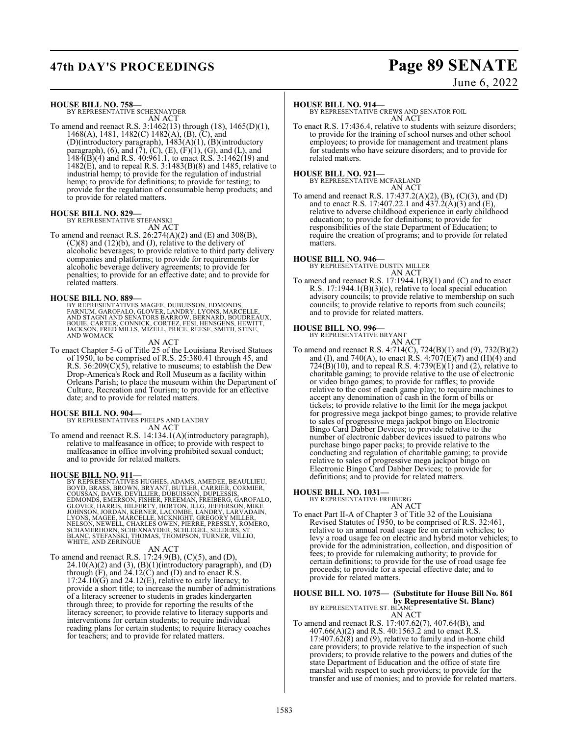**HOUSE BILL NO. 758—**
BY REPRESENTATIVE SCHEXNAYDER
AN ACT

To amend and reenact R.S. 3:1462(13) through (18), 1465(D)(1), 1468(A), 1481, 1482(C) 1482(A), (B), (C), and (D)(introductory paragraph), 1483(A)(1), (B)(introductory paragraph), (6), and (7), (C), (E), (F)(1), (G), and (L), and 1484(B)(4) and R.S. 40:961.1, to enact R.S. 3:1462(19) and 1482(E), and to repeal R.S. 3:1483(B)(8) and 1485, relative to industrial hemp; to provide for the regulation of industrial hemp; to provide for definitions; to provide for testing; to provide for the regulation of consumable hemp products; and to provide for related matters.

**HOUSE BILL NO. 829—**
BY REPRESENTATIVE STEFANSKI
AN ACT

To amend and reenact R.S. 26:274(A)(2) and (E) and 308(B), (C)(8) and (12)(b), and (J), relative to the delivery of alcoholic beverages; to provide relative to third party delivery companies and platforms; to provide for requirements for alcoholic beverage delivery agreements; to provide for penalties; to provide for an effective date; and to provide for related matters.

**HOUSE BILL NO. 889—**
BY REPRESENTATIVES MAGEE, DUBUISSON, EDMONDS, FARNUM, GAROFALO, GLOVER, LANDRY, LYONS, MARCELLE, AND STAGNI AND SENATORS BARROW, BERNARD, BOUDREAUX, BOUIE, CARTER, CONNICK, CORTEZ, FESI, HENSGENS, HEWITT, JACKSON, FRED MILLS, MIZELL, PRICE, REESE, SMITH, STINE, AND WOMACK
AN ACT

To enact Chapter 5-G of Title 25 of the Louisiana Revised Statues of 1950, to be comprised of R.S. 25:380.41 through 45, and R.S. 36:209(C)(5), relative to museums; to establish the Dew Drop-America's Rock and Roll Museum as a facility within Orleans Parish; to place the museum within the Department of Culture, Recreation and Tourism; to provide for an effective date; and to provide for related matters.

**HOUSE BILL NO. 904—**
BY REPRESENTATIVES PHELPS AND LANDRY
AN ACT

To amend and reenact R.S. 14:134.1(A)(introductory paragraph), relative to malfeasance in office; to provide with respect to malfeasance in office involving prohibited sexual conduct; and to provide for related matters.

**HOUSE BILL NO. 911—**
BY REPRESENTATIVES HUGHES, ADAMS, AMEDEE, BEAULLIEU, BOYD, BRASS, BROWN, BRYANT, BUTLER, CARRIER, CORMIER, COUSSAN, DAVIS, DEVILLIER, DUBUISSON, DUPLESSIS, EDMONDS, EMERSON, FISHER, FREEMAN, FREIBERG, GAROFALO, GLOVER, HARRIS, HILFERTY, HORTON, ILLG, JEFFERSON, MIKE JOHNSON, JORDAN, KERNER, LACOMBE, LANDRY, LARVADAIN, LYONS, MAGEE, MARCELLE, MCKNIGHT, GREGORY MILLER, NELSON, NEWELL, CHARLES OWEN, PIERRE, PRESSLY, ROMERO, SCHAMERHORN, SCHEXNAYDER, SCHLEGEL, SELDERS, ST. BLANC, STEFANSKI, THOMAS, THOMPSON, TURNER, VILLIO, WHITE, AND ZERINGUE
AN ACT

To amend and reenact R.S. 17:24.9(B), (C)(5), and (D), 24.10(A)(2) and (3), (B)(1)(introductory paragraph), and (D) through (F), and 24.12(C) and (D) and to enact R.S. 17:24.10(G) and 24.12(E), relative to early literacy; to provide a short title; to increase the number of administrations of a literacy screener to students in grades kindergarten through three; to provide for reporting the results of the literacy screener; to provide relative to literacy supports and interventions for certain students; to require individual reading plans for certain students; to require literacy coaches for teachers; and to provide for related matters.

**HOUSE BILL NO. 914—**
BY REPRESENTATIVE CREWS AND SENATOR FOIL
AN ACT

To enact R.S. 17:436.4, relative to students with seizure disorders; to provide for the training of school nurses and other school employees; to provide for management and treatment plans for students who have seizure disorders; and to provide for related matters.

**HOUSE BILL NO. 921—**
BY REPRESENTATIVE MCFARLAND
AN ACT

To amend and reenact R.S. 17:437.2(A)(2), (B), (C)(3), and (D) and to enact R.S. 17:407.22.1 and 437.2(A)(3) and (E), relative to adverse childhood experience in early childhood education; to provide for definitions; to provide for responsibilities of the state Department of Education; to require the creation of programs; and to provide for related matters.

**HOUSE BILL NO. 946—**
BY REPRESENTATIVE DUSTIN MILLER
AN ACT

To amend and reenact R.S. 17:1944.1(B)(1) and (C) and to enact R.S. 17:1944.1(B)(3)(c), relative to local special education advisory councils; to provide relative to membership on such councils; to provide relative to reports from such councils; and to provide for related matters.

**HOUSE BILL NO. 996—**
BY REPRESENTATIVE BRYANT
AN ACT

To amend and reenact R.S. 4:714(C), 724(B)(1) and (9), 732(B)(2) and (I), and 740(A), to enact R.S. 4:707(E)(7) and (H)(4) and 724(B)(10), and to repeal R.S. 4:739(E)(1) and (2), relative to charitable gaming; to provide relative to the use of electronic or video bingo games; to provide for raffles; to provide relative to the cost of each game play; to require machines to accept any denomination of cash in the form of bills or tickets; to provide relative to the limit for the mega jackpot for progressive mega jackpot bingo games; to provide relative to sales of progressive mega jackpot bingo on Electronic Bingo Card Dabber Devices; to provide relative to the number of electronic dabber devices issued to patrons who purchase bingo paper packs; to provide relative to the conducting and regulation of charitable gaming; to provide relative to sales of progressive mega jackpot bingo on Electronic Bingo Card Dabber Devices; to provide for definitions; and to provide for related matters.

**HOUSE BILL NO. 1031—**
BY REPRESENTATIVE FREIBERG
AN ACT

To enact Part II-A of Chapter 3 of Title 32 of the Louisiana Revised Statutes of 1950, to be comprised of R.S. 32:461, relative to an annual road usage fee on certain vehicles; to levy a road usage fee on electric and hybrid motor vehicles; to provide for the administration, collection, and disposition of fees; to provide for rulemaking authority; to provide for certain definitions; to provide for the use of road usage fee proceeds; to provide for a special effective date; and to provide for related matters.

**HOUSE BILL NO. 1075— (Substitute for House Bill No. 861 by Representative St. Blanc)**
BY REPRESENTATIVE ST. BLANC
AN ACT

To amend and reenact R.S. 17:407.62(7), 407.64(B), and 407.66(A)(2) and R.S. 40:1563.2 and to enact R.S. 17:407.62(8) and (9), relative to family and in-home child care providers; to provide relative to the inspection of such providers; to provide relative to the powers and duties of the state Department of Education and the office of state fire marshal with respect to such providers; to provide for the transfer and use of monies; and to provide for related matters.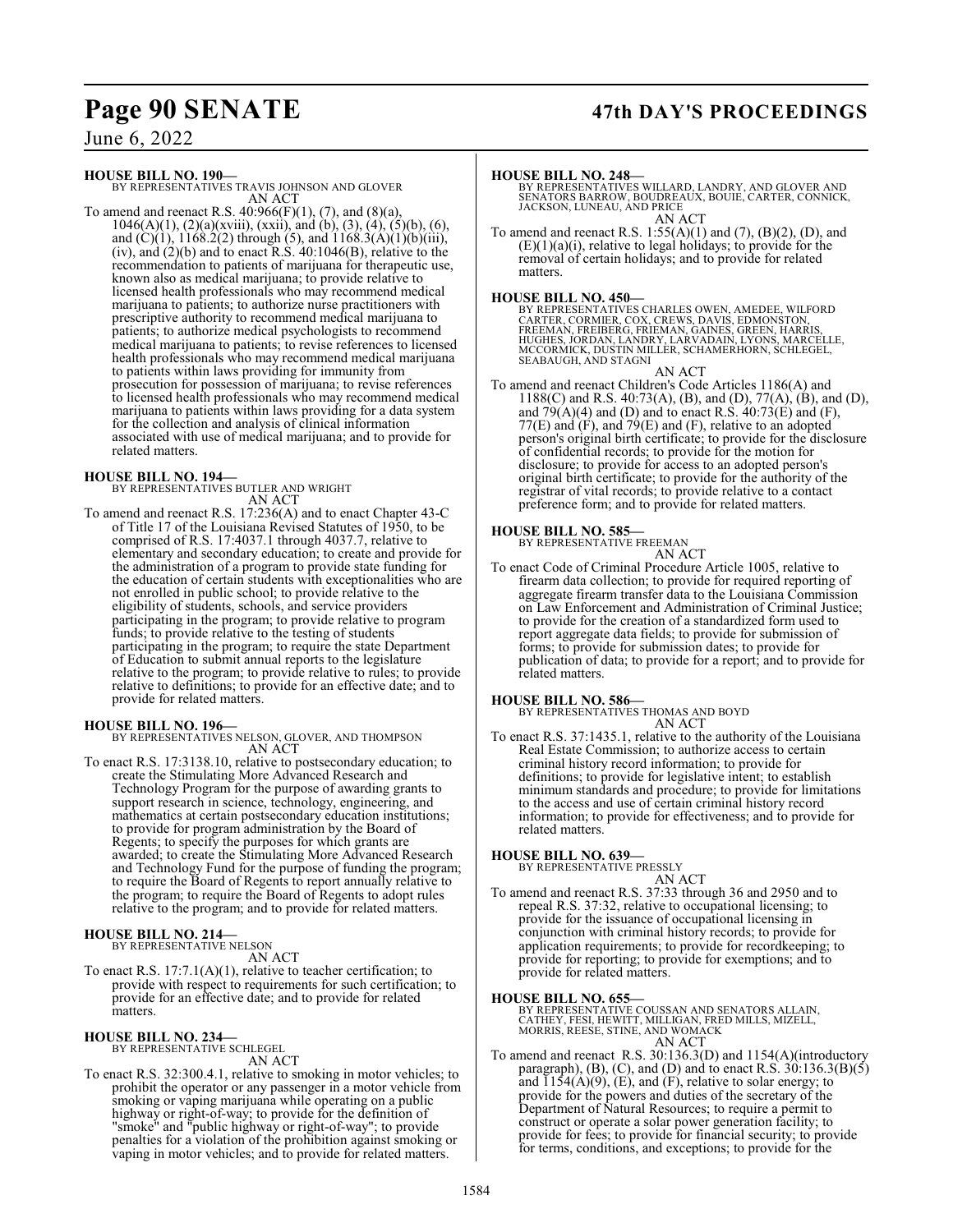**HOUSE BILL NO. 190—**
BY REPRESENTATIVES TRAVIS JOHNSON AND GLOVER
AN ACT

To amend and reenact R.S. 40:966(F)(1), (7), and (8)(a), 1046(A)(1), (2)(a)(xviii), (xxii), and (b), (3), (4), (5)(b), (6), and (C)(1), 1168.2(2) through (5), and 1168.3(A)(1)(b)(iii), (iv), and (2)(b) and to enact R.S. 40:1046(B), relative to the recommendation to patients of marijuana for therapeutic use, known also as medical marijuana; to provide relative to licensed health professionals who may recommend medical marijuana to patients; to authorize nurse practitioners with prescriptive authority to recommend medical marijuana to patients; to authorize medical psychologists to recommend medical marijuana to patients; to revise references to licensed health professionals who may recommend medical marijuana to patients within laws providing for immunity from prosecution for possession of marijuana; to revise references to licensed health professionals who may recommend medical marijuana to patients within laws providing for a data system for the collection and analysis of clinical information associated with use of medical marijuana; and to provide for related matters.

**HOUSE BILL NO. 194—**
BY REPRESENTATIVES BUTLER AND WRIGHT
AN ACT

To amend and reenact R.S. 17:236(A) and to enact Chapter 43-C of Title 17 of the Louisiana Revised Statutes of 1950, to be comprised of R.S. 17:4037.1 through 4037.7, relative to elementary and secondary education; to create and provide for the administration of a program to provide state funding for the education of certain students with exceptionalities who are not enrolled in public school; to provide relative to the eligibility of students, schools, and service providers participating in the program; to provide relative to program funds; to provide relative to the testing of students participating in the program; to require the state Department of Education to submit annual reports to the legislature relative to the program; to provide relative to rules; to provide relative to definitions; to provide for an effective date; and to provide for related matters.

**HOUSE BILL NO. 196—**
BY REPRESENTATIVES NELSON, GLOVER, AND THOMPSON
AN ACT

To enact R.S. 17:3138.10, relative to postsecondary education; to create the Stimulating More Advanced Research and Technology Program for the purpose of awarding grants to support research in science, technology, engineering, and mathematics at certain postsecondary education institutions; to provide for program administration by the Board of Regents; to specify the purposes for which grants are awarded; to create the Stimulating More Advanced Research and Technology Fund for the purpose of funding the program; to require the Board of Regents to report annually relative to the program; to require the Board of Regents to adopt rules relative to the program; and to provide for related matters.

**HOUSE BILL NO. 214—**
BY REPRESENTATIVE NELSON
AN ACT

To enact R.S. 17:7.1(A)(1), relative to teacher certification; to provide with respect to requirements for such certification; to provide for an effective date; and to provide for related matters.

**HOUSE BILL NO. 234—**
BY REPRESENTATIVE SCHLEGEL
AN ACT

To enact R.S. 32:300.4.1, relative to smoking in motor vehicles; to prohibit the operator or any passenger in a motor vehicle from smoking or vaping marijuana while operating on a public highway or right-of-way; to provide for the definition of "smoke" and "public highway or right-of-way"; to provide penalties for a violation of the prohibition against smoking or vaping in motor vehicles; and to provide for related matters.

**HOUSE BILL NO. 248—**
BY REPRESENTATIVES WILLARD, LANDRY, AND GLOVER AND SENATORS BARROW, BOUDREAUX, BOUIE, CARTER, CONNICK, JACKSON, LUNEAU, AND PRICE
AN ACT

To amend and reenact R.S. 1:55(A)(1) and (7), (B)(2), (D), and (E)(1)(a)(i), relative to legal holidays; to provide for the removal of certain holidays; and to provide for related matters.

**HOUSE BILL NO. 450—**
BY REPRESENTATIVES CHARLES OWEN, AMEDEE, WILFORD CARTER, CORMIER, COX, CREWS, DAVIS, EDMONSTON, FREEMAN, FREIBERG, FRIEMAN, GAINES, GREEN, HARRIS, HUGHES, JORDAN, LANDRY, LARVADAIN, LYONS, MARCELLE, MCCORMICK, DUSTIN MILLER, SCHAMERHORN, SCHLEGEL, SEABAUGH, AND STAGNI
AN ACT

To amend and reenact Children's Code Articles 1186(A) and 1188(C) and R.S. 40:73(A), (B), and (D), 77(A), (B), and (D), and 79(A)(4) and (D) and to enact R.S. 40:73(E) and (F), 77(E) and (F), and 79(E) and (F), relative to an adopted person's original birth certificate; to provide for the disclosure of confidential records; to provide for the motion for disclosure; to provide for access to an adopted person's original birth certificate; to provide for the authority of the registrar of vital records; to provide relative to a contact preference form; and to provide for related matters.

**HOUSE BILL NO. 585—**
BY REPRESENTATIVE FREEMAN
AN ACT

To enact Code of Criminal Procedure Article 1005, relative to firearm data collection; to provide for required reporting of aggregate firearm transfer data to the Louisiana Commission on Law Enforcement and Administration of Criminal Justice; to provide for the creation of a standardized form used to report aggregate data fields; to provide for submission of forms; to provide for submission dates; to provide for publication of data; to provide for a report; and to provide for related matters.

**HOUSE BILL NO. 586—**
BY REPRESENTATIVES THOMAS AND BOYD
AN ACT

To enact R.S. 37:1435.1, relative to the authority of the Louisiana Real Estate Commission; to authorize access to certain criminal history record information; to provide for definitions; to provide for legislative intent; to establish minimum standards and procedure; to provide for limitations to the access and use of certain criminal history record information; to provide for effectiveness; and to provide for related matters.

**HOUSE BILL NO. 639—**
BY REPRESENTATIVE PRESSLY
AN ACT

To amend and reenact R.S. 37:33 through 36 and 2950 and to repeal R.S. 37:32, relative to occupational licensing; to provide for the issuance of occupational licensing in conjunction with criminal history records; to provide for application requirements; to provide for recordkeeping; to provide for reporting; to provide for exemptions; and to provide for related matters.

**HOUSE BILL NO. 655—**
BY REPRESENTATIVE COUSSAN AND SENATORS ALLAIN, CATHEY, FESI, HEWITT, MILLIGAN, FRED MILLS, MIZELL, MORRIS, REESE, STINE, AND WOMACK
AN ACT

To amend and reenact R.S. 30:136.3(D) and 1154(A)(introductory paragraph), (B), (C), and (D) and to enact R.S. 30:136.3(B)(5) and 1154(A)(9), (E), and (F), relative to solar energy; to provide for the powers and duties of the secretary of the Department of Natural Resources; to require a permit to construct or operate a solar power generation facility; to provide for fees; to provide for financial security; to provide for terms, conditions, and exceptions; to provide for the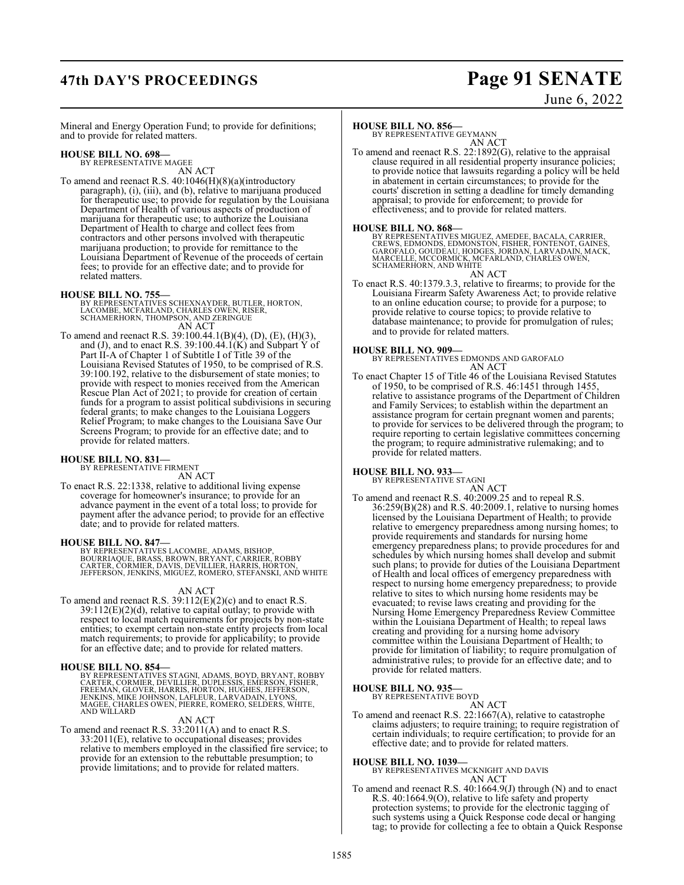Mineral and Energy Operation Fund; to provide for definitions; and to provide for related matters.

**HOUSE BILL NO. 698—**
BY REPRESENTATIVE MAGEE
AN ACT
To amend and reenact R.S. 40:1046(H)(8)(a)(introductory paragraph), (i), (iii), and (b), relative to marijuana produced for therapeutic use; to provide for regulation by the Louisiana Department of Health of various aspects of production of marijuana for therapeutic use; to authorize the Louisiana Department of Health to charge and collect fees from contractors and other persons involved with therapeutic marijuana production; to provide for remittance to the Louisiana Department of Revenue of the proceeds of certain fees; to provide for an effective date; and to provide for related matters.

**HOUSE BILL NO. 755—**
BY REPRESENTATIVES SCHEXNAYDER, BUTLER, HORTON, LACOMBE, MCFARLAND, CHARLES OWEN, RISER, SCHAMERHORN, THOMPSON, AND ZERINGUE
AN ACT
To amend and reenact R.S. 39:100.44.1(B)(4), (D), (E), (H)(3), and (J), and to enact R.S. 39:100.44.1(K) and Subpart Y of Part II-A of Chapter 1 of Subtitle I of Title 39 of the Louisiana Revised Statutes of 1950, to be comprised of R.S. 39:100.192, relative to the disbursement of state monies; to provide with respect to monies received from the American Rescue Plan Act of 2021; to provide for creation of certain funds for a program to assist political subdivisions in securing federal grants; to make changes to the Louisiana Loggers Relief Program; to make changes to the Louisiana Save Our Screens Program; to provide for an effective date; and to provide for related matters.

**HOUSE BILL NO. 831—**
BY REPRESENTATIVE FIRMENT
AN ACT
To enact R.S. 22:1338, relative to additional living expense coverage for homeowner's insurance; to provide for an advance payment in the event of a total loss; to provide for payment after the advance period; to provide for an effective date; and to provide for related matters.

**HOUSE BILL NO. 847—**
BY REPRESENTATIVES LACOMBE, ADAMS, BISHOP, BOURRIAQUE, BRASS, BROWN, BRYANT, CARRIER, ROBBY CARTER, CORMIER, DAVIS, DEVILLIER, HARRIS, HORTON, JEFFERSON, JENKINS, MIGUEZ, ROMERO, STEFANSKI, AND WHITE
AN ACT
To amend and reenact R.S. 39:112(E)(2)(c) and to enact R.S. 39:112(E)(2)(d), relative to capital outlay; to provide with respect to local match requirements for projects by non-state entities; to exempt certain non-state entity projects from local match requirements; to provide for applicability; to provide for an effective date; and to provide for related matters.

**HOUSE BILL NO. 854—**
BY REPRESENTATIVES STAGNI, ADAMS, BOYD, BRYANT, ROBBY CARTER, CORMIER, DEVILLIER, DUPLESSIS, EMERSON, FISHER, FREEMAN, GLOVER, HARRIS, HORTON, HUGHES, JEFFERSON, JENKINS, MIKE JOHNSON, LAFLEUR, LARVADAIN, LYONS, MAGEE, CHARLES OWEN, PIERRE, ROMERO, SELDERS, WHITE, AND WILLARD
AN ACT
To amend and reenact R.S. 33:2011(A) and to enact R.S. 33:2011(E), relative to occupational diseases; provides relative to members employed in the classified fire service; to provide for an extension to the rebuttable presumption; to provide limitations; and to provide for related matters.

**HOUSE BILL NO. 856—**
BY REPRESENTATIVE GEYMANN
AN ACT
To amend and reenact R.S. 22:1892(G), relative to the appraisal clause required in all residential property insurance policies; to provide notice that lawsuits regarding a policy will be held in abatement in certain circumstances; to provide for the courts' discretion in setting a deadline for timely demanding appraisal; to provide for enforcement; to provide for effectiveness; and to provide for related matters.

**HOUSE BILL NO. 868—**
BY REPRESENTATIVES MIGUEZ, AMEDEE, BACALA, CARRIER, CREWS, EDMONDS, EDMONSTON, FISHER, FONTENOT, GAINES, GAROFALO, GOUDEAU, HODGES, JORDAN, LARVADAIN, MACK, MARCELLE, MCCORMICK, MCFARLAND, CHARLES OWEN, SCHAMERHORN, AND WHITE
AN ACT
To enact R.S. 40:1379.3.3, relative to firearms; to provide for the Louisiana Firearm Safety Awareness Act; to provide relative to an online education course; to provide for a purpose; to provide relative to course topics; to provide relative to database maintenance; to provide for promulgation of rules; and to provide for related matters.

**HOUSE BILL NO. 909—**
BY REPRESENTATIVES EDMONDS AND GAROFALO
AN ACT
To enact Chapter 15 of Title 46 of the Louisiana Revised Statutes of 1950, to be comprised of R.S. 46:1451 through 1455, relative to assistance programs of the Department of Children and Family Services; to establish within the department an assistance program for certain pregnant women and parents; to provide for services to be delivered through the program; to require reporting to certain legislative committees concerning the program; to require administrative rulemaking; and to provide for related matters.

**HOUSE BILL NO. 933—**
BY REPRESENTATIVE STAGNI
AN ACT
To amend and reenact R.S. 40:2009.25 and to repeal R.S. 36:259(B)(28) and R.S. 40:2009.1, relative to nursing homes licensed by the Louisiana Department of Health; to provide relative to emergency preparedness among nursing homes; to provide requirements and standards for nursing home emergency preparedness plans; to provide procedures for and schedules by which nursing homes shall develop and submit such plans; to provide for duties of the Louisiana Department of Health and local offices of emergency preparedness with respect to nursing home emergency preparedness; to provide relative to sites to which nursing home residents may be evacuated; to revise laws creating and providing for the Nursing Home Emergency Preparedness Review Committee within the Louisiana Department of Health; to repeal laws creating and providing for a nursing home advisory committee within the Louisiana Department of Health; to provide for limitation of liability; to require promulgation of administrative rules; to provide for an effective date; and to provide for related matters.

**HOUSE BILL NO. 935—**
BY REPRESENTATIVE BOYD
AN ACT
To amend and reenact R.S. 22:1667(A), relative to catastrophe claims adjusters; to require training; to require registration of certain individuals; to require certification; to provide for an effective date; and to provide for related matters.

**HOUSE BILL NO. 1039—**
BY REPRESENTATIVES MCKNIGHT AND DAVIS
AN ACT
To amend and reenact R.S. 40:1664.9(J) through (N) and to enact R.S. 40:1664.9(O), relative to life safety and property protection systems; to provide for the electronic tagging of such systems using a Quick Response code decal or hanging tag; to provide for collecting a fee to obtain a Quick Response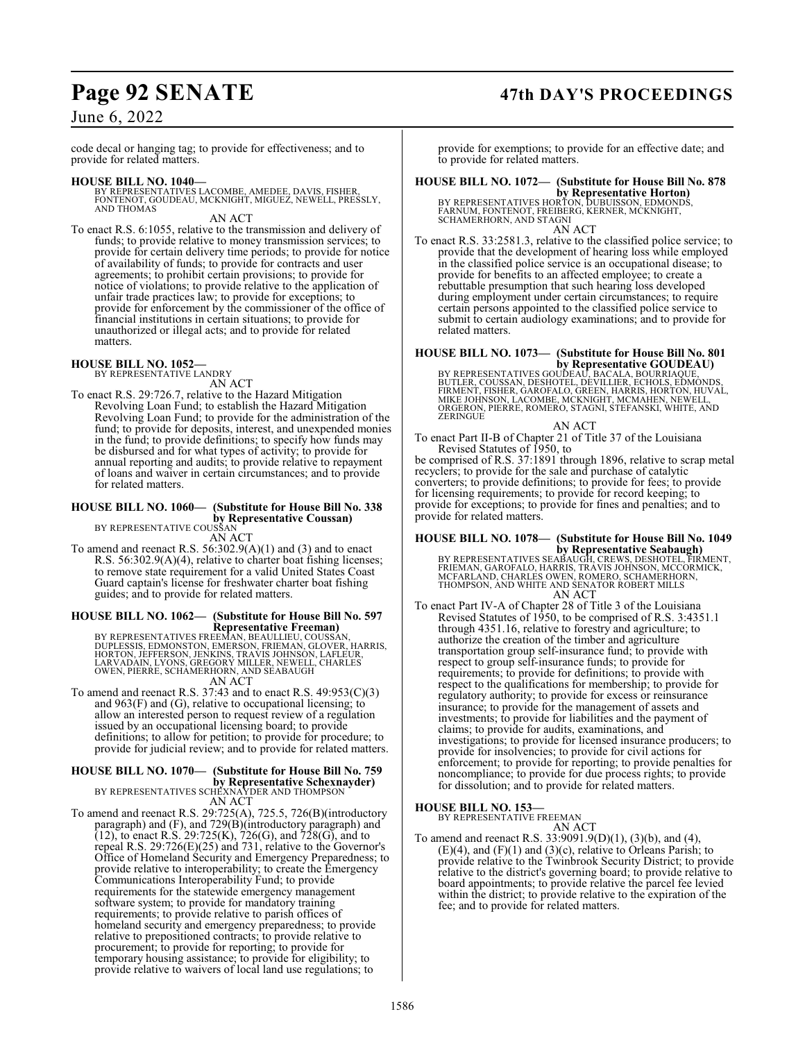code decal or hanging tag; to provide for effectiveness; and to provide for related matters.

**HOUSE BILL NO. 1040—**
BY REPRESENTATIVES LACOMBE, AMEDEE, DAVIS, FISHER, FONTENOT, GOUDEAU, MCKNIGHT, MIGUEZ, NEWELL, PRESSLY, AND THOMAS

AN ACT

To enact R.S. 6:1055, relative to the transmission and delivery of funds; to provide relative to money transmission services; to provide for certain delivery time periods; to provide for notice of availability of funds; to provide for contracts and user agreements; to prohibit certain provisions; to provide for notice of violations; to provide relative to the application of unfair trade practices law; to provide for exceptions; to provide for enforcement by the commissioner of the office of financial institutions in certain situations; to provide for unauthorized or illegal acts; and to provide for related matters.

**HOUSE BILL NO. 1052—**
BY REPRESENTATIVE LANDRY

AN ACT

To enact R.S. 29:726.7, relative to the Hazard Mitigation Revolving Loan Fund; to establish the Hazard Mitigation Revolving Loan Fund; to provide for the administration of the fund; to provide for deposits, interest, and unexpended monies in the fund; to provide definitions; to specify how funds may be disbursed and for what types of activity; to provide for annual reporting and audits; to provide relative to repayment of loans and waiver in certain circumstances; and to provide for related matters.

**HOUSE BILL NO. 1060— (Substitute for House Bill No. 338 by Representative Coussan)**
BY REPRESENTATIVE COUSSAN

AN ACT

To amend and reenact R.S. 56:302.9(A)(1) and (3) and to enact R.S. 56:302.9(A)(4), relative to charter boat fishing licenses; to remove state requirement for a valid United States Coast Guard captain's license for freshwater charter boat fishing guides; and to provide for related matters.

**HOUSE BILL NO. 1062— (Substitute for House Bill No. 597 Representative Freeman)**
BY REPRESENTATIVES FREEMAN, BEAULLIEU, COUSSAN, DUPLESSIS, EDMONSTON, EMERSON, FRIEMAN, GLOVER, HARRIS, HORTON, JEFFERSON, JENKINS, TRAVIS JOHNSON, LAFLEUR, LARVADAIN, LYONS, GREGORY MILLER, NEWELL, CHARLES OWEN, PIERRE, SCHAMERHORN, AND SEABAUGH

AN ACT

To amend and reenact R.S. 37:43 and to enact R.S. 49:953(C)(3) and 963(F) and (G), relative to occupational licensing; to allow an interested person to request review of a regulation issued by an occupational licensing board; to provide definitions; to allow for petition; to provide for procedure; to provide for judicial review; and to provide for related matters.

**HOUSE BILL NO. 1070— (Substitute for House Bill No. 759 by Representative Schexnayder)**
BY REPRESENTATIVES SCHEXNAYDER AND THOMPSON

AN ACT

To amend and reenact R.S. 29:725(A), 725.5, 726(B)(introductory paragraph) and (F), and 729(B)(introductory paragraph) and (12), to enact R.S. 29:725(K), 726(G), and 728(G), and to repeal R.S. 29:726(E)(25) and 731, relative to the Governor's Office of Homeland Security and Emergency Preparedness; to provide relative to interoperability; to create the Emergency Communications Interoperability Fund; to provide requirements for the statewide emergency management software system; to provide for mandatory training requirements; to provide relative to parish offices of homeland security and emergency preparedness; to provide relative to prepositioned contracts; to provide relative to procurement; to provide for reporting; to provide for temporary housing assistance; to provide for eligibility; to provide relative to waivers of local land use regulations; to provide for exemptions; to provide for an effective date; and to provide for related matters.

**HOUSE BILL NO. 1072— (Substitute for House Bill No. 878 by Representative Horton)**
BY REPRESENTATIVES HORTON, DUBUISSON, EDMONDS, FARNUM, FONTENOT, FREIBERG, KERNER, MCKNIGHT, SCHAMERHORN, AND STAGNI

AN ACT

To enact R.S. 33:2581.3, relative to the classified police service; to provide that the development of hearing loss while employed in the classified police service is an occupational disease; to provide for benefits to an affected employee; to create a rebuttable presumption that such hearing loss developed during employment under certain circumstances; to require certain persons appointed to the classified police service to submit to certain audiology examinations; and to provide for related matters.

**HOUSE BILL NO. 1073— (Substitute for House Bill No. 801 by Representative GOUDEAU)**
BY REPRESENTATIVES GOUDEAU, BACALA, BOURRIAQUE, BUTLER, COUSSAN, DESHOTEL, DEVILLIER, ECHOLS, EDMONDS, FIRMENT, FISHER, GAROFALO, GREEN, HARRIS, HORTON, HUVAL, MIKE JOHNSON, LACOMBE, MCKNIGHT, MCMAHEN, NEWELL, ORGERON, PIERRE, ROMERO, STAGNI, STEFANSKI, WHITE, AND ZERINGUE

AN ACT

To enact Part II-B of Chapter 21 of Title 37 of the Louisiana Revised Statutes of 1950, to be comprised of R.S. 37:1891 through 1896, relative to scrap metal recyclers; to provide for the sale and purchase of catalytic converters; to provide definitions; to provide for fees; to provide for licensing requirements; to provide for record keeping; to provide for exceptions; to provide for fines and penalties; and to provide for related matters.

**HOUSE BILL NO. 1078— (Substitute for House Bill No. 1049 by Representative Seabaugh)**
BY REPRESENTATIVES SEABAUGH, CREWS, DESHOTEL, FIRMENT, FRIEMAN, GAROFALO, HARRIS, TRAVIS JOHNSON, MCCORMICK, MCFARLAND, CHARLES OWEN, ROMERO, SCHAMERHORN, THOMPSON, AND WHITE AND SENATOR ROBERT MILLS

AN ACT

To enact Part IV-A of Chapter 28 of Title 3 of the Louisiana Revised Statutes of 1950, to be comprised of R.S. 3:4351.1 through 4351.16, relative to forestry and agriculture; to authorize the creation of the timber and agriculture transportation group self-insurance fund; to provide with respect to group self-insurance funds; to provide for requirements; to provide for definitions; to provide with respect to the qualifications for membership; to provide for regulatory authority; to provide for excess or reinsurance insurance; to provide for the management of assets and investments; to provide for liabilities and the payment of claims; to provide for audits, examinations, and investigations; to provide for licensed insurance producers; to provide for insolvencies; to provide for civil actions for enforcement; to provide for reporting; to provide penalties for noncompliance; to provide for due process rights; to provide for dissolution; and to provide for related matters.

**HOUSE BILL NO. 153—**
BY REPRESENTATIVE FREEMAN

AN ACT

To amend and reenact R.S. 33:9091.9(D)(1), (3)(b), and (4), (E)(4), and (F)(1) and (3)(c), relative to Orleans Parish; to provide relative to the Twinbrook Security District; to provide relative to the district's governing board; to provide relative to board appointments; to provide relative the parcel fee levied within the district; to provide relative to the expiration of the fee; and to provide for related matters.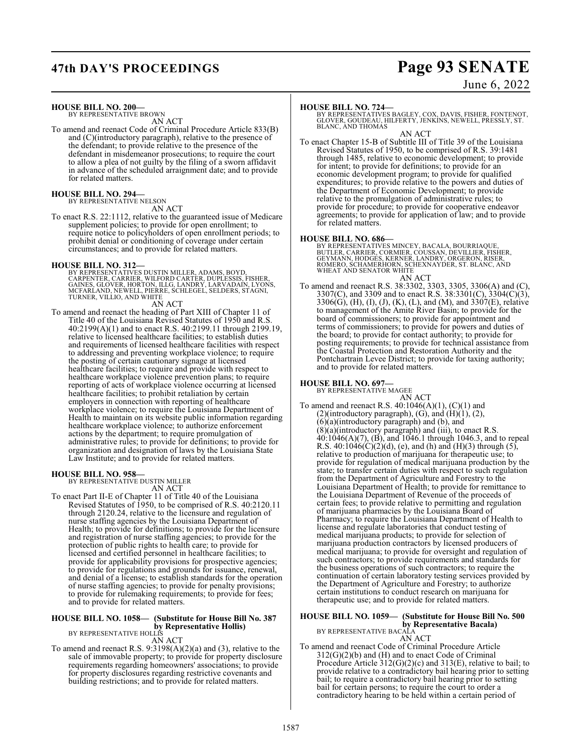**HOUSE BILL NO. 200—**
BY REPRESENTATIVE BROWN

AN ACT

To amend and reenact Code of Criminal Procedure Article 833(B) and (C)(introductory paragraph), relative to the presence of the defendant; to provide relative to the presence of the defendant in misdemeanor prosecutions; to require the court to allow a plea of not guilty by the filing of a sworn affidavit in advance of the scheduled arraignment date; and to provide for related matters.

**HOUSE BILL NO. 294—**
BY REPRESENTATIVE NELSON

AN ACT

To enact R.S. 22:1112, relative to the guaranteed issue of Medicare supplement policies; to provide for open enrollment; to require notice to policyholders of open enrollment periods; to prohibit denial or conditioning of coverage under certain circumstances; and to provide for related matters.

**HOUSE BILL NO. 312—**
BY REPRESENTATIVES DUSTIN MILLER, ADAMS, BOYD, CARPENTER, CARRIER, WILFORD CARTER, DUPLESSIS, FISHER, GAINES, GLOVER, HORTON, ILLG, LANDRY, LARVADAIN, LYONS, MCFARLAND, NEWELL, PIERRE, SCHLEGEL, SELDERS, STAGNI, TURNER, VILLIO, AND WHITE

AN ACT

To amend and reenact the heading of Part XIII of Chapter 11 of Title 40 of the Louisiana Revised Statutes of 1950 and R.S. 40:2199(A)(1) and to enact R.S. 40:2199.11 through 2199.19, relative to licensed healthcare facilities; to establish duties and requirements of licensed healthcare facilities with respect to addressing and preventing workplace violence; to require the posting of certain cautionary signage at licensed healthcare facilities; to require and provide with respect to healthcare workplace violence prevention plans; to require reporting of acts of workplace violence occurring at licensed healthcare facilities; to prohibit retaliation by certain employers in connection with reporting of healthcare workplace violence; to require the Louisiana Department of Health to maintain on its website public information regarding healthcare workplace violence; to authorize enforcement actions by the department; to require promulgation of administrative rules; to provide for definitions; to provide for organization and designation of laws by the Louisiana State Law Institute; and to provide for related matters.

**HOUSE BILL NO. 958—**
BY REPRESENTATIVE DUSTIN MILLER

AN ACT

To enact Part II-E of Chapter 11 of Title 40 of the Louisiana Revised Statutes of 1950, to be comprised of R.S. 40:2120.11 through 2120.24, relative to the licensure and regulation of nurse staffing agencies by the Louisiana Department of Health; to provide for definitions; to provide for the licensure and registration of nurse staffing agencies; to provide for the protection of public rights to health care; to provide for licensed and certified personnel in healthcare facilities; to provide for applicability provisions for prospective agencies; to provide for regulations and grounds for issuance, renewal, and denial of a license; to establish standards for the operation of nurse staffing agencies; to provide for penalty provisions; to provide for rulemaking requirements; to provide for fees; and to provide for related matters.

**HOUSE BILL NO. 1058— (Substitute for House Bill No. 387 by Representative Hollis)**
BY REPRESENTATIVE HOLLIS

AN ACT

To amend and reenact R.S. 9:3198(A)(2)(a) and (3), relative to the sale of immovable property; to provide for property disclosure requirements regarding homeowners' associations; to provide for property disclosures regarding restrictive covenants and building restrictions; and to provide for related matters.

**HOUSE BILL NO. 724—**
BY REPRESENTATIVES BAGLEY, COX, DAVIS, FISHER, FONTENOT, GLOVER, GOUDEAU, HILFERTY, JENKINS, NEWELL, PRESSLY, ST. BLANC, AND THOMAS

AN ACT

To enact Chapter 15-B of Subtitle III of Title 39 of the Louisiana Revised Statutes of 1950, to be comprised of R.S. 39:1481 through 1485, relative to economic development; to provide for intent; to provide for definitions; to provide for an economic development program; to provide for qualified expenditures; to provide relative to the powers and duties of the Department of Economic Development; to provide relative to the promulgation of administrative rules; to provide for procedure; to provide for cooperative endeavor agreements; to provide for application of law; and to provide for related matters.

**HOUSE BILL NO. 686—**
BY REPRESENTATIVES MINCEY, BACALA, BOURRIAQUE, BUTLER, CARRIER, CORMIER, COUSSAN, DEVILLIER, FISHER, GEYMANN, HODGES, KERNER, LANDRY, ORGERON, RISER, ROMERO, SCHAMERHORN, SCHEXNAYDER, ST. BLANC, AND WHEAT AND SENATOR WHITE

AN ACT

To amend and reenact R.S. 38:3302, 3303, 3305, 3306(A) and (C), 3307(C), and 3309 and to enact R.S. 38:3301(C), 3304(C)(3), 3306(G), (H), (I), (J), (K), (L), and (M), and 3307(E), relative to management of the Amite River Basin; to provide for the board of commissioners; to provide for appointment and terms of commissioners; to provide for powers and duties of the board; to provide for contact authority; to provide for posting requirements; to provide for technical assistance from the Coastal Protection and Restoration Authority and the Pontchartrain Levee District; to provide for taxing authority; and to provide for related matters.

**HOUSE BILL NO. 697—**
BY REPRESENTATIVE MAGEE

AN ACT

To amend and reenact R.S. 40:1046(A)(1), (C)(1) and (2)(introductory paragraph), (G), and (H)(1), (2), (6)(a)(introductory paragraph) and (b), and (8)(a)(introductory paragraph) and (iii), to enact R.S. 40:1046(A)(7), (B), and 1046.1 through 1046.3, and to repeal R.S. 40:1046(C)(2)(d), (e), and (h) and (H)(3) through (5), relative to production of marijuana for therapeutic use; to provide for regulation of medical marijuana production by the state; to transfer certain duties with respect to such regulation from the Department of Agriculture and Forestry to the Louisiana Department of Health; to provide for remittance to the Louisiana Department of Revenue of the proceeds of certain fees; to provide relative to permitting and regulation of marijuana pharmacies by the Louisiana Board of Pharmacy; to require the Louisiana Department of Health to license and regulate laboratories that conduct testing of medical marijuana products; to provide for selection of marijuana production contractors by licensed producers of medical marijuana; to provide for oversight and regulation of such contractors; to provide requirements and standards for the business operations of such contractors; to require the continuation of certain laboratory testing services provided by the Department of Agriculture and Forestry; to authorize certain institutions to conduct research on marijuana for therapeutic use; and to provide for related matters.

**HOUSE BILL NO. 1059— (Substitute for House Bill No. 500 by Representative Bacala)**
BY REPRESENTATIVE BACALA

AN ACT

To amend and reenact Code of Criminal Procedure Article 312(G)(2)(b) and (H) and to enact Code of Criminal Procedure Article 312(G)(2)(c) and 313(E), relative to bail; to provide relative to a contradictory bail hearing prior to setting bail; to require a contradictory bail hearing prior to setting bail for certain persons; to require the court to order a contradictory hearing to be held within a certain period of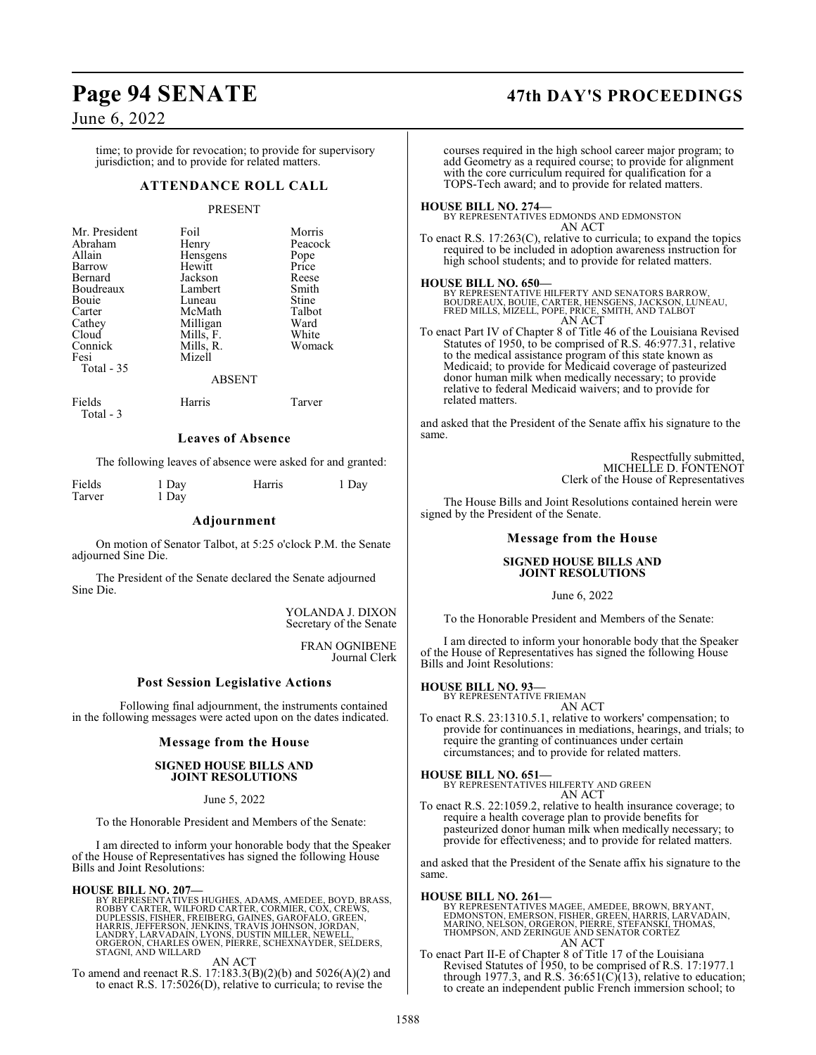time; to provide for revocation; to provide for supervisory jurisdiction; and to provide for related matters.

## ATTENDANCE ROLL CALL

PRESENT

| | | |
|---|---|---|
| Mr. President | Foil | Morris |
| Abraham | Henry | Peacock |
| Allain | Hensgens | Pope |
| Barrow | Hewitt | Price |
| Bernard | Jackson | Reese |
| Boudreaux | Lambert | Smith |
| Bouie | Luneau | Stine |
| Carter | McMath | Talbot |
| Cathey | Milligan | Ward |
| Cloud | Mills, F. | White |
| Connick | Mills, R. | Womack |
| Fesi | Mizell | |
| Total - 35 | | |

ABSENT

| | | |
|---|---|---|
| Fields | Harris | Tarver |
| Total - 3 | | |

## Leaves of Absence

The following leaves of absence were asked for and granted:

| | | | |
|---|---|---|---|
| Fields | 1 Day | Harris | 1 Day |
| Tarver | 1 Day | | |

## Adjournment

On motion of Senator Talbot, at 5:25 o'clock P.M. the Senate adjourned Sine Die.

The President of the Senate declared the Senate adjourned Sine Die.

YOLANDA J. DIXON
Secretary of the Senate

FRAN OGNIBENE
Journal Clerk

## Post Session Legislative Actions

Following final adjournment, the instruments contained in the following messages were acted upon on the dates indicated.

## Message from the House

### SIGNED HOUSE BILLS AND JOINT RESOLUTIONS

June 5, 2022

To the Honorable President and Members of the Senate:

I am directed to inform your honorable body that the Speaker of the House of Representatives has signed the following House Bills and Joint Resolutions:

**HOUSE BILL NO. 207—**
BY REPRESENTATIVES HUGHES, ADAMS, AMEDEE, BOYD, BRASS, ROBBY CARTER, WILFORD CARTER, CORMIER, COX, CREWS, DUPLESSIS, FISHER, FREIBERG, GAINES, GAROFALO, GREEN, HARRIS, JEFFERSON, JENKINS, TRAVIS JOHNSON, JORDAN, LANDRY, LARVADAIN, LYONS, DUSTIN MILLER, NEWELL, ORGERON, CHARLES OWEN, PIERRE, SCHEXNAYDER, SELDERS, STAGNI, AND WILLARD
AN ACT
To amend and reenact R.S. 17:183.3(B)(2)(b) and 5026(A)(2) and to enact R.S. 17:5026(D), relative to curricula; to revise the courses required in the high school career major program; to add Geometry as a required course; to provide for alignment with the core curriculum required for qualification for a TOPS-Tech award; and to provide for related matters.

**HOUSE BILL NO. 274—**
BY REPRESENTATIVES EDMONDS AND EDMONSTON
AN ACT
To enact R.S. 17:263(C), relative to curricula; to expand the topics required to be included in adoption awareness instruction for high school students; and to provide for related matters.

**HOUSE BILL NO. 650—**
BY REPRESENTATIVE HILFERTY AND SENATORS BARROW, BOUDREAUX, BOUIE, CARTER, HENSGENS, JACKSON, LUNEAU, FRED MILLS, MIZELL, POPE, PRICE, SMITH, AND TALBOT
AN ACT
To enact Part IV of Chapter 8 of Title 46 of the Louisiana Revised Statutes of 1950, to be comprised of R.S. 46:977.31, relative to the medical assistance program of this state known as Medicaid; to provide for Medicaid coverage of pasteurized donor human milk when medically necessary; to provide relative to federal Medicaid waivers; and to provide for related matters.

and asked that the President of the Senate affix his signature to the same.

Respectfully submitted,
MICHELLE D. FONTENOT
Clerk of the House of Representatives

The House Bills and Joint Resolutions contained herein were signed by the President of the Senate.

## Message from the House

### SIGNED HOUSE BILLS AND JOINT RESOLUTIONS

June 6, 2022

To the Honorable President and Members of the Senate:

I am directed to inform your honorable body that the Speaker of the House of Representatives has signed the following House Bills and Joint Resolutions:

**HOUSE BILL NO. 93—**
BY REPRESENTATIVE FRIEMAN
AN ACT
To enact R.S. 23:1310.5.1, relative to workers' compensation; to provide for continuances in mediations, hearings, and trials; to require the granting of continuances under certain circumstances; and to provide for related matters.

**HOUSE BILL NO. 651—**
BY REPRESENTATIVES HILFERTY AND GREEN
AN ACT
To enact R.S. 22:1059.2, relative to health insurance coverage; to require a health coverage plan to provide benefits for pasteurized donor human milk when medically necessary; to provide for effectiveness; and to provide for related matters.

and asked that the President of the Senate affix his signature to the same.

**HOUSE BILL NO. 261—**
BY REPRESENTATIVES MAGEE, AMEDEE, BROWN, BRYANT, EDMONSTON, EMERSON, FISHER, GREEN, HARRIS, LARVADAIN, MARINO, NELSON, ORGERON, PIERRE, STEFANSKI, THOMAS, THOMPSON, AND ZERINGUE AND SENATOR CORTEZ
AN ACT
To enact Part II-E of Chapter 8 of Title 17 of the Louisiana Revised Statutes of 1950, to be comprised of R.S. 17:1977.1 through 1977.3, and R.S. 36:651(C)(13), relative to education; to create an independent public French immersion school; to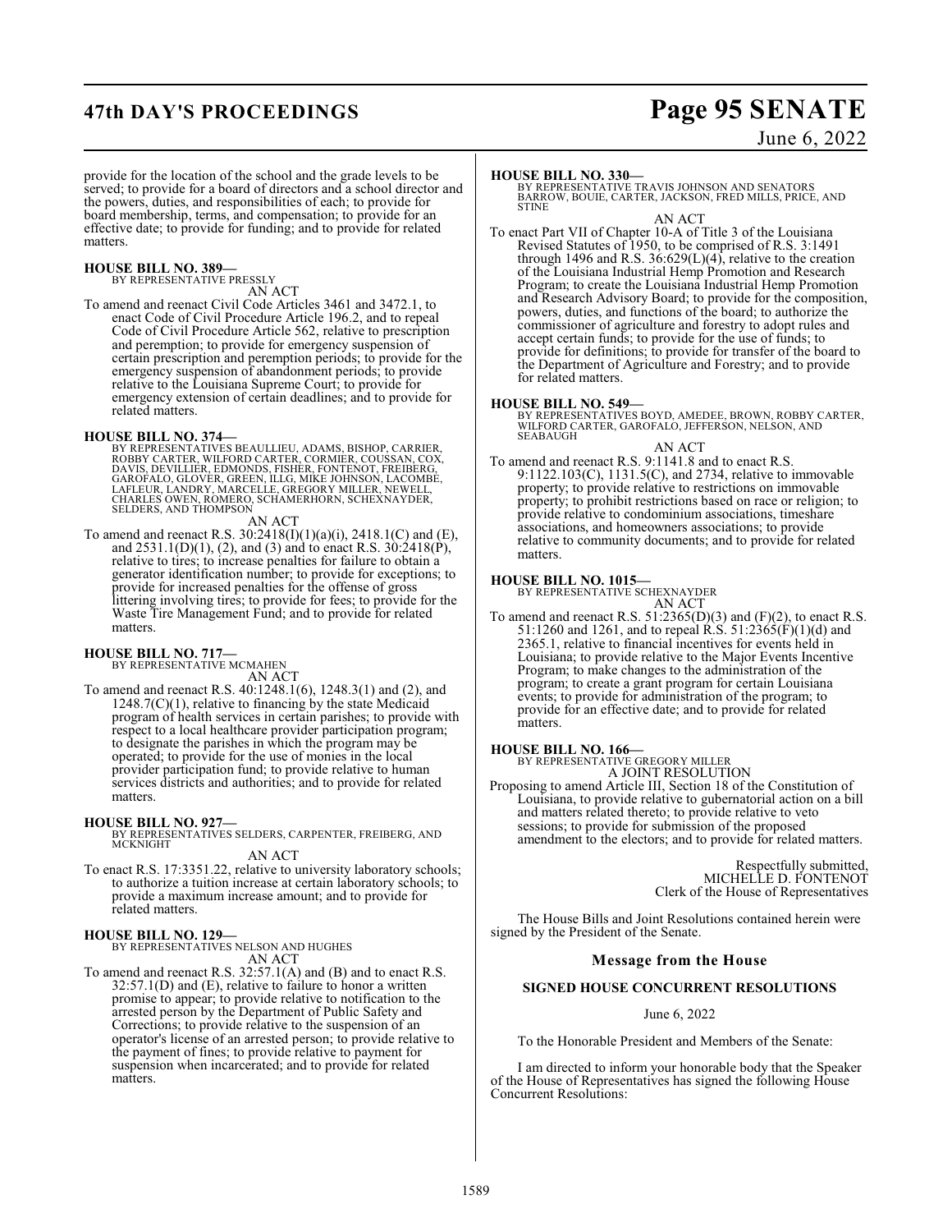provide for the location of the school and the grade levels to be served; to provide for a board of directors and a school director and the powers, duties, and responsibilities of each; to provide for board membership, terms, and compensation; to provide for an effective date; to provide for funding; and to provide for related matters.

**HOUSE BILL NO. 389—**
BY REPRESENTATIVE PRESSLY
AN ACT

To amend and reenact Civil Code Articles 3461 and 3472.1, to enact Code of Civil Procedure Article 196.2, and to repeal Code of Civil Procedure Article 562, relative to prescription and peremption; to provide for emergency suspension of certain prescription and peremption periods; to provide for the emergency suspension of abandonment periods; to provide relative to the Louisiana Supreme Court; to provide for emergency extension of certain deadlines; and to provide for related matters.

**HOUSE BILL NO. 374—**
BY REPRESENTATIVES BEAULLIEU, ADAMS, BISHOP, CARRIER, ROBBY CARTER, WILFORD CARTER, CORMIER, COUSSAN, COX, DAVIS, DEVILLIER, EDMONDS, FISHER, FONTENOT, FREIBERG, GAROFALO, GLOVER, GREEN, ILLG, MIKE JOHNSON, LACOMBE, LAFLEUR, LANDRY, MARCELLE, GREGORY MILLER, NEWELL, CHARLES OWEN, ROMERO, SCHAMERHORN, SCHEXNAYDER, SELDERS, AND THOMPSON
AN ACT

To amend and reenact R.S. 30:2418(I)(1)(a)(i), 2418.1(C) and (E), and 2531.1(D)(1), (2), and (3) and to enact R.S. 30:2418(P), relative to tires; to increase penalties for failure to obtain a generator identification number; to provide for exceptions; to provide for increased penalties for the offense of gross littering involving tires; to provide for fees; to provide for the Waste Tire Management Fund; and to provide for related matters.

**HOUSE BILL NO. 717—**
BY REPRESENTATIVE MCMAHEN
AN ACT

To amend and reenact R.S. 40:1248.1(6), 1248.3(1) and (2), and 1248.7(C)(1), relative to financing by the state Medicaid program of health services in certain parishes; to provide with respect to a local healthcare provider participation program; to designate the parishes in which the program may be operated; to provide for the use of monies in the local provider participation fund; to provide relative to human services districts and authorities; and to provide for related matters.

**HOUSE BILL NO. 927—**
BY REPRESENTATIVES SELDERS, CARPENTER, FREIBERG, AND MCKNIGHT
AN ACT

To enact R.S. 17:3351.22, relative to university laboratory schools; to authorize a tuition increase at certain laboratory schools; to provide a maximum increase amount; and to provide for related matters.

**HOUSE BILL NO. 129—**
BY REPRESENTATIVES NELSON AND HUGHES
AN ACT

To amend and reenact R.S. 32:57.1(A) and (B) and to enact R.S. 32:57.1(D) and (E), relative to failure to honor a written promise to appear; to provide relative to notification to the arrested person by the Department of Public Safety and Corrections; to provide relative to the suspension of an operator's license of an arrested person; to provide relative to the payment of fines; to provide relative to payment for suspension when incarcerated; and to provide for related matters.

**HOUSE BILL NO. 330—**
BY REPRESENTATIVE TRAVIS JOHNSON AND SENATORS BARROW, BOUIE, CARTER, JACKSON, FRED MILLS, PRICE, AND STINE
AN ACT

To enact Part VII of Chapter 10-A of Title 3 of the Louisiana Revised Statutes of 1950, to be comprised of R.S. 3:1491 through 1496 and R.S. 36:629(L)(4), relative to the creation of the Louisiana Industrial Hemp Promotion and Research Program; to create the Louisiana Industrial Hemp Promotion and Research Advisory Board; to provide for the composition, powers, duties, and functions of the board; to authorize the commissioner of agriculture and forestry to adopt rules and accept certain funds; to provide for the use of funds; to provide for definitions; to provide for transfer of the board to the Department of Agriculture and Forestry; and to provide for related matters.

**HOUSE BILL NO. 549—**
BY REPRESENTATIVES BOYD, AMEDEE, BROWN, ROBBY CARTER, WILFORD CARTER, GAROFALO, JEFFERSON, NELSON, AND SEABAUGH
AN ACT

To amend and reenact R.S. 9:1141.8 and to enact R.S. 9:1122.103(C), 1131.5(C), and 2734, relative to immovable property; to provide relative to restrictions on immovable property; to prohibit restrictions based on race or religion; to provide relative to condominium associations, timeshare associations, and homeowners associations; to provide relative to community documents; and to provide for related matters.

**HOUSE BILL NO. 1015—**
BY REPRESENTATIVE SCHEXNAYDER
AN ACT

To amend and reenact R.S. 51:2365(D)(3) and (F)(2), to enact R.S. 51:1260 and 1261, and to repeal R.S. 51:2365(F)(1)(d) and 2365.1, relative to financial incentives for events held in Louisiana; to provide relative to the Major Events Incentive Program; to make changes to the administration of the program; to create a grant program for certain Louisiana events; to provide for administration of the program; to provide for an effective date; and to provide for related matters.

**HOUSE BILL NO. 166—**
BY REPRESENTATIVE GREGORY MILLER
A JOINT RESOLUTION

Proposing to amend Article III, Section 18 of the Constitution of Louisiana, to provide relative to gubernatorial action on a bill and matters related thereto; to provide relative to veto sessions; to provide for submission of the proposed amendment to the electors; and to provide for related matters.

Respectfully submitted,
MICHELLE D. FONTENOT
Clerk of the House of Representatives

The House Bills and Joint Resolutions contained herein were signed by the President of the Senate.

## Message from the House

### SIGNED HOUSE CONCURRENT RESOLUTIONS

June 6, 2022

To the Honorable President and Members of the Senate:

I am directed to inform your honorable body that the Speaker of the House of Representatives has signed the following House Concurrent Resolutions: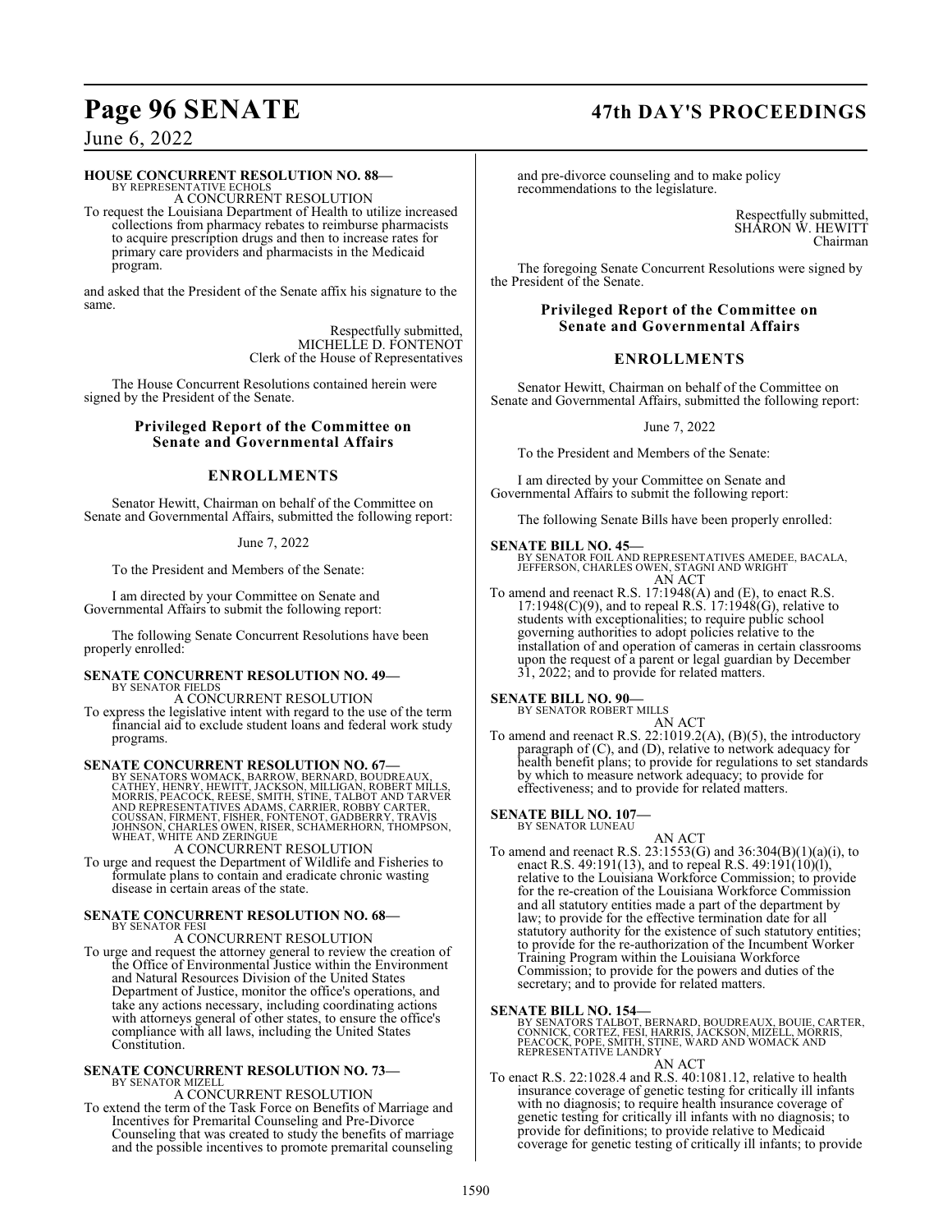**HOUSE CONCURRENT RESOLUTION NO. 88—**
BY REPRESENTATIVE ECHOLS
A CONCURRENT RESOLUTION
To request the Louisiana Department of Health to utilize increased collections from pharmacy rebates to reimburse pharmacists to acquire prescription drugs and then to increase rates for primary care providers and pharmacists in the Medicaid program.

and asked that the President of the Senate affix his signature to the same.

Respectfully submitted,
MICHELLE D. FONTENOT
Clerk of the House of Representatives

The House Concurrent Resolutions contained herein were signed by the President of the Senate.

## Privileged Report of the Committee on Senate and Governmental Affairs

## ENROLLMENTS

Senator Hewitt, Chairman on behalf of the Committee on Senate and Governmental Affairs, submitted the following report:

June 7, 2022

To the President and Members of the Senate:

I am directed by your Committee on Senate and Governmental Affairs to submit the following report:

The following Senate Concurrent Resolutions have been properly enrolled:

**SENATE CONCURRENT RESOLUTION NO. 49—**
BY SENATOR FIELDS
A CONCURRENT RESOLUTION
To express the legislative intent with regard to the use of the term financial aid to exclude student loans and federal work study programs.

**SENATE CONCURRENT RESOLUTION NO. 67—**
BY SENATORS WOMACK, BARROW, BERNARD, BOUDREAUX, CATHEY, HENRY, HEWITT, JACKSON, MILLIGAN, ROBERT MILLS, MORRIS, PEACOCK, REESE, SMITH, STINE, TALBOT AND TARVER AND REPRESENTATIVES ADAMS, CARRIER, ROBBY CARTER, COUSSAN, FIRMENT, FISHER, FONTENOT, GADBERRY, TRAVIS JOHNSON, CHARLES OWEN, RISER, SCHAMERHORN, THOMPSON, WHEAT, WHITE AND ZERINGUE
A CONCURRENT RESOLUTION
To urge and request the Department of Wildlife and Fisheries to formulate plans to contain and eradicate chronic wasting disease in certain areas of the state.

**SENATE CONCURRENT RESOLUTION NO. 68—**
BY SENATOR FESI
A CONCURRENT RESOLUTION
To urge and request the attorney general to review the creation of the Office of Environmental Justice within the Environment and Natural Resources Division of the United States Department of Justice, monitor the office's operations, and take any actions necessary, including coordinating actions with attorneys general of other states, to ensure the office's compliance with all laws, including the United States Constitution.

**SENATE CONCURRENT RESOLUTION NO. 73—**
BY SENATOR MIZELL
A CONCURRENT RESOLUTION
To extend the term of the Task Force on Benefits of Marriage and Incentives for Premarital Counseling and Pre-Divorce Counseling that was created to study the benefits of marriage and the possible incentives to promote premarital counseling and pre-divorce counseling and to make policy recommendations to the legislature.

Respectfully submitted,
SHARON W. HEWITT
Chairman

The foregoing Senate Concurrent Resolutions were signed by the President of the Senate.

## Privileged Report of the Committee on Senate and Governmental Affairs

## ENROLLMENTS

Senator Hewitt, Chairman on behalf of the Committee on Senate and Governmental Affairs, submitted the following report:

June 7, 2022

To the President and Members of the Senate:

I am directed by your Committee on Senate and Governmental Affairs to submit the following report:

The following Senate Bills have been properly enrolled:

**SENATE BILL NO. 45—**
BY SENATOR FOIL AND REPRESENTATIVES AMEDEE, BACALA, JEFFERSON, CHARLES OWEN, STAGNI AND WRIGHT
AN ACT
To amend and reenact R.S. 17:1948(A) and (E), to enact R.S. 17:1948(C)(9), and to repeal R.S. 17:1948(G), relative to students with exceptionalities; to require public school governing authorities to adopt policies relative to the installation of and operation of cameras in certain classrooms upon the request of a parent or legal guardian by December 31, 2022; and to provide for related matters.

**SENATE BILL NO. 90—**
BY SENATOR ROBERT MILLS
AN ACT
To amend and reenact R.S. 22:1019.2(A), (B)(5), the introductory paragraph of (C), and (D), relative to network adequacy for health benefit plans; to provide for regulations to set standards by which to measure network adequacy; to provide for effectiveness; and to provide for related matters.

**SENATE BILL NO. 107—**
BY SENATOR LUNEAU
AN ACT
To amend and reenact R.S. 23:1553(G) and 36:304(B)(1)(a)(i), to enact R.S. 49:191(13), and to repeal R.S. 49:191(10)(l), relative to the Louisiana Workforce Commission; to provide for the re-creation of the Louisiana Workforce Commission and all statutory entities made a part of the department by law; to provide for the effective termination date for all statutory authority for the existence of such statutory entities; to provide for the re-authorization of the Incumbent Worker Training Program within the Louisiana Workforce Commission; to provide for the powers and duties of the secretary; and to provide for related matters.

**SENATE BILL NO. 154—**
BY SENATORS TALBOT, BERNARD, BOUDREAUX, BOUIE, CARTER, CONNICK, CORTEZ, FESI, HARRIS, JACKSON, MIZELL, MORRIS, PEACOCK, POPE, SMITH, STINE, WARD AND WOMACK AND REPRESENTATIVE LANDRY
AN ACT
To enact R.S. 22:1028.4 and R.S. 40:1081.12, relative to health insurance coverage of genetic testing for critically ill infants with no diagnosis; to require health insurance coverage of genetic testing for critically ill infants with no diagnosis; to provide for definitions; to provide relative to Medicaid coverage for genetic testing of critically ill infants; to provide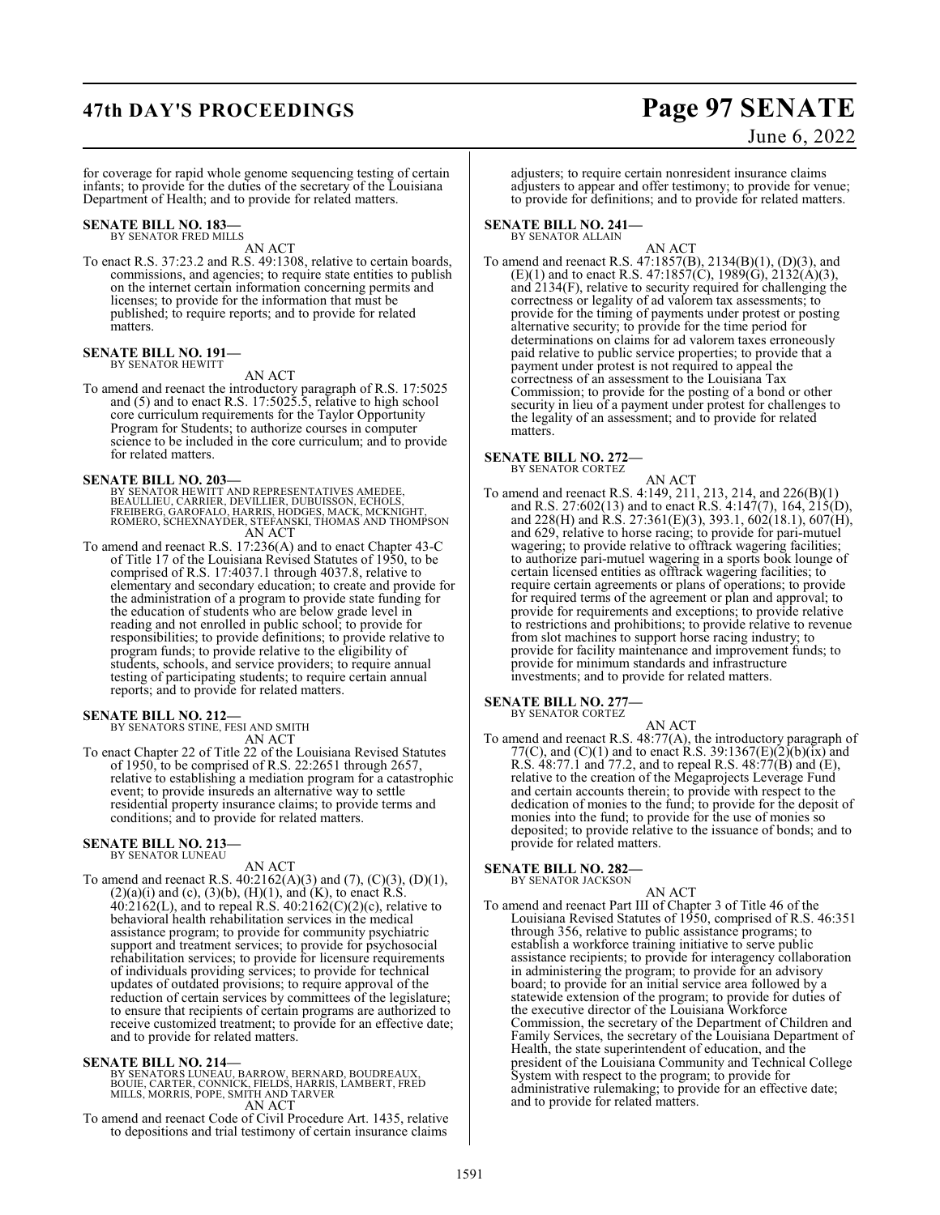for coverage for rapid whole genome sequencing testing of certain infants; to provide for the duties of the secretary of the Louisiana Department of Health; and to provide for related matters.

**SENATE BILL NO. 183—**
BY SENATOR FRED MILLS

AN ACT

To enact R.S. 37:23.2 and R.S. 49:1308, relative to certain boards, commissions, and agencies; to require state entities to publish on the internet certain information concerning permits and licenses; to provide for the information that must be published; to require reports; and to provide for related matters.

**SENATE BILL NO. 191—**
BY SENATOR HEWITT

AN ACT

To amend and reenact the introductory paragraph of R.S. 17:5025 and (5) and to enact R.S. 17:5025.5, relative to high school core curriculum requirements for the Taylor Opportunity Program for Students; to authorize courses in computer science to be included in the core curriculum; and to provide for related matters.

**SENATE BILL NO. 203—**
BY SENATOR HEWITT AND REPRESENTATIVES AMEDEE, BEAULLIEU, CARRIER, DEVILLIER, DUBUISSON, ECHOLS, FREIBERG, GAROFALO, HARRIS, HODGES, MACK, MCKNIGHT, ROMERO, SCHEXNAYDER, STEFANSKI, THOMAS AND THOMPSON

AN ACT

To amend and reenact R.S. 17:236(A) and to enact Chapter 43-C of Title 17 of the Louisiana Revised Statutes of 1950, to be comprised of R.S. 17:4037.1 through 4037.8, relative to elementary and secondary education; to create and provide for the administration of a program to provide state funding for the education of students who are below grade level in reading and not enrolled in public school; to provide for responsibilities; to provide definitions; to provide relative to program funds; to provide relative to the eligibility of students, schools, and service providers; to require annual testing of participating students; to require certain annual reports; and to provide for related matters.

**SENATE BILL NO. 212—**
BY SENATORS STINE, FESI AND SMITH

AN ACT

To enact Chapter 22 of Title 22 of the Louisiana Revised Statutes of 1950, to be comprised of R.S. 22:2651 through 2657, relative to establishing a mediation program for a catastrophic event; to provide insureds an alternative way to settle residential property insurance claims; to provide terms and conditions; and to provide for related matters.

**SENATE BILL NO. 213—**
BY SENATOR LUNEAU

AN ACT

To amend and reenact R.S. 40:2162(A)(3) and (7), (C)(3), (D)(1), (2)(a)(i) and (c), (3)(b), (H)(1), and (K), to enact R.S. 40:2162(L), and to repeal R.S. 40:2162(C)(2)(c), relative to behavioral health rehabilitation services in the medical assistance program; to provide for community psychiatric support and treatment services; to provide for psychosocial rehabilitation services; to provide for licensure requirements of individuals providing services; to provide for technical updates of outdated provisions; to require approval of the reduction of certain services by committees of the legislature; to ensure that recipients of certain programs are authorized to receive customized treatment; to provide for an effective date; and to provide for related matters.

**SENATE BILL NO. 214—**
BY SENATORS LUNEAU, BARROW, BERNARD, BOUDREAUX, BOUIE, CARTER, CONNICK, FIELDS, HARRIS, LAMBERT, FRED MILLS, MORRIS, POPE, SMITH AND TARVER

AN ACT

To amend and reenact Code of Civil Procedure Art. 1435, relative to depositions and trial testimony of certain insurance claims adjusters; to require certain nonresident insurance claims adjusters to appear and offer testimony; to provide for venue; to provide for definitions; and to provide for related matters.

**SENATE BILL NO. 241—**
BY SENATOR ALLAIN

AN ACT

To amend and reenact R.S. 47:1857(B), 2134(B)(1), (D)(3), and (E)(1) and to enact R.S. 47:1857(C), 1989(G), 2132(A)(3), and 2134(F), relative to security required for challenging the correctness or legality of ad valorem tax assessments; to provide for the timing of payments under protest or posting alternative security; to provide for the time period for determinations on claims for ad valorem taxes erroneously paid relative to public service properties; to provide that a payment under protest is not required to appeal the correctness of an assessment to the Louisiana Tax Commission; to provide for the posting of a bond or other security in lieu of a payment under protest for challenges to the legality of an assessment; and to provide for related matters.

**SENATE BILL NO. 272—**
BY SENATOR CORTEZ

AN ACT

To amend and reenact R.S. 4:149, 211, 213, 214, and 226(B)(1) and R.S. 27:602(13) and to enact R.S. 4:147(7), 164, 215(D), and 228(H) and R.S. 27:361(E)(3), 393.1, 602(18.1), 607(H), and 629, relative to horse racing; to provide for pari-mutuel wagering; to provide relative to offtrack wagering facilities; to authorize pari-mutuel wagering in a sports book lounge of certain licensed entities as offtrack wagering facilities; to require certain agreements or plans of operations; to provide for required terms of the agreement or plan and approval; to provide for requirements and exceptions; to provide relative to restrictions and prohibitions; to provide relative to revenue from slot machines to support horse racing industry; to provide for facility maintenance and improvement funds; to provide for minimum standards and infrastructure investments; and to provide for related matters.

**SENATE BILL NO. 277—**
BY SENATOR CORTEZ

AN ACT

To amend and reenact R.S. 48:77(A), the introductory paragraph of 77(C), and (C)(1) and to enact R.S. 39:1367(E)(2)(b)(ix) and R.S. 48:77.1 and 77.2, and to repeal R.S. 48:77(B) and (E), relative to the creation of the Megaprojects Leverage Fund and certain accounts therein; to provide with respect to the dedication of monies to the fund; to provide for the deposit of monies into the fund; to provide for the use of monies so deposited; to provide relative to the issuance of bonds; and to provide for related matters.

**SENATE BILL NO. 282—**
BY SENATOR JACKSON

AN ACT

To amend and reenact Part III of Chapter 3 of Title 46 of the Louisiana Revised Statutes of 1950, comprised of R.S. 46:351 through 356, relative to public assistance programs; to establish a workforce training initiative to serve public assistance recipients; to provide for interagency collaboration in administering the program; to provide for an advisory board; to provide for an initial service area followed by a statewide extension of the program; to provide for duties of the executive director of the Louisiana Workforce Commission, the secretary of the Department of Children and Family Services, the secretary of the Louisiana Department of Health, the state superintendent of education, and the president of the Louisiana Community and Technical College System with respect to the program; to provide for administrative rulemaking; to provide for an effective date; and to provide for related matters.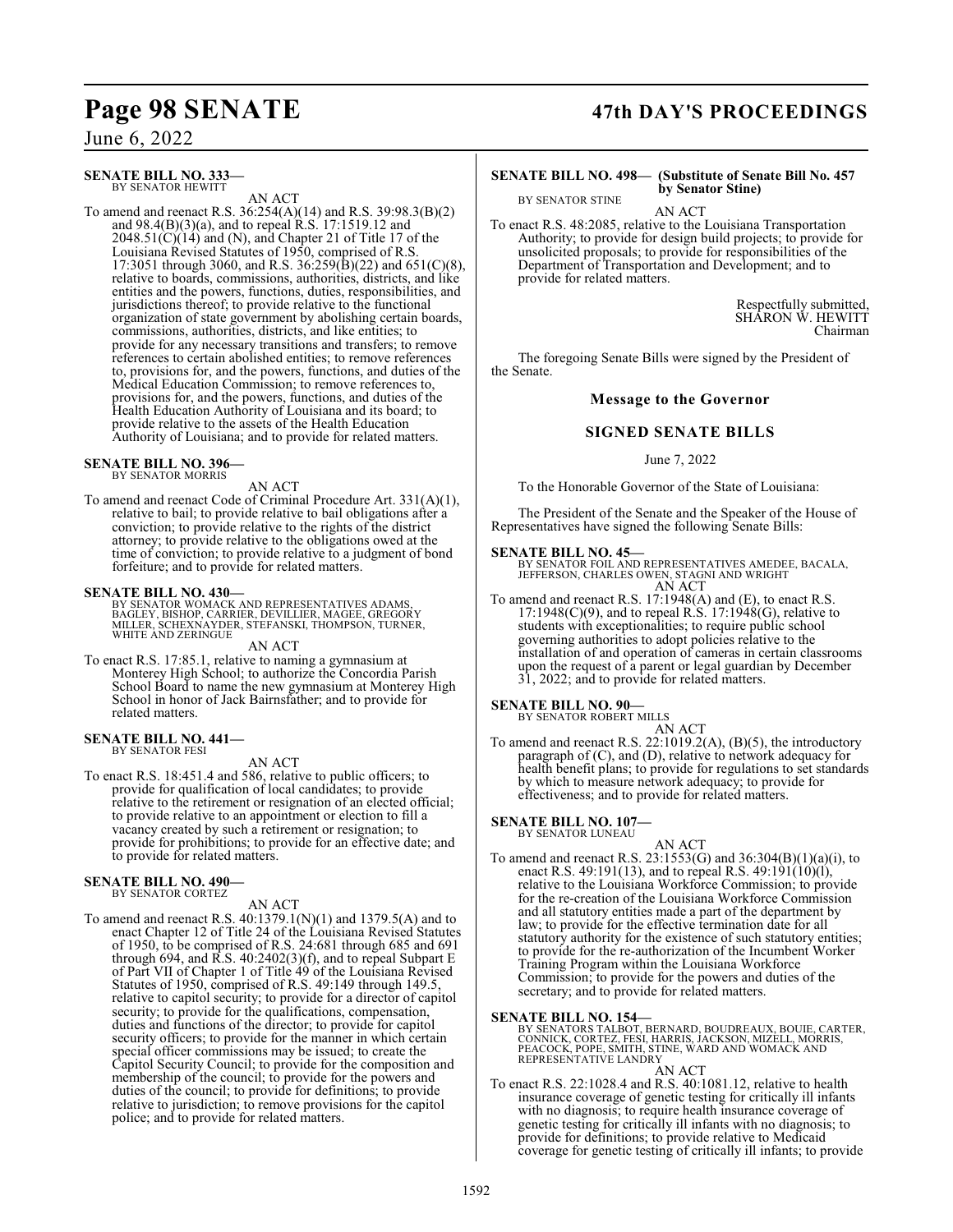**SENATE BILL NO. 333—**
BY SENATOR HEWITT

AN ACT

To amend and reenact R.S. 36:254(A)(14) and R.S. 39:98.3(B)(2) and 98.4(B)(3)(a), and to repeal R.S. 17:1519.12 and 2048.51(C)(14) and (N), and Chapter 21 of Title 17 of the Louisiana Revised Statutes of 1950, comprised of R.S. 17:3051 through 3060, and R.S. 36:259(B)(22) and 651(C)(8), relative to boards, commissions, authorities, districts, and like entities and the powers, functions, duties, responsibilities, and jurisdictions thereof; to provide relative to the functional organization of state government by abolishing certain boards, commissions, authorities, districts, and like entities; to provide for any necessary transitions and transfers; to remove references to certain abolished entities; to remove references to, provisions for, and the powers, functions, and duties of the Medical Education Commission; to remove references to, provisions for, and the powers, functions, and duties of the Health Education Authority of Louisiana and its board; to provide relative to the assets of the Health Education Authority of Louisiana; and to provide for related matters.

**SENATE BILL NO. 396—**
BY SENATOR MORRIS

AN ACT

To amend and reenact Code of Criminal Procedure Art. 331(A)(1), relative to bail; to provide relative to bail obligations after a conviction; to provide relative to the rights of the district attorney; to provide relative to the obligations owed at the time of conviction; to provide relative to a judgment of bond forfeiture; and to provide for related matters.

**SENATE BILL NO. 430—**
BY SENATOR WOMACK AND REPRESENTATIVES ADAMS, BAGLEY, BISHOP, CARRIER, DEVILLIER, MAGEE, GREGORY MILLER, SCHEXNAYDER, STEFANSKI, THOMPSON, TURNER, WHITE AND ZERINGUE

AN ACT

To enact R.S. 17:85.1, relative to naming a gymnasium at Monterey High School; to authorize the Concordia Parish School Board to name the new gymnasium at Monterey High School in honor of Jack Bairnsfather; and to provide for related matters.

**SENATE BILL NO. 441—**
BY SENATOR FESI

AN ACT

To enact R.S. 18:451.4 and 586, relative to public officers; to provide for qualification of local candidates; to provide relative to the retirement or resignation of an elected official; to provide relative to an appointment or election to fill a vacancy created by such a retirement or resignation; to provide for prohibitions; to provide for an effective date; and to provide for related matters.

**SENATE BILL NO. 490—**
BY SENATOR CORTEZ

AN ACT

To amend and reenact R.S. 40:1379.1(N)(1) and 1379.5(A) and to enact Chapter 12 of Title 24 of the Louisiana Revised Statutes of 1950, to be comprised of R.S. 24:681 through 685 and 691 through 694, and R.S. 40:2402(3)(f), and to repeal Subpart E of Part VII of Chapter 1 of Title 49 of the Louisiana Revised Statutes of 1950, comprised of R.S. 49:149 through 149.5, relative to capitol security; to provide for a director of capitol security; to provide for the qualifications, compensation, duties and functions of the director; to provide for capitol security officers; to provide for the manner in which certain special officer commissions may be issued; to create the Capitol Security Council; to provide for the composition and membership of the council; to provide for the powers and duties of the council; to provide for definitions; to provide relative to jurisdiction; to remove provisions for the capitol police; and to provide for related matters.

**SENATE BILL NO. 498— (Substitute of Senate Bill No. 457 by Senator Stine)**
BY SENATOR STINE

AN ACT

To enact R.S. 48:2085, relative to the Louisiana Transportation Authority; to provide for design build projects; to provide for unsolicited proposals; to provide for responsibilities of the Department of Transportation and Development; and to provide for related matters.

Respectfully submitted,
SHARON W. HEWITT
Chairman

The foregoing Senate Bills were signed by the President of the Senate.

## Message to the Governor

## SIGNED SENATE BILLS

June 7, 2022

To the Honorable Governor of the State of Louisiana:

The President of the Senate and the Speaker of the House of Representatives have signed the following Senate Bills:

**SENATE BILL NO. 45—**
BY SENATOR FOIL AND REPRESENTATIVES AMEDEE, BACALA, JEFFERSON, CHARLES OWEN, STAGNI AND WRIGHT

AN ACT

To amend and reenact R.S. 17:1948(A) and (E), to enact R.S. 17:1948(C)(9), and to repeal R.S. 17:1948(G), relative to students with exceptionalities; to require public school governing authorities to adopt policies relative to the installation of and operation of cameras in certain classrooms upon the request of a parent or legal guardian by December 31, 2022; and to provide for related matters.

**SENATE BILL NO. 90—**
BY SENATOR ROBERT MILLS

AN ACT

To amend and reenact R.S. 22:1019.2(A), (B)(5), the introductory paragraph of (C), and (D), relative to network adequacy for health benefit plans; to provide for regulations to set standards by which to measure network adequacy; to provide for effectiveness; and to provide for related matters.

**SENATE BILL NO. 107—**
BY SENATOR LUNEAU

AN ACT

To amend and reenact R.S. 23:1553(G) and 36:304(B)(1)(a)(i), to enact R.S. 49:191(13), and to repeal R.S. 49:191(10)(l), relative to the Louisiana Workforce Commission; to provide for the re-creation of the Louisiana Workforce Commission and all statutory entities made a part of the department by law; to provide for the effective termination date for all statutory authority for the existence of such statutory entities; to provide for the re-authorization of the Incumbent Worker Training Program within the Louisiana Workforce Commission; to provide for the powers and duties of the secretary; and to provide for related matters.

**SENATE BILL NO. 154—**
BY SENATORS TALBOT, BERNARD, BOUDREAUX, BOUIE, CARTER, CONNICK, CORTEZ, FESI, HARRIS, JACKSON, MIZELL, MORRIS, PEACOCK, POPE, SMITH, STINE, WARD AND WOMACK AND REPRESENTATIVE LANDRY

AN ACT

To enact R.S. 22:1028.4 and R.S. 40:1081.12, relative to health insurance coverage of genetic testing for critically ill infants with no diagnosis; to require health insurance coverage of genetic testing for critically ill infants with no diagnosis; to provide for definitions; to provide relative to Medicaid coverage for genetic testing of critically ill infants; to provide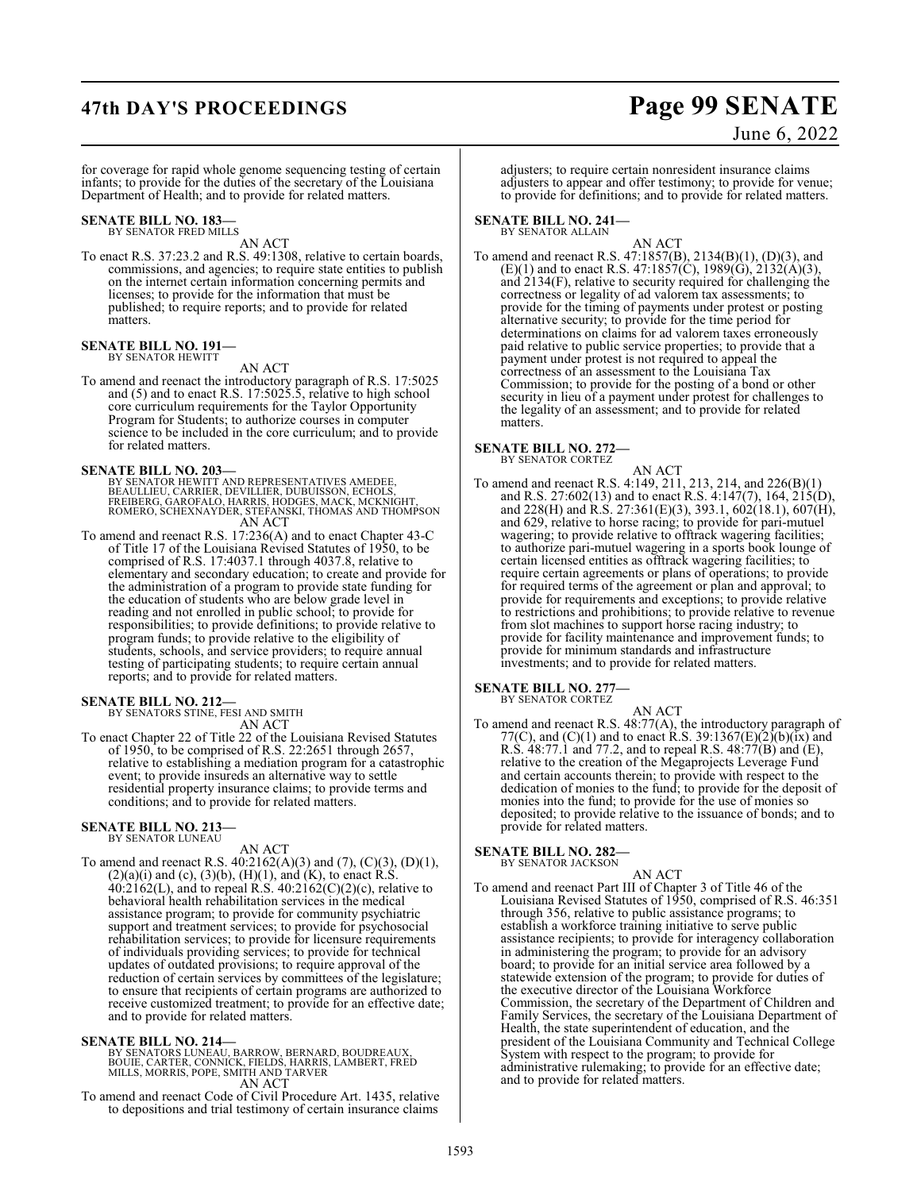for coverage for rapid whole genome sequencing testing of certain infants; to provide for the duties of the secretary of the Louisiana Department of Health; and to provide for related matters.

**SENATE BILL NO. 183—**
BY SENATOR FRED MILLS

AN ACT

To enact R.S. 37:23.2 and R.S. 49:1308, relative to certain boards, commissions, and agencies; to require state entities to publish on the internet certain information concerning permits and licenses; to provide for the information that must be published; to require reports; and to provide for related matters.

**SENATE BILL NO. 191—**
BY SENATOR HEWITT

AN ACT

To amend and reenact the introductory paragraph of R.S. 17:5025 and (5) and to enact R.S. 17:5025.5, relative to high school core curriculum requirements for the Taylor Opportunity Program for Students; to authorize courses in computer science to be included in the core curriculum; and to provide for related matters.

**SENATE BILL NO. 203—**
BY SENATOR HEWITT AND REPRESENTATIVES AMEDEE, BEAULLIEU, CARRIER, DEVILLIER, DUBUISSON, ECHOLS, FREIBERG, GAROFALO, HARRIS, HODGES, MACK, MCKNIGHT, ROMERO, SCHEXNAYDER, STEFANSKI, THOMAS AND THOMPSON

AN ACT

To amend and reenact R.S. 17:236(A) and to enact Chapter 43-C of Title 17 of the Louisiana Revised Statutes of 1950, to be comprised of R.S. 17:4037.1 through 4037.8, relative to elementary and secondary education; to create and provide for the administration of a program to provide state funding for the education of students who are below grade level in reading and not enrolled in public school; to provide for responsibilities; to provide definitions; to provide relative to program funds; to provide relative to the eligibility of students, schools, and service providers; to require annual testing of participating students; to require certain annual reports; and to provide for related matters.

**SENATE BILL NO. 212—**
BY SENATORS STINE, FESI AND SMITH

AN ACT

To enact Chapter 22 of Title 22 of the Louisiana Revised Statutes of 1950, to be comprised of R.S. 22:2651 through 2657, relative to establishing a mediation program for a catastrophic event; to provide insureds an alternative way to settle residential property insurance claims; to provide terms and conditions; and to provide for related matters.

**SENATE BILL NO. 213—**
BY SENATOR LUNEAU

AN ACT

To amend and reenact R.S. 40:2162(A)(3) and (7), (C)(3), (D)(1), (2)(a)(i) and (c), (3)(b), (H)(1), and (K), to enact R.S. 40:2162(L), and to repeal R.S. 40:2162(C)(2)(c), relative to behavioral health rehabilitation services in the medical assistance program; to provide for community psychiatric support and treatment services; to provide for psychosocial rehabilitation services; to provide for licensure requirements of individuals providing services; to provide for technical updates of outdated provisions; to require approval of the reduction of certain services by committees of the legislature; to ensure that recipients of certain programs are authorized to receive customized treatment; to provide for an effective date; and to provide for related matters.

**SENATE BILL NO. 214—**
BY SENATORS LUNEAU, BARROW, BERNARD, BOUDREAUX, BOUIE, CARTER, CONNICK, FIELDS, HARRIS, LAMBERT, FRED MILLS, MORRIS, POPE, SMITH AND TARVER

AN ACT

To amend and reenact Code of Civil Procedure Art. 1435, relative to depositions and trial testimony of certain insurance claims adjusters; to require certain nonresident insurance claims adjusters to appear and offer testimony; to provide for venue; to provide for definitions; and to provide for related matters.

**SENATE BILL NO. 241—**
BY SENATOR ALLAIN

AN ACT

To amend and reenact R.S. 47:1857(B), 2134(B)(1), (D)(3), and (E)(1) and to enact R.S. 47:1857(C), 1989(G), 2132(A)(3), and 2134(F), relative to security required for challenging the correctness or legality of ad valorem tax assessments; to provide for the timing of payments under protest or posting alternative security; to provide for the time period for determinations on claims for ad valorem taxes erroneously paid relative to public service properties; to provide that a payment under protest is not required to appeal the correctness of an assessment to the Louisiana Tax Commission; to provide for the posting of a bond or other security in lieu of a payment under protest for challenges to the legality of an assessment; and to provide for related matters.

**SENATE BILL NO. 272—**
BY SENATOR CORTEZ

AN ACT

To amend and reenact R.S. 4:149, 211, 213, 214, and 226(B)(1) and R.S. 27:602(13) and to enact R.S. 4:147(7), 164, 215(D), and 228(H) and R.S. 27:361(E)(3), 393.1, 602(18.1), 607(H), and 629, relative to horse racing; to provide for pari-mutuel wagering; to provide relative to offtrack wagering facilities; to authorize pari-mutuel wagering in a sports book lounge of certain licensed entities as offtrack wagering facilities; to require certain agreements or plans of operations; to provide for required terms of the agreement or plan and approval; to provide for requirements and exceptions; to provide relative to restrictions and prohibitions; to provide relative to revenue from slot machines to support horse racing industry; to provide for facility maintenance and improvement funds; to provide for minimum standards and infrastructure investments; and to provide for related matters.

**SENATE BILL NO. 277—**
BY SENATOR CORTEZ

AN ACT

To amend and reenact R.S. 48:77(A), the introductory paragraph of 77(C), and (C)(1) and to enact R.S. 39:1367(E)(2)(b)(ix) and R.S. 48:77.1 and 77.2, and to repeal R.S. 48:77(B) and (E), relative to the creation of the Megaprojects Leverage Fund and certain accounts therein; to provide with respect to the dedication of monies to the fund; to provide for the deposit of monies into the fund; to provide for the use of monies so deposited; to provide relative to the issuance of bonds; and to provide for related matters.

**SENATE BILL NO. 282—**
BY SENATOR JACKSON

AN ACT

To amend and reenact Part III of Chapter 3 of Title 46 of the Louisiana Revised Statutes of 1950, comprised of R.S. 46:351 through 356, relative to public assistance programs; to establish a workforce training initiative to serve public assistance recipients; to provide for interagency collaboration in administering the program; to provide for an advisory board; to provide for an initial service area followed by a statewide extension of the program; to provide for duties of the executive director of the Louisiana Workforce Commission, the secretary of the Department of Children and Family Services, the secretary of the Louisiana Department of Health, the state superintendent of education, and the president of the Louisiana Community and Technical College System with respect to the program; to provide for administrative rulemaking; to provide for an effective date; and to provide for related matters.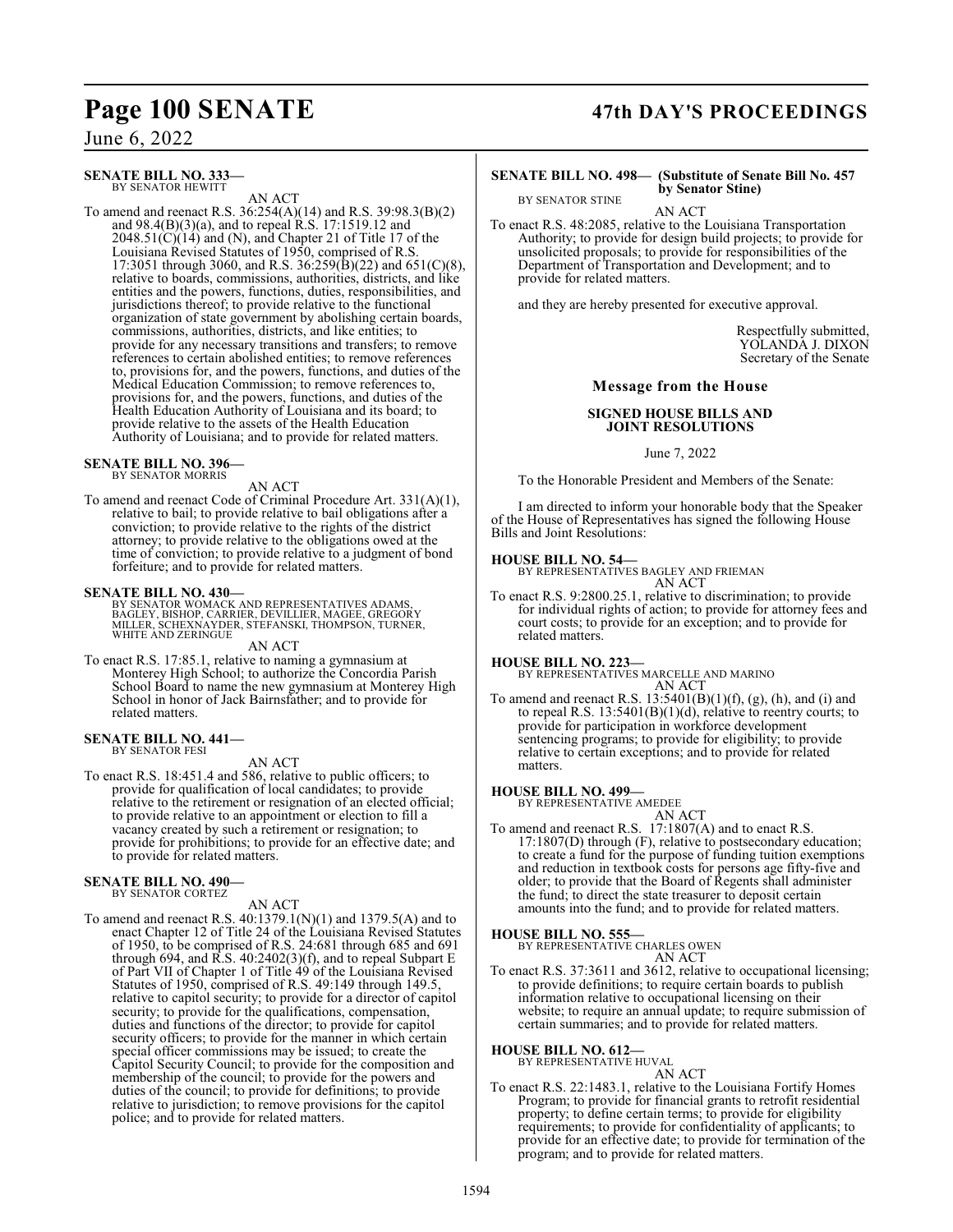**SENATE BILL NO. 333—**
BY SENATOR HEWITT

AN ACT

To amend and reenact R.S. 36:254(A)(14) and R.S. 39:98.3(B)(2) and 98.4(B)(3)(a), and to repeal R.S. 17:1519.12 and 2048.51(C)(14) and (N), and Chapter 21 of Title 17 of the Louisiana Revised Statutes of 1950, comprised of R.S. 17:3051 through 3060, and R.S. 36:259(B)(22) and 651(C)(8), relative to boards, commissions, authorities, districts, and like entities and the powers, functions, duties, responsibilities, and jurisdictions thereof; to provide relative to the functional organization of state government by abolishing certain boards, commissions, authorities, districts, and like entities; to provide for any necessary transitions and transfers; to remove references to certain abolished entities; to remove references to, provisions for, and the powers, functions, and duties of the Medical Education Commission; to remove references to, provisions for, and the powers, functions, and duties of the Health Education Authority of Louisiana and its board; to provide relative to the assets of the Health Education Authority of Louisiana; and to provide for related matters.

**SENATE BILL NO. 396—**
BY SENATOR MORRIS

AN ACT

To amend and reenact Code of Criminal Procedure Art. 331(A)(1), relative to bail; to provide relative to bail obligations after a conviction; to provide relative to the rights of the district attorney; to provide relative to the obligations owed at the time of conviction; to provide relative to a judgment of bond forfeiture; and to provide for related matters.

**SENATE BILL NO. 430—**
BY SENATOR WOMACK AND REPRESENTATIVES ADAMS, BAGLEY, BISHOP, CARRIER, DEVILLIER, MAGEE, GREGORY MILLER, SCHEXNAYDER, STEFANSKI, THOMPSON, TURNER, WHITE AND ZERINGUE

AN ACT

To enact R.S. 17:85.1, relative to naming a gymnasium at Monterey High School; to authorize the Concordia Parish School Board to name the new gymnasium at Monterey High School in honor of Jack Bairnsfather; and to provide for related matters.

**SENATE BILL NO. 441—**
BY SENATOR FESI

AN ACT

To enact R.S. 18:451.4 and 586, relative to public officers; to provide for qualification of local candidates; to provide relative to the retirement or resignation of an elected official; to provide relative to an appointment or election to fill a vacancy created by such a retirement or resignation; to provide for prohibitions; to provide for an effective date; and to provide for related matters.

**SENATE BILL NO. 490—**
BY SENATOR CORTEZ

AN ACT

To amend and reenact R.S. 40:1379.1(N)(1) and 1379.5(A) and to enact Chapter 12 of Title 24 of the Louisiana Revised Statutes of 1950, to be comprised of R.S. 24:681 through 685 and 691 through 694, and R.S. 40:2402(3)(f), and to repeal Subpart E of Part VII of Chapter 1 of Title 49 of the Louisiana Revised Statutes of 1950, comprised of R.S. 49:149 through 149.5, relative to capitol security; to provide for a director of capitol security; to provide for the qualifications, compensation, duties and functions of the director; to provide for capitol security officers; to provide for the manner in which certain special officer commissions may be issued; to create the Capitol Security Council; to provide for the composition and membership of the council; to provide for the powers and duties of the council; to provide for definitions; to provide relative to jurisdiction; to remove provisions for the capitol police; and to provide for related matters.

**SENATE BILL NO. 498— (Substitute of Senate Bill No. 457 by Senator Stine)**
BY SENATOR STINE

AN ACT

To enact R.S. 48:2085, relative to the Louisiana Transportation Authority; to provide for design build projects; to provide for unsolicited proposals; to provide for responsibilities of the Department of Transportation and Development; and to provide for related matters.

and they are hereby presented for executive approval.

Respectfully submitted,
YOLANDA J. DIXON
Secretary of the Senate

## Message from the House

### SIGNED HOUSE BILLS AND JOINT RESOLUTIONS

June 7, 2022

To the Honorable President and Members of the Senate:

I am directed to inform your honorable body that the Speaker of the House of Representatives has signed the following House Bills and Joint Resolutions:

**HOUSE BILL NO. 54—**
BY REPRESENTATIVES BAGLEY AND FRIEMAN

AN ACT

To enact R.S. 9:2800.25.1, relative to discrimination; to provide for individual rights of action; to provide for attorney fees and court costs; to provide for an exception; and to provide for related matters.

**HOUSE BILL NO. 223—**
BY REPRESENTATIVES MARCELLE AND MARINO

AN ACT

To amend and reenact R.S. 13:5401(B)(1)(f), (g), (h), and (i) and to repeal R.S. 13:5401(B)(1)(d), relative to reentry courts; to provide for participation in workforce development sentencing programs; to provide for eligibility; to provide relative to certain exceptions; and to provide for related matters.

**HOUSE BILL NO. 499—**
BY REPRESENTATIVE AMEDEE

AN ACT

To amend and reenact R.S. 17:1807(A) and to enact R.S. 17:1807(D) through (F), relative to postsecondary education; to create a fund for the purpose of funding tuition exemptions and reduction in textbook costs for persons age fifty-five and older; to provide that the Board of Regents shall administer the fund; to direct the state treasurer to deposit certain amounts into the fund; and to provide for related matters.

**HOUSE BILL NO. 555—**
BY REPRESENTATIVE CHARLES OWEN

AN ACT

To enact R.S. 37:3611 and 3612, relative to occupational licensing; to provide definitions; to require certain boards to publish information relative to occupational licensing on their website; to require an annual update; to require submission of certain summaries; and to provide for related matters.

**HOUSE BILL NO. 612—**
BY REPRESENTATIVE HUVAL

AN ACT

To enact R.S. 22:1483.1, relative to the Louisiana Fortify Homes Program; to provide for financial grants to retrofit residential property; to define certain terms; to provide for eligibility requirements; to provide for confidentiality of applicants; to provide for an effective date; to provide for termination of the program; and to provide for related matters.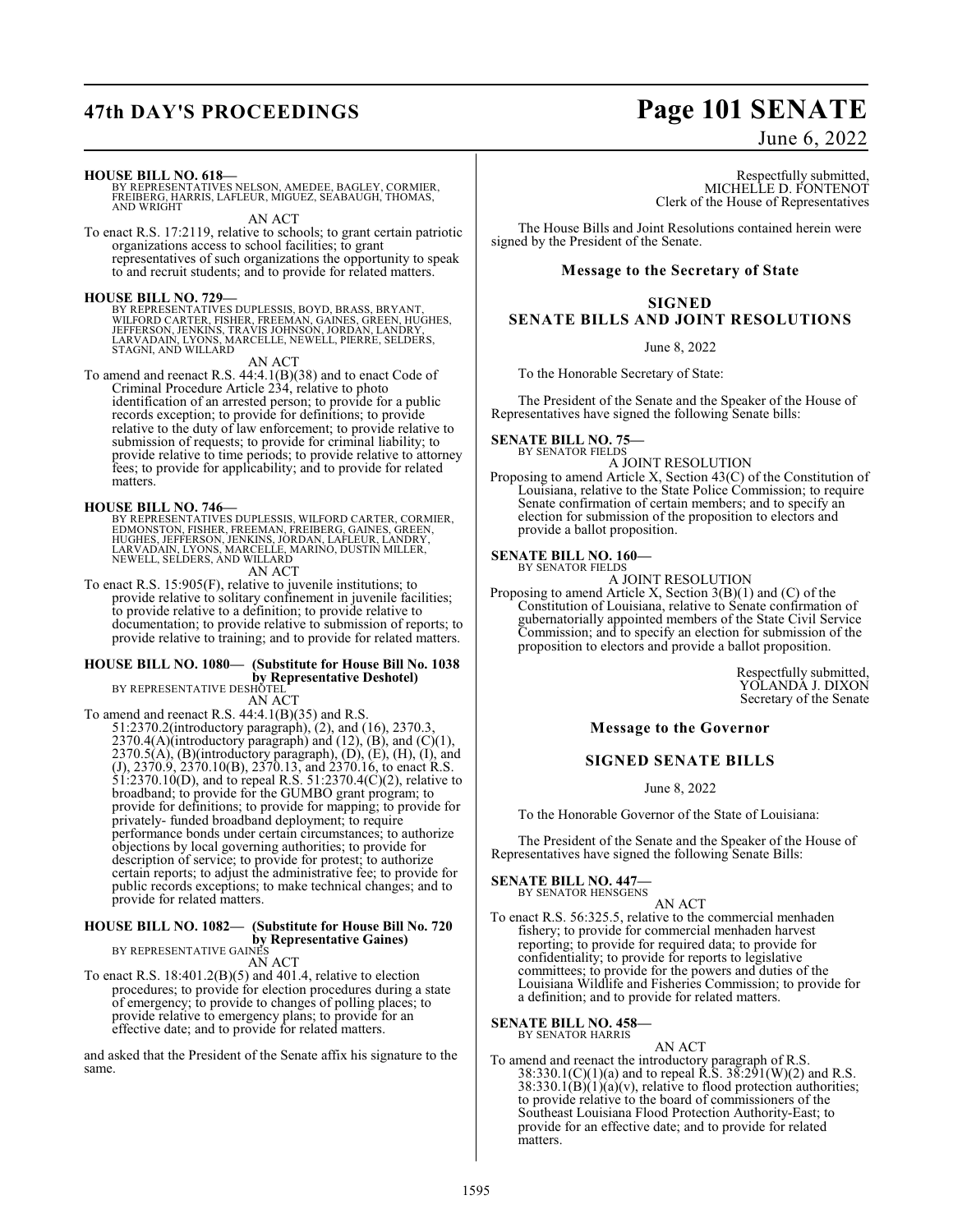**HOUSE BILL NO. 618—**
BY REPRESENTATIVES NELSON, AMEDEE, BAGLEY, CORMIER, FREIBERG, HARRIS, LAFLEUR, MIGUEZ, SEABAUGH, THOMAS, AND WRIGHT

AN ACT

To enact R.S. 17:2119, relative to schools; to grant certain patriotic organizations access to school facilities; to grant representatives of such organizations the opportunity to speak to and recruit students; and to provide for related matters.

**HOUSE BILL NO. 729—**
BY REPRESENTATIVES DUPLESSIS, BOYD, BRASS, BRYANT, WILFORD CARTER, FISHER, FREEMAN, GAINES, GREEN, HUGHES, JEFFERSON, JENKINS, TRAVIS JOHNSON, JORDAN, LANDRY, LARVADAIN, LYONS, MARCELLE, NEWELL, PIERRE, SELDERS, STAGNI, AND WILLARD

AN ACT

To amend and reenact R.S. 44:4.1(B)(38) and to enact Code of Criminal Procedure Article 234, relative to photo identification of an arrested person; to provide for a public records exception; to provide for definitions; to provide relative to the duty of law enforcement; to provide relative to submission of requests; to provide for criminal liability; to provide relative to time periods; to provide relative to attorney fees; to provide for applicability; and to provide for related matters.

**HOUSE BILL NO. 746—**
BY REPRESENTATIVES DUPLESSIS, WILFORD CARTER, CORMIER, EDMONSTON, FISHER, FREEMAN, FREIBERG, GAINES, GREEN, HUGHES, JEFFERSON, JENKINS, JORDAN, LAFLEUR, LANDRY, LARVADAIN, LYONS, MARCELLE, MARINO, DUSTIN MILLER, NEWELL, SELDERS, AND WILLARD

AN ACT

To enact R.S. 15:905(F), relative to juvenile institutions; to provide relative to solitary confinement in juvenile facilities; to provide relative to a definition; to provide relative to documentation; to provide relative to submission of reports; to provide relative to training; and to provide for related matters.

**HOUSE BILL NO. 1080— (Substitute for House Bill No. 1038 by Representative Deshotel)**
BY REPRESENTATIVE DESHOTEL

AN ACT

To amend and reenact R.S. 44:4.1(B)(35) and R.S. 51:2370.2(introductory paragraph), (2), and (16), 2370.3, 2370.4(A)(introductory paragraph) and (12), (B), and (C)(1), 2370.5(A), (B)(introductory paragraph), (D), (E), (H), (I), and (J), 2370.9, 2370.10(B), 2370.13, and 2370.16, to enact R.S. 51:2370.10(D), and to repeal R.S. 51:2370.4(C)(2), relative to broadband; to provide for the GUMBO grant program; to provide for definitions; to provide for mapping; to provide for privately- funded broadband deployment; to require performance bonds under certain circumstances; to authorize objections by local governing authorities; to provide for description of service; to provide for protest; to authorize certain reports; to adjust the administrative fee; to provide for public records exceptions; to make technical changes; and to provide for related matters.

**HOUSE BILL NO. 1082— (Substitute for House Bill No. 720 by Representative Gaines)**
BY REPRESENTATIVE GAINES

AN ACT

To enact R.S. 18:401.2(B)(5) and 401.4, relative to election procedures; to provide for election procedures during a state of emergency; to provide to changes of polling places; to provide relative to emergency plans; to provide for an effective date; and to provide for related matters.

and asked that the President of the Senate affix his signature to the same.

Respectfully submitted,
MICHELLE D. FONTENOT
Clerk of the House of Representatives

The House Bills and Joint Resolutions contained herein were signed by the President of the Senate.

## Message to the Secretary of State

## SIGNED SENATE BILLS AND JOINT RESOLUTIONS

June 8, 2022

To the Honorable Secretary of State:

The President of the Senate and the Speaker of the House of Representatives have signed the following Senate bills:

**SENATE BILL NO. 75—**
BY SENATOR FIELDS

A JOINT RESOLUTION

Proposing to amend Article X, Section 43(C) of the Constitution of Louisiana, relative to the State Police Commission; to require Senate confirmation of certain members; and to specify an election for submission of the proposition to electors and provide a ballot proposition.

**SENATE BILL NO. 160—**
BY SENATOR FIELDS

A JOINT RESOLUTION

Proposing to amend Article X, Section 3(B)(1) and (C) of the Constitution of Louisiana, relative to Senate confirmation of gubernatorially appointed members of the State Civil Service Commission; and to specify an election for submission of the proposition to electors and provide a ballot proposition.

Respectfully submitted,
YOLANDA J. DIXON
Secretary of the Senate

## Message to the Governor

## SIGNED SENATE BILLS

June 8, 2022

To the Honorable Governor of the State of Louisiana:

The President of the Senate and the Speaker of the House of Representatives have signed the following Senate Bills:

**SENATE BILL NO. 447—**
BY SENATOR HENSGENS

AN ACT

To enact R.S. 56:325.5, relative to the commercial menhaden fishery; to provide for commercial menhaden harvest reporting; to provide for required data; to provide for confidentiality; to provide for reports to legislative committees; to provide for the powers and duties of the Louisiana Wildlife and Fisheries Commission; to provide for a definition; and to provide for related matters.

**SENATE BILL NO. 458—**
BY SENATOR HARRIS

AN ACT

To amend and reenact the introductory paragraph of R.S. 38:330.1(C)(1)(a) and to repeal R.S. 38:291(W)(2) and R.S. 38:330.1(B)(1)(a)(v), relative to flood protection authorities; to provide relative to the board of commissioners of the Southeast Louisiana Flood Protection Authority-East; to provide for an effective date; and to provide for related matters.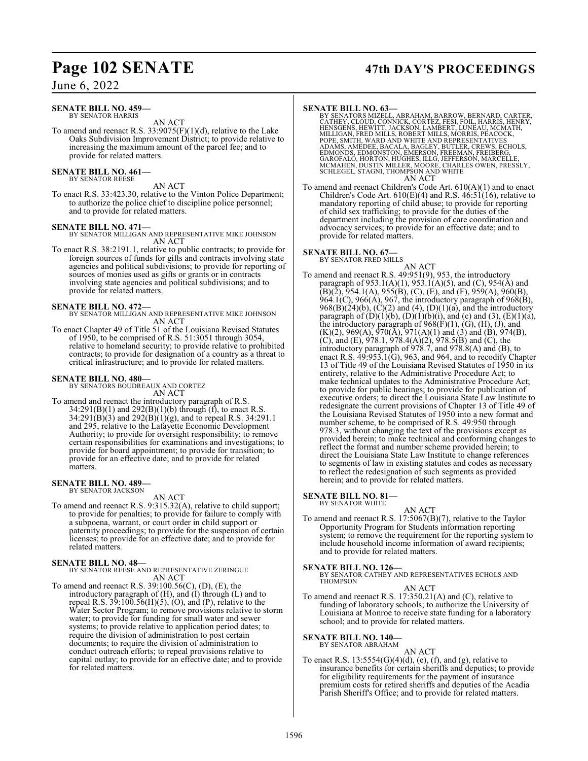**SENATE BILL NO. 459—**
BY SENATOR HARRIS

AN ACT

To amend and reenact R.S. 33:9075(F)(1)(d), relative to the Lake Oaks Subdivision Improvement District; to provide relative to increasing the maximum amount of the parcel fee; and to provide for related matters.

**SENATE BILL NO. 461—**
BY SENATOR REESE

AN ACT

To enact R.S. 33:423.30, relative to the Vinton Police Department; to authorize the police chief to discipline police personnel; and to provide for related matters.

**SENATE BILL NO. 471—**
BY SENATOR MILLIGAN AND REPRESENTATIVE MIKE JOHNSON

AN ACT

To enact R.S. 38:2191.1, relative to public contracts; to provide for foreign sources of funds for gifts and contracts involving state agencies and political subdivisions; to provide for reporting of sources of monies used as gifts or grants or in contracts involving state agencies and political subdivisions; and to provide for related matters.

**SENATE BILL NO. 472—**
BY SENATOR MILLIGAN AND REPRESENTATIVE MIKE JOHNSON

AN ACT

To enact Chapter 49 of Title 51 of the Louisiana Revised Statutes of 1950, to be comprised of R.S. 51:3051 through 3054, relative to homeland security; to provide relative to prohibited contracts; to provide for designation of a country as a threat to critical infrastructure; and to provide for related matters.

**SENATE BILL NO. 480—**
BY SENATORS BOUDREAUX AND CORTEZ

AN ACT

To amend and reenact the introductory paragraph of R.S. 34:291(B)(1) and 292(B)(1)(b) through (f), to enact R.S. 34:291(B)(3) and 292(B)(1)(g), and to repeal R.S. 34:291.1 and 295, relative to the Lafayette Economic Development Authority; to provide for oversight responsibility; to remove certain responsibilities for examinations and investigations; to provide for board appointment; to provide for transition; to provide for an effective date; and to provide for related matters.

**SENATE BILL NO. 489—**
BY SENATOR JACKSON

AN ACT

To amend and reenact R.S. 9:315.32(A), relative to child support; to provide for penalties; to provide for failure to comply with a subpoena, warrant, or court order in child support or paternity proceedings; to provide for the suspension of certain licenses; to provide for an effective date; and to provide for related matters.

**SENATE BILL NO. 48—**
BY SENATOR REESE AND REPRESENTATIVE ZERINGUE

AN ACT

To amend and reenact R.S. 39:100.56(C), (D), (E), the introductory paragraph of (H), and (I) through (L) and to repeal R.S. 39:100.56(H)(5), (O), and (P), relative to the Water Sector Program; to remove provisions relative to storm water; to provide for funding for small water and sewer systems; to provide relative to application period dates; to require the division of administration to post certain documents; to require the division of administration to conduct outreach efforts; to repeal provisions relative to capital outlay; to provide for an effective date; and to provide for related matters.

**SENATE BILL NO. 63—**
BY SENATORS MIZELL, ABRAHAM, BARROW, BERNARD, CARTER, CATHEY, CLOUD, CONNICK, CORTEZ, FESI, FOIL, HARRIS, HENRY, HENSGENS, HEWITT, JACKSON, LAMBERT, LUNEAU, MCMATH, MILLIGAN, FRED MILLS, ROBERT MILLS, MORRIS, PEACOCK, POPE, SMITH, WARD AND WHITE AND REPRESENTATIVES ADAMS, AMEDEE, BACALA, BAGLEY, BUTLER, CREWS, ECHOLS, EDMONDS, EDMONSTON, EMERSON, FREEMAN, FREIBERG, GAROFALO, HORTON, HUGHES, ILLG, JEFFERSON, MARCELLE, MCMAHEN, DUSTIN MILLER, MOORE, CHARLES OWEN, PRESSLY, SCHLEGEL, STAGNI, THOMPSON AND WHITE

AN ACT

To amend and reenact Children's Code Art. 610(A)(1) and to enact Children's Code Art. 610(E)(4) and R.S. 46:51(16), relative to mandatory reporting of child abuse; to provide for reporting of child sex trafficking; to provide for the duties of the department including the provision of care coordination and advocacy services; to provide for an effective date; and to provide for related matters.

**SENATE BILL NO. 67—**
BY SENATOR FRED MILLS

AN ACT

To amend and reenact R.S. 49:951(9), 953, the introductory paragraph of 953.1(A)(1), 953.1(A)(5), and (C), 954(A) and (B)(2), 954.1(A), 955(B), (C), (E), and (F), 959(A), 960(B), 964.1(C), 966(A), 967, the introductory paragraph of 968(B), 968(B)(24)(b), (C)(2) and (4), (D)(1)(a), and the introductory paragraph of (D)(1)(b), (D)(1)(b)(i), and (c) and (3), (E)(1)(a), the introductory paragraph of 968(F)(1), (G), (H), (J), and (K)(2), 969(A), 970(A), 971(A)(1) and (3) and (B), 974(B), (C), and (E), 978.1, 978.4(A)(2), 978.5(B) and (C), the introductory paragraph of 978.7, and 978.8(A) and (B), to enact R.S. 49:953.1(G), 963, and 964, and to recodify Chapter 13 of Title 49 of the Louisiana Revised Statutes of 1950 in its entirety, relative to the Administrative Procedure Act; to make technical updates to the Administrative Procedure Act; to provide for public hearings; to provide for publication of executive orders; to direct the Louisiana State Law Institute to redesignate the current provisions of Chapter 13 of Title 49 of the Louisiana Revised Statutes of 1950 into a new format and number scheme, to be comprised of R.S. 49:950 through 978.3, without changing the text of the provisions except as provided herein; to make technical and conforming changes to reflect the format and number scheme provided herein; to direct the Louisiana State Law Institute to change references to segments of law in existing statutes and codes as necessary to reflect the redesignation of such segments as provided herein; and to provide for related matters.

**SENATE BILL NO. 81—**
BY SENATOR WHITE

AN ACT

To amend and reenact R.S. 17:5067(B)(7), relative to the Taylor Opportunity Program for Students information reporting system; to remove the requirement for the reporting system to include household income information of award recipients; and to provide for related matters.

**SENATE BILL NO. 126—**
BY SENATOR CATHEY AND REPRESENTATIVES ECHOLS AND THOMPSON

AN ACT

To amend and reenact R.S. 17:350.21(A) and (C), relative to funding of laboratory schools; to authorize the University of Louisiana at Monroe to receive state funding for a laboratory school; and to provide for related matters.

**SENATE BILL NO. 140—**
BY SENATOR ABRAHAM

AN ACT

To enact R.S. 13:5554(G)(4)(d), (e), (f), and (g), relative to insurance benefits for certain sheriffs and deputies; to provide for eligibility requirements for the payment of insurance premium costs for retired sheriffs and deputies of the Acadia Parish Sheriff's Office; and to provide for related matters.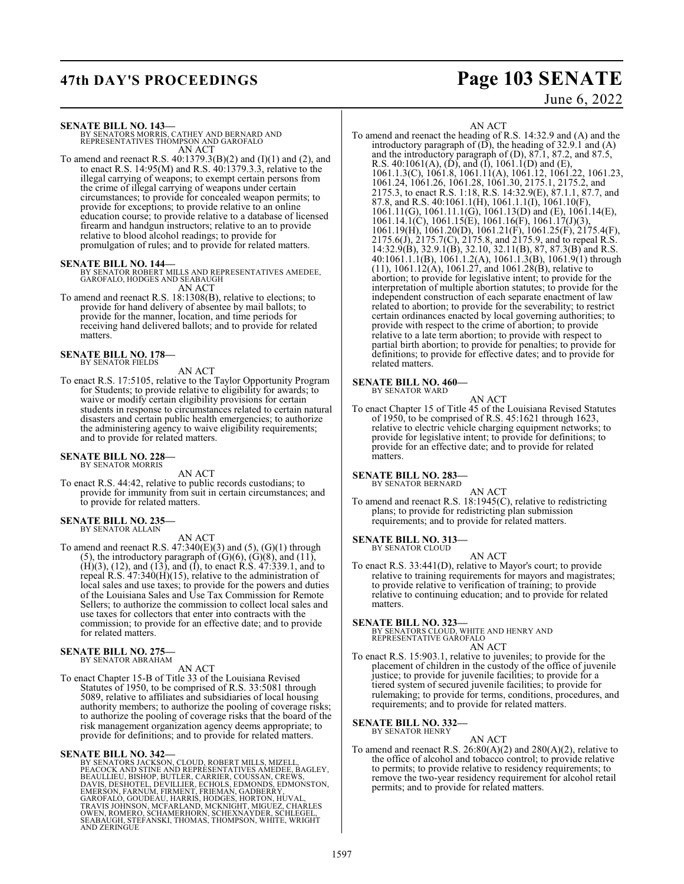**SENATE BILL NO. 143—**
BY SENATORS MORRIS, CATHEY AND BERNARD AND REPRESENTATIVES THOMPSON AND GAROFALO

AN ACT

To amend and reenact R.S. 40:1379.3(B)(2) and (I)(1) and (2), and to enact R.S. 14:95(M) and R.S. 40:1379.3.3, relative to the illegal carrying of weapons; to exempt certain persons from the crime of illegal carrying of weapons under certain circumstances; to provide for concealed weapon permits; to provide for exceptions; to provide relative to an online education course; to provide relative to a database of licensed firearm and handgun instructors; relative to an to provide relative to blood alcohol readings; to provide for promulgation of rules; and to provide for related matters.

**SENATE BILL NO. 144—**
BY SENATOR ROBERT MILLS AND REPRESENTATIVES AMEDEE, GAROFALO, HODGES AND SEABAUGH

AN ACT

To amend and reenact R.S. 18:1308(B), relative to elections; to provide for hand delivery of absentee by mail ballots; to provide for the manner, location, and time periods for receiving hand delivered ballots; and to provide for related matters.

**SENATE BILL NO. 178—**
BY SENATOR FIELDS

AN ACT

To enact R.S. 17:5105, relative to the Taylor Opportunity Program for Students; to provide relative to eligibility for awards; to waive or modify certain eligibility provisions for certain students in response to circumstances related to certain natural disasters and certain public health emergencies; to authorize the administering agency to waive eligibility requirements; and to provide for related matters.

**SENATE BILL NO. 228—**
BY SENATOR MORRIS

AN ACT

To enact R.S. 44:42, relative to public records custodians; to provide for immunity from suit in certain circumstances; and to provide for related matters.

**SENATE BILL NO. 235—**
BY SENATOR ALLAIN

AN ACT

To amend and reenact R.S. 47:340(E)(3) and (5), (G)(1) through (5), the introductory paragraph of (G)(6), (G)(8), and (11), (H)(3), (12), and (13), and (I), to enact R.S. 47:339.1, and to repeal R.S. 47:340(H)(15), relative to the administration of local sales and use taxes; to provide for the powers and duties of the Louisiana Sales and Use Tax Commission for Remote Sellers; to authorize the commission to collect local sales and use taxes for collectors that enter into contracts with the commission; to provide for an effective date; and to provide for related matters.

**SENATE BILL NO. 275—**
BY SENATOR ABRAHAM

AN ACT

To enact Chapter 15-B of Title 33 of the Louisiana Revised Statutes of 1950, to be comprised of R.S. 33:5081 through 5089, relative to affiliates and subsidiaries of local housing authority members; to authorize the pooling of coverage risks; to authorize the pooling of coverage risks that the board of the risk management organization agency deems appropriate; to provide for definitions; and to provide for related matters.

**SENATE BILL NO. 342—**
BY SENATORS JACKSON, CLOUD, ROBERT MILLS, MIZELL, PEACOCK AND STINE AND REPRESENTATIVES AMEDEE, BAGLEY, BEAULLIEU, BISHOP, BUTLER, CARRIER, COUSSAN, CREWS, DAVIS, DESHOTEL, DEVILLIER, ECHOLS, EDMONDS, EDMONSTON, EMERSON, FARNUM, FIRMENT, FRIEMAN, GADBERRY, GAROFALO, GOUDEAU, HARRIS, HODGES, HORTON, HUVAL, TRAVIS JOHNSON, MCFARLAND, MCKNIGHT, MIGUEZ, CHARLES OWEN, ROMERO, SCHAMERHORN, SCHEXNAYDER, SCHLEGEL, SEABAUGH, STEFANSKI, THOMAS, THOMPSON, WHITE, WRIGHT AND ZERINGUE

AN ACT

To amend and reenact the heading of R.S. 14:32.9 and (A) and the introductory paragraph of (D), the heading of 32.9.1 and (A) and the introductory paragraph of (D), 87.1, 87.2, and 87.5, R.S. 40:1061(A), (D), and (I), 1061.1(D) and (E), 1061.1.3(C), 1061.8, 1061.11(A), 1061.12, 1061.22, 1061.23, 1061.24, 1061.26, 1061.28, 1061.30, 2175.1, 2175.2, and 2175.3, to enact R.S. 1:18, R.S. 14:32.9(E), 87.1.1, 87.7, and 87.8, and R.S. 40:1061.1(H), 1061.1.1(I), 1061.10(F), 1061.11(G), 1061.11.1(G), 1061.13(D) and (E), 1061.14(E), 1061.14.1(C), 1061.15(E), 1061.16(F), 1061.17(J)(3), 1061.19(H), 1061.20(D), 1061.21(F), 1061.25(F), 2175.4(F), 2175.6(J), 2175.7(C), 2175.8, and 2175.9, and to repeal R.S. 14:32.9(B), 32.9.1(B), 32.10, 32.11(B), 87, 87.3(B) and R.S. 40:1061.1.1(B), 1061.1.2(A), 1061.1.3(B), 1061.9(1) through (11), 1061.12(A), 1061.27, and 1061.28(B), relative to abortion; to provide for legislative intent; to provide for the interpretation of multiple abortion statutes; to provide for the independent construction of each separate enactment of law related to abortion; to provide for the severability; to restrict certain ordinances enacted by local governing authorities; to provide with respect to the crime of abortion; to provide relative to a late term abortion; to provide with respect to partial birth abortion; to provide for penalties; to provide for definitions; to provide for effective dates; and to provide for related matters.

**SENATE BILL NO. 460—**
BY SENATOR WARD

AN ACT

To enact Chapter 15 of Title 45 of the Louisiana Revised Statutes of 1950, to be comprised of R.S. 45:1621 through 1623, relative to electric vehicle charging equipment networks; to provide for legislative intent; to provide for definitions; to provide for an effective date; and to provide for related matters.

**SENATE BILL NO. 283—**
BY SENATOR BERNARD

AN ACT

To amend and reenact R.S. 18:1945(C), relative to redistricting plans; to provide for redistricting plan submission requirements; and to provide for related matters.

**SENATE BILL NO. 313—**
BY SENATOR CLOUD

AN ACT

To enact R.S. 33:441(D), relative to Mayor's court; to provide relative to training requirements for mayors and magistrates; to provide relative to verification of training; to provide relative to continuing education; and to provide for related matters.

**SENATE BILL NO. 323—**
BY SENATORS CLOUD, WHITE AND HENRY AND REPRESENTATIVE GAROFALO

AN ACT

To enact R.S. 15:903.1, relative to juveniles; to provide for the placement of children in the custody of the office of juvenile justice; to provide for juvenile facilities; to provide for a tiered system of secured juvenile facilities; to provide for rulemaking; to provide for terms, conditions, procedures, and requirements; and to provide for related matters.

**SENATE BILL NO. 332—**
BY SENATOR HENRY

AN ACT

To amend and reenact R.S. 26:80(A)(2) and 280(A)(2), relative to the office of alcohol and tobacco control; to provide relative to permits; to provide relative to residency requirements; to remove the two-year residency requirement for alcohol retail permits; and to provide for related matters.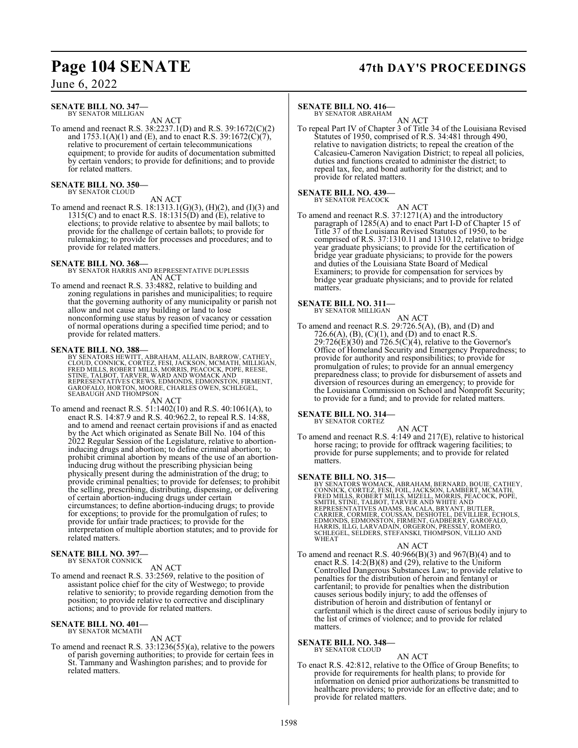**SENATE BILL NO. 347—**
BY SENATOR MILLIGAN

AN ACT

To amend and reenact R.S. 38:2237.1(D) and R.S. 39:1672(C)(2) and 1753.1(A)(1) and (E), and to enact R.S. 39:1672(C)(7), relative to procurement of certain telecommunications equipment; to provide for audits of documentation submitted by certain vendors; to provide for definitions; and to provide for related matters.

**SENATE BILL NO. 350—**
BY SENATOR CLOUD

AN ACT

To amend and reenact R.S. 18:1313.1(G)(3), (H)(2), and (I)(3) and 1315(C) and to enact R.S. 18:1315(D) and (E), relative to elections; to provide relative to absentee by mail ballots; to provide for the challenge of certain ballots; to provide for rulemaking; to provide for processes and procedures; and to provide for related matters.

**SENATE BILL NO. 368—**
BY SENATOR HARRIS AND REPRESENTATIVE DUPLESSIS

AN ACT

To amend and reenact R.S. 33:4882, relative to building and zoning regulations in parishes and municipalities; to require that the governing authority of any municipality or parish not allow and not cause any building or land to lose nonconforming use status by reason of vacancy or cessation of normal operations during a specified time period; and to provide for related matters.

**SENATE BILL NO. 388—**
BY SENATORS HEWITT, ABRAHAM, ALLAIN, BARROW, CATHEY, CLOUD, CONNICK, CORTEZ, FESI, JACKSON, MCMATH, MILLIGAN, FRED MILLS, ROBERT MILLS, MORRIS, PEACOCK, POPE, REESE, STINE, TALBOT, TARVER, WARD AND WOMACK AND REPRESENTATIVES CREWS, EDMONDS, EDMONSTON, FIRMENT, GAROFALO, HORTON, MOORE, CHARLES OWEN, SCHLEGEL, SEABAUGH AND THOMPSON

AN ACT

To amend and reenact R.S. 51:1402(10) and R.S. 40:1061(A), to enact R.S. 14:87.9 and R.S. 40:962.2, to repeal R.S. 14:88, and to amend and reenact certain provisions if and as enacted by the Act which originated as Senate Bill No. 104 of this 2022 Regular Session of the Legislature, relative to abortion-inducing drugs and abortion; to define criminal abortion; to prohibit criminal abortion by means of the use of an abortion-inducing drug without the prescribing physician being physically present during the administration of the drug; to provide criminal penalties; to provide for defenses; to prohibit the selling, prescribing, distributing, dispensing, or delivering of certain abortion-inducing drugs under certain circumstances; to define abortion-inducing drugs; to provide for exceptions; to provide for the promulgation of rules; to provide for unfair trade practices; to provide for the interpretation of multiple abortion statutes; and to provide for related matters.

**SENATE BILL NO. 397—**
BY SENATOR CONNICK

AN ACT

To amend and reenact R.S. 33:2569, relative to the position of assistant police chief for the city of Westwego; to provide relative to seniority; to provide regarding demotion from the position; to provide relative to corrective and disciplinary actions; and to provide for related matters.

**SENATE BILL NO. 401—**
BY SENATOR MCMATH

AN ACT

To amend and reenact R.S. 33:1236(55)(a), relative to the powers of parish governing authorities; to provide for certain fees in St. Tammany and Washington parishes; and to provide for related matters.

**SENATE BILL NO. 416—**
BY SENATOR ABRAHAM

AN ACT

To repeal Part IV of Chapter 3 of Title 34 of the Louisiana Revised Statutes of 1950, comprised of R.S. 34:481 through 490, relative to navigation districts; to repeal the creation of the Calcasieu-Cameron Navigation District; to repeal all policies, duties and functions created to administer the district; to repeal tax, fee, and bond authority for the district; and to provide for related matters.

**SENATE BILL NO. 439—**
BY SENATOR PEACOCK

AN ACT

To amend and reenact R.S. 37:1271(A) and the introductory paragraph of 1285(A) and to enact Part I-D of Chapter 15 of Title 37 of the Louisiana Revised Statutes of 1950, to be comprised of R.S. 37:1310.11 and 1310.12, relative to bridge year graduate physicians; to provide for the certification of bridge year graduate physicians; to provide for the powers and duties of the Louisiana State Board of Medical Examiners; to provide for compensation for services by bridge year graduate physicians; and to provide for related matters.

**SENATE BILL NO. 311—**
BY SENATOR MILLIGAN

AN ACT

To amend and reenact R.S. 29:726.5(A), (B), and (D) and 726.6(A), (B), (C)(1), and (D) and to enact R.S. 29:726(E)(30) and 726.5(C)(4), relative to the Governor's Office of Homeland Security and Emergency Preparedness; to provide for authority and responsibilities; to provide for promulgation of rules; to provide for an annual emergency preparedness class; to provide for disbursement of assets and diversion of resources during an emergency; to provide for the Louisiana Commission on School and Nonprofit Security; to provide for a fund; and to provide for related matters.

**SENATE BILL NO. 314—**
BY SENATOR CORTEZ

AN ACT

To amend and reenact R.S. 4:149 and 217(E), relative to historical horse racing; to provide for offtrack wagering facilities; to provide for purse supplements; and to provide for related matters.

**SENATE BILL NO. 315—**
BY SENATORS WOMACK, ABRAHAM, BERNARD, BOUIE, CATHEY, CONNICK, CORTEZ, FESI, FOIL, JACKSON, LAMBERT, MCMATH, FRED MILLS, ROBERT MILLS, MIZELL, MORRIS, PEACOCK, POPE, SMITH, STINE, TALBOT, TARVER AND WHITE AND REPRESENTATIVES ADAMS, BACALA, BRYANT, BUTLER, CARRIER, CORMIER, COUSSAN, DESHOTEL, DEVILLIER, ECHOLS, EDMONDS, EDMONSTON, FIRMENT, GADBERRY, GAROFALO, HARRIS, ILLG, LARVADAIN, ORGERON, PRESSLY, ROMERO, SCHLEGEL, SELDERS, STEFANSKI, THOMPSON, VILLIO AND WHEAT

AN ACT

To amend and reenact R.S. 40:966(B)(3) and 967(B)(4) and to enact R.S. 14:2(B)(8) and (29), relative to the Uniform Controlled Dangerous Substances Law; to provide relative to penalties for the distribution of heroin and fentanyl or carfentanil; to provide for penalties when the distribution causes serious bodily injury; to add the offenses of distribution of heroin and distribution of fentanyl or carfentanil which is the direct cause of serious bodily injury to the list of crimes of violence; and to provide for related matters.

**SENATE BILL NO. 348—**
BY SENATOR CLOUD

AN ACT

To enact R.S. 42:812, relative to the Office of Group Benefits; to provide for requirements for health plans; to provide for information on denied prior authorizations be transmitted to healthcare providers; to provide for an effective date; and to provide for related matters.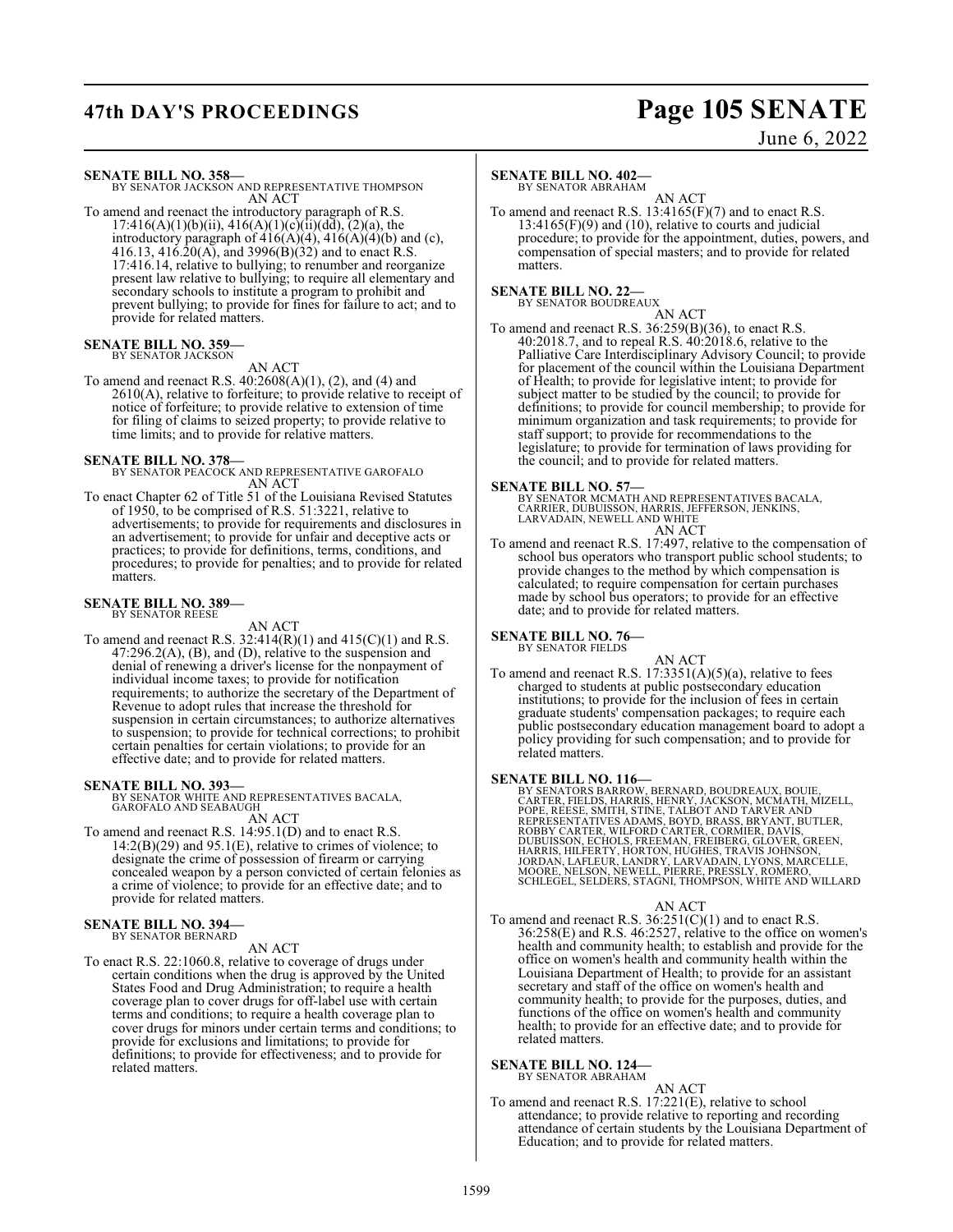**SENATE BILL NO. 358—**
BY SENATOR JACKSON AND REPRESENTATIVE THOMPSON
AN ACT

To amend and reenact the introductory paragraph of R.S. 17:416(A)(1)(b)(ii), 416(A)(1)(c)(ii)(dd), (2)(a), the introductory paragraph of 416(A)(4), 416(A)(4)(b) and (c), 416.13, 416.20(A), and 3996(B)(32) and to enact R.S. 17:416.14, relative to bullying; to renumber and reorganize present law relative to bullying; to require all elementary and secondary schools to institute a program to prohibit and prevent bullying; to provide for fines for failure to act; and to provide for related matters.

**SENATE BILL NO. 359—**
BY SENATOR JACKSON
AN ACT

To amend and reenact R.S. 40:2608(A)(1), (2), and (4) and 2610(A), relative to forfeiture; to provide relative to receipt of notice of forfeiture; to provide relative to extension of time for filing of claims to seized property; to provide relative to time limits; and to provide for relative matters.

**SENATE BILL NO. 378—**
BY SENATOR PEACOCK AND REPRESENTATIVE GAROFALO
AN ACT

To enact Chapter 62 of Title 51 of the Louisiana Revised Statutes of 1950, to be comprised of R.S. 51:3221, relative to advertisements; to provide for requirements and disclosures in an advertisement; to provide for unfair and deceptive acts or practices; to provide for definitions, terms, conditions, and procedures; to provide for penalties; and to provide for related matters.

**SENATE BILL NO. 389—**
BY SENATOR REESE
AN ACT

To amend and reenact R.S. 32:414(R)(1) and 415(C)(1) and R.S. 47:296.2(A), (B), and (D), relative to the suspension and denial of renewing a driver's license for the nonpayment of individual income taxes; to provide for notification requirements; to authorize the secretary of the Department of Revenue to adopt rules that increase the threshold for suspension in certain circumstances; to authorize alternatives to suspension; to provide for technical corrections; to prohibit certain penalties for certain violations; to provide for an effective date; and to provide for related matters.

**SENATE BILL NO. 393—**
BY SENATOR WHITE AND REPRESENTATIVES BACALA, GAROFALO AND SEABAUGH
AN ACT

To amend and reenact R.S. 14:95.1(D) and to enact R.S. 14:2(B)(29) and 95.1(E), relative to crimes of violence; to designate the crime of possession of firearm or carrying concealed weapon by a person convicted of certain felonies as a crime of violence; to provide for an effective date; and to provide for related matters.

**SENATE BILL NO. 394—**
BY SENATOR BERNARD
AN ACT

To enact R.S. 22:1060.8, relative to coverage of drugs under certain conditions when the drug is approved by the United States Food and Drug Administration; to require a health coverage plan to cover drugs for off-label use with certain terms and conditions; to require a health coverage plan to cover drugs for minors under certain terms and conditions; to provide for exclusions and limitations; to provide for definitions; to provide for effectiveness; and to provide for related matters.

**SENATE BILL NO. 402—**
BY SENATOR ABRAHAM
AN ACT

To amend and reenact R.S. 13:4165(F)(7) and to enact R.S. 13:4165(F)(9) and (10), relative to courts and judicial procedure; to provide for the appointment, duties, powers, and compensation of special masters; and to provide for related matters.

**SENATE BILL NO. 22—**
BY SENATOR BOUDREAUX
AN ACT

To amend and reenact R.S. 36:259(B)(36), to enact R.S. 40:2018.7, and to repeal R.S. 40:2018.6, relative to the Palliative Care Interdisciplinary Advisory Council; to provide for placement of the council within the Louisiana Department of Health; to provide for legislative intent; to provide for subject matter to be studied by the council; to provide for definitions; to provide for council membership; to provide for minimum organization and task requirements; to provide for staff support; to provide for recommendations to the legislature; to provide for termination of laws providing for the council; and to provide for related matters.

**SENATE BILL NO. 57—**
BY SENATOR MCMATH AND REPRESENTATIVES BACALA, CARRIER, DUBUISSON, HARRIS, JEFFERSON, JENKINS, LARVADAIN, NEWELL AND WHITE
AN ACT

To amend and reenact R.S. 17:497, relative to the compensation of school bus operators who transport public school students; to provide changes to the method by which compensation is calculated; to require compensation for certain purchases made by school bus operators; to provide for an effective date; and to provide for related matters.

**SENATE BILL NO. 76—**
BY SENATOR FIELDS
AN ACT

To amend and reenact R.S. 17:3351(A)(5)(a), relative to fees charged to students at public postsecondary education institutions; to provide for the inclusion of fees in certain graduate students' compensation packages; to require each public postsecondary education management board to adopt a policy providing for such compensation; and to provide for related matters.

**SENATE BILL NO. 116—**
BY SENATORS BARROW, BERNARD, BOUDREAUX, BOUIE, CARTER, FIELDS, HARRIS, HENRY, JACKSON, MCMATH, MIZELL, POPE, REESE, SMITH, STINE, TALBOT AND TARVER AND REPRESENTATIVES ADAMS, BOYD, BRASS, BRYANT, BUTLER, ROBBY CARTER, WILFORD CARTER, CORMIER, DAVIS, DUBUISSON, ECHOLS, FREEMAN, FREIBERG, GLOVER, GREEN, HARRIS, HILFERTY, HORTON, HUGHES, TRAVIS JOHNSON, JORDAN, LAFLEUR, LANDRY, LARVADAIN, LYONS, MARCELLE, MOORE, NELSON, NEWELL, PIERRE, PRESSLY, ROMERO, SCHLEGEL, SELDERS, STAGNI, THOMPSON, WHITE AND WILLARD
AN ACT

To amend and reenact R.S. 36:251(C)(1) and to enact R.S. 36:258(E) and R.S. 46:2527, relative to the office on women's health and community health; to establish and provide for the office on women's health and community health within the Louisiana Department of Health; to provide for an assistant secretary and staff of the office on women's health and community health; to provide for the purposes, duties, and functions of the office on women's health and community health; to provide for an effective date; and to provide for related matters.

**SENATE BILL NO. 124—**
BY SENATOR ABRAHAM
AN ACT

To amend and reenact R.S. 17:221(E), relative to school attendance; to provide relative to reporting and recording attendance of certain students by the Louisiana Department of Education; and to provide for related matters.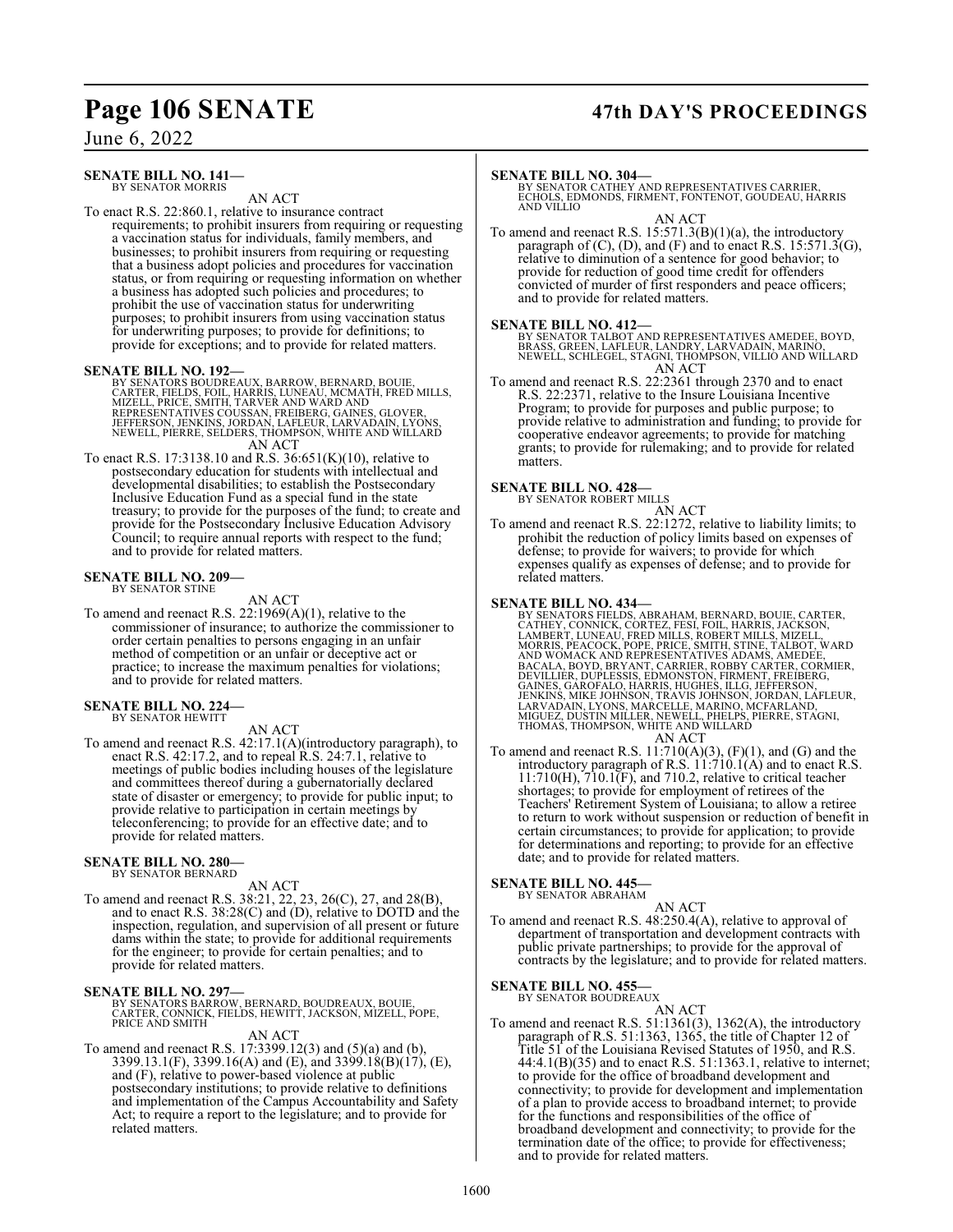**SENATE BILL NO. 141—**
BY SENATOR MORRIS

AN ACT

To enact R.S. 22:860.1, relative to insurance contract requirements; to prohibit insurers from requiring or requesting a vaccination status for individuals, family members, and businesses; to prohibit insurers from requiring or requesting that a business adopt policies and procedures for vaccination status, or from requiring or requesting information on whether a business has adopted such policies and procedures; to prohibit the use of vaccination status for underwriting purposes; to prohibit insurers from using vaccination status for underwriting purposes; to provide for definitions; to provide for exceptions; and to provide for related matters.

**SENATE BILL NO. 192—**
BY SENATORS BOUDREAUX, BARROW, BERNARD, BOUIE, CARTER, FIELDS, FOIL, HARRIS, LUNEAU, MCMATH, FRED MILLS, MIZELL, PRICE, SMITH, TARVER AND WARD AND REPRESENTATIVES COUSSAN, FREIBERG, GAINES, GLOVER, JEFFERSON, JENKINS, JORDAN, LAFLEUR, LARVADAIN, LYONS, NEWELL, PIERRE, SELDERS, THOMPSON, WHITE AND WILLARD

AN ACT

To enact R.S. 17:3138.10 and R.S. 36:651(K)(10), relative to postsecondary education for students with intellectual and developmental disabilities; to establish the Postsecondary Inclusive Education Fund as a special fund in the state treasury; to provide for the purposes of the fund; to create and provide for the Postsecondary Inclusive Education Advisory Council; to require annual reports with respect to the fund; and to provide for related matters.

**SENATE BILL NO. 209—**
BY SENATOR STINE

AN ACT

To amend and reenact R.S. 22:1969(A)(1), relative to the commissioner of insurance; to authorize the commissioner to order certain penalties to persons engaging in an unfair method of competition or an unfair or deceptive act or practice; to increase the maximum penalties for violations; and to provide for related matters.

**SENATE BILL NO. 224—**
BY SENATOR HEWITT

AN ACT

To amend and reenact R.S. 42:17.1(A)(introductory paragraph), to enact R.S. 42:17.2, and to repeal R.S. 24:7.1, relative to meetings of public bodies including houses of the legislature and committees thereof during a gubernatorially declared state of disaster or emergency; to provide for public input; to provide relative to participation in certain meetings by teleconferencing; to provide for an effective date; and to provide for related matters.

**SENATE BILL NO. 280—**
BY SENATOR BERNARD

AN ACT

To amend and reenact R.S. 38:21, 22, 23, 26(C), 27, and 28(B), and to enact R.S. 38:28(C) and (D), relative to DOTD and the inspection, regulation, and supervision of all present or future dams within the state; to provide for additional requirements for the engineer; to provide for certain penalties; and to provide for related matters.

**SENATE BILL NO. 297—**
BY SENATORS BARROW, BERNARD, BOUDREAUX, BOUIE, CARTER, CONNICK, FIELDS, HEWITT, JACKSON, MIZELL, POPE, PRICE AND SMITH

AN ACT

To amend and reenact R.S. 17:3399.12(3) and (5)(a) and (b), 3399.13.1(F), 3399.16(A) and (E), and 3399.18(B)(17), (E), and (F), relative to power-based violence at public postsecondary institutions; to provide relative to definitions and implementation of the Campus Accountability and Safety Act; to require a report to the legislature; and to provide for related matters.

**SENATE BILL NO. 304—**
BY SENATOR CATHEY AND REPRESENTATIVES CARRIER, ECHOLS, EDMONDS, FIRMENT, FONTENOT, GOUDEAU, HARRIS AND VILLIO

AN ACT

To amend and reenact R.S. 15:571.3(B)(1)(a), the introductory paragraph of (C), (D), and (F) and to enact R.S. 15:571.3(G), relative to diminution of a sentence for good behavior; to provide for reduction of good time credit for offenders convicted of murder of first responders and peace officers; and to provide for related matters.

**SENATE BILL NO. 412—**
BY SENATOR TALBOT AND REPRESENTATIVES AMEDEE, BOYD, BRASS, GREEN, LAFLEUR, LANDRY, LARVADAIN, MARINO, NEWELL, SCHLEGEL, STAGNI, THOMPSON, VILLIO AND WILLARD

AN ACT

To amend and reenact R.S. 22:2361 through 2370 and to enact R.S. 22:2371, relative to the Insure Louisiana Incentive Program; to provide for purposes and public purpose; to provide relative to administration and funding; to provide for cooperative endeavor agreements; to provide for matching grants; to provide for rulemaking; and to provide for related matters.

**SENATE BILL NO. 428—**
BY SENATOR ROBERT MILLS

AN ACT

To amend and reenact R.S. 22:1272, relative to liability limits; to prohibit the reduction of policy limits based on expenses of defense; to provide for waivers; to provide for which expenses qualify as expenses of defense; and to provide for related matters.

**SENATE BILL NO. 434—**
BY SENATORS FIELDS, ABRAHAM, BERNARD, BOUIE, CARTER, CATHEY, CONNICK, CORTEZ, FESI, FOIL, HARRIS, JACKSON, LAMBERT, LUNEAU, FRED MILLS, ROBERT MILLS, MIZELL, MORRIS, PEACOCK, POPE, PRICE, SMITH, STINE, TALBOT, WARD AND WOMACK AND REPRESENTATIVES ADAMS, AMEDEE, BACALA, BOYD, BRYANT, CARRIER, ROBBY CARTER, CORMIER, DEVILLIER, DUPLESSIS, EDMONSTON, FIRMENT, FREIBERG, GAINES, GAROFALO, HARRIS, HUGHES, ILLG, JEFFERSON, JENKINS, MIKE JOHNSON, TRAVIS JOHNSON, JORDAN, LAFLEUR, LARVADAIN, LYONS, MARCELLE, MARINO, MCFARLAND, MIGUEZ, DUSTIN MILLER, NEWELL, PHELPS, PIERRE, STAGNI, THOMAS, THOMPSON, WHITE AND WILLARD

AN ACT

To amend and reenact R.S. 11:710(A)(3), (F)(1), and (G) and the introductory paragraph of R.S. 11:710.1(A) and to enact R.S. 11:710(H), 710.1(F), and 710.2, relative to critical teacher shortages; to provide for employment of retirees of the Teachers' Retirement System of Louisiana; to allow a retiree to return to work without suspension or reduction of benefit in certain circumstances; to provide for application; to provide for determinations and reporting; to provide for an effective date; and to provide for related matters.

**SENATE BILL NO. 445—**
BY SENATOR ABRAHAM

AN ACT

To amend and reenact R.S. 48:250.4(A), relative to approval of department of transportation and development contracts with public private partnerships; to provide for the approval of contracts by the legislature; and to provide for related matters.

**SENATE BILL NO. 455—**
BY SENATOR BOUDREAUX

AN ACT

To amend and reenact R.S. 51:1361(3), 1362(A), the introductory paragraph of R.S. 51:1363, 1365, the title of Chapter 12 of Title 51 of the Louisiana Revised Statutes of 1950, and R.S. 44:4.1(B)(35) and to enact R.S. 51:1363.1, relative to internet; to provide for the office of broadband development and connectivity; to provide for development and implementation of a plan to provide access to broadband internet; to provide for the functions and responsibilities of the office of broadband development and connectivity; to provide for the termination date of the office; to provide for effectiveness; and to provide for related matters.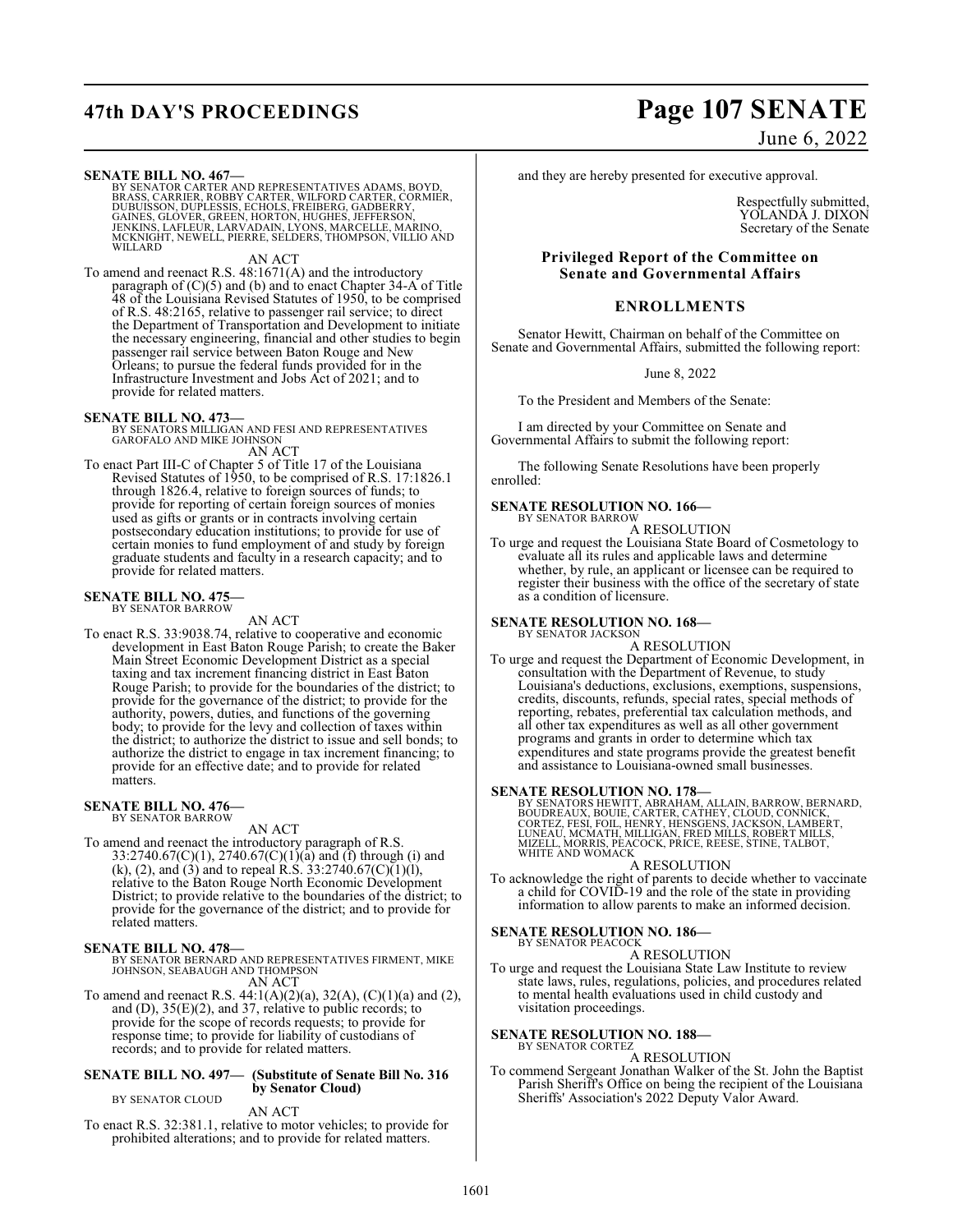**SENATE BILL NO. 467—**
BY SENATOR CARTER AND REPRESENTATIVES ADAMS, BOYD, BRASS, CARRIER, ROBBY CARTER, WILFORD CARTER, CORMIER, DUBUISSON, DUPLESSIS, ECHOLS, FREIBERG, GADBERRY, GAINES, GLOVER, GREEN, HORTON, HUGHES, JEFFERSON, JENKINS, LAFLEUR, LARVADAIN, LYONS, MARCELLE, MARINO, MCKNIGHT, NEWELL, PIERRE, SELDERS, THOMPSON, VILLIO AND WILLARD

AN ACT

To amend and reenact R.S. 48:1671(A) and the introductory paragraph of (C)(5) and (b) and to enact Chapter 34-A of Title 48 of the Louisiana Revised Statutes of 1950, to be comprised of R.S. 48:2165, relative to passenger rail service; to direct the Department of Transportation and Development to initiate the necessary engineering, financial and other studies to begin passenger rail service between Baton Rouge and New Orleans; to pursue the federal funds provided for in the Infrastructure Investment and Jobs Act of 2021; and to provide for related matters.

**SENATE BILL NO. 473—**
BY SENATORS MILLIGAN AND FESI AND REPRESENTATIVES GAROFALO AND MIKE JOHNSON

AN ACT

To enact Part III-C of Chapter 5 of Title 17 of the Louisiana Revised Statutes of 1950, to be comprised of R.S. 17:1826.1 through 1826.4, relative to foreign sources of funds; to provide for reporting of certain foreign sources of monies used as gifts or grants or in contracts involving certain postsecondary education institutions; to provide for use of certain monies to fund employment of and study by foreign graduate students and faculty in a research capacity; and to provide for related matters.

**SENATE BILL NO. 475—**
BY SENATOR BARROW

AN ACT

To enact R.S. 33:9038.74, relative to cooperative and economic development in East Baton Rouge Parish; to create the Baker Main Street Economic Development District as a special taxing and tax increment financing district in East Baton Rouge Parish; to provide for the boundaries of the district; to provide for the governance of the district; to provide for the authority, powers, duties, and functions of the governing body; to provide for the levy and collection of taxes within the district; to authorize the district to issue and sell bonds; to authorize the district to engage in tax increment financing; to provide for an effective date; and to provide for related matters.

**SENATE BILL NO. 476—**
BY SENATOR BARROW

AN ACT

To amend and reenact the introductory paragraph of R.S. 33:2740.67(C)(1), 2740.67(C)(1)(a) and (f) through (i) and (k), (2), and (3) and to repeal R.S. 33:2740.67(C)(1)(l), relative to the Baton Rouge North Economic Development District; to provide relative to the boundaries of the district; to provide for the governance of the district; and to provide for related matters.

**SENATE BILL NO. 478—**
BY SENATOR BERNARD AND REPRESENTATIVES FIRMENT, MIKE JOHNSON, SEABAUGH AND THOMPSON

AN ACT

To amend and reenact R.S. 44:1(A)(2)(a), 32(A), (C)(1)(a) and (2), and (D), 35(E)(2), and 37, relative to public records; to provide for the scope of records requests; to provide for response time; to provide for liability of custodians of records; and to provide for related matters.

**SENATE BILL NO. 497— (Substitute of Senate Bill No. 316 by Senator Cloud)**
BY SENATOR CLOUD

AN ACT

To enact R.S. 32:381.1, relative to motor vehicles; to provide for prohibited alterations; and to provide for related matters.

and they are hereby presented for executive approval.

Respectfully submitted,
YOLANDA J. DIXON
Secretary of the Senate

## Privileged Report of the Committee on Senate and Governmental Affairs

## ENROLLMENTS

Senator Hewitt, Chairman on behalf of the Committee on Senate and Governmental Affairs, submitted the following report:

June 8, 2022

To the President and Members of the Senate:

I am directed by your Committee on Senate and Governmental Affairs to submit the following report:

The following Senate Resolutions have been properly enrolled:

**SENATE RESOLUTION NO. 166—**
BY SENATOR BARROW

A RESOLUTION

To urge and request the Louisiana State Board of Cosmetology to evaluate all its rules and applicable laws and determine whether, by rule, an applicant or licensee can be required to register their business with the office of the secretary of state as a condition of licensure.

**SENATE RESOLUTION NO. 168—**
BY SENATOR JACKSON

A RESOLUTION

To urge and request the Department of Economic Development, in consultation with the Department of Revenue, to study Louisiana's deductions, exclusions, exemptions, suspensions, credits, discounts, refunds, special rates, special methods of reporting, rebates, preferential tax calculation methods, and all other tax expenditures as well as all other government programs and grants in order to determine which tax expenditures and state programs provide the greatest benefit and assistance to Louisiana-owned small businesses.

**SENATE RESOLUTION NO. 178—**
BY SENATORS HEWITT, ABRAHAM, ALLAIN, BARROW, BERNARD, BOUDREAUX, BOUIE, CARTER, CATHEY, CLOUD, CONNICK, CORTEZ, FESI, FOIL, HENRY, HENSGENS, JACKSON, LAMBERT, LUNEAU, MCMATH, MILLIGAN, FRED MILLS, ROBERT MILLS, MIZELL, MORRIS, PEACOCK, PRICE, REESE, STINE, TALBOT, WHITE AND WOMACK

A RESOLUTION

To acknowledge the right of parents to decide whether to vaccinate a child for COVID-19 and the role of the state in providing information to allow parents to make an informed decision.

**SENATE RESOLUTION NO. 186—**
BY SENATOR PEACOCK

A RESOLUTION

To urge and request the Louisiana State Law Institute to review state laws, rules, regulations, policies, and procedures related to mental health evaluations used in child custody and visitation proceedings.

**SENATE RESOLUTION NO. 188—**
BY SENATOR CORTEZ

A RESOLUTION

To commend Sergeant Jonathan Walker of the St. John the Baptist Parish Sheriff's Office on being the recipient of the Louisiana Sheriffs' Association's 2022 Deputy Valor Award.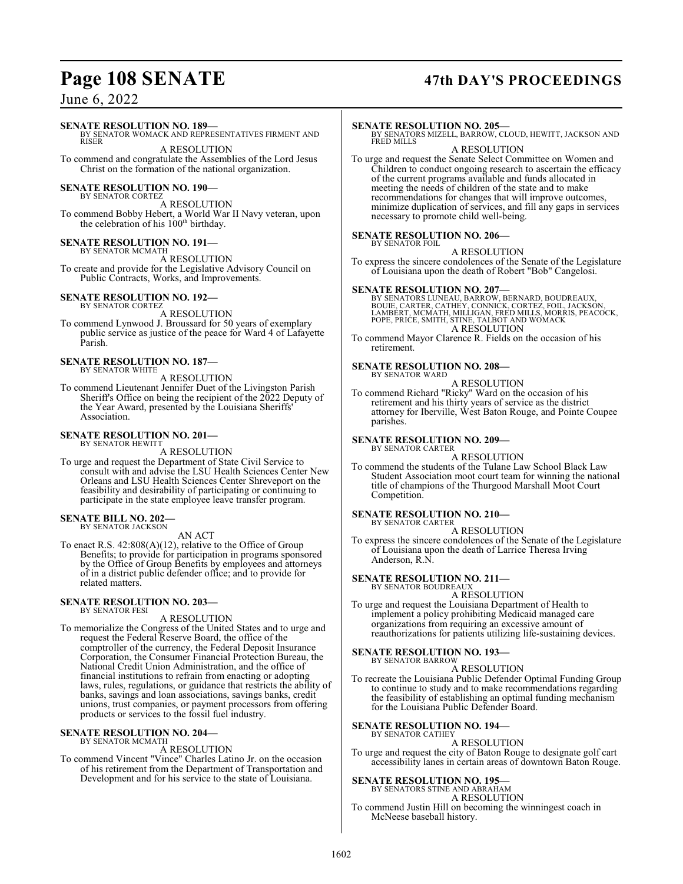**SENATE RESOLUTION NO. 189—**
BY SENATOR WOMACK AND REPRESENTATIVES FIRMENT AND RISER

A RESOLUTION

To commend and congratulate the Assemblies of the Lord Jesus Christ on the formation of the national organization.

**SENATE RESOLUTION NO. 190—**
BY SENATOR CORTEZ

A RESOLUTION

To commend Bobby Hebert, a World War II Navy veteran, upon the celebration of his 100th birthday.

**SENATE RESOLUTION NO. 191—**
BY SENATOR MCMATH

A RESOLUTION

To create and provide for the Legislative Advisory Council on Public Contracts, Works, and Improvements.

**SENATE RESOLUTION NO. 192—**
BY SENATOR CORTEZ

A RESOLUTION

To commend Lynwood J. Broussard for 50 years of exemplary public service as justice of the peace for Ward 4 of Lafayette Parish.

**SENATE RESOLUTION NO. 187—**
BY SENATOR WHITE

A RESOLUTION

To commend Lieutenant Jennifer Duet of the Livingston Parish Sheriff's Office on being the recipient of the 2022 Deputy of the Year Award, presented by the Louisiana Sheriffs' Association.

**SENATE RESOLUTION NO. 201—**
BY SENATOR HEWITT

A RESOLUTION

To urge and request the Department of State Civil Service to consult with and advise the LSU Health Sciences Center New Orleans and LSU Health Sciences Center Shreveport on the feasibility and desirability of participating or continuing to participate in the state employee leave transfer program.

**SENATE BILL NO. 202—**
BY SENATOR JACKSON

AN ACT

To enact R.S. 42:808(A)(12), relative to the Office of Group Benefits; to provide for participation in programs sponsored by the Office of Group Benefits by employees and attorneys of in a district public defender office; and to provide for related matters.

**SENATE RESOLUTION NO. 203—**
BY SENATOR FESI

A RESOLUTION

To memorialize the Congress of the United States and to urge and request the Federal Reserve Board, the office of the comptroller of the currency, the Federal Deposit Insurance Corporation, the Consumer Financial Protection Bureau, the National Credit Union Administration, and the office of financial institutions to refrain from enacting or adopting laws, rules, regulations, or guidance that restricts the ability of banks, savings and loan associations, savings banks, credit unions, trust companies, or payment processors from offering products or services to the fossil fuel industry.

**SENATE RESOLUTION NO. 204—**
BY SENATOR MCMATH

A RESOLUTION

To commend Vincent "Vince" Charles Latino Jr. on the occasion of his retirement from the Department of Transportation and Development and for his service to the state of Louisiana.

**SENATE RESOLUTION NO. 205—**
BY SENATORS MIZELL, BARROW, CLOUD, HEWITT, JACKSON AND FRED MILLS

A RESOLUTION

To urge and request the Senate Select Committee on Women and Children to conduct ongoing research to ascertain the efficacy of the current programs available and funds allocated in meeting the needs of children of the state and to make recommendations for changes that will improve outcomes, minimize duplication of services, and fill any gaps in services necessary to promote child well-being.

**SENATE RESOLUTION NO. 206—**
BY SENATOR FOIL

A RESOLUTION

To express the sincere condolences of the Senate of the Legislature of Louisiana upon the death of Robert "Bob" Cangelosi.

**SENATE RESOLUTION NO. 207—**
BY SENATORS LUNEAU, BARROW, BERNARD, BOUDREAUX, BOUIE, CARTER, CATHEY, CONNICK, CORTEZ, FOIL, JACKSON, LAMBERT, MCMATH, MILLIGAN, FRED MILLS, MORRIS, PEACOCK, POPE, PRICE, SMITH, STINE, TALBOT AND WOMACK

A RESOLUTION

To commend Mayor Clarence R. Fields on the occasion of his retirement.

**SENATE RESOLUTION NO. 208—**
BY SENATOR WARD

A RESOLUTION

To commend Richard "Ricky" Ward on the occasion of his retirement and his thirty years of service as the district attorney for Iberville, West Baton Rouge, and Pointe Coupee parishes.

**SENATE RESOLUTION NO. 209—**
BY SENATOR CARTER

A RESOLUTION

To commend the students of the Tulane Law School Black Law Student Association moot court team for winning the national title of champions of the Thurgood Marshall Moot Court Competition.

**SENATE RESOLUTION NO. 210—**
BY SENATOR CARTER

A RESOLUTION

To express the sincere condolences of the Senate of the Legislature of Louisiana upon the death of Larrice Theresa Irving Anderson, R.N.

**SENATE RESOLUTION NO. 211—**
BY SENATOR BOUDREAUX

A RESOLUTION

To urge and request the Louisiana Department of Health to implement a policy prohibiting Medicaid managed care organizations from requiring an excessive amount of reauthorizations for patients utilizing life-sustaining devices.

**SENATE RESOLUTION NO. 193—**
BY SENATOR BARROW

A RESOLUTION

To recreate the Louisiana Public Defender Optimal Funding Group to continue to study and to make recommendations regarding the feasibility of establishing an optimal funding mechanism for the Louisiana Public Defender Board.

**SENATE RESOLUTION NO. 194—**
BY SENATOR CATHEY

A RESOLUTION

To urge and request the city of Baton Rouge to designate golf cart accessibility lanes in certain areas of downtown Baton Rouge.

**SENATE RESOLUTION NO. 195—**
BY SENATORS STINE AND ABRAHAM

A RESOLUTION

To commend Justin Hill on becoming the winningest coach in McNeese baseball history.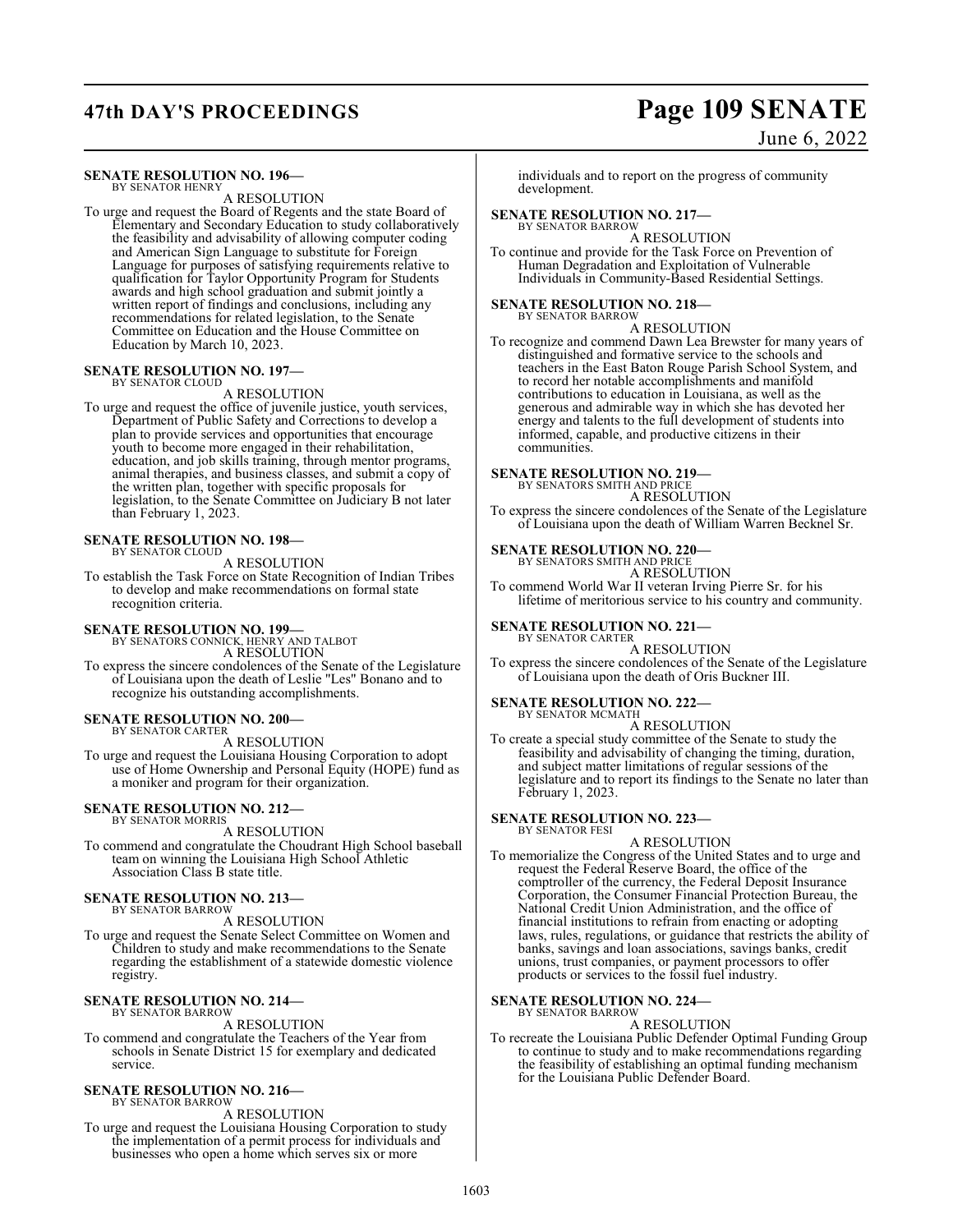**SENATE RESOLUTION NO. 196—**
BY SENATOR HENRY

A RESOLUTION

To urge and request the Board of Regents and the state Board of Elementary and Secondary Education to study collaboratively the feasibility and advisability of allowing computer coding and American Sign Language to substitute for Foreign Language for purposes of satisfying requirements relative to qualification for Taylor Opportunity Program for Students awards and high school graduation and submit jointly a written report of findings and conclusions, including any recommendations for related legislation, to the Senate Committee on Education and the House Committee on Education by March 10, 2023.

**SENATE RESOLUTION NO. 197—**
BY SENATOR CLOUD

A RESOLUTION

To urge and request the office of juvenile justice, youth services, Department of Public Safety and Corrections to develop a plan to provide services and opportunities that encourage youth to become more engaged in their rehabilitation, education, and job skills training, through mentor programs, animal therapies, and business classes, and submit a copy of the written plan, together with specific proposals for legislation, to the Senate Committee on Judiciary B not later than February 1, 2023.

**SENATE RESOLUTION NO. 198—**
BY SENATOR CLOUD

A RESOLUTION

To establish the Task Force on State Recognition of Indian Tribes to develop and make recommendations on formal state recognition criteria.

**SENATE RESOLUTION NO. 199—**
BY SENATORS CONNICK, HENRY AND TALBOT

A RESOLUTION

To express the sincere condolences of the Senate of the Legislature of Louisiana upon the death of Leslie "Les" Bonano and to recognize his outstanding accomplishments.

**SENATE RESOLUTION NO. 200—**
BY SENATOR CARTER

A RESOLUTION

To urge and request the Louisiana Housing Corporation to adopt use of Home Ownership and Personal Equity (HOPE) fund as a moniker and program for their organization.

**SENATE RESOLUTION NO. 212—**
BY SENATOR MORRIS

A RESOLUTION

To commend and congratulate the Choudrant High School baseball team on winning the Louisiana High School Athletic Association Class B state title.

**SENATE RESOLUTION NO. 213—**
BY SENATOR BARROW

A RESOLUTION

To urge and request the Senate Select Committee on Women and Children to study and make recommendations to the Senate regarding the establishment of a statewide domestic violence registry.

**SENATE RESOLUTION NO. 214—**
BY SENATOR BARROW

A RESOLUTION

To commend and congratulate the Teachers of the Year from schools in Senate District 15 for exemplary and dedicated service.

**SENATE RESOLUTION NO. 216—**
BY SENATOR BARROW

A RESOLUTION

To urge and request the Louisiana Housing Corporation to study the implementation of a permit process for individuals and businesses who open a home which serves six or more individuals and to report on the progress of community development.

**SENATE RESOLUTION NO. 217—**
BY SENATOR BARROW

A RESOLUTION

To continue and provide for the Task Force on Prevention of Human Degradation and Exploitation of Vulnerable Individuals in Community-Based Residential Settings.

**SENATE RESOLUTION NO. 218—**
BY SENATOR BARROW

A RESOLUTION

To recognize and commend Dawn Lea Brewster for many years of distinguished and formative service to the schools and teachers in the East Baton Rouge Parish School System, and to record her notable accomplishments and manifold contributions to education in Louisiana, as well as the generous and admirable way in which she has devoted her energy and talents to the full development of students into informed, capable, and productive citizens in their communities.

**SENATE RESOLUTION NO. 219—**
BY SENATORS SMITH AND PRICE

A RESOLUTION

To express the sincere condolences of the Senate of the Legislature of Louisiana upon the death of William Warren Becknel Sr.

**SENATE RESOLUTION NO. 220—**
BY SENATORS SMITH AND PRICE

A RESOLUTION

To commend World War II veteran Irving Pierre Sr. for his lifetime of meritorious service to his country and community.

**SENATE RESOLUTION NO. 221—**
BY SENATOR CARTER

A RESOLUTION

To express the sincere condolences of the Senate of the Legislature of Louisiana upon the death of Oris Buckner III.

**SENATE RESOLUTION NO. 222—**
BY SENATOR MCMATH

A RESOLUTION

To create a special study committee of the Senate to study the feasibility and advisability of changing the timing, duration, and subject matter limitations of regular sessions of the legislature and to report its findings to the Senate no later than February 1, 2023.

**SENATE RESOLUTION NO. 223—**
BY SENATOR FESI

A RESOLUTION

To memorialize the Congress of the United States and to urge and request the Federal Reserve Board, the office of the comptroller of the currency, the Federal Deposit Insurance Corporation, the Consumer Financial Protection Bureau, the National Credit Union Administration, and the office of financial institutions to refrain from enacting or adopting laws, rules, regulations, or guidance that restricts the ability of banks, savings and loan associations, savings banks, credit unions, trust companies, or payment processors to offer products or services to the fossil fuel industry.

**SENATE RESOLUTION NO. 224—**
BY SENATOR BARROW

A RESOLUTION

To recreate the Louisiana Public Defender Optimal Funding Group to continue to study and to make recommendations regarding the feasibility of establishing an optimal funding mechanism for the Louisiana Public Defender Board.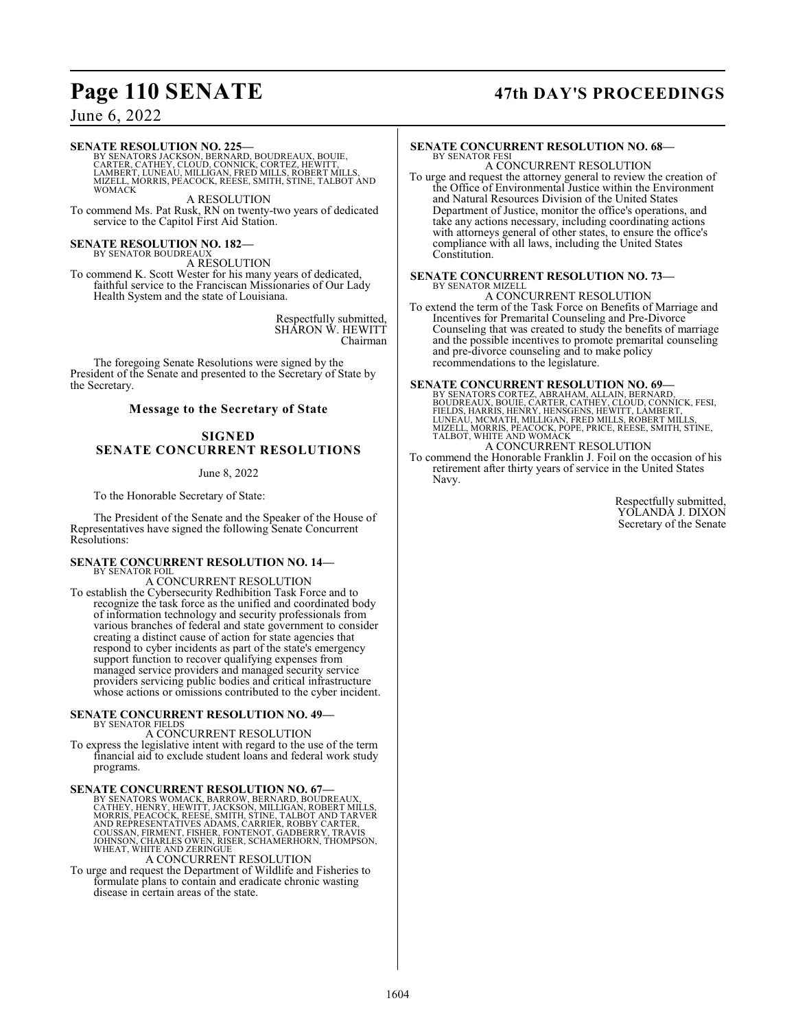**SENATE RESOLUTION NO. 225—**
BY SENATORS JACKSON, BERNARD, BOUDREAUX, BOUIE, CARTER, CATHEY, CLOUD, CONNICK, CORTEZ, HEWITT, LAMBERT, LUNEAU, MILLIGAN, FRED MILLS, ROBERT MILLS, MIZELL, MORRIS, PEACOCK, REESE, SMITH, STINE, TALBOT AND WOMACK

A RESOLUTION

To commend Ms. Pat Rusk, RN on twenty-two years of dedicated service to the Capitol First Aid Station.

**SENATE RESOLUTION NO. 182—**
BY SENATOR BOUDREAUX

A RESOLUTION

To commend K. Scott Wester for his many years of dedicated, faithful service to the Franciscan Missionaries of Our Lady Health System and the state of Louisiana.

Respectfully submitted,
SHARON W. HEWITT
Chairman

The foregoing Senate Resolutions were signed by the President of the Senate and presented to the Secretary of State by the Secretary.

## Message to the Secretary of State

## SIGNED SENATE CONCURRENT RESOLUTIONS

June 8, 2022

To the Honorable Secretary of State:

The President of the Senate and the Speaker of the House of Representatives have signed the following Senate Concurrent Resolutions:

**SENATE CONCURRENT RESOLUTION NO. 14—**
BY SENATOR FOIL

A CONCURRENT RESOLUTION

To establish the Cybersecurity Redhibition Task Force and to recognize the task force as the unified and coordinated body of information technology and security professionals from various branches of federal and state government to consider creating a distinct cause of action for state agencies that respond to cyber incidents as part of the state's emergency support function to recover qualifying expenses from managed service providers and managed security service providers servicing public bodies and critical infrastructure whose actions or omissions contributed to the cyber incident.

**SENATE CONCURRENT RESOLUTION NO. 49—**
BY SENATOR FIELDS

A CONCURRENT RESOLUTION

To express the legislative intent with regard to the use of the term financial aid to exclude student loans and federal work study programs.

**SENATE CONCURRENT RESOLUTION NO. 67—**
BY SENATORS WOMACK, BARROW, BERNARD, BOUDREAUX, CATHEY, HENRY, HEWITT, JACKSON, MILLIGAN, ROBERT MILLS, MORRIS, PEACOCK, REESE, SMITH, STINE, TALBOT AND TARVER AND REPRESENTATIVES ADAMS, CARRIER, ROBBY CARTER, COUSSAN, FIRMENT, FISHER, FONTENOT, GADBERRY, TRAVIS JOHNSON, CHARLES OWEN, RISER, SCHAMERHORN, THOMPSON, WHEAT, WHITE AND ZERINGUE

A CONCURRENT RESOLUTION

To urge and request the Department of Wildlife and Fisheries to formulate plans to contain and eradicate chronic wasting disease in certain areas of the state.

**SENATE CONCURRENT RESOLUTION NO. 68—**
BY SENATOR FESI

A CONCURRENT RESOLUTION

To urge and request the attorney general to review the creation of the Office of Environmental Justice within the Environment and Natural Resources Division of the United States Department of Justice, monitor the office's operations, and take any actions necessary, including coordinating actions with attorneys general of other states, to ensure the office's compliance with all laws, including the United States Constitution.

**SENATE CONCURRENT RESOLUTION NO. 73—**
BY SENATOR MIZELL

A CONCURRENT RESOLUTION

To extend the term of the Task Force on Benefits of Marriage and Incentives for Premarital Counseling and Pre-Divorce Counseling that was created to study the benefits of marriage and the possible incentives to promote premarital counseling and pre-divorce counseling and to make policy recommendations to the legislature.

**SENATE CONCURRENT RESOLUTION NO. 69—**
BY SENATORS CORTEZ, ABRAHAM, ALLAIN, BERNARD, BOUDREAUX, BOUIE, CARTER, CATHEY, CLOUD, CONNICK, FESI, FIELDS, HARRIS, HENRY, HENSGENS, HEWITT, LAMBERT, LUNEAU, MCMATH, MILLIGAN, FRED MILLS, ROBERT MILLS, MIZELL, MORRIS, PEACOCK, POPE, PRICE, REESE, SMITH, STINE, TALBOT, WHITE AND WOMACK

A CONCURRENT RESOLUTION

To commend the Honorable Franklin J. Foil on the occasion of his retirement after thirty years of service in the United States Navy.

Respectfully submitted,
YOLANDA J. DIXON
Secretary of the Senate